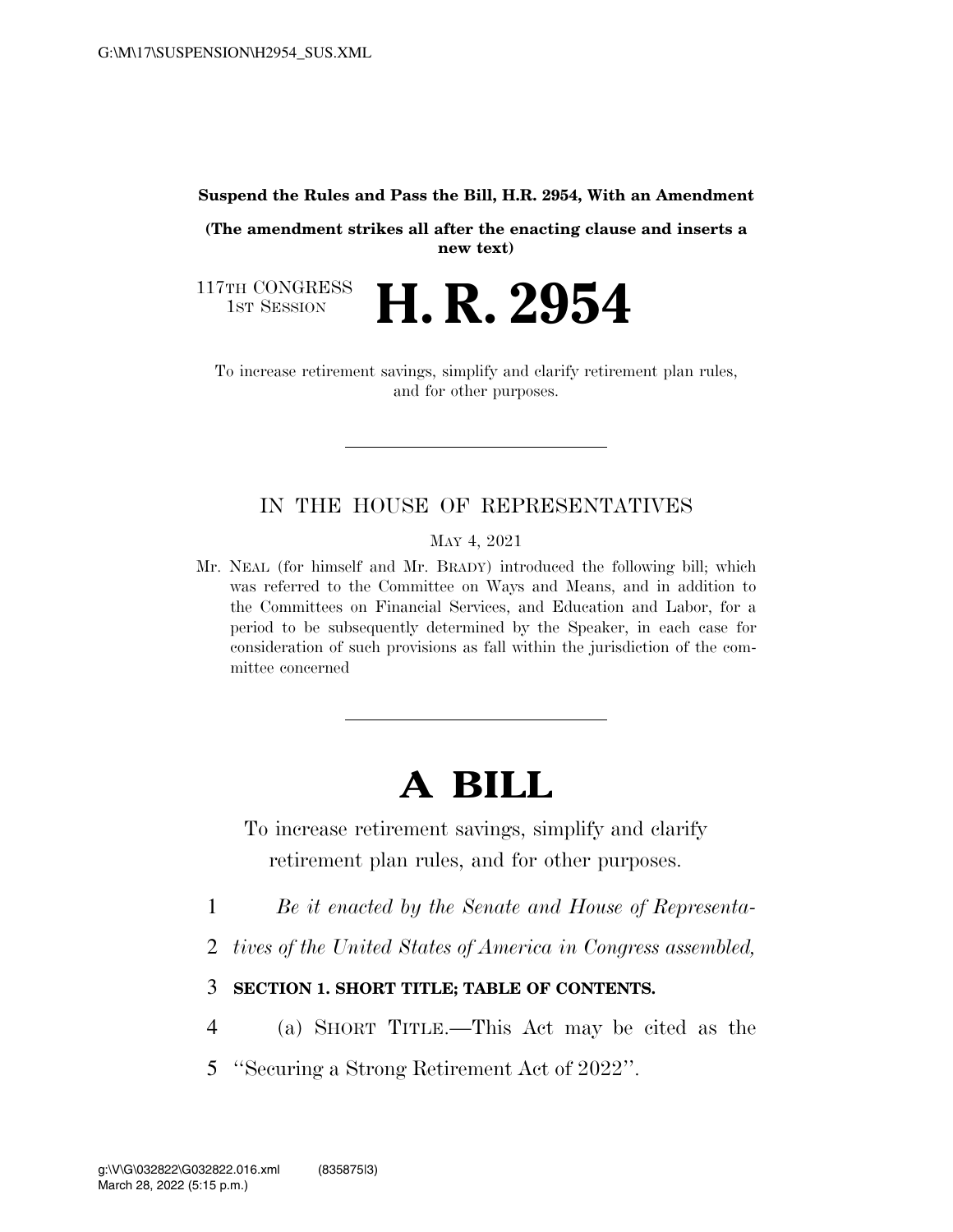**Suspend the Rules and Pass the Bill, H.R. 2954, With an Amendment**

**(The amendment strikes all after the enacting clause and inserts a new text)**

117TH CONGRESS
1ST SESSION

# H. R. 2954

To increase retirement savings, simplify and clarify retirement plan rules, and for other purposes.

---

## IN THE HOUSE OF REPRESENTATIVES

MAY 4, 2021

Mr. NEAL (for himself and Mr. BRADY) introduced the following bill; which was referred to the Committee on Ways and Means, and in addition to the Committees on Financial Services, and Education and Labor, for a period to be subsequently determined by the Speaker, in each case for consideration of such provisions as fall within the jurisdiction of the committee concerned

---

# A BILL

To increase retirement savings, simplify and clarify retirement plan rules, and for other purposes.

1 *Be it enacted by the Senate and House of Representa-*
2 *tives of the United States of America in Congress assembled,*

3 **SECTION 1. SHORT TITLE; TABLE OF CONTENTS.**

4 (a) SHORT TITLE.—This Act may be cited as the
5 "Securing a Strong Retirement Act of 2022".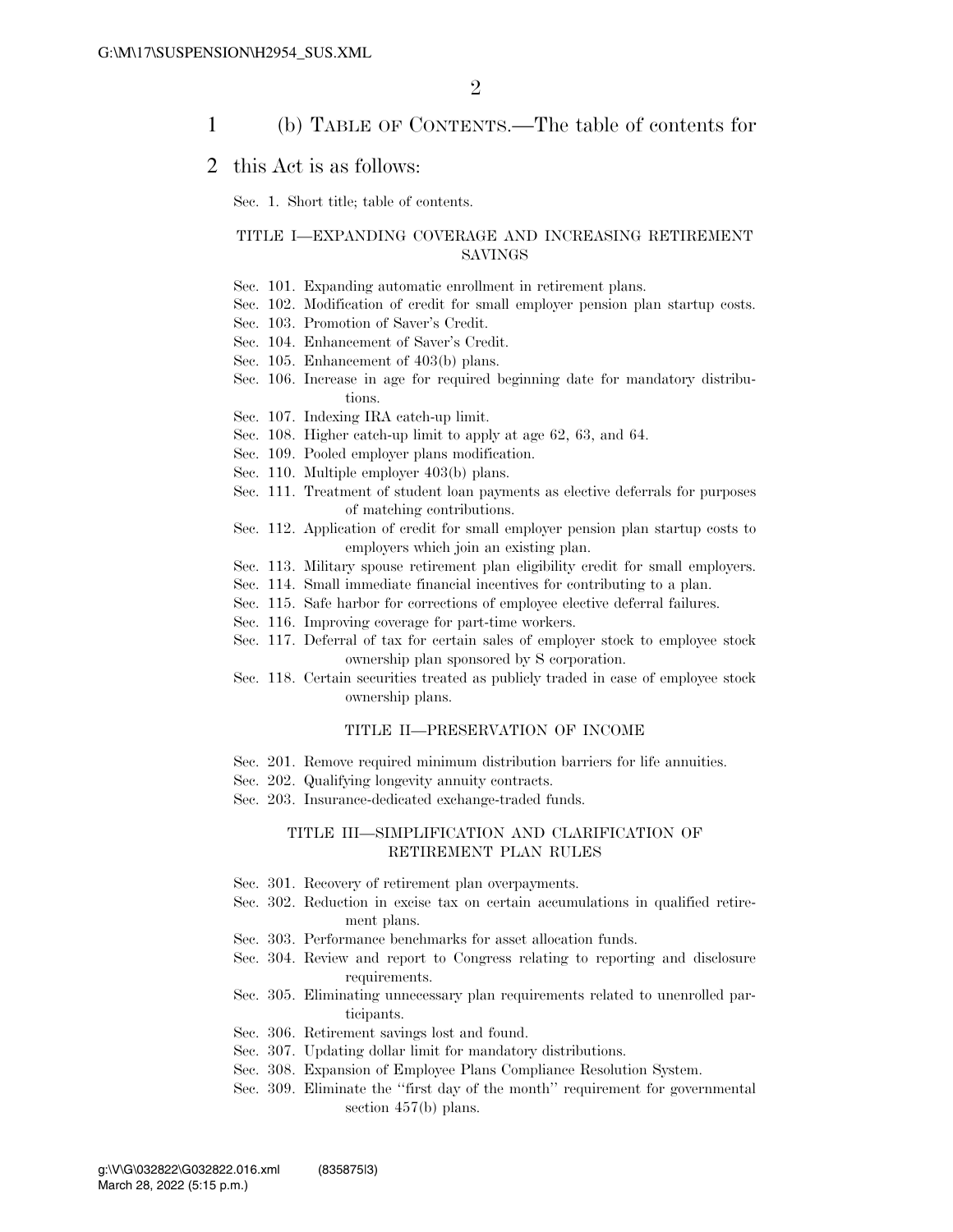(b) TABLE OF CONTENTS.—The table of contents for this Act is as follows:

Sec. 1. Short title; table of contents.

TITLE I—EXPANDING COVERAGE AND INCREASING RETIREMENT SAVINGS

Sec. 101. Expanding automatic enrollment in retirement plans.
Sec. 102. Modification of credit for small employer pension plan startup costs.
Sec. 103. Promotion of Saver's Credit.
Sec. 104. Enhancement of Saver's Credit.
Sec. 105. Enhancement of 403(b) plans.
Sec. 106. Increase in age for required beginning date for mandatory distributions.
Sec. 107. Indexing IRA catch-up limit.
Sec. 108. Higher catch-up limit to apply at age 62, 63, and 64.
Sec. 109. Pooled employer plans modification.
Sec. 110. Multiple employer 403(b) plans.
Sec. 111. Treatment of student loan payments as elective deferrals for purposes of matching contributions.
Sec. 112. Application of credit for small employer pension plan startup costs to employers which join an existing plan.
Sec. 113. Military spouse retirement plan eligibility credit for small employers.
Sec. 114. Small immediate financial incentives for contributing to a plan.
Sec. 115. Safe harbor for corrections of employee elective deferral failures.
Sec. 116. Improving coverage for part-time workers.
Sec. 117. Deferral of tax for certain sales of employer stock to employee stock ownership plan sponsored by S corporation.
Sec. 118. Certain securities treated as publicly traded in case of employee stock ownership plans.

TITLE II—PRESERVATION OF INCOME

Sec. 201. Remove required minimum distribution barriers for life annuities.
Sec. 202. Qualifying longevity annuity contracts.
Sec. 203. Insurance-dedicated exchange-traded funds.

TITLE III—SIMPLIFICATION AND CLARIFICATION OF RETIREMENT PLAN RULES

Sec. 301. Recovery of retirement plan overpayments.
Sec. 302. Reduction in excise tax on certain accumulations in qualified retirement plans.
Sec. 303. Performance benchmarks for asset allocation funds.
Sec. 304. Review and report to Congress relating to reporting and disclosure requirements.
Sec. 305. Eliminating unnecessary plan requirements related to unenrolled participants.
Sec. 306. Retirement savings lost and found.
Sec. 307. Updating dollar limit for mandatory distributions.
Sec. 308. Expansion of Employee Plans Compliance Resolution System.
Sec. 309. Eliminate the "first day of the month" requirement for governmental section 457(b) plans.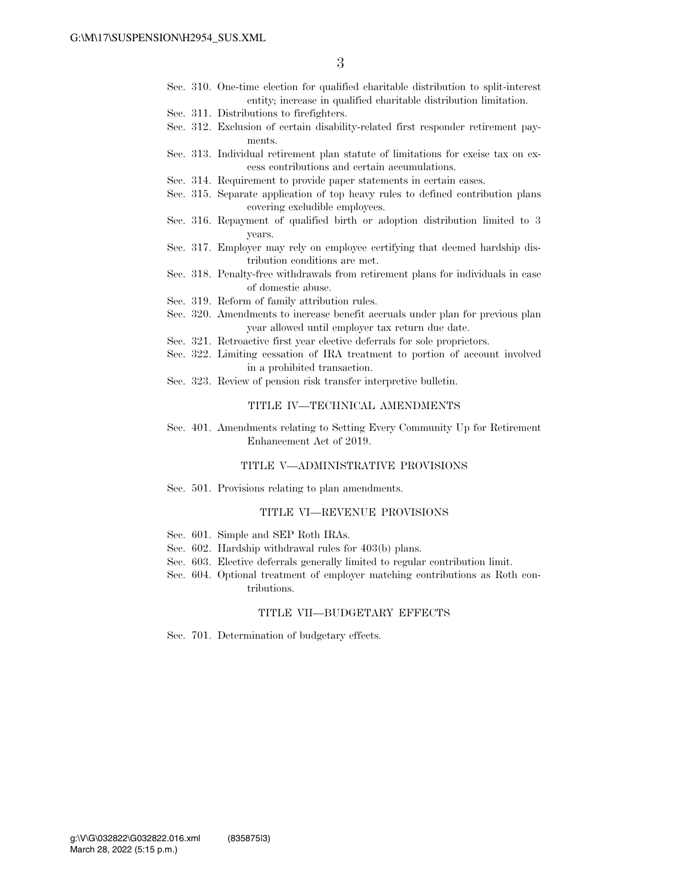Sec. 310. One-time election for qualified charitable distribution to split-interest entity; increase in qualified charitable distribution limitation.
Sec. 311. Distributions to firefighters.
Sec. 312. Exclusion of certain disability-related first responder retirement payments.
Sec. 313. Individual retirement plan statute of limitations for excise tax on excess contributions and certain accumulations.
Sec. 314. Requirement to provide paper statements in certain cases.
Sec. 315. Separate application of top heavy rules to defined contribution plans covering excludible employees.
Sec. 316. Repayment of qualified birth or adoption distribution limited to 3 years.
Sec. 317. Employer may rely on employee certifying that deemed hardship distribution conditions are met.
Sec. 318. Penalty-free withdrawals from retirement plans for individuals in case of domestic abuse.
Sec. 319. Reform of family attribution rules.
Sec. 320. Amendments to increase benefit accruals under plan for previous plan year allowed until employer tax return due date.
Sec. 321. Retroactive first year elective deferrals for sole proprietors.
Sec. 322. Limiting cessation of IRA treatment to portion of account involved in a prohibited transaction.
Sec. 323. Review of pension risk transfer interpretive bulletin.

## TITLE IV—TECHNICAL AMENDMENTS

Sec. 401. Amendments relating to Setting Every Community Up for Retirement Enhancement Act of 2019.

## TITLE V—ADMINISTRATIVE PROVISIONS

Sec. 501. Provisions relating to plan amendments.

## TITLE VI—REVENUE PROVISIONS

Sec. 601. Simple and SEP Roth IRAs.
Sec. 602. Hardship withdrawal rules for 403(b) plans.
Sec. 603. Elective deferrals generally limited to regular contribution limit.
Sec. 604. Optional treatment of employer matching contributions as Roth contributions.

## TITLE VII—BUDGETARY EFFECTS

Sec. 701. Determination of budgetary effects.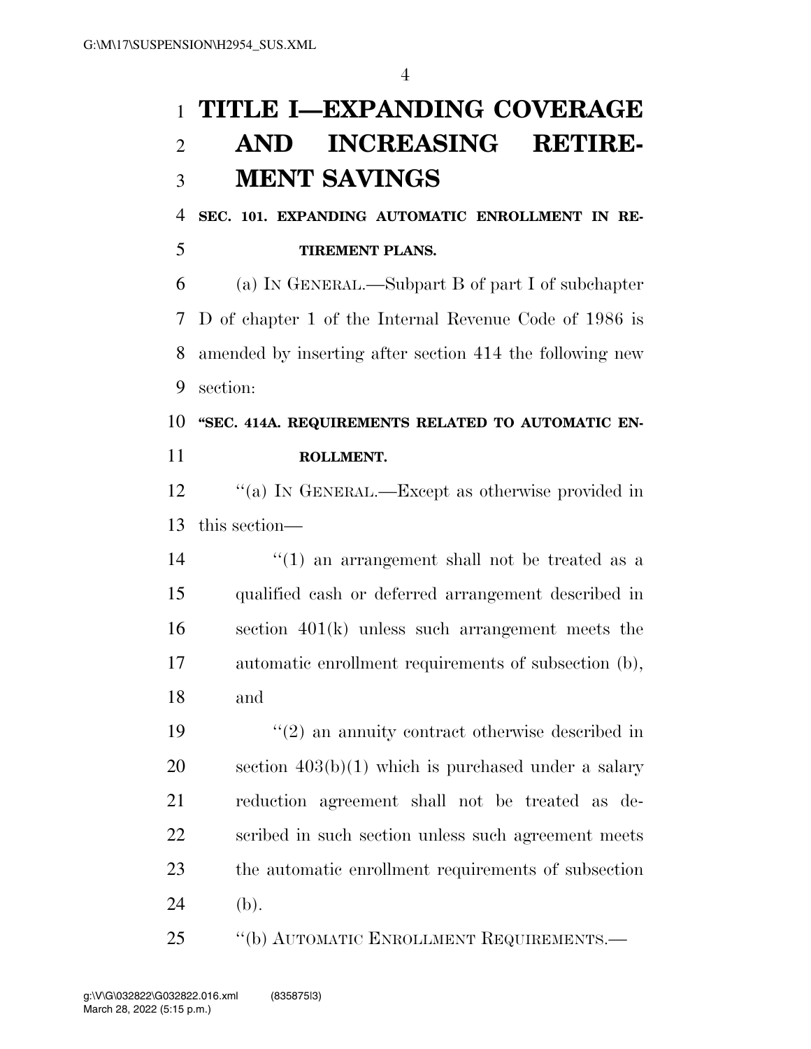# TITLE I—EXPANDING COVERAGE AND INCREASING RETIREMENT SAVINGS

### SEC. 101. EXPANDING AUTOMATIC ENROLLMENT IN RETIREMENT PLANS.

(a) IN GENERAL.—Subpart B of part I of subchapter D of chapter 1 of the Internal Revenue Code of 1986 is amended by inserting after section 414 the following new section:

### "SEC. 414A. REQUIREMENTS RELATED TO AUTOMATIC ENROLLMENT.

"(a) IN GENERAL.—Except as otherwise provided in this section—

"(1) an arrangement shall not be treated as a qualified cash or deferred arrangement described in section 401(k) unless such arrangement meets the automatic enrollment requirements of subsection (b), and

"(2) an annuity contract otherwise described in section 403(b)(1) which is purchased under a salary reduction agreement shall not be treated as described in such section unless such agreement meets the automatic enrollment requirements of subsection (b).

"(b) AUTOMATIC ENROLLMENT REQUIREMENTS.—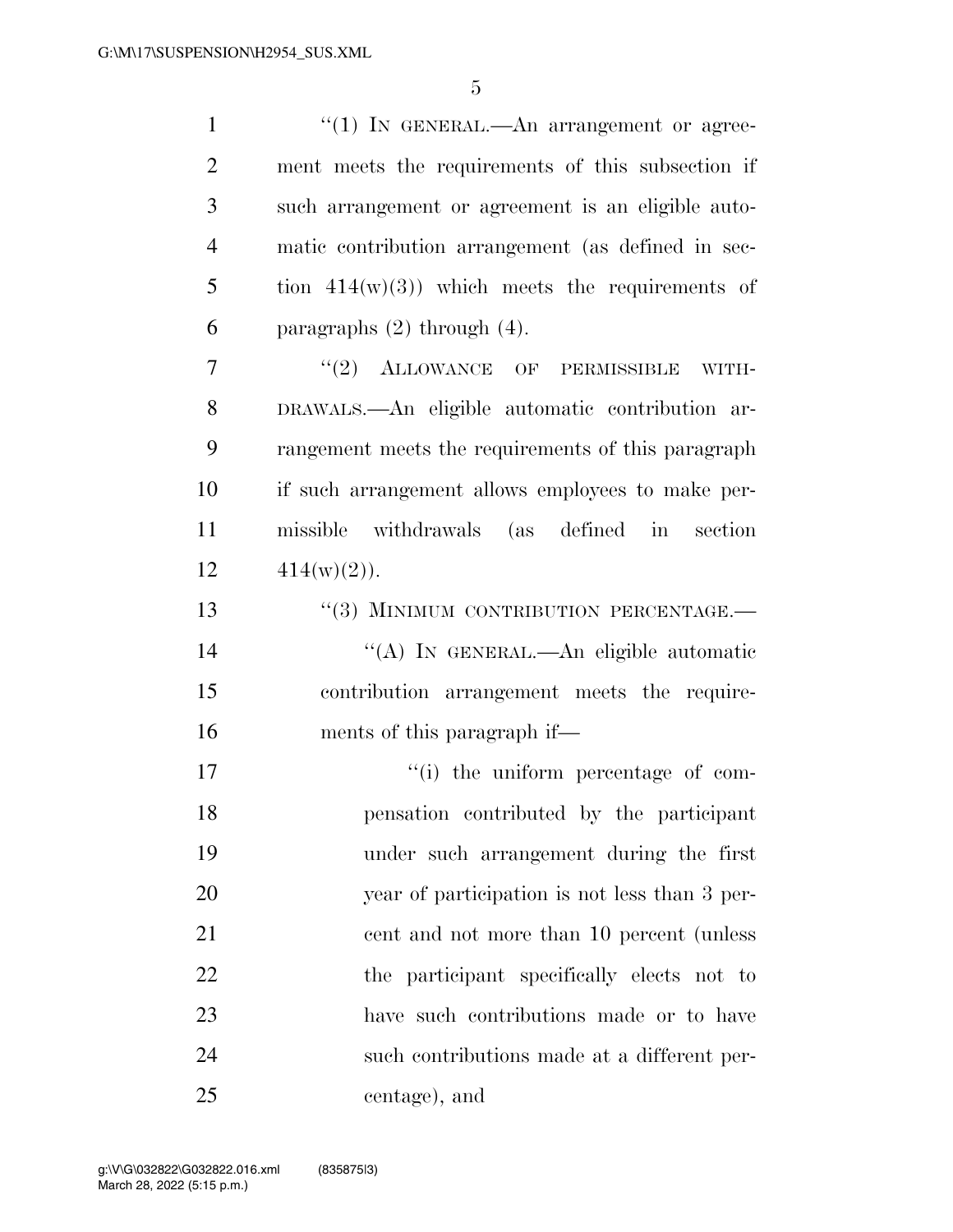"(1) IN GENERAL.—An arrangement or agreement meets the requirements of this subsection if such arrangement or agreement is an eligible automatic contribution arrangement (as defined in section 414(w)(3)) which meets the requirements of paragraphs (2) through (4).

"(2) ALLOWANCE OF PERMISSIBLE WITHDRAWALS.—An eligible automatic contribution arrangement meets the requirements of this paragraph if such arrangement allows employees to make permissible withdrawals (as defined in section 414(w)(2)).

"(3) MINIMUM CONTRIBUTION PERCENTAGE.—

"(A) IN GENERAL.—An eligible automatic contribution arrangement meets the requirements of this paragraph if—

"(i) the uniform percentage of compensation contributed by the participant under such arrangement during the first year of participation is not less than 3 percent and not more than 10 percent (unless the participant specifically elects not to have such contributions made or to have such contributions made at a different percentage), and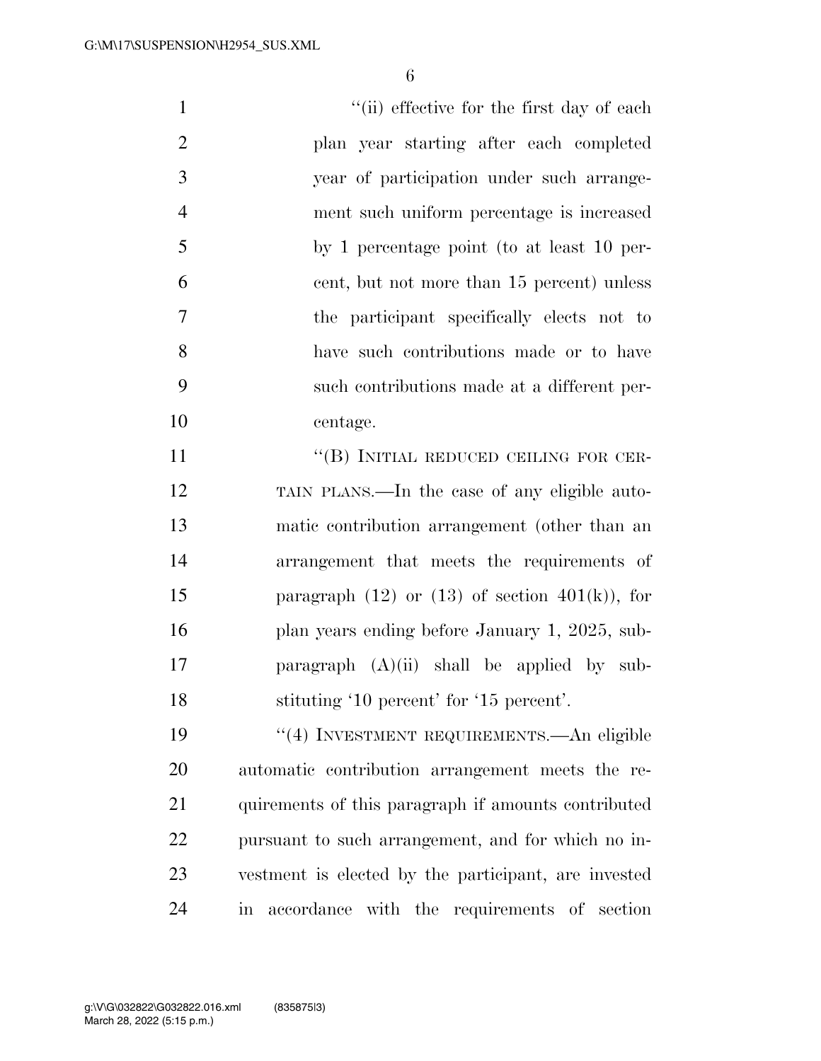"(ii) effective for the first day of each plan year starting after each completed year of participation under such arrangement such uniform percentage is increased by 1 percentage point (to at least 10 percent, but not more than 15 percent) unless the participant specifically elects not to have such contributions made or to have such contributions made at a different percentage.

"(B) INITIAL REDUCED CEILING FOR CERTAIN PLANS.—In the case of any eligible automatic contribution arrangement (other than an arrangement that meets the requirements of paragraph (12) or (13) of section 401(k)), for plan years ending before January 1, 2025, subparagraph (A)(ii) shall be applied by substituting '10 percent' for '15 percent'.

"(4) INVESTMENT REQUIREMENTS.—An eligible automatic contribution arrangement meets the requirements of this paragraph if amounts contributed pursuant to such arrangement, and for which no investment is elected by the participant, are invested in accordance with the requirements of section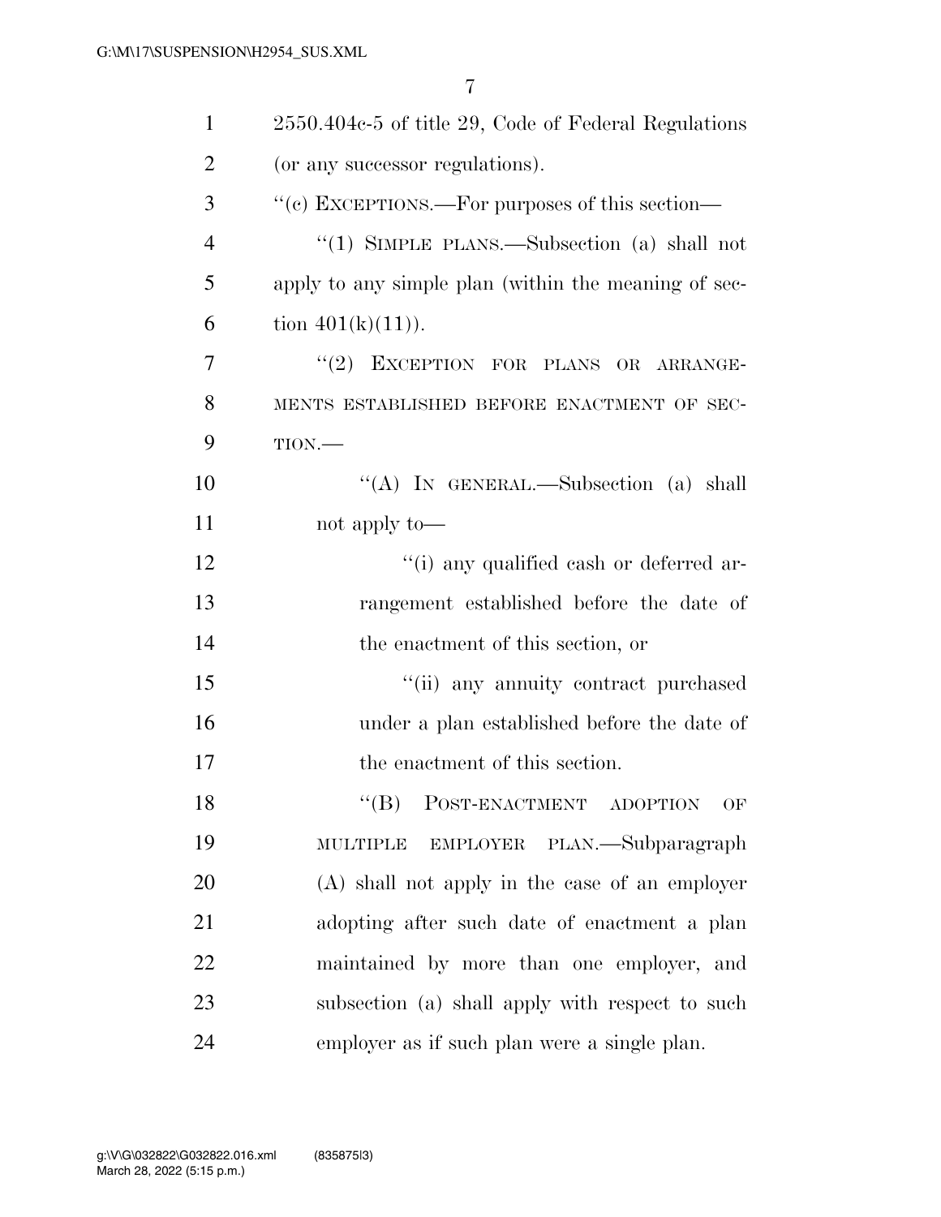2550.404c-5 of title 29, Code of Federal Regulations (or any successor regulations).

''(c) EXCEPTIONS.—For purposes of this section—

''(1) SIMPLE PLANS.—Subsection (a) shall not apply to any simple plan (within the meaning of section 401(k)(11)).

''(2) EXCEPTION FOR PLANS OR ARRANGEMENTS ESTABLISHED BEFORE ENACTMENT OF SECTION.—

''(A) IN GENERAL.—Subsection (a) shall not apply to—

''(i) any qualified cash or deferred arrangement established before the date of the enactment of this section, or

''(ii) any annuity contract purchased under a plan established before the date of the enactment of this section.

''(B) POST-ENACTMENT ADOPTION OF MULTIPLE EMPLOYER PLAN.—Subparagraph (A) shall not apply in the case of an employer adopting after such date of enactment a plan maintained by more than one employer, and subsection (a) shall apply with respect to such employer as if such plan were a single plan.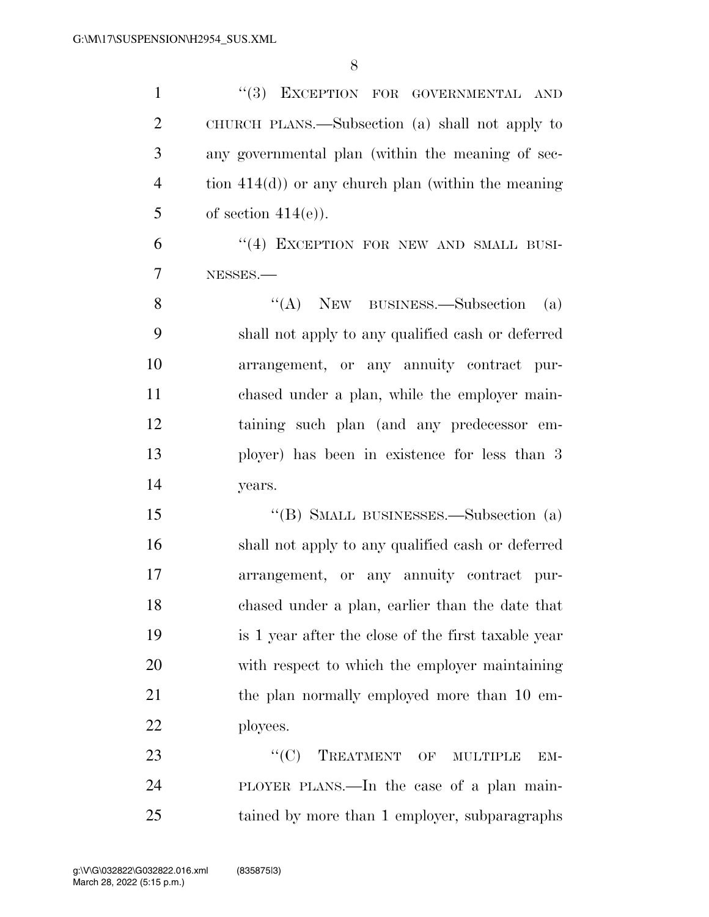"(3) EXCEPTION FOR GOVERNMENTAL AND CHURCH PLANS.—Subsection (a) shall not apply to any governmental plan (within the meaning of section 414(d)) or any church plan (within the meaning of section 414(e)).

"(4) EXCEPTION FOR NEW AND SMALL BUSINESSES.—

"(A) NEW BUSINESS.—Subsection (a) shall not apply to any qualified cash or deferred arrangement, or any annuity contract purchased under a plan, while the employer maintaining such plan (and any predecessor employer) has been in existence for less than 3 years.

"(B) SMALL BUSINESSES.—Subsection (a) shall not apply to any qualified cash or deferred arrangement, or any annuity contract purchased under a plan, earlier than the date that is 1 year after the close of the first taxable year with respect to which the employer maintaining the plan normally employed more than 10 employees.

"(C) TREATMENT OF MULTIPLE EMPLOYER PLANS.—In the case of a plan maintained by more than 1 employer, subparagraphs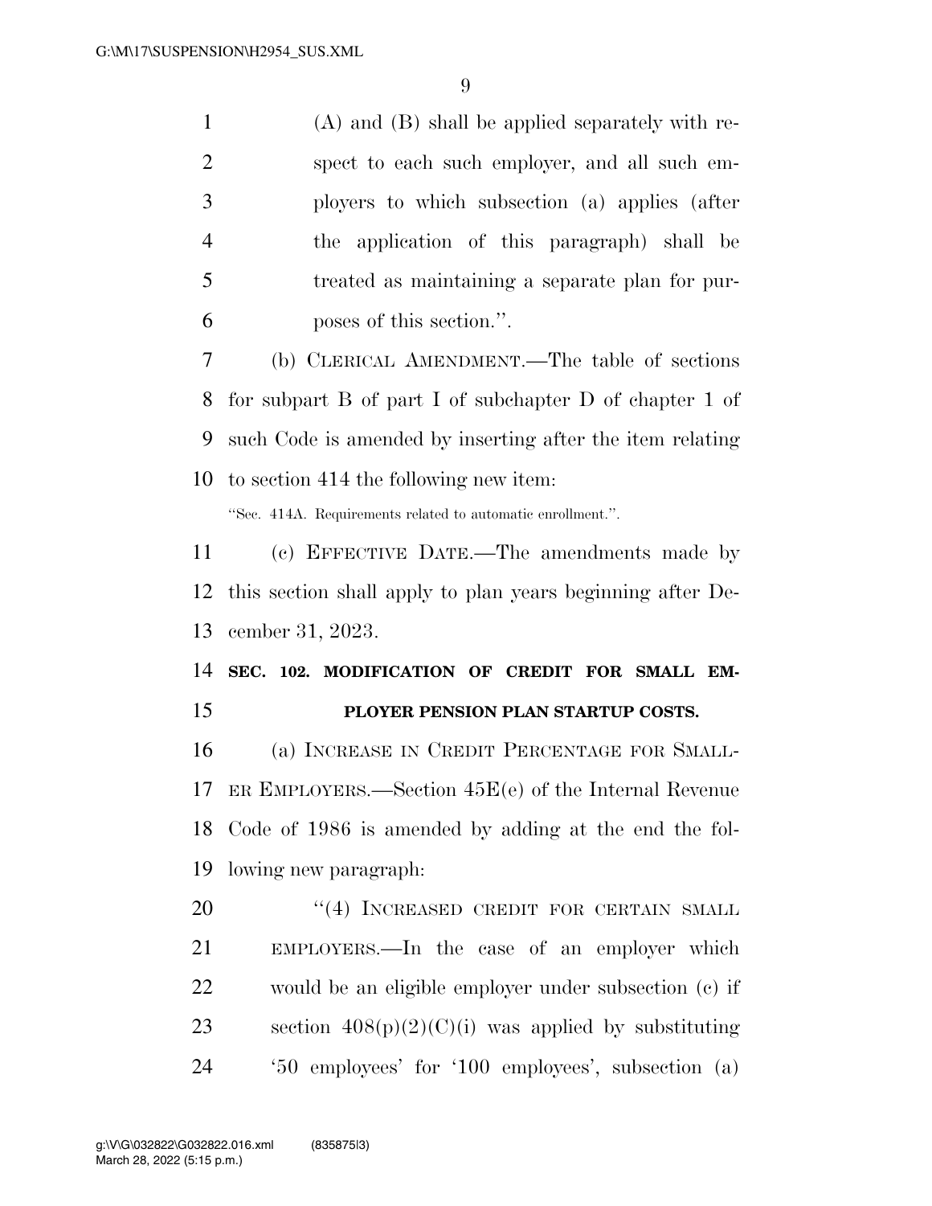(A) and (B) shall be applied separately with respect to each such employer, and all such employers to which subsection (a) applies (after the application of this paragraph) shall be treated as maintaining a separate plan for purposes of this section.''.

(b) CLERICAL AMENDMENT.—The table of sections for subpart B of part I of subchapter D of chapter 1 of such Code is amended by inserting after the item relating to section 414 the following new item:

''Sec. 414A. Requirements related to automatic enrollment.''.

(c) EFFECTIVE DATE.—The amendments made by this section shall apply to plan years beginning after December 31, 2023.

**SEC. 102. MODIFICATION OF CREDIT FOR SMALL EMPLOYER PENSION PLAN STARTUP COSTS.**

(a) INCREASE IN CREDIT PERCENTAGE FOR SMALLER EMPLOYERS.—Section 45E(e) of the Internal Revenue Code of 1986 is amended by adding at the end the following new paragraph:

''(4) INCREASED CREDIT FOR CERTAIN SMALL EMPLOYERS.—In the case of an employer which would be an eligible employer under subsection (c) if section 408(p)(2)(C)(i) was applied by substituting '50 employees' for '100 employees', subsection (a)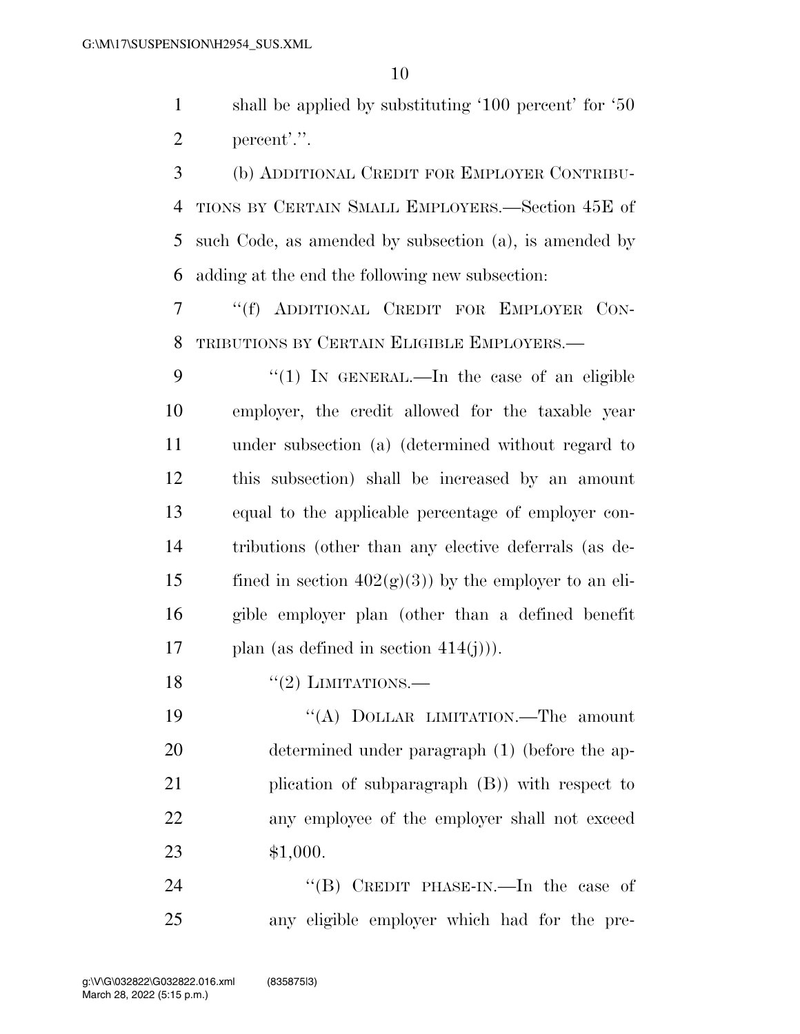shall be applied by substituting '100 percent' for '50 percent'.''.

(b) ADDITIONAL CREDIT FOR EMPLOYER CONTRIBUTIONS BY CERTAIN SMALL EMPLOYERS.—Section 45E of such Code, as amended by subsection (a), is amended by adding at the end the following new subsection:

''(f) ADDITIONAL CREDIT FOR EMPLOYER CONTRIBUTIONS BY CERTAIN ELIGIBLE EMPLOYERS.—

''(1) IN GENERAL.—In the case of an eligible employer, the credit allowed for the taxable year under subsection (a) (determined without regard to this subsection) shall be increased by an amount equal to the applicable percentage of employer contributions (other than any elective deferrals (as defined in section 402(g)(3)) by the employer to an eligible employer plan (other than a defined benefit plan (as defined in section 414(j))).

''(2) LIMITATIONS.—

''(A) DOLLAR LIMITATION.—The amount determined under paragraph (1) (before the application of subparagraph (B)) with respect to any employee of the employer shall not exceed $1,000.

''(B) CREDIT PHASE-IN.—In the case of any eligible employer which had for the pre-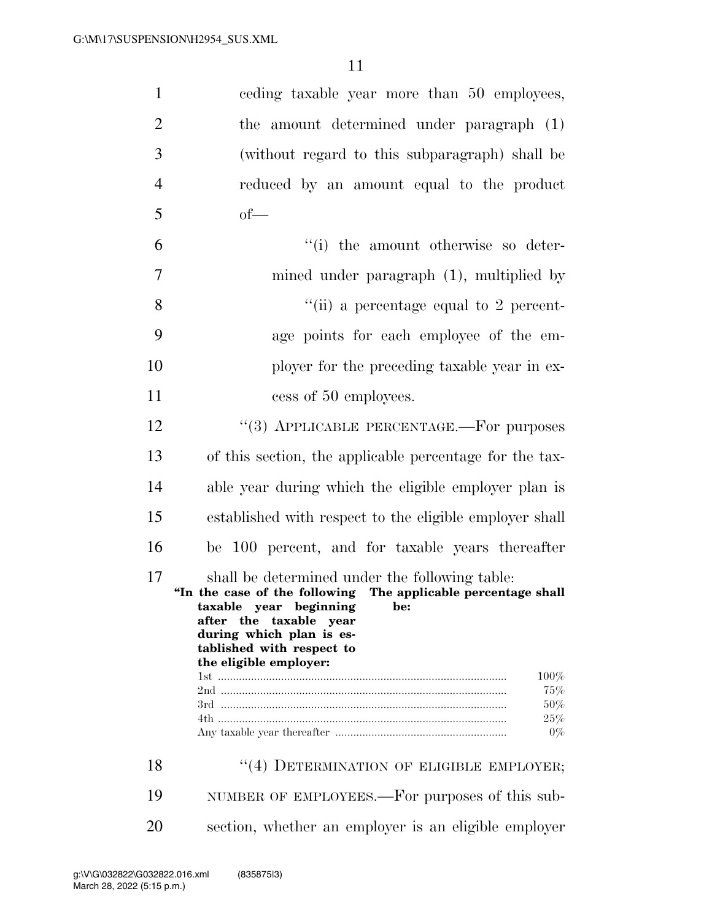ceding taxable year more than 50 employees, the amount determined under paragraph (1) (without regard to this subparagraph) shall be reduced by an amount equal to the product of—

"(i) the amount otherwise so determined under paragraph (1), multiplied by

"(ii) a percentage equal to 2 percentage points for each employee of the employer for the preceding taxable year in excess of 50 employees.

"(3) APPLICABLE PERCENTAGE.—For purposes of this section, the applicable percentage for the taxable year during which the eligible employer plan is established with respect to the eligible employer shall be 100 percent, and for taxable years thereafter shall be determined under the following table:

| "In the case of the following taxable year beginning after the taxable year during which plan is established with respect to the eligible employer: | The applicable percentage shall be: |
|---|---|
| 1st | 100% |
| 2nd | 75% |
| 3rd | 50% |
| 4th | 25% |
| Any taxable year thereafter | 0% |

"(4) DETERMINATION OF ELIGIBLE EMPLOYER; NUMBER OF EMPLOYEES.—For purposes of this subsection, whether an employer is an eligible employer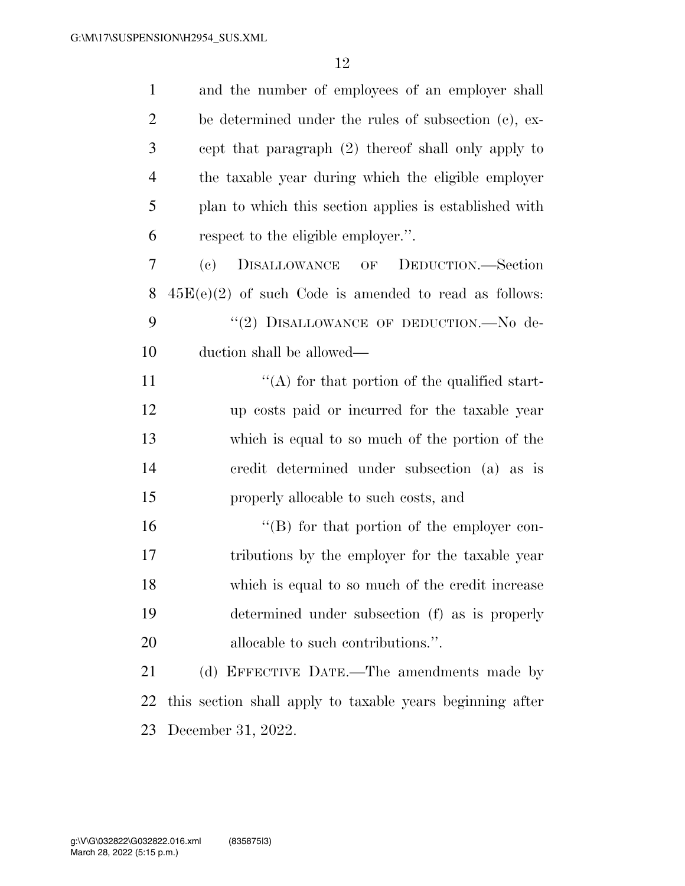and the number of employees of an employer shall be determined under the rules of subsection (c), except that paragraph (2) thereof shall only apply to the taxable year during which the eligible employer plan to which this section applies is established with respect to the eligible employer.''.

(c) DISALLOWANCE OF DEDUCTION.—Section 45E(e)(2) of such Code is amended to read as follows:

''(2) DISALLOWANCE OF DEDUCTION.—No deduction shall be allowed—

''(A) for that portion of the qualified startup costs paid or incurred for the taxable year which is equal to so much of the portion of the credit determined under subsection (a) as is properly allocable to such costs, and

''(B) for that portion of the employer contributions by the employer for the taxable year which is equal to so much of the credit increase determined under subsection (f) as is properly allocable to such contributions.''.

(d) EFFECTIVE DATE.—The amendments made by this section shall apply to taxable years beginning after December 31, 2022.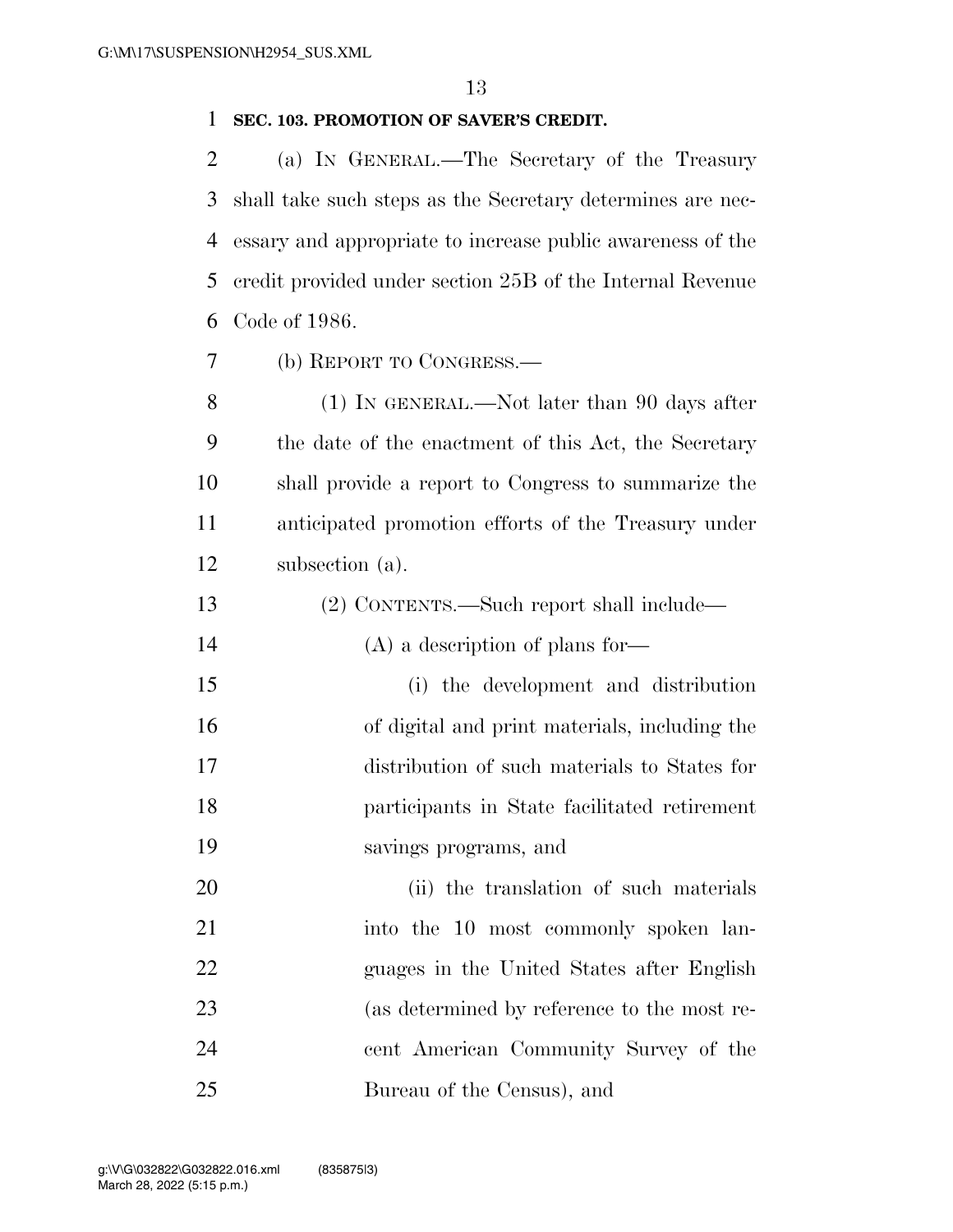**SEC. 103. PROMOTION OF SAVER'S CREDIT.**

(a) IN GENERAL.—The Secretary of the Treasury shall take such steps as the Secretary determines are necessary and appropriate to increase public awareness of the credit provided under section 25B of the Internal Revenue Code of 1986.

(b) REPORT TO CONGRESS.—

(1) IN GENERAL.—Not later than 90 days after the date of the enactment of this Act, the Secretary shall provide a report to Congress to summarize the anticipated promotion efforts of the Treasury under subsection (a).

(2) CONTENTS.—Such report shall include—

(A) a description of plans for—

(i) the development and distribution of digital and print materials, including the distribution of such materials to States for participants in State facilitated retirement savings programs, and

(ii) the translation of such materials into the 10 most commonly spoken languages in the United States after English (as determined by reference to the most recent American Community Survey of the Bureau of the Census), and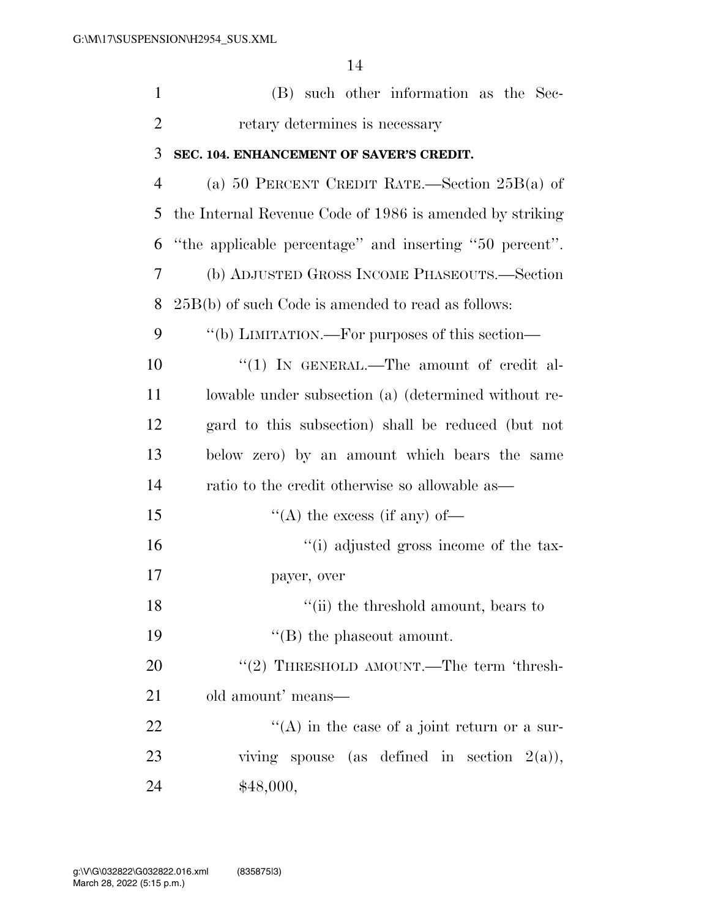(B) such other information as the Secretary determines is necessary

**SEC. 104. ENHANCEMENT OF SAVER'S CREDIT.**

(a) 50 PERCENT CREDIT RATE.—Section 25B(a) of the Internal Revenue Code of 1986 is amended by striking "the applicable percentage" and inserting "50 percent".

(b) ADJUSTED GROSS INCOME PHASEOUTS.—Section 25B(b) of such Code is amended to read as follows:

"(b) LIMITATION.—For purposes of this section—

"(1) IN GENERAL.—The amount of credit allowable under subsection (a) (determined without regard to this subsection) shall be reduced (but not below zero) by an amount which bears the same ratio to the credit otherwise so allowable as—

"(A) the excess (if any) of—

"(i) adjusted gross income of the taxpayer, over

"(ii) the threshold amount, bears to

"(B) the phaseout amount.

"(2) THRESHOLD AMOUNT.—The term 'threshold amount' means—

"(A) in the case of a joint return or a surviving spouse (as defined in section 2(a)), $48,000,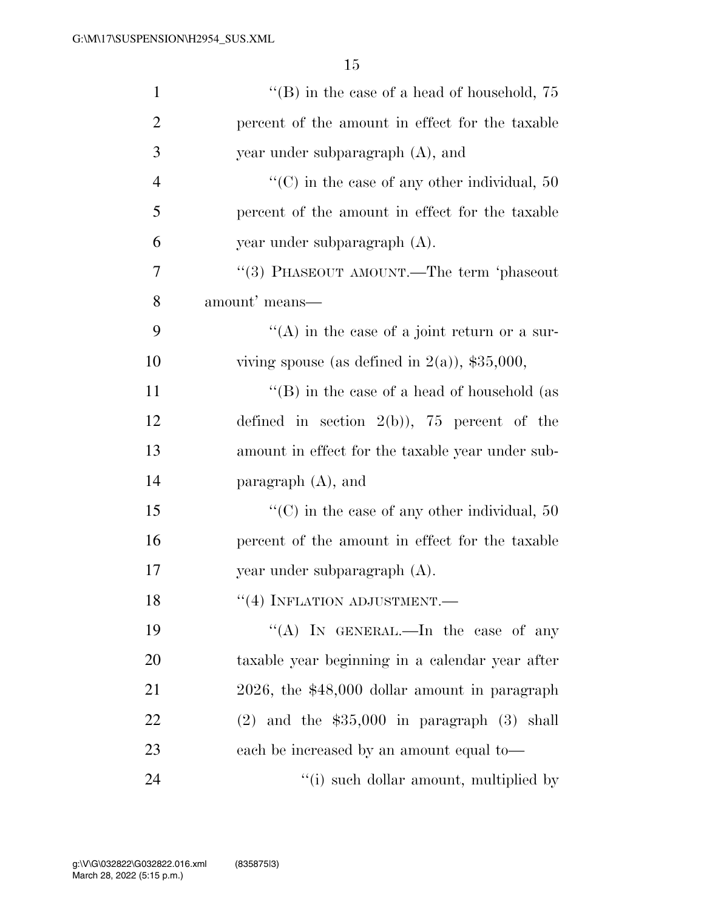"(B) in the case of a head of household, 75 percent of the amount in effect for the taxable year under subparagraph (A), and

"(C) in the case of any other individual, 50 percent of the amount in effect for the taxable year under subparagraph (A).

"(3) PHASEOUT AMOUNT.—The term 'phaseout amount' means—

"(A) in the case of a joint return or a surviving spouse (as defined in 2(a)), $35,000,

"(B) in the case of a head of household (as defined in section 2(b)), 75 percent of the amount in effect for the taxable year under subparagraph (A), and

"(C) in the case of any other individual, 50 percent of the amount in effect for the taxable year under subparagraph (A).

"(4) INFLATION ADJUSTMENT.—

"(A) IN GENERAL.—In the case of any taxable year beginning in a calendar year after 2026, the $48,000 dollar amount in paragraph (2) and the $35,000 in paragraph (3) shall each be increased by an amount equal to—

"(i) such dollar amount, multiplied by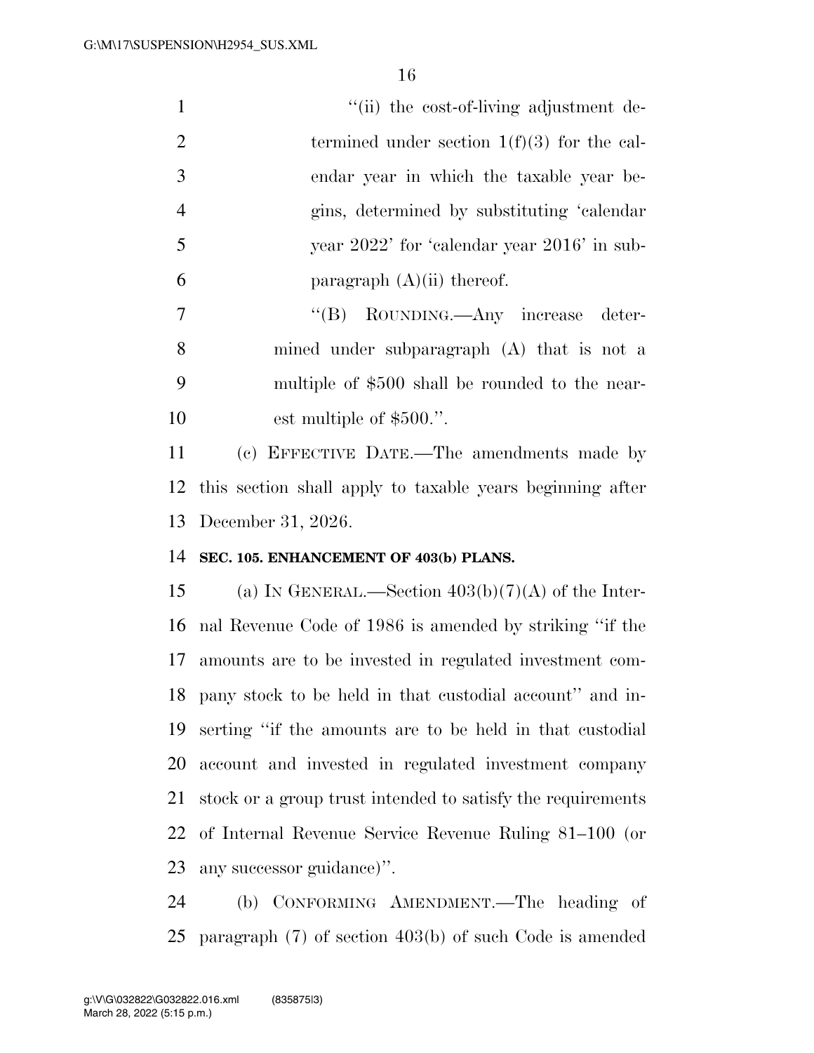"(ii) the cost-of-living adjustment determined under section 1(f)(3) for the calendar year in which the taxable year begins, determined by substituting 'calendar year 2022' for 'calendar year 2016' in subparagraph (A)(ii) thereof.

"(B) ROUNDING.—Any increase determined under subparagraph (A) that is not a multiple of $500 shall be rounded to the nearest multiple of $500.".

(c) EFFECTIVE DATE.—The amendments made by this section shall apply to taxable years beginning after December 31, 2026.

**SEC. 105. ENHANCEMENT OF 403(b) PLANS.**

(a) IN GENERAL.—Section 403(b)(7)(A) of the Internal Revenue Code of 1986 is amended by striking "if the amounts are to be invested in regulated investment company stock to be held in that custodial account" and inserting "if the amounts are to be held in that custodial account and invested in regulated investment company stock or a group trust intended to satisfy the requirements of Internal Revenue Service Revenue Ruling 81–100 (or any successor guidance)".

(b) CONFORMING AMENDMENT.—The heading of paragraph (7) of section 403(b) of such Code is amended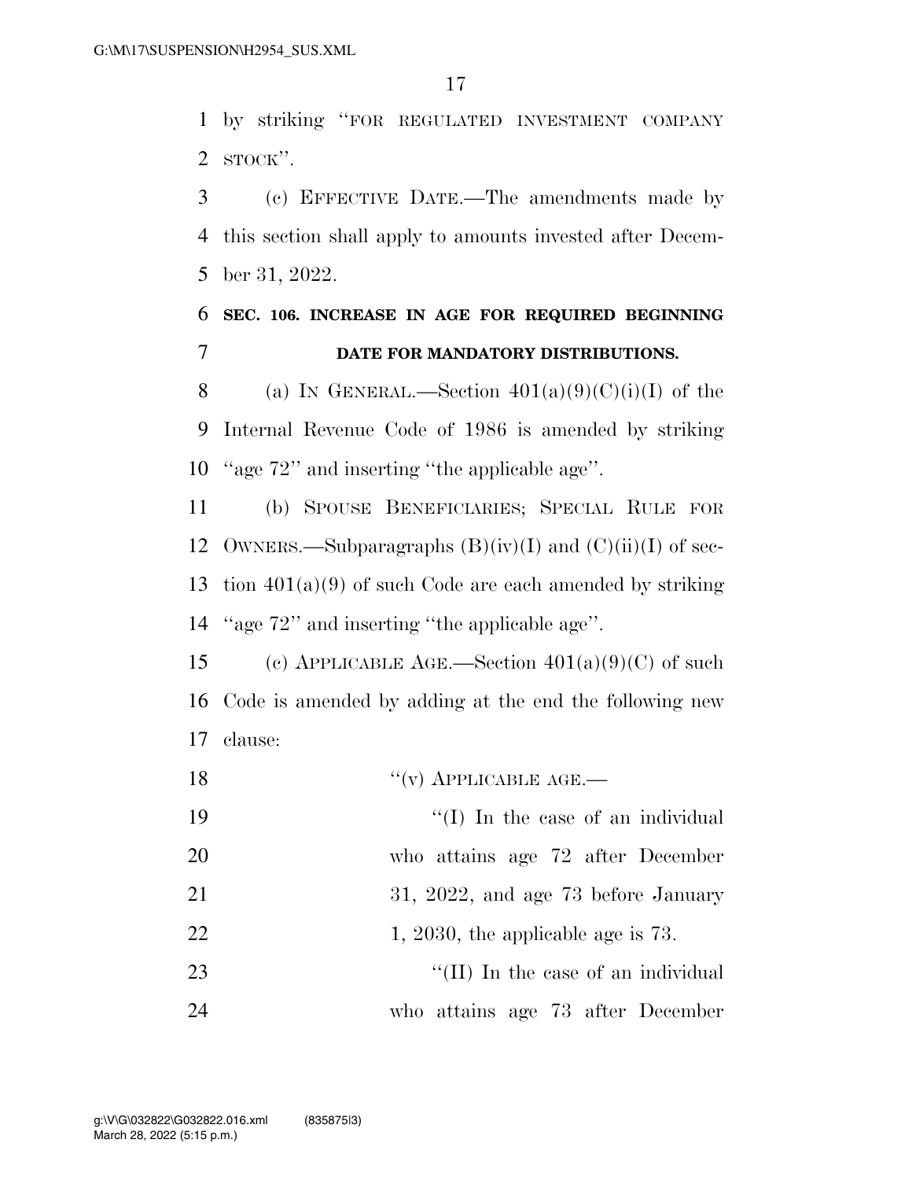by striking "FOR REGULATED INVESTMENT COMPANY STOCK".

(c) EFFECTIVE DATE.—The amendments made by this section shall apply to amounts invested after December 31, 2022.

**SEC. 106. INCREASE IN AGE FOR REQUIRED BEGINNING DATE FOR MANDATORY DISTRIBUTIONS.**

(a) IN GENERAL.—Section 401(a)(9)(C)(i)(I) of the Internal Revenue Code of 1986 is amended by striking "age 72" and inserting "the applicable age".

(b) SPOUSE BENEFICIARIES; SPECIAL RULE FOR OWNERS.—Subparagraphs (B)(iv)(I) and (C)(ii)(I) of section 401(a)(9) of such Code are each amended by striking "age 72" and inserting "the applicable age".

(c) APPLICABLE AGE.—Section 401(a)(9)(C) of such Code is amended by adding at the end the following new clause:

"(v) APPLICABLE AGE.—

"(I) In the case of an individual who attains age 72 after December 31, 2022, and age 73 before January 1, 2030, the applicable age is 73.

"(II) In the case of an individual who attains age 73 after December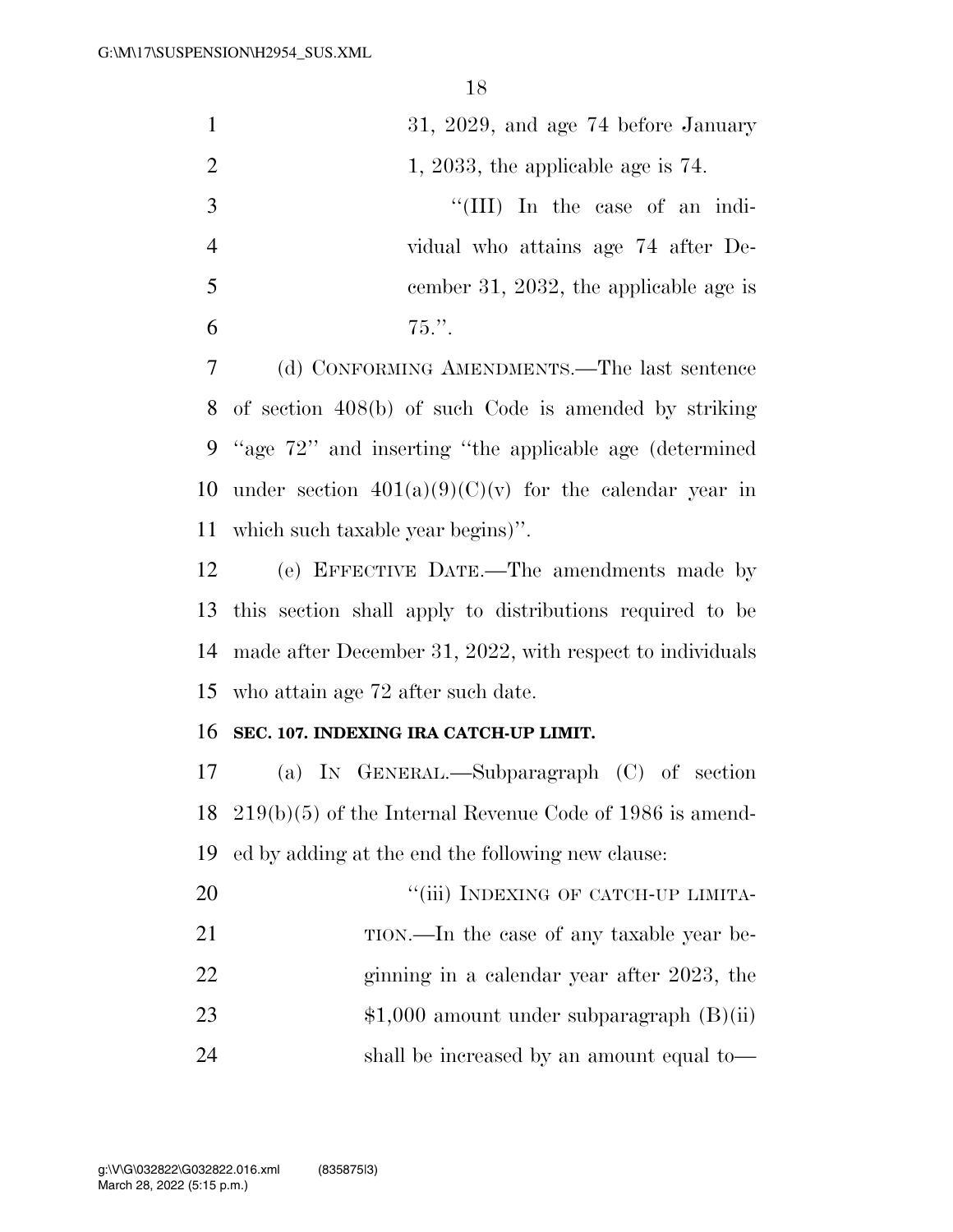31, 2029, and age 74 before January 1, 2033, the applicable age is 74.

"(III) In the case of an individual who attains age 74 after December 31, 2032, the applicable age is 75.".

(d) CONFORMING AMENDMENTS.—The last sentence of section 408(b) of such Code is amended by striking "age 72" and inserting "the applicable age (determined under section 401(a)(9)(C)(v) for the calendar year in which such taxable year begins)".

(e) EFFECTIVE DATE.—The amendments made by this section shall apply to distributions required to be made after December 31, 2022, with respect to individuals who attain age 72 after such date.

**SEC. 107. INDEXING IRA CATCH-UP LIMIT.**

(a) IN GENERAL.—Subparagraph (C) of section 219(b)(5) of the Internal Revenue Code of 1986 is amended by adding at the end the following new clause:

"(iii) INDEXING OF CATCH-UP LIMITATION.—In the case of any taxable year beginning in a calendar year after 2023, the $1,000 amount under subparagraph (B)(ii) shall be increased by an amount equal to—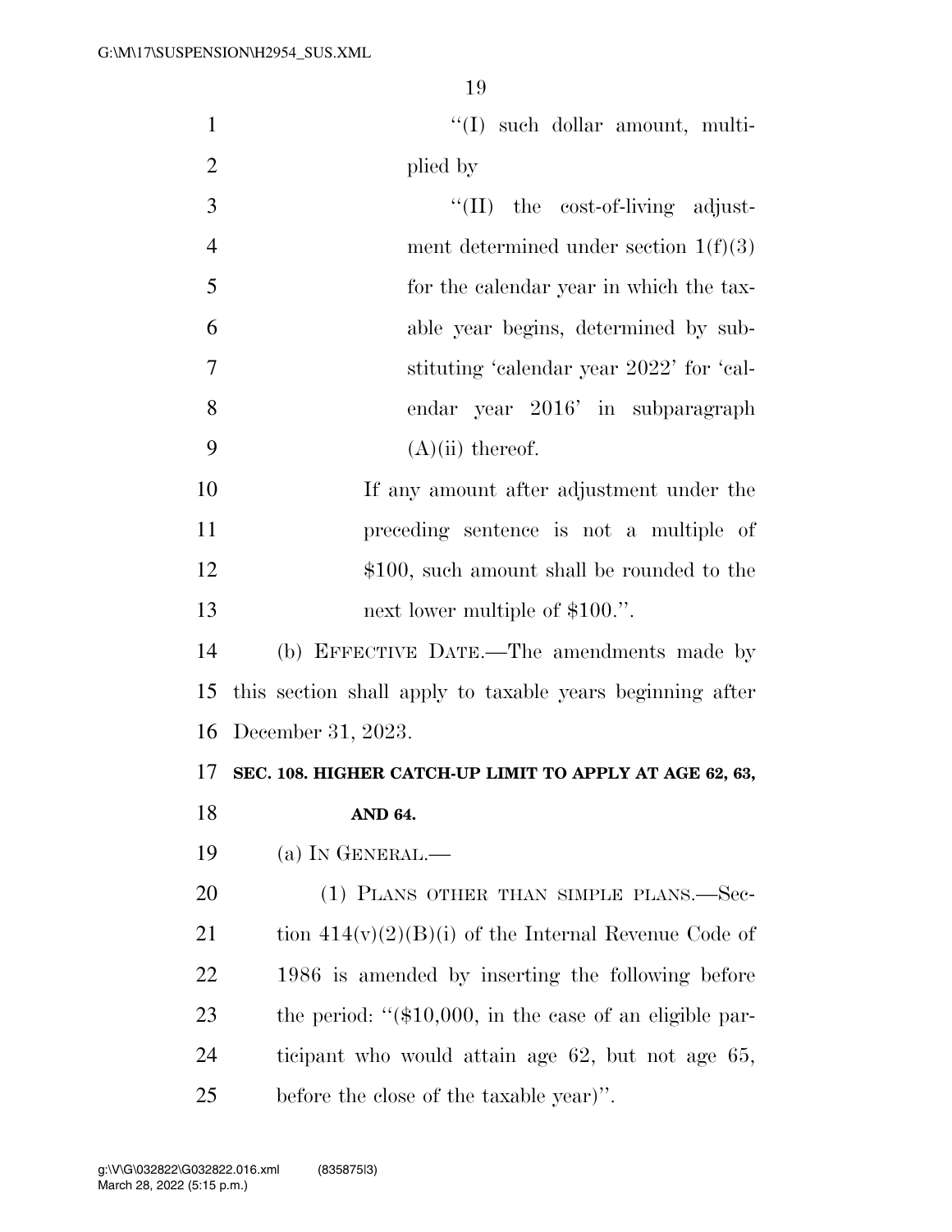"(I) such dollar amount, multiplied by

"(II) the cost-of-living adjustment determined under section 1(f)(3) for the calendar year in which the taxable year begins, determined by substituting 'calendar year 2022' for 'calendar year 2016' in subparagraph (A)(ii) thereof.

If any amount after adjustment under the preceding sentence is not a multiple of $100, such amount shall be rounded to the next lower multiple of $100.".

(b) EFFECTIVE DATE.—The amendments made by this section shall apply to taxable years beginning after December 31, 2023.

**SEC. 108. HIGHER CATCH-UP LIMIT TO APPLY AT AGE 62, 63, AND 64.**

(a) IN GENERAL.—

(1) PLANS OTHER THAN SIMPLE PLANS.—Section 414(v)(2)(B)(i) of the Internal Revenue Code of 1986 is amended by inserting the following before the period: "($10,000, in the case of an eligible participant who would attain age 62, but not age 65, before the close of the taxable year)".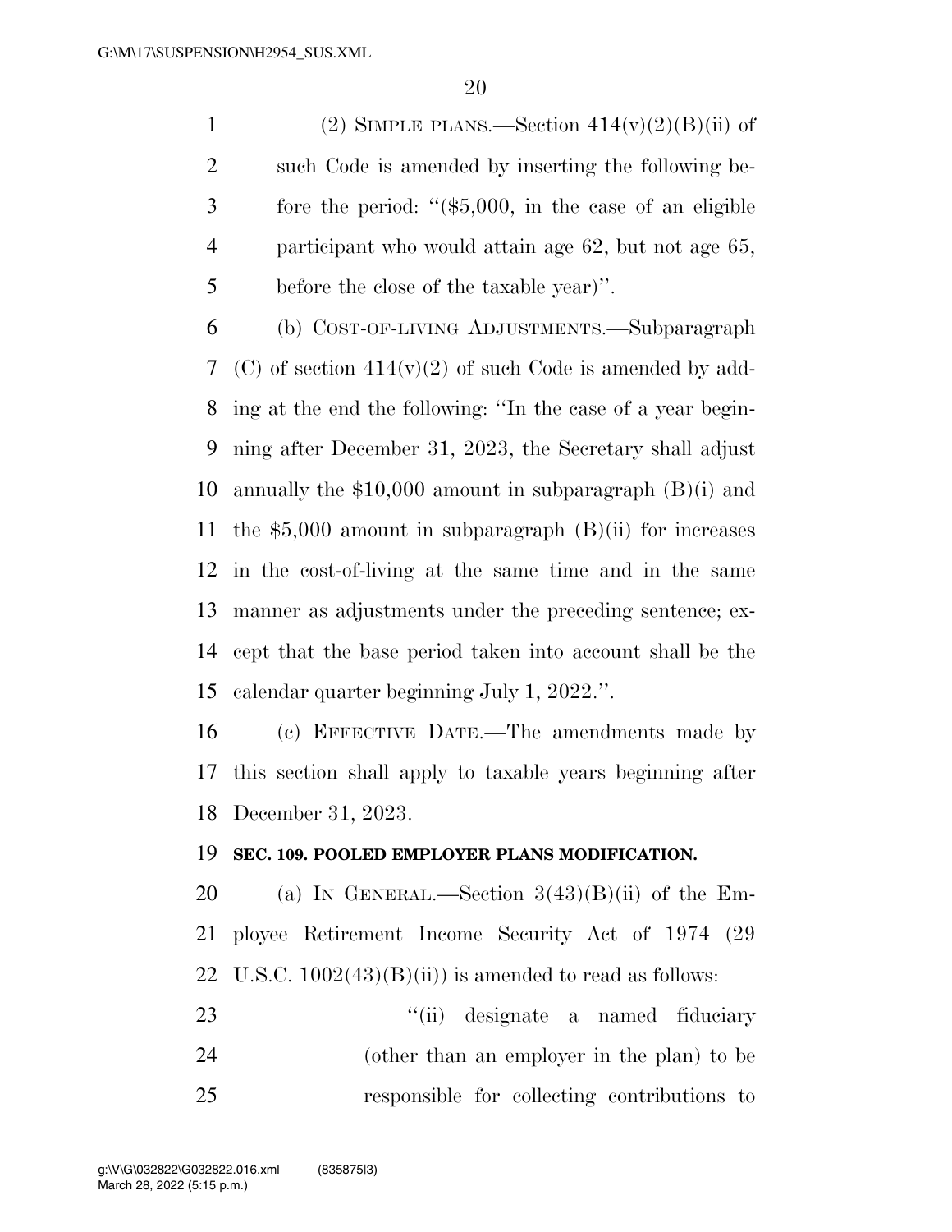(2) SIMPLE PLANS.—Section 414(v)(2)(B)(ii) of such Code is amended by inserting the following before the period: "($5,000, in the case of an eligible participant who would attain age 62, but not age 65, before the close of the taxable year)".

(b) COST-OF-LIVING ADJUSTMENTS.—Subparagraph (C) of section 414(v)(2) of such Code is amended by adding at the end the following: "In the case of a year beginning after December 31, 2023, the Secretary shall adjust annually the $10,000 amount in subparagraph (B)(i) and the $5,000 amount in subparagraph (B)(ii) for increases in the cost-of-living at the same time and in the same manner as adjustments under the preceding sentence; except that the base period taken into account shall be the calendar quarter beginning July 1, 2022.".

(c) EFFECTIVE DATE.—The amendments made by this section shall apply to taxable years beginning after December 31, 2023.

**SEC. 109. POOLED EMPLOYER PLANS MODIFICATION.**

(a) IN GENERAL.—Section 3(43)(B)(ii) of the Employee Retirement Income Security Act of 1974 (29 U.S.C. 1002(43)(B)(ii)) is amended to read as follows:

"(ii) designate a named fiduciary (other than an employer in the plan) to be responsible for collecting contributions to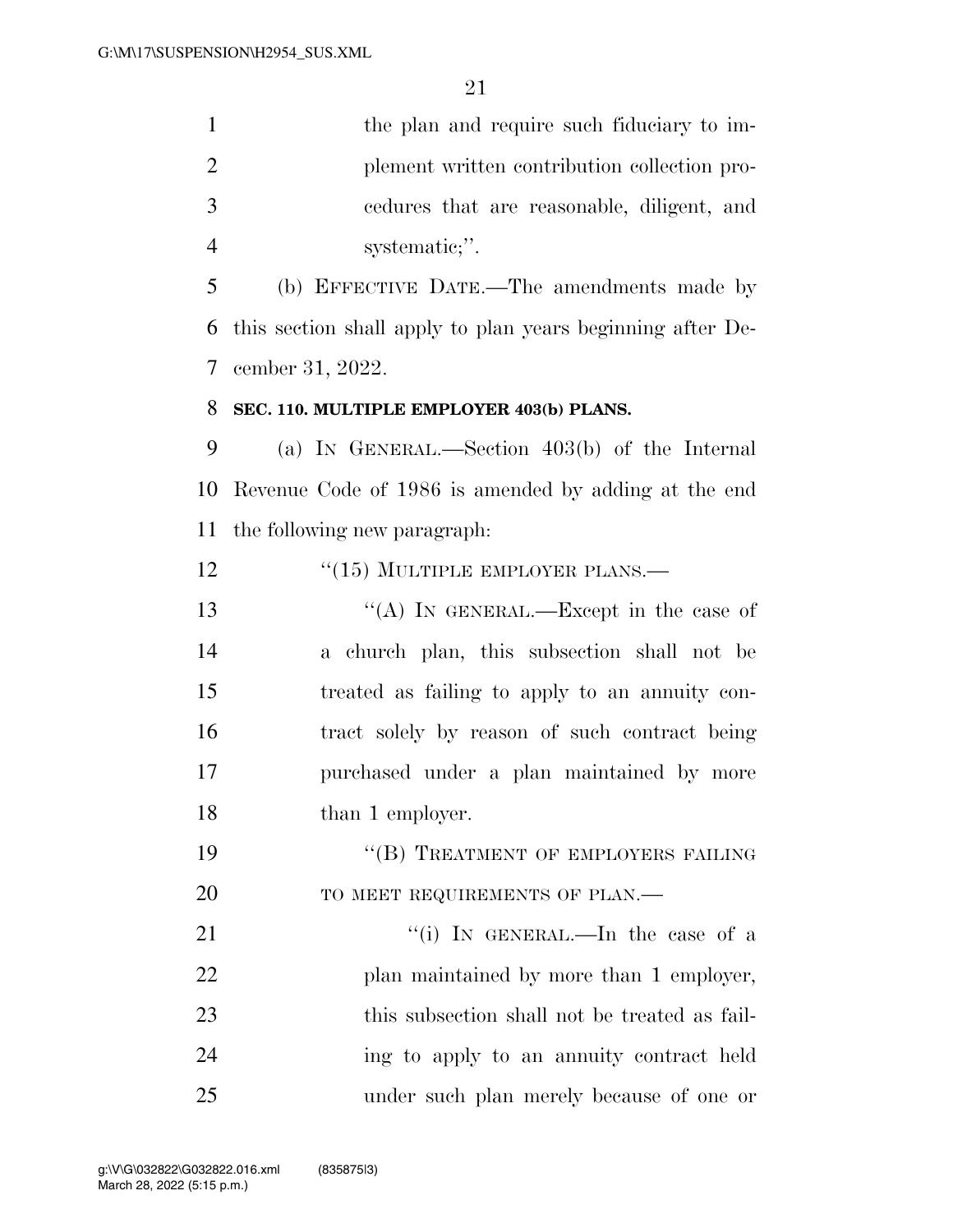the plan and require such fiduciary to implement written contribution collection procedures that are reasonable, diligent, and systematic;''.

(b) EFFECTIVE DATE.—The amendments made by this section shall apply to plan years beginning after December 31, 2022.

**SEC. 110. MULTIPLE EMPLOYER 403(b) PLANS.**

(a) IN GENERAL.—Section 403(b) of the Internal Revenue Code of 1986 is amended by adding at the end the following new paragraph:

''(15) MULTIPLE EMPLOYER PLANS.—

''(A) IN GENERAL.—Except in the case of a church plan, this subsection shall not be treated as failing to apply to an annuity contract solely by reason of such contract being purchased under a plan maintained by more than 1 employer.

''(B) TREATMENT OF EMPLOYERS FAILING TO MEET REQUIREMENTS OF PLAN.—

''(i) IN GENERAL.—In the case of a plan maintained by more than 1 employer, this subsection shall not be treated as failing to apply to an annuity contract held under such plan merely because of one or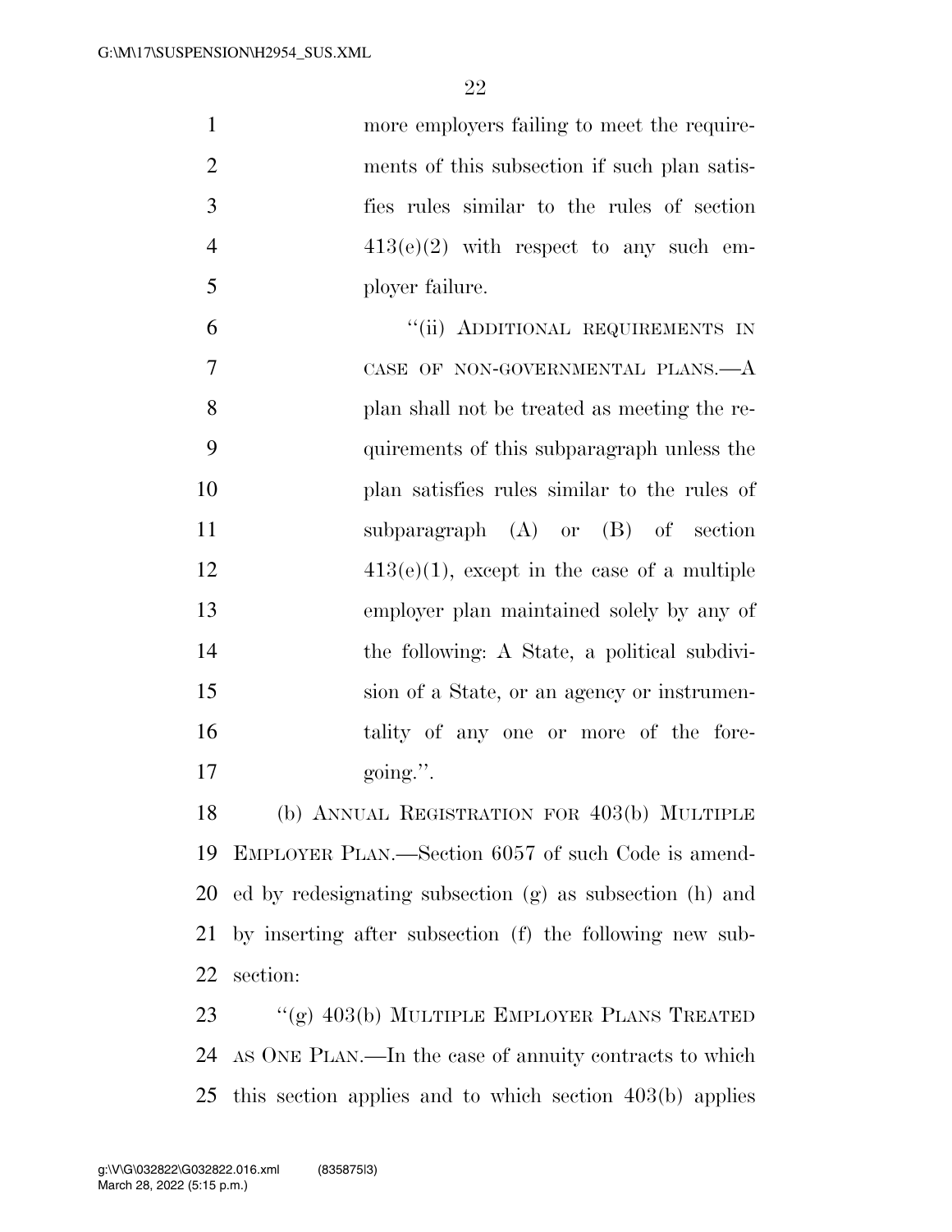more employers failing to meet the requirements of this subsection if such plan satisfies rules similar to the rules of section 413(e)(2) with respect to any such employer failure.

"(ii) ADDITIONAL REQUIREMENTS IN CASE OF NON-GOVERNMENTAL PLANS.—A plan shall not be treated as meeting the requirements of this subparagraph unless the plan satisfies rules similar to the rules of subparagraph (A) or (B) of section 413(e)(1), except in the case of a multiple employer plan maintained solely by any of the following: A State, a political subdivision of a State, or an agency or instrumentality of any one or more of the foregoing.".

(b) ANNUAL REGISTRATION FOR 403(b) MULTIPLE EMPLOYER PLAN.—Section 6057 of such Code is amended by redesignating subsection (g) as subsection (h) and by inserting after subsection (f) the following new subsection:

"(g) 403(b) MULTIPLE EMPLOYER PLANS TREATED AS ONE PLAN.—In the case of annuity contracts to which this section applies and to which section 403(b) applies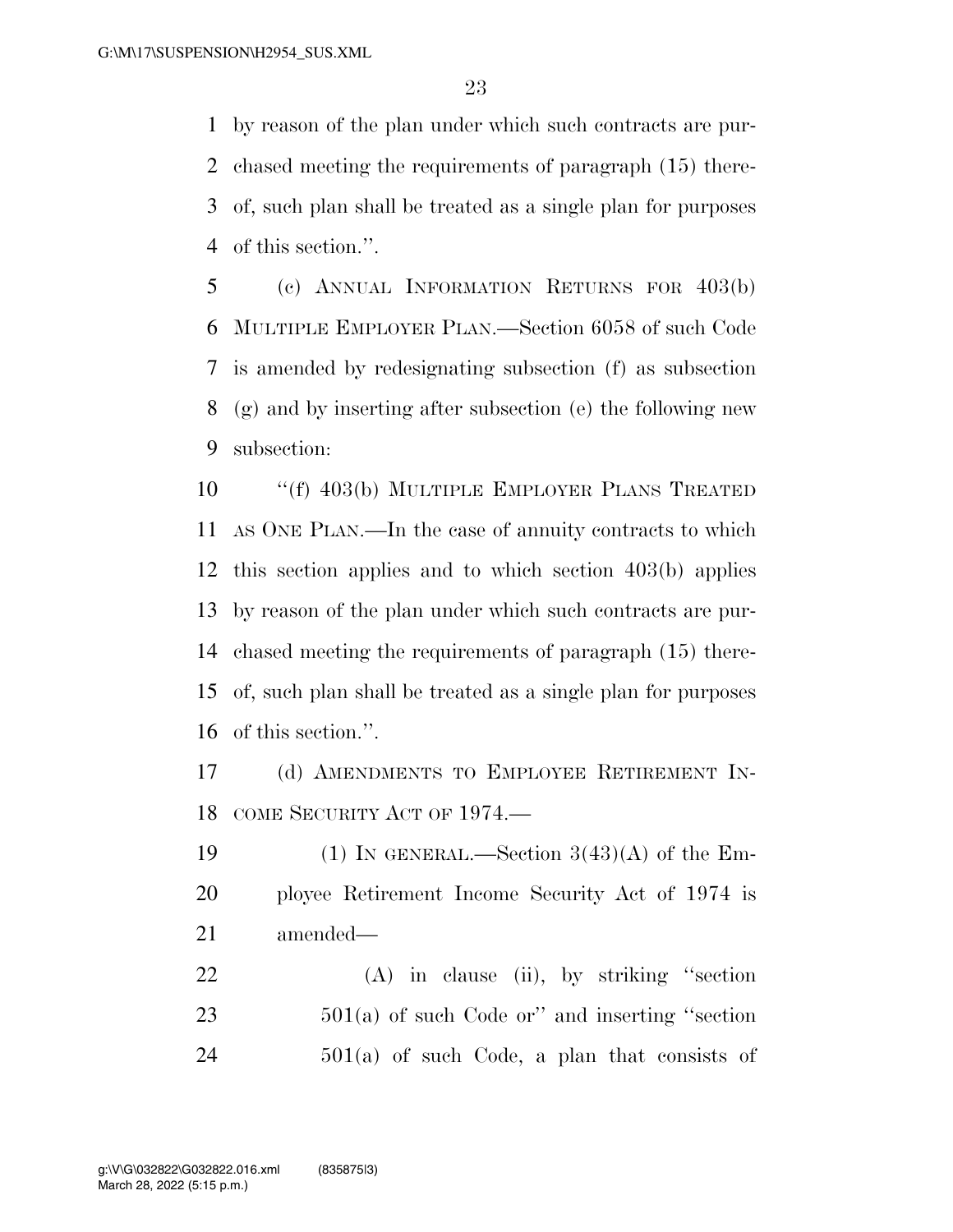by reason of the plan under which such contracts are purchased meeting the requirements of paragraph (15) thereof, such plan shall be treated as a single plan for purposes of this section.''.

(c) ANNUAL INFORMATION RETURNS FOR 403(b) MULTIPLE EMPLOYER PLAN.—Section 6058 of such Code is amended by redesignating subsection (f) as subsection (g) and by inserting after subsection (e) the following new subsection:

''(f) 403(b) MULTIPLE EMPLOYER PLANS TREATED AS ONE PLAN.—In the case of annuity contracts to which this section applies and to which section 403(b) applies by reason of the plan under which such contracts are purchased meeting the requirements of paragraph (15) thereof, such plan shall be treated as a single plan for purposes of this section.''.

(d) AMENDMENTS TO EMPLOYEE RETIREMENT INCOME SECURITY ACT OF 1974.—

(1) IN GENERAL.—Section 3(43)(A) of the Employee Retirement Income Security Act of 1974 is amended—

(A) in clause (ii), by striking ''section 501(a) of such Code or'' and inserting ''section 501(a) of such Code, a plan that consists of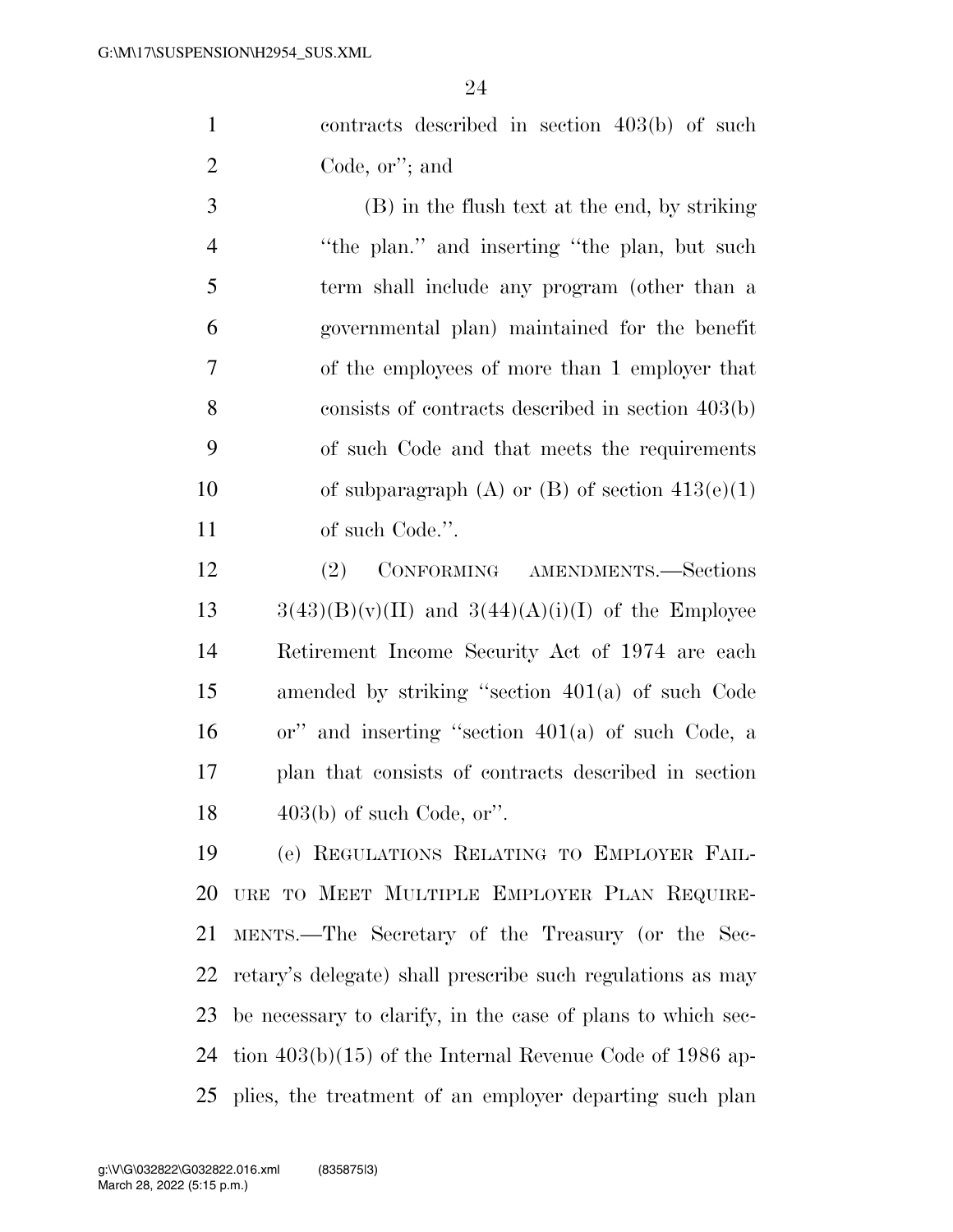contracts described in section 403(b) of such Code, or''; and

(B) in the flush text at the end, by striking ''the plan.'' and inserting ''the plan, but such term shall include any program (other than a governmental plan) maintained for the benefit of the employees of more than 1 employer that consists of contracts described in section 403(b) of such Code and that meets the requirements of subparagraph (A) or (B) of section 413(e)(1) of such Code.''.

(2) CONFORMING AMENDMENTS.—Sections 3(43)(B)(v)(II) and 3(44)(A)(i)(I) of the Employee Retirement Income Security Act of 1974 are each amended by striking ''section 401(a) of such Code or'' and inserting ''section 401(a) of such Code, a plan that consists of contracts described in section 403(b) of such Code, or''.

(e) REGULATIONS RELATING TO EMPLOYER FAILURE TO MEET MULTIPLE EMPLOYER PLAN REQUIREMENTS.—The Secretary of the Treasury (or the Secretary's delegate) shall prescribe such regulations as may be necessary to clarify, in the case of plans to which section 403(b)(15) of the Internal Revenue Code of 1986 applies, the treatment of an employer departing such plan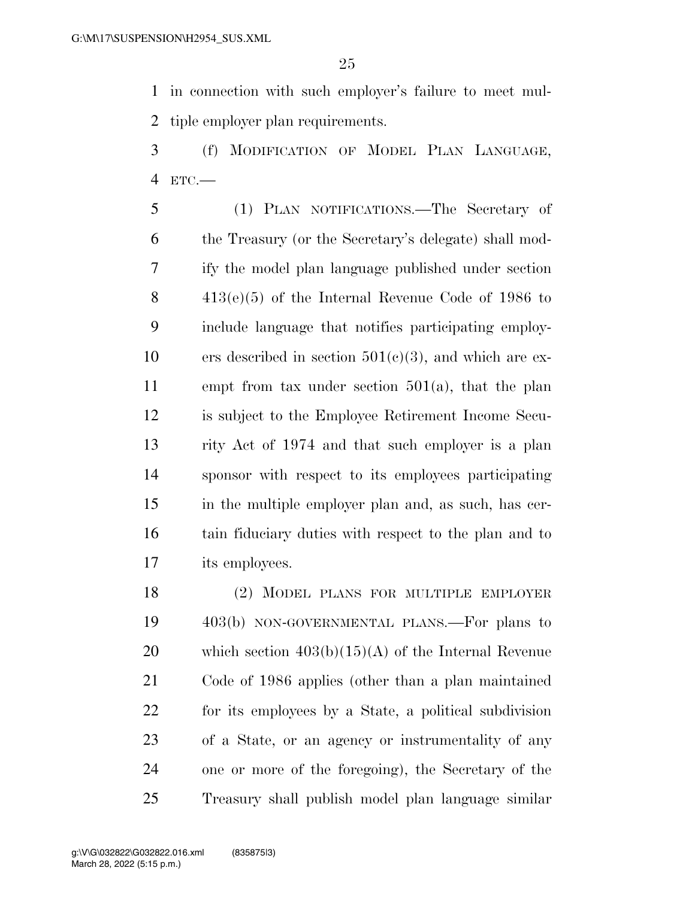in connection with such employer's failure to meet multiple employer plan requirements.

(f) MODIFICATION OF MODEL PLAN LANGUAGE, ETC.—

(1) PLAN NOTIFICATIONS.—The Secretary of the Treasury (or the Secretary's delegate) shall modify the model plan language published under section 413(e)(5) of the Internal Revenue Code of 1986 to include language that notifies participating employers described in section 501(c)(3), and which are exempt from tax under section 501(a), that the plan is subject to the Employee Retirement Income Security Act of 1974 and that such employer is a plan sponsor with respect to its employees participating in the multiple employer plan and, as such, has certain fiduciary duties with respect to the plan and to its employees.

(2) MODEL PLANS FOR MULTIPLE EMPLOYER 403(b) NON-GOVERNMENTAL PLANS.—For plans to which section 403(b)(15)(A) of the Internal Revenue Code of 1986 applies (other than a plan maintained for its employees by a State, a political subdivision of a State, or an agency or instrumentality of any one or more of the foregoing), the Secretary of the Treasury shall publish model plan language similar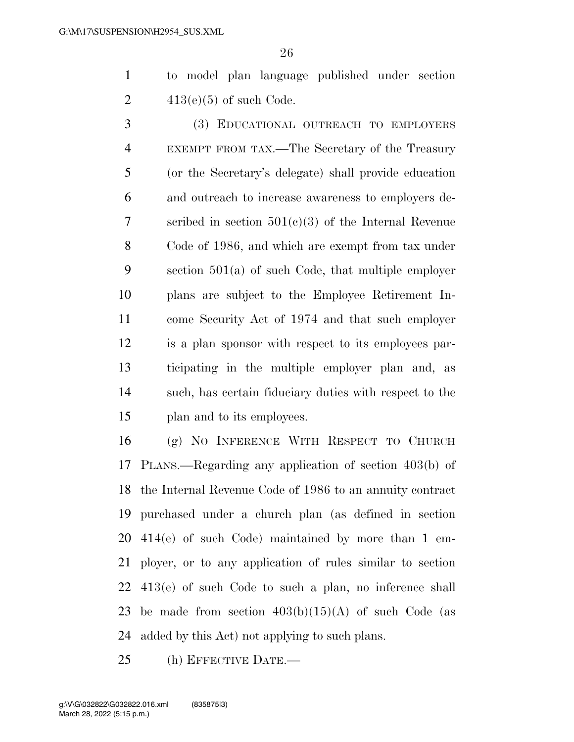to model plan language published under section 413(e)(5) of such Code.

(3) EDUCATIONAL OUTREACH TO EMPLOYERS EXEMPT FROM TAX.—The Secretary of the Treasury (or the Secretary's delegate) shall provide education and outreach to increase awareness to employers described in section 501(c)(3) of the Internal Revenue Code of 1986, and which are exempt from tax under section 501(a) of such Code, that multiple employer plans are subject to the Employee Retirement Income Security Act of 1974 and that such employer is a plan sponsor with respect to its employees participating in the multiple employer plan and, as such, has certain fiduciary duties with respect to the plan and to its employees.

(g) NO INFERENCE WITH RESPECT TO CHURCH PLANS.—Regarding any application of section 403(b) of the Internal Revenue Code of 1986 to an annuity contract purchased under a church plan (as defined in section 414(e) of such Code) maintained by more than 1 employer, or to any application of rules similar to section 413(e) of such Code to such a plan, no inference shall be made from section 403(b)(15)(A) of such Code (as added by this Act) not applying to such plans.

(h) EFFECTIVE DATE.—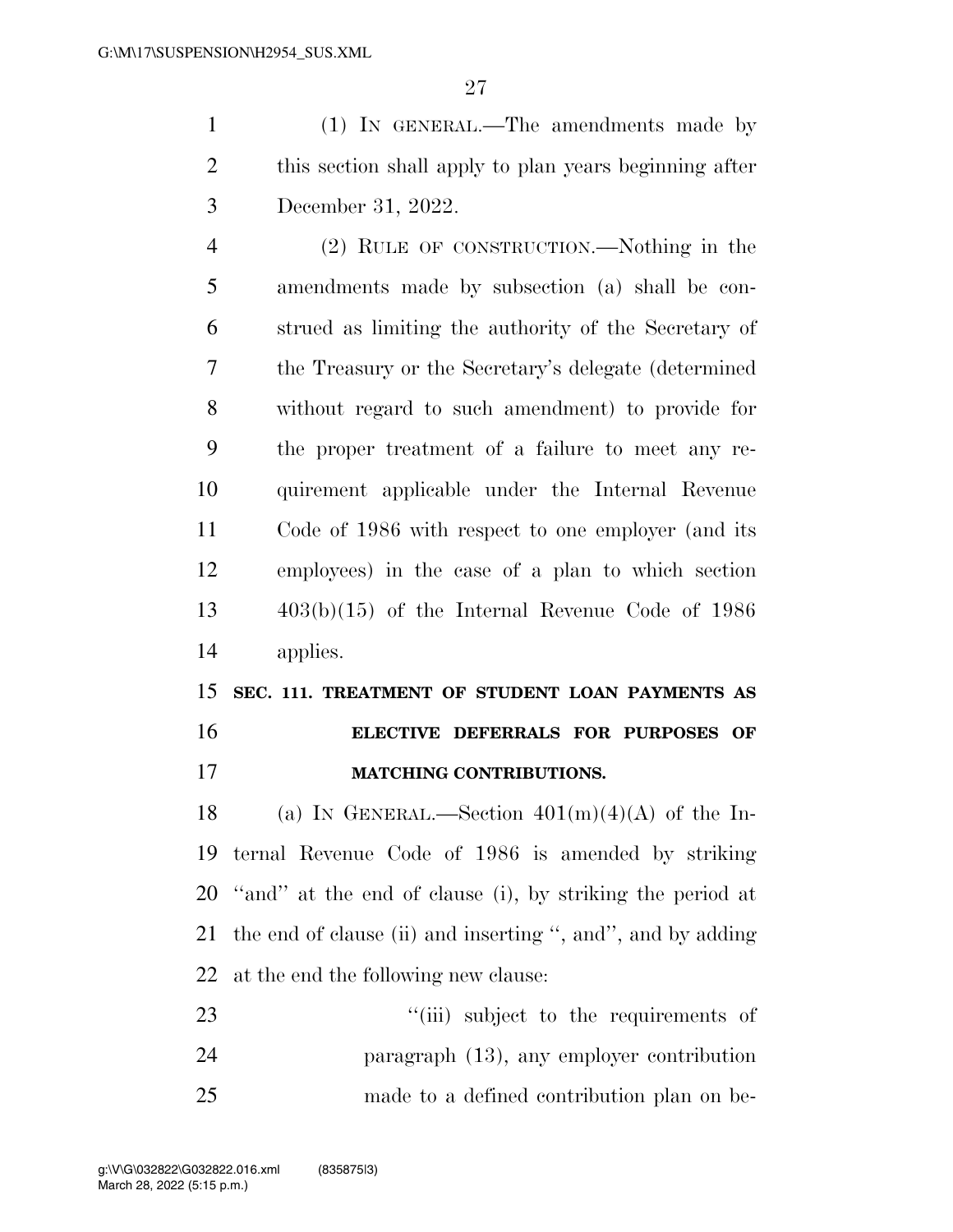(1) IN GENERAL.—The amendments made by this section shall apply to plan years beginning after December 31, 2022.

(2) RULE OF CONSTRUCTION.—Nothing in the amendments made by subsection (a) shall be construed as limiting the authority of the Secretary of the Treasury or the Secretary's delegate (determined without regard to such amendment) to provide for the proper treatment of a failure to meet any requirement applicable under the Internal Revenue Code of 1986 with respect to one employer (and its employees) in the case of a plan to which section 403(b)(15) of the Internal Revenue Code of 1986 applies.

## SEC. 111. TREATMENT OF STUDENT LOAN PAYMENTS AS ELECTIVE DEFERRALS FOR PURPOSES OF MATCHING CONTRIBUTIONS.

(a) IN GENERAL.—Section 401(m)(4)(A) of the Internal Revenue Code of 1986 is amended by striking ''and'' at the end of clause (i), by striking the period at the end of clause (ii) and inserting '', and'', and by adding at the end the following new clause:

''(iii) subject to the requirements of paragraph (13), any employer contribution made to a defined contribution plan on be-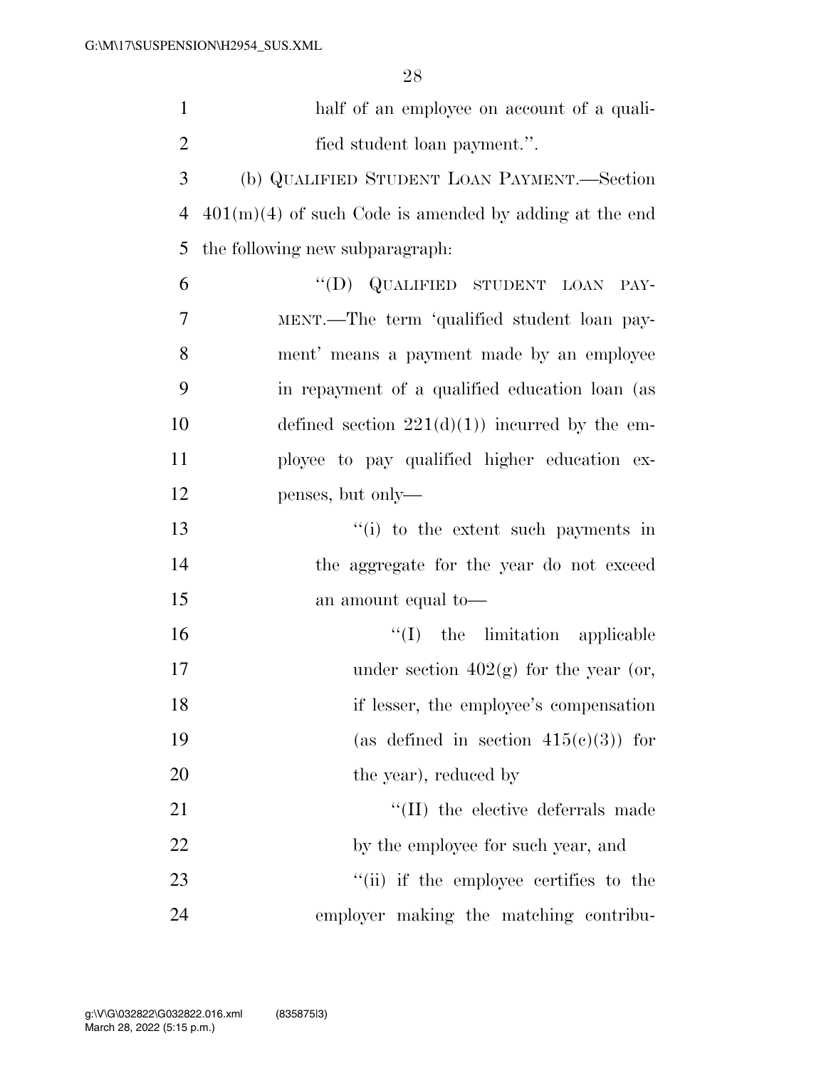half of an employee on account of a qualified student loan payment.''.

(b) QUALIFIED STUDENT LOAN PAYMENT.—Section 401(m)(4) of such Code is amended by adding at the end the following new subparagraph:

"(D) QUALIFIED STUDENT LOAN PAYMENT.—The term 'qualified student loan payment' means a payment made by an employee in repayment of a qualified education loan (as defined section 221(d)(1)) incurred by the employee to pay qualified higher education expenses, but only—

"(i) to the extent such payments in the aggregate for the year do not exceed an amount equal to—

"(I) the limitation applicable under section 402(g) for the year (or, if lesser, the employee's compensation (as defined in section 415(c)(3)) for the year), reduced by

"(II) the elective deferrals made by the employee for such year, and

"(ii) if the employee certifies to the employer making the matching contribu-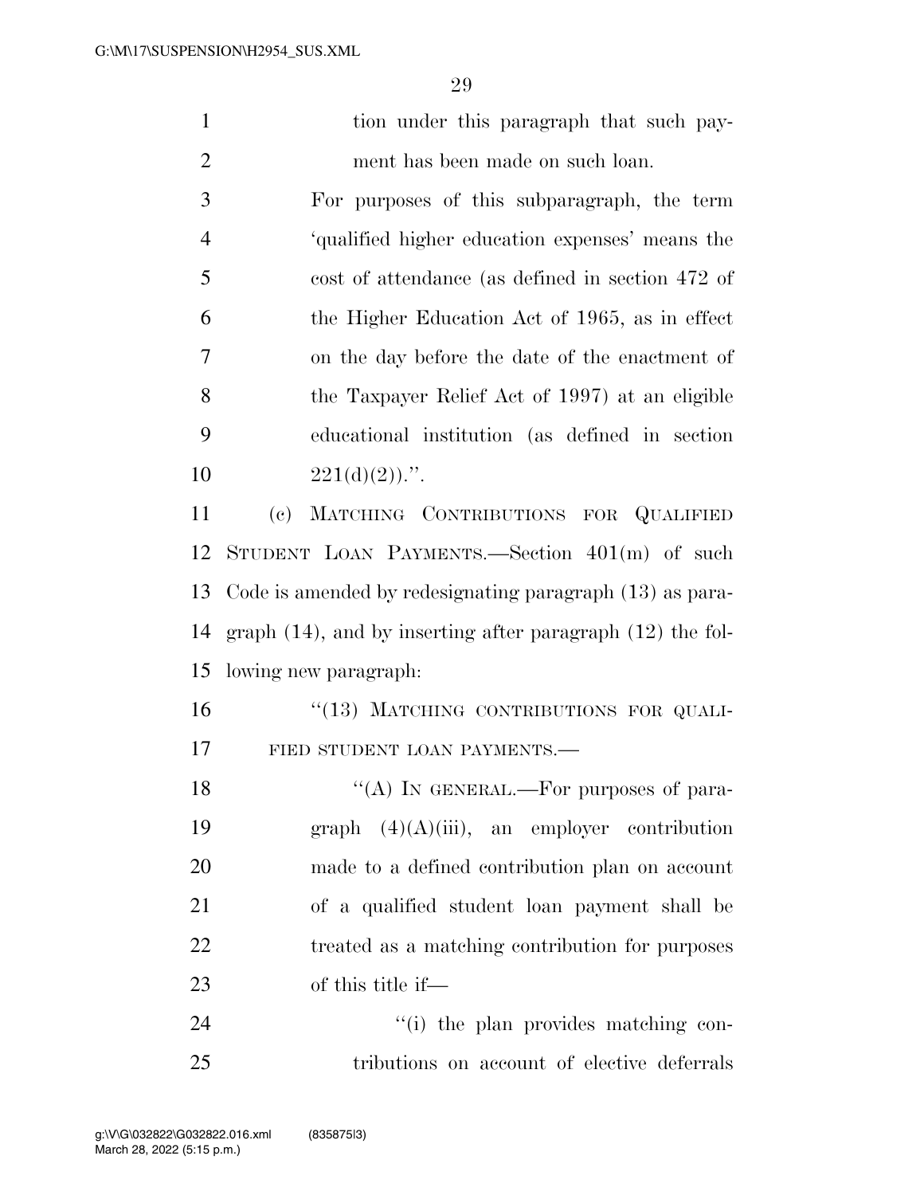tion under this paragraph that such payment has been made on such loan.

For purposes of this subparagraph, the term 'qualified higher education expenses' means the cost of attendance (as defined in section 472 of the Higher Education Act of 1965, as in effect on the day before the date of the enactment of the Taxpayer Relief Act of 1997) at an eligible educational institution (as defined in section 221(d)(2)).''.

(c) MATCHING CONTRIBUTIONS FOR QUALIFIED STUDENT LOAN PAYMENTS.—Section 401(m) of such Code is amended by redesignating paragraph (13) as paragraph (14), and by inserting after paragraph (12) the following new paragraph:

''(13) MATCHING CONTRIBUTIONS FOR QUALIFIED STUDENT LOAN PAYMENTS.—

''(A) IN GENERAL.—For purposes of paragraph (4)(A)(iii), an employer contribution made to a defined contribution plan on account of a qualified student loan payment shall be treated as a matching contribution for purposes of this title if—

''(i) the plan provides matching contributions on account of elective deferrals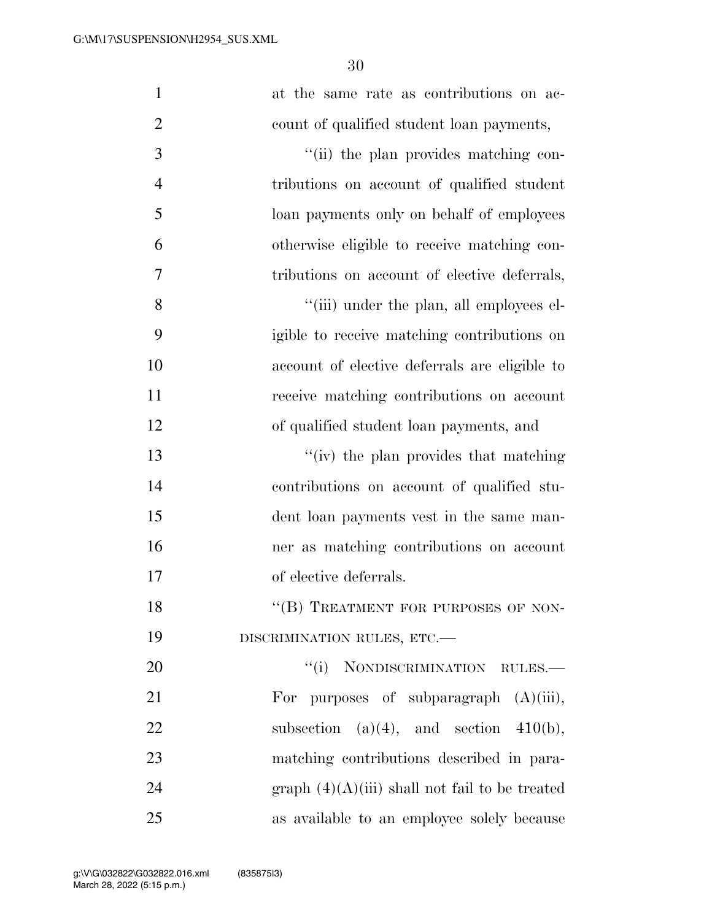at the same rate as contributions on account of qualified student loan payments,

"(ii) the plan provides matching contributions on account of qualified student loan payments only on behalf of employees otherwise eligible to receive matching contributions on account of elective deferrals,

"(iii) under the plan, all employees eligible to receive matching contributions on account of elective deferrals are eligible to receive matching contributions on account of qualified student loan payments, and

"(iv) the plan provides that matching contributions on account of qualified student loan payments vest in the same manner as matching contributions on account of elective deferrals.

"(B) TREATMENT FOR PURPOSES OF NONDISCRIMINATION RULES, ETC.—

"(i) NONDISCRIMINATION RULES.— For purposes of subparagraph (A)(iii), subsection (a)(4), and section 410(b), matching contributions described in paragraph (4)(A)(iii) shall not fail to be treated as available to an employee solely because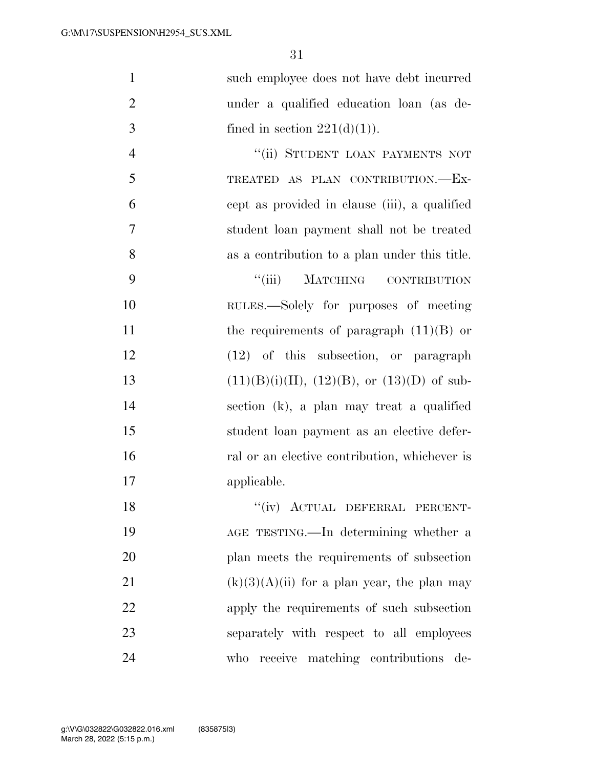such employee does not have debt incurred under a qualified education loan (as defined in section 221(d)(1)).

"(ii) STUDENT LOAN PAYMENTS NOT TREATED AS PLAN CONTRIBUTION.—Except as provided in clause (iii), a qualified student loan payment shall not be treated as a contribution to a plan under this title.

"(iii) MATCHING CONTRIBUTION RULES.—Solely for purposes of meeting the requirements of paragraph (11)(B) or (12) of this subsection, or paragraph (11)(B)(i)(II), (12)(B), or (13)(D) of subsection (k), a plan may treat a qualified student loan payment as an elective deferral or an elective contribution, whichever is applicable.

"(iv) ACTUAL DEFERRAL PERCENTAGE TESTING.—In determining whether a plan meets the requirements of subsection (k)(3)(A)(ii) for a plan year, the plan may apply the requirements of such subsection separately with respect to all employees who receive matching contributions de-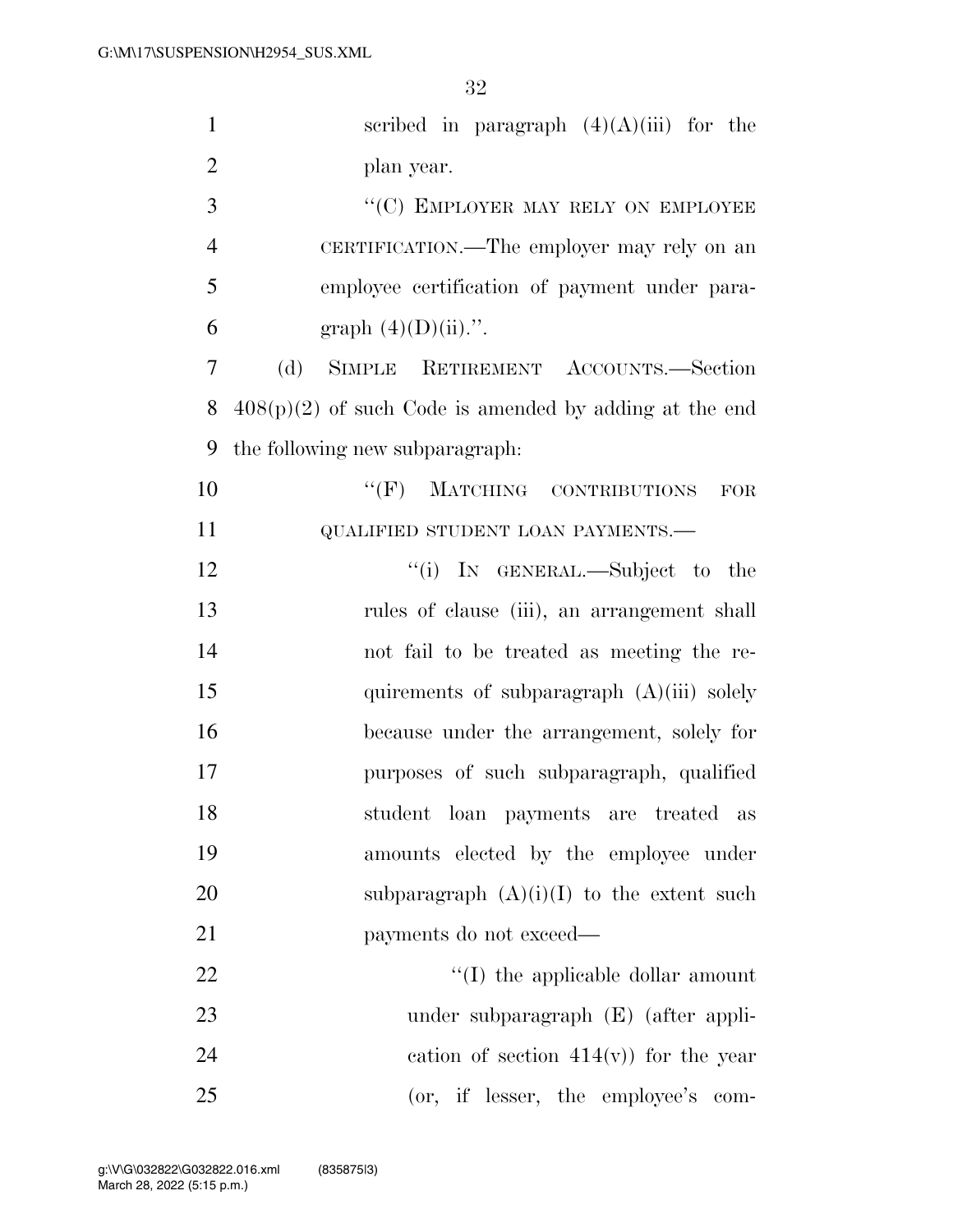scribed in paragraph (4)(A)(iii) for the plan year.

"(C) EMPLOYER MAY RELY ON EMPLOYEE CERTIFICATION.—The employer may rely on an employee certification of payment under paragraph (4)(D)(ii).".

(d) SIMPLE RETIREMENT ACCOUNTS.—Section 408(p)(2) of such Code is amended by adding at the end the following new subparagraph:

"(F) MATCHING CONTRIBUTIONS FOR QUALIFIED STUDENT LOAN PAYMENTS.—

"(i) IN GENERAL.—Subject to the rules of clause (iii), an arrangement shall not fail to be treated as meeting the requirements of subparagraph (A)(iii) solely because under the arrangement, solely for purposes of such subparagraph, qualified student loan payments are treated as amounts elected by the employee under subparagraph (A)(i)(I) to the extent such payments do not exceed—

"(I) the applicable dollar amount under subparagraph (E) (after application of section 414(v)) for the year (or, if lesser, the employee's com-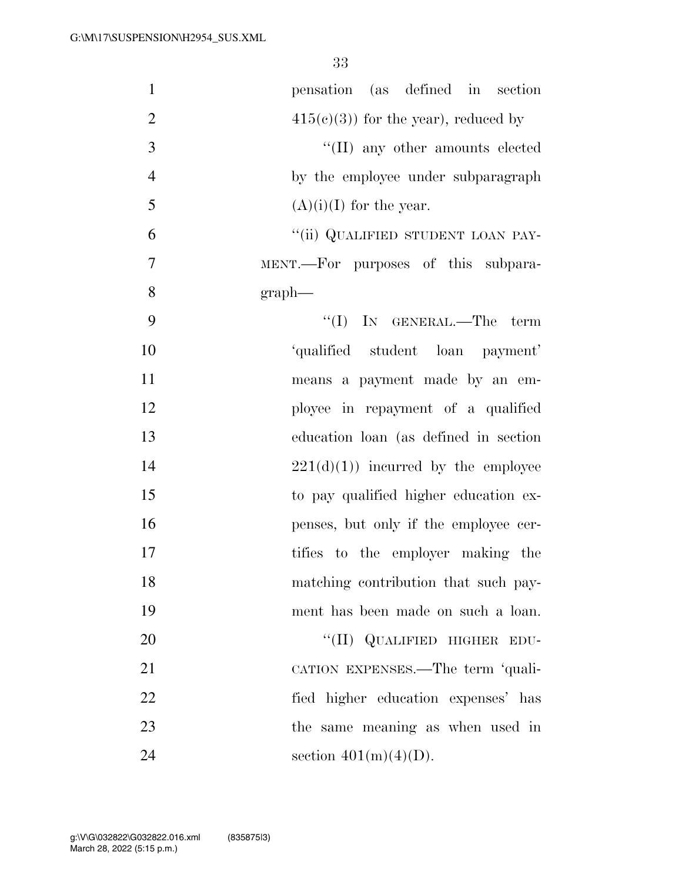pensation (as defined in section 415(c)(3)) for the year), reduced by

''(II) any other amounts elected by the employee under subparagraph (A)(i)(I) for the year.

''(ii) QUALIFIED STUDENT LOAN PAYMENT.—For purposes of this subparagraph—

''(I) IN GENERAL.—The term 'qualified student loan payment' means a payment made by an employee in repayment of a qualified education loan (as defined in section 221(d)(1)) incurred by the employee to pay qualified higher education expenses, but only if the employee certifies to the employer making the matching contribution that such payment has been made on such a loan.

''(II) QUALIFIED HIGHER EDUCATION EXPENSES.—The term 'qualified higher education expenses' has the same meaning as when used in section 401(m)(4)(D).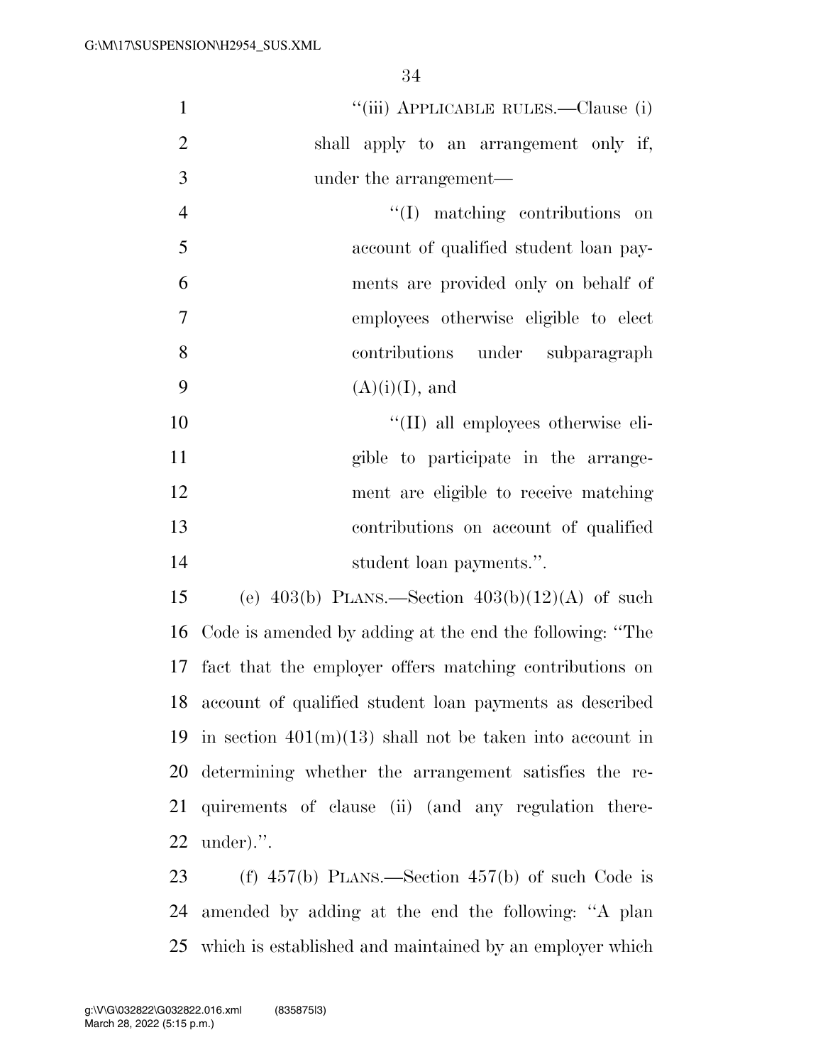''(iii) APPLICABLE RULES.—Clause (i) shall apply to an arrangement only if, under the arrangement—

''(I) matching contributions on account of qualified student loan payments are provided only on behalf of employees otherwise eligible to elect contributions under subparagraph (A)(i)(I), and

''(II) all employees otherwise eligible to participate in the arrangement are eligible to receive matching contributions on account of qualified student loan payments.''.

(e) 403(b) PLANS.—Section 403(b)(12)(A) of such Code is amended by adding at the end the following: ''The fact that the employer offers matching contributions on account of qualified student loan payments as described in section 401(m)(13) shall not be taken into account in determining whether the arrangement satisfies the requirements of clause (ii) (and any regulation thereunder).''.

(f) 457(b) PLANS.—Section 457(b) of such Code is amended by adding at the end the following: ''A plan which is established and maintained by an employer which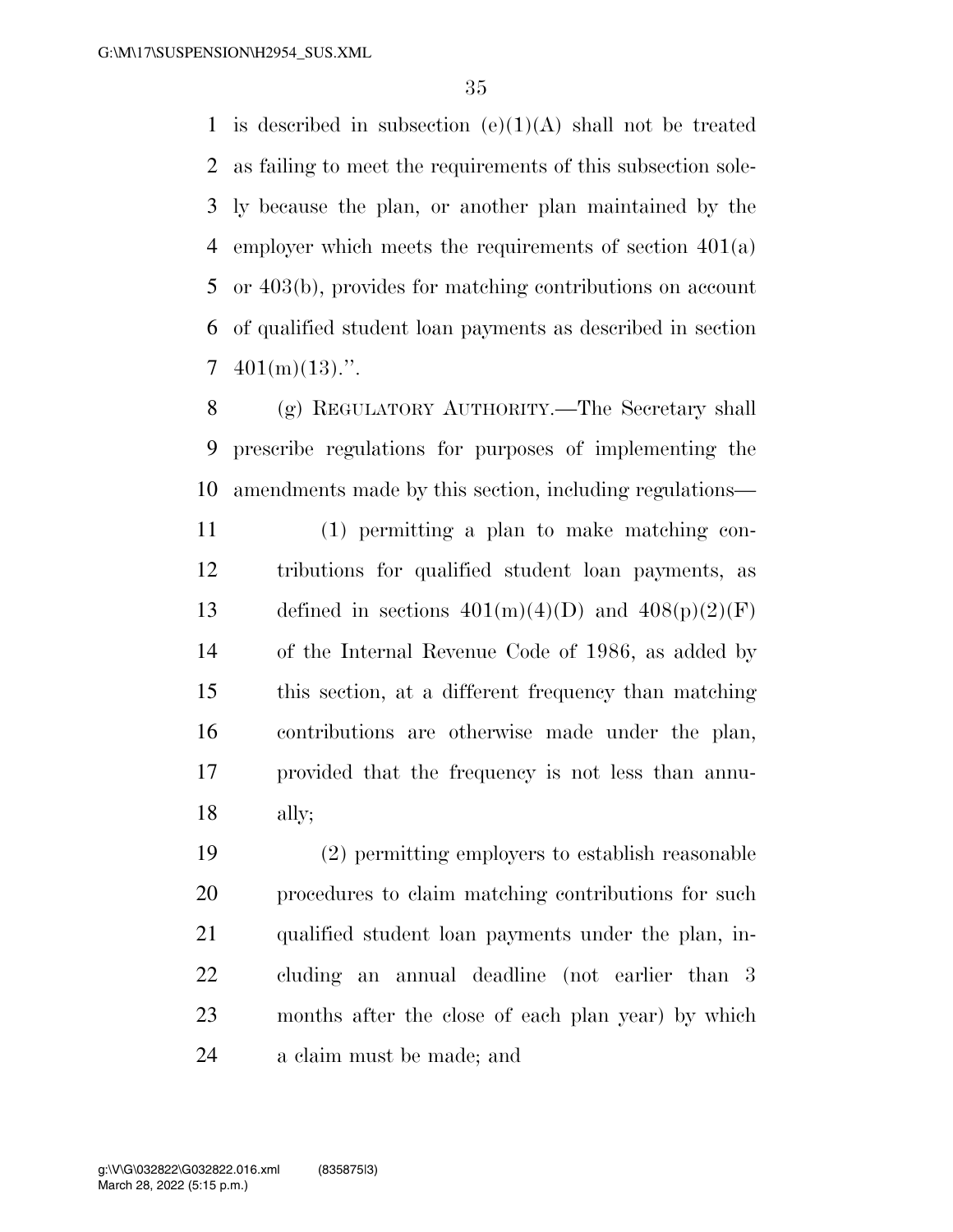is described in subsection (e)(1)(A) shall not be treated as failing to meet the requirements of this subsection solely because the plan, or another plan maintained by the employer which meets the requirements of section 401(a) or 403(b), provides for matching contributions on account of qualified student loan payments as described in section 401(m)(13).".

(g) REGULATORY AUTHORITY.—The Secretary shall prescribe regulations for purposes of implementing the amendments made by this section, including regulations—

(1) permitting a plan to make matching contributions for qualified student loan payments, as defined in sections 401(m)(4)(D) and 408(p)(2)(F) of the Internal Revenue Code of 1986, as added by this section, at a different frequency than matching contributions are otherwise made under the plan, provided that the frequency is not less than annually;

(2) permitting employers to establish reasonable procedures to claim matching contributions for such qualified student loan payments under the plan, including an annual deadline (not earlier than 3 months after the close of each plan year) by which a claim must be made; and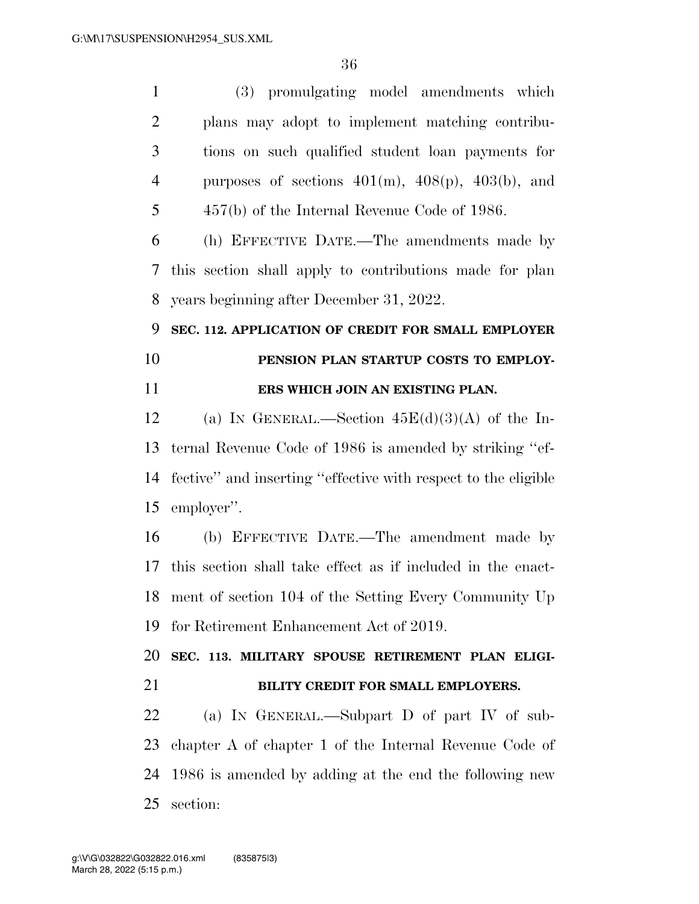(3) promulgating model amendments which plans may adopt to implement matching contributions on such qualified student loan payments for purposes of sections 401(m), 408(p), 403(b), and 457(b) of the Internal Revenue Code of 1986.

(h) EFFECTIVE DATE.—The amendments made by this section shall apply to contributions made for plan years beginning after December 31, 2022.

**SEC. 112. APPLICATION OF CREDIT FOR SMALL EMPLOYER PENSION PLAN STARTUP COSTS TO EMPLOYERS WHICH JOIN AN EXISTING PLAN.**

(a) IN GENERAL.—Section 45E(d)(3)(A) of the Internal Revenue Code of 1986 is amended by striking ''effective'' and inserting ''effective with respect to the eligible employer''.

(b) EFFECTIVE DATE.—The amendment made by this section shall take effect as if included in the enactment of section 104 of the Setting Every Community Up for Retirement Enhancement Act of 2019.

**SEC. 113. MILITARY SPOUSE RETIREMENT PLAN ELIGIBILITY CREDIT FOR SMALL EMPLOYERS.**

(a) IN GENERAL.—Subpart D of part IV of subchapter A of chapter 1 of the Internal Revenue Code of 1986 is amended by adding at the end the following new section: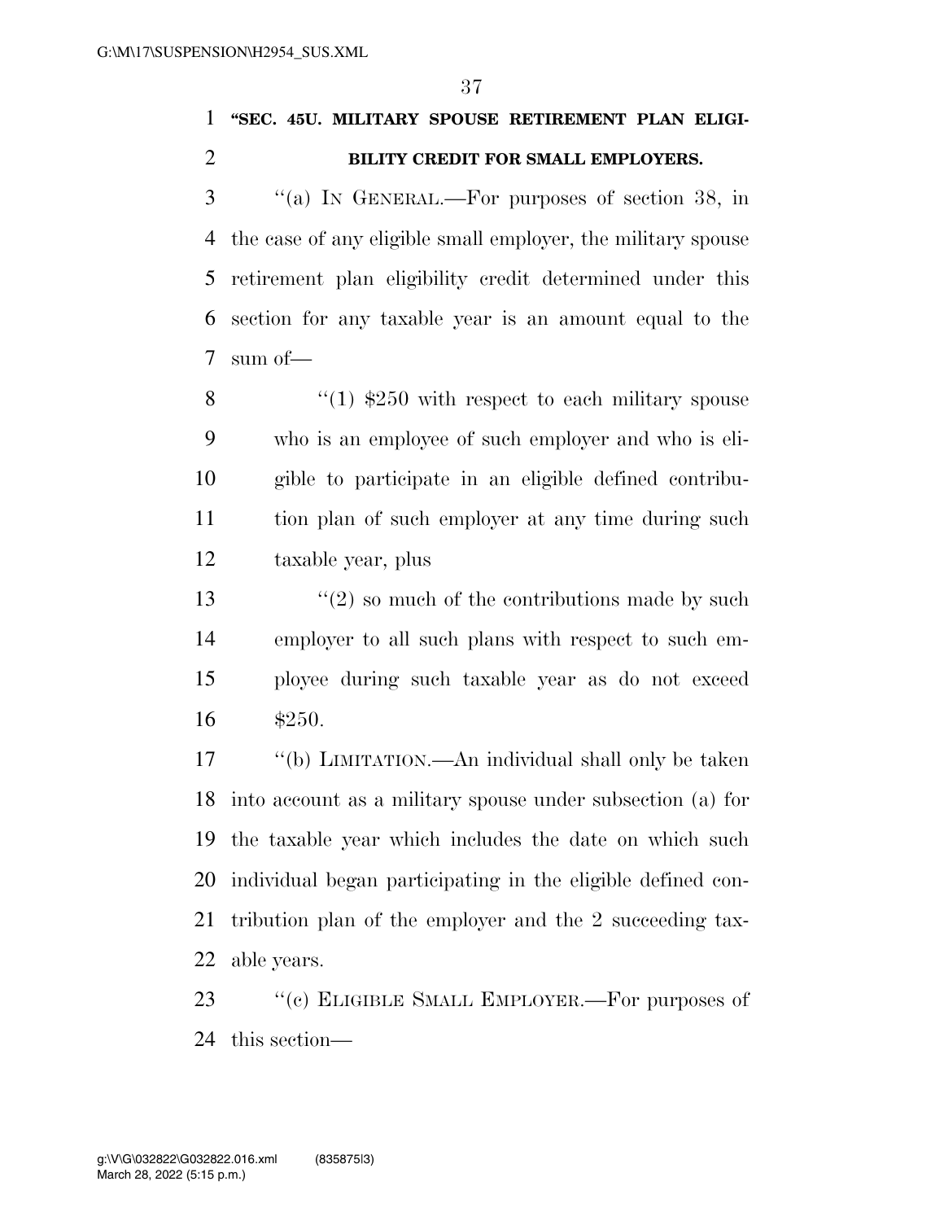**"SEC. 45U. MILITARY SPOUSE RETIREMENT PLAN ELIGIBILITY CREDIT FOR SMALL EMPLOYERS.**

"(a) IN GENERAL.—For purposes of section 38, in the case of any eligible small employer, the military spouse retirement plan eligibility credit determined under this section for any taxable year is an amount equal to the sum of—

"(1) $250 with respect to each military spouse who is an employee of such employer and who is eligible to participate in an eligible defined contribution plan of such employer at any time during such taxable year, plus

"(2) so much of the contributions made by such employer to all such plans with respect to such employee during such taxable year as do not exceed $250.

"(b) LIMITATION.—An individual shall only be taken into account as a military spouse under subsection (a) for the taxable year which includes the date on which such individual began participating in the eligible defined contribution plan of the employer and the 2 succeeding taxable years.

"(c) ELIGIBLE SMALL EMPLOYER.—For purposes of this section—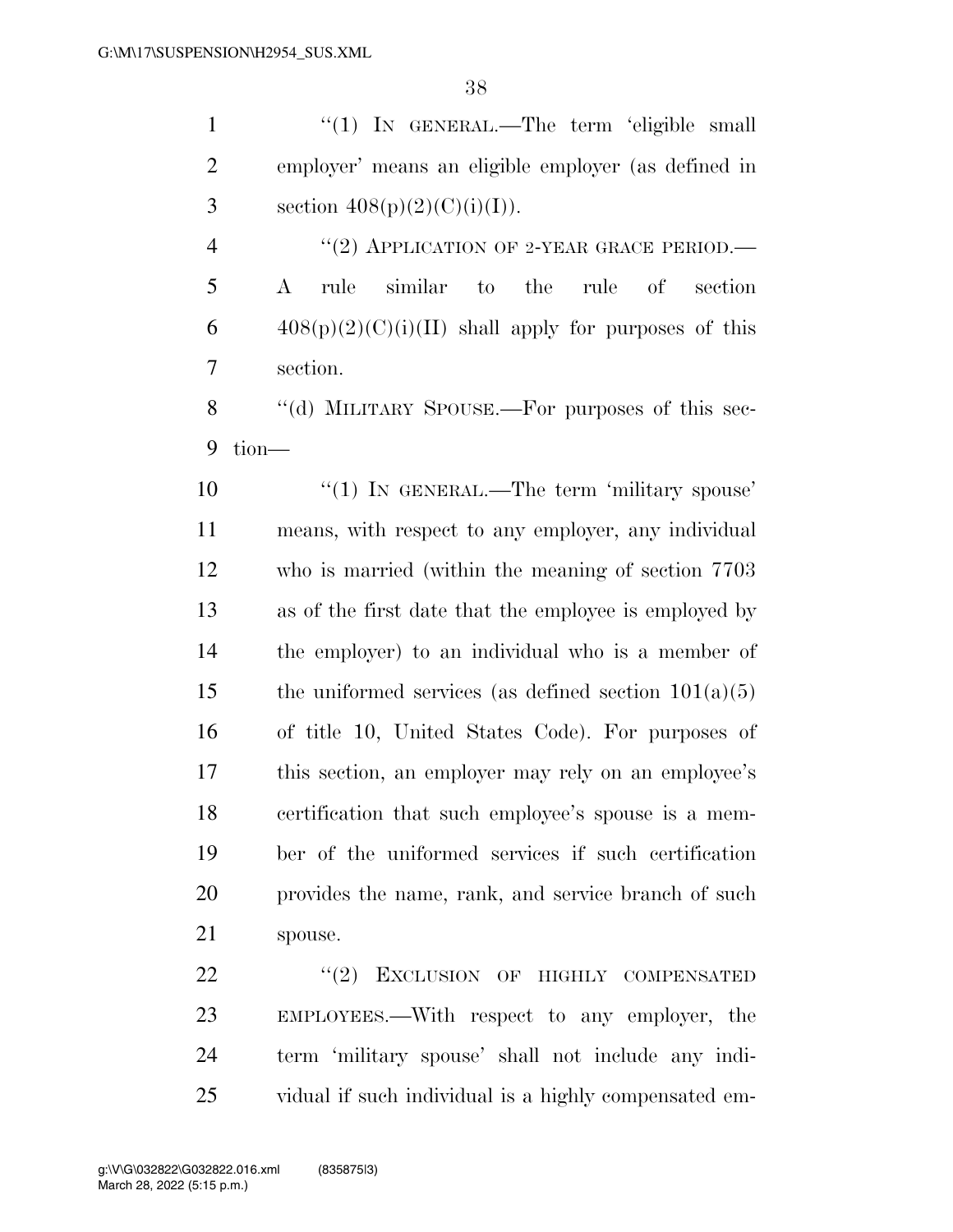"(1) IN GENERAL.—The term 'eligible small employer' means an eligible employer (as defined in section 408(p)(2)(C)(i)(I)).

"(2) APPLICATION OF 2-YEAR GRACE PERIOD.—A rule similar to the rule of section 408(p)(2)(C)(i)(II) shall apply for purposes of this section.

"(d) MILITARY SPOUSE.—For purposes of this section—

"(1) IN GENERAL.—The term 'military spouse' means, with respect to any employer, any individual who is married (within the meaning of section 7703 as of the first date that the employee is employed by the employer) to an individual who is a member of the uniformed services (as defined section 101(a)(5) of title 10, United States Code). For purposes of this section, an employer may rely on an employee's certification that such employee's spouse is a member of the uniformed services if such certification provides the name, rank, and service branch of such spouse.

"(2) EXCLUSION OF HIGHLY COMPENSATED EMPLOYEES.—With respect to any employer, the term 'military spouse' shall not include any individual if such individual is a highly compensated em-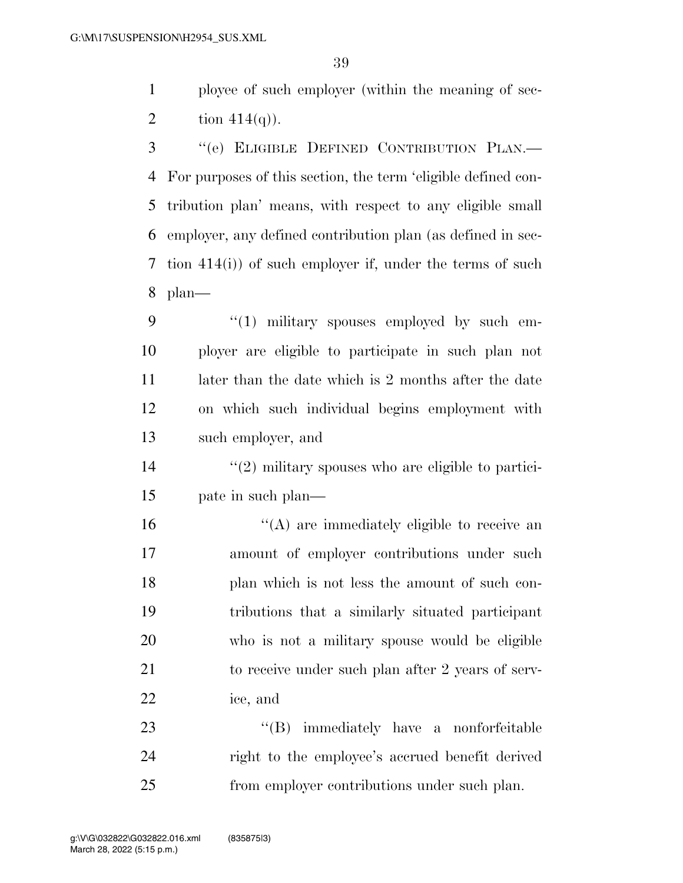ployee of such employer (within the meaning of section 414(q)).

"(e) ELIGIBLE DEFINED CONTRIBUTION PLAN.— For purposes of this section, the term 'eligible defined contribution plan' means, with respect to any eligible small employer, any defined contribution plan (as defined in section 414(i)) of such employer if, under the terms of such plan—

"(1) military spouses employed by such employer are eligible to participate in such plan not later than the date which is 2 months after the date on which such individual begins employment with such employer, and

"(2) military spouses who are eligible to participate in such plan—

"(A) are immediately eligible to receive an amount of employer contributions under such plan which is not less the amount of such contributions that a similarly situated participant who is not a military spouse would be eligible to receive under such plan after 2 years of service, and

"(B) immediately have a nonforfeitable right to the employee's accrued benefit derived from employer contributions under such plan.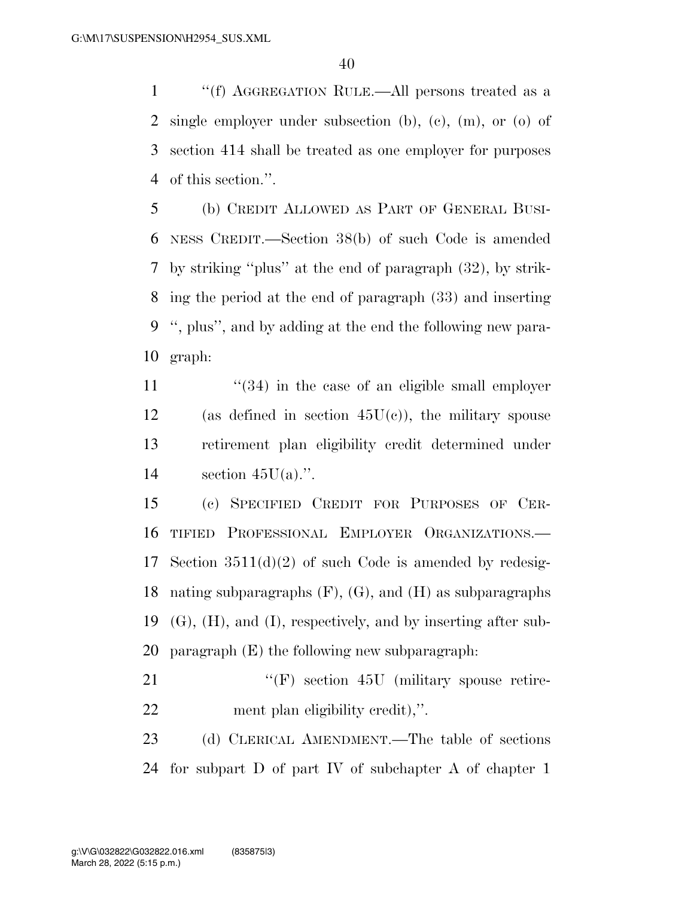''(f) AGGREGATION RULE.—All persons treated as a single employer under subsection (b), (c), (m), or (o) of section 414 shall be treated as one employer for purposes of this section.''.

(b) CREDIT ALLOWED AS PART OF GENERAL BUSINESS CREDIT.—Section 38(b) of such Code is amended by striking ''plus'' at the end of paragraph (32), by striking the period at the end of paragraph (33) and inserting '', plus'', and by adding at the end the following new paragraph:

> ''(34) in the case of an eligible small employer (as defined in section 45U(c)), the military spouse retirement plan eligibility credit determined under section 45U(a).''.

(c) SPECIFIED CREDIT FOR PURPOSES OF CERTIFIED PROFESSIONAL EMPLOYER ORGANIZATIONS.—Section 3511(d)(2) of such Code is amended by redesignating subparagraphs (F), (G), and (H) as subparagraphs (G), (H), and (I), respectively, and by inserting after subparagraph (E) the following new subparagraph:

> ''(F) section 45U (military spouse retirement plan eligibility credit),''.

(d) CLERICAL AMENDMENT.—The table of sections for subpart D of part IV of subchapter A of chapter 1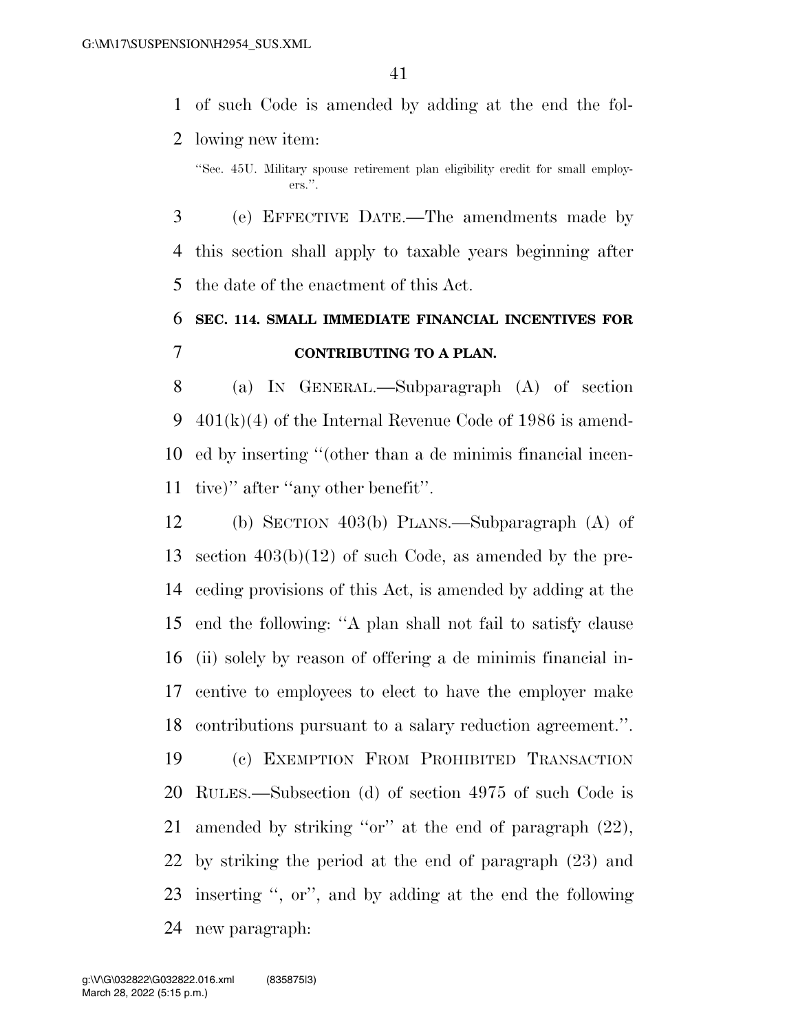of such Code is amended by adding at the end the following new item:

"Sec. 45U. Military spouse retirement plan eligibility credit for small employers.".

(e) EFFECTIVE DATE.—The amendments made by this section shall apply to taxable years beginning after the date of the enactment of this Act.

## SEC. 114. SMALL IMMEDIATE FINANCIAL INCENTIVES FOR CONTRIBUTING TO A PLAN.

(a) IN GENERAL.—Subparagraph (A) of section 401(k)(4) of the Internal Revenue Code of 1986 is amended by inserting "(other than a de minimis financial incentive)" after "any other benefit".

(b) SECTION 403(b) PLANS.—Subparagraph (A) of section 403(b)(12) of such Code, as amended by the preceding provisions of this Act, is amended by adding at the end the following: "A plan shall not fail to satisfy clause (ii) solely by reason of offering a de minimis financial incentive to employees to elect to have the employer make contributions pursuant to a salary reduction agreement.".

(c) EXEMPTION FROM PROHIBITED TRANSACTION RULES.—Subsection (d) of section 4975 of such Code is amended by striking "or" at the end of paragraph (22), by striking the period at the end of paragraph (23) and inserting ", or", and by adding at the end the following new paragraph: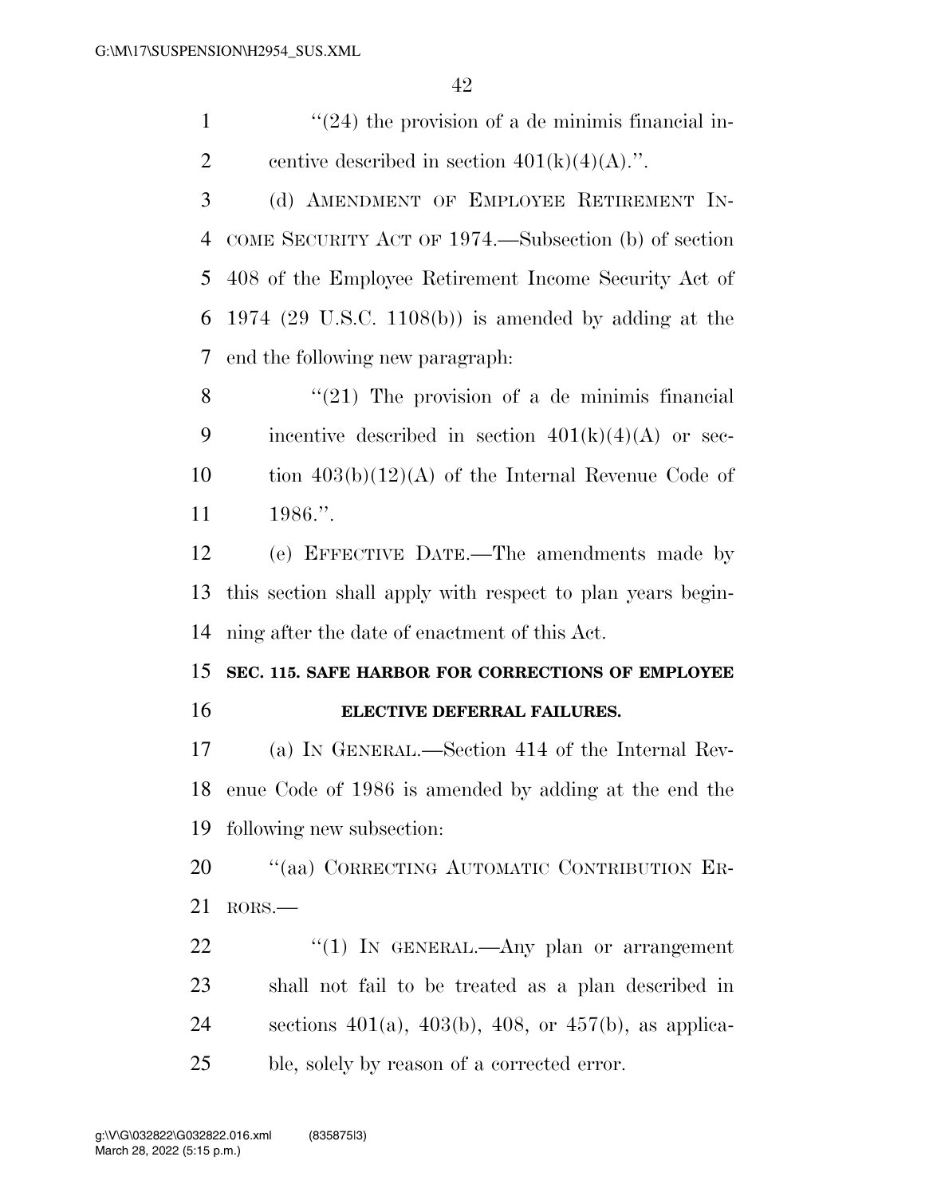"(24) the provision of a de minimis financial incentive described in section 401(k)(4)(A).".

(d) AMENDMENT OF EMPLOYEE RETIREMENT INCOME SECURITY ACT OF 1974.—Subsection (b) of section 408 of the Employee Retirement Income Security Act of 1974 (29 U.S.C. 1108(b)) is amended by adding at the end the following new paragraph:

"(21) The provision of a de minimis financial incentive described in section 401(k)(4)(A) or section 403(b)(12)(A) of the Internal Revenue Code of 1986.".

(e) EFFECTIVE DATE.—The amendments made by this section shall apply with respect to plan years beginning after the date of enactment of this Act.

**SEC. 115. SAFE HARBOR FOR CORRECTIONS OF EMPLOYEE ELECTIVE DEFERRAL FAILURES.**

(a) IN GENERAL.—Section 414 of the Internal Revenue Code of 1986 is amended by adding at the end the following new subsection:

"(aa) CORRECTING AUTOMATIC CONTRIBUTION ERRORS.—

"(1) IN GENERAL.—Any plan or arrangement shall not fail to be treated as a plan described in sections 401(a), 403(b), 408, or 457(b), as applicable, solely by reason of a corrected error.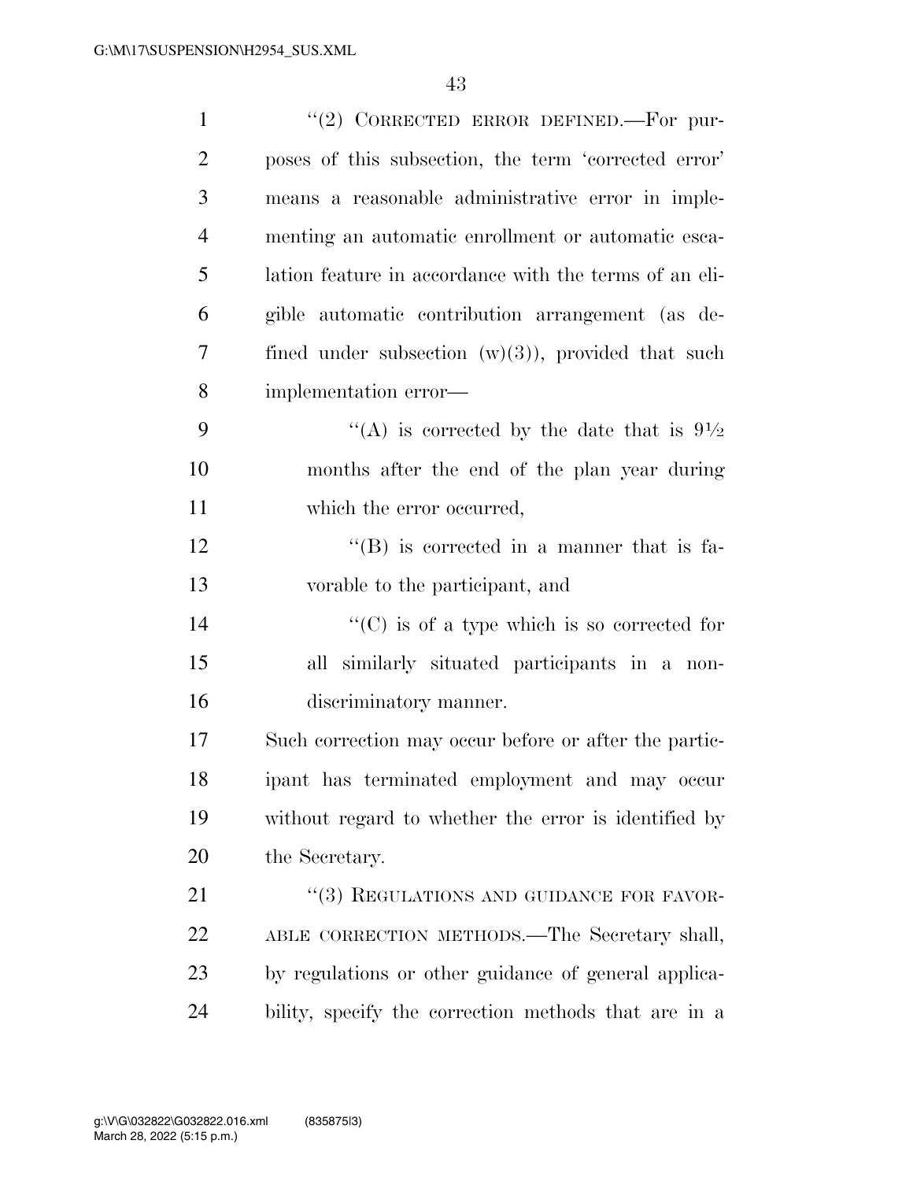"(2) CORRECTED ERROR DEFINED.—For purposes of this subsection, the term 'corrected error' means a reasonable administrative error in implementing an automatic enrollment or automatic escalation feature in accordance with the terms of an eligible automatic contribution arrangement (as defined under subsection (w)(3)), provided that such implementation error—

"(A) is corrected by the date that is 9½ months after the end of the plan year during which the error occurred,

"(B) is corrected in a manner that is favorable to the participant, and

"(C) is of a type which is so corrected for all similarly situated participants in a nondiscriminatory manner.

Such correction may occur before or after the participant has terminated employment and may occur without regard to whether the error is identified by the Secretary.

"(3) REGULATIONS AND GUIDANCE FOR FAVORABLE CORRECTION METHODS.—The Secretary shall, by regulations or other guidance of general applicability, specify the correction methods that are in a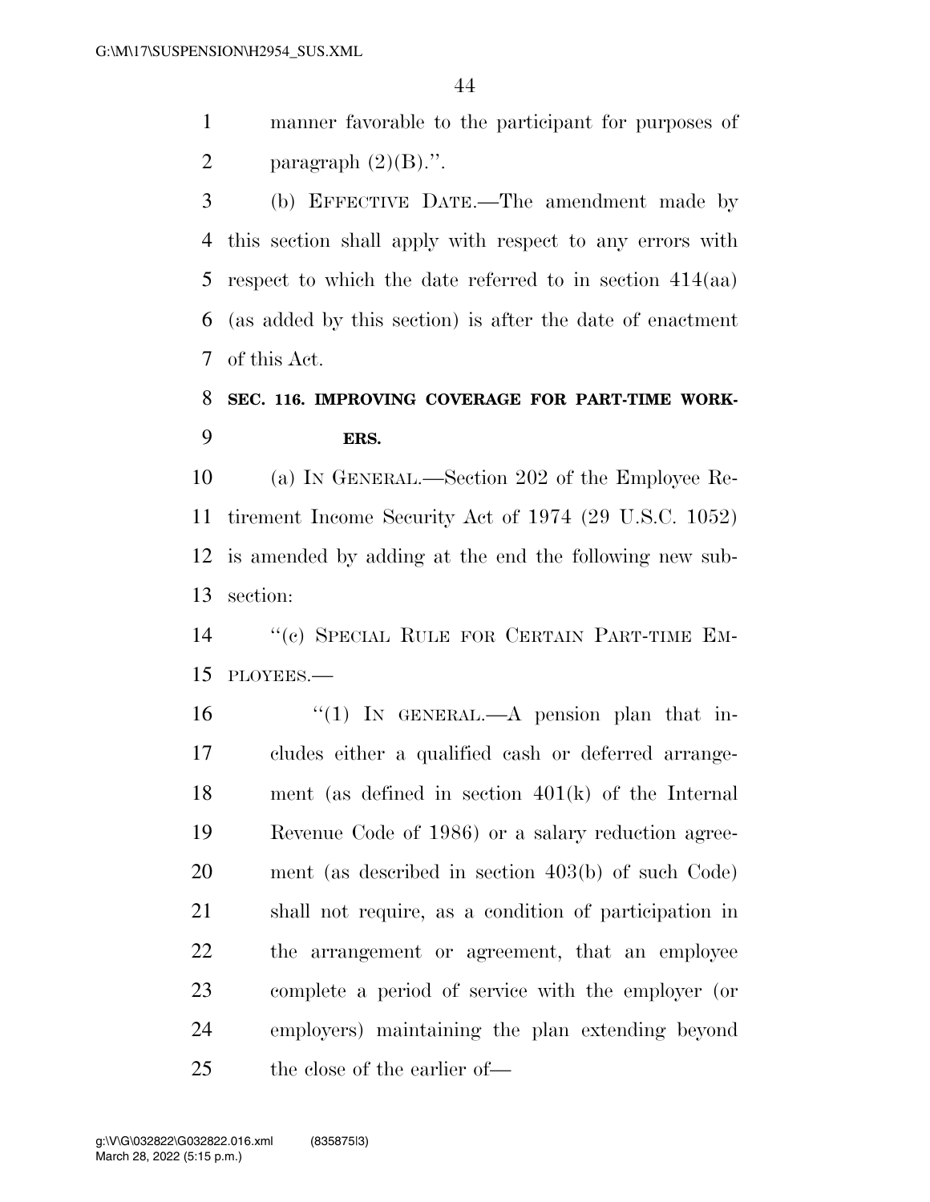manner favorable to the participant for purposes of paragraph (2)(B).''.

(b) EFFECTIVE DATE.—The amendment made by this section shall apply with respect to any errors with respect to which the date referred to in section 414(aa) (as added by this section) is after the date of enactment of this Act.

## SEC. 116. IMPROVING COVERAGE FOR PART-TIME WORKERS.

(a) IN GENERAL.—Section 202 of the Employee Retirement Income Security Act of 1974 (29 U.S.C. 1052) is amended by adding at the end the following new subsection:

''(c) SPECIAL RULE FOR CERTAIN PART-TIME EMPLOYEES.—

''(1) IN GENERAL.—A pension plan that includes either a qualified cash or deferred arrangement (as defined in section 401(k) of the Internal Revenue Code of 1986) or a salary reduction agreement (as described in section 403(b) of such Code) shall not require, as a condition of participation in the arrangement or agreement, that an employee complete a period of service with the employer (or employers) maintaining the plan extending beyond the close of the earlier of—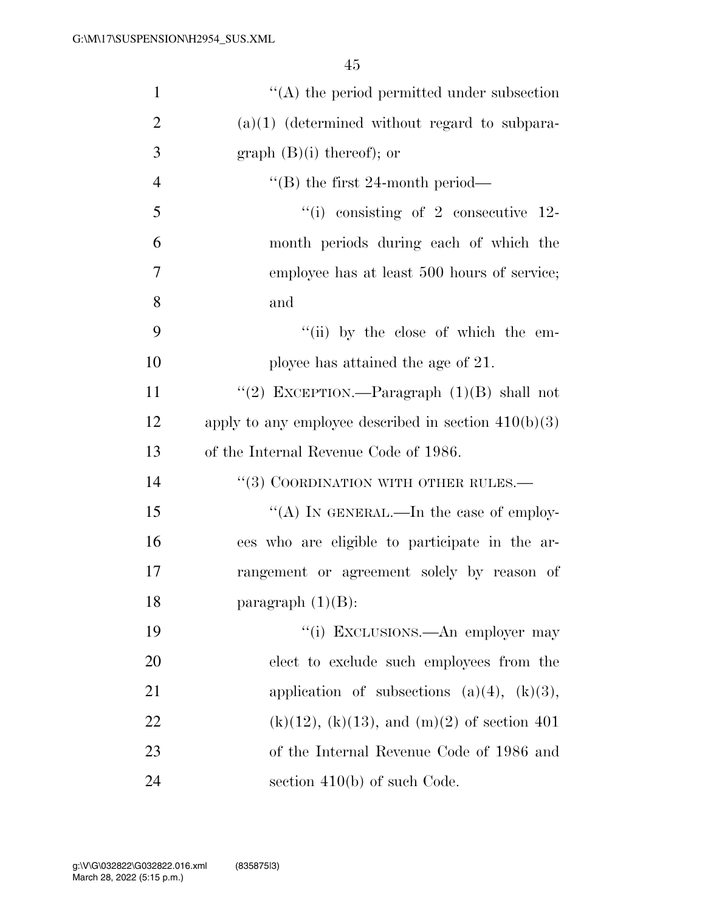''(A) the period permitted under subsection (a)(1) (determined without regard to subparagraph (B)(i) thereof); or

''(B) the first 24-month period—

''(i) consisting of 2 consecutive 12-month periods during each of which the employee has at least 500 hours of service; and

''(ii) by the close of which the employee has attained the age of 21.

''(2) EXCEPTION.—Paragraph (1)(B) shall not apply to any employee described in section 410(b)(3) of the Internal Revenue Code of 1986.

''(3) COORDINATION WITH OTHER RULES.—

''(A) IN GENERAL.—In the case of employees who are eligible to participate in the arrangement or agreement solely by reason of paragraph (1)(B):

''(i) EXCLUSIONS.—An employer may elect to exclude such employees from the application of subsections (a)(4), (k)(3), (k)(12), (k)(13), and (m)(2) of section 401 of the Internal Revenue Code of 1986 and section 410(b) of such Code.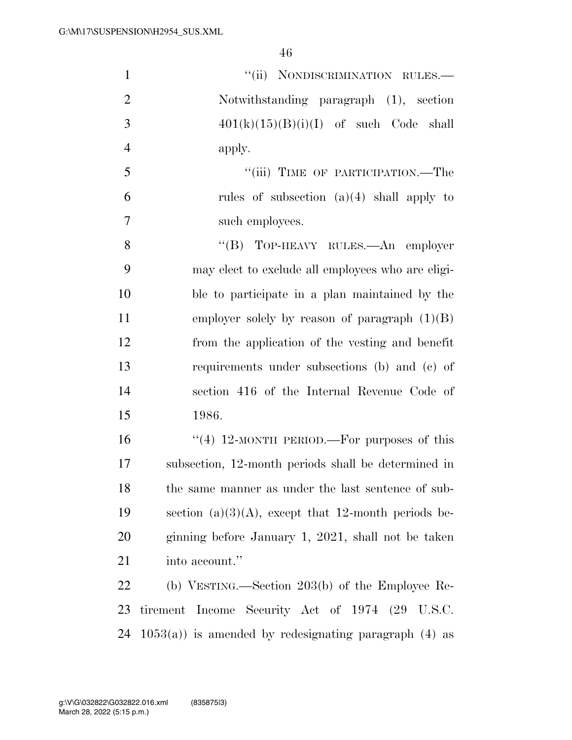"(ii) NONDISCRIMINATION RULES.—Notwithstanding paragraph (1), section 401(k)(15)(B)(i)(I) of such Code shall apply.

"(iii) TIME OF PARTICIPATION.—The rules of subsection (a)(4) shall apply to such employees.

"(B) TOP-HEAVY RULES.—An employer may elect to exclude all employees who are eligible to participate in a plan maintained by the employer solely by reason of paragraph (1)(B) from the application of the vesting and benefit requirements under subsections (b) and (c) of section 416 of the Internal Revenue Code of 1986.

"(4) 12-MONTH PERIOD.—For purposes of this subsection, 12-month periods shall be determined in the same manner as under the last sentence of subsection (a)(3)(A), except that 12-month periods beginning before January 1, 2021, shall not be taken into account."

(b) VESTING.—Section 203(b) of the Employee Retirement Income Security Act of 1974 (29 U.S.C. 1053(a)) is amended by redesignating paragraph (4) as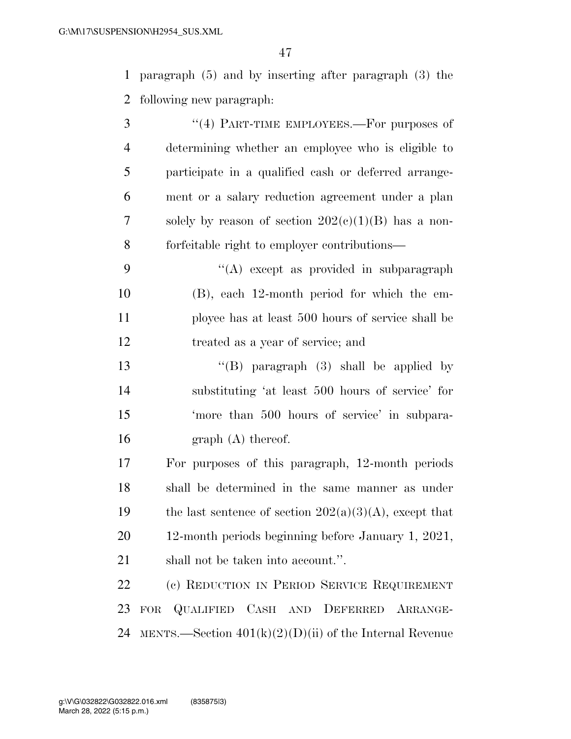paragraph (5) and by inserting after paragraph (3) the following new paragraph:

"(4) PART-TIME EMPLOYEES.—For purposes of determining whether an employee who is eligible to participate in a qualified cash or deferred arrangement or a salary reduction agreement under a plan solely by reason of section 202(c)(1)(B) has a nonforfeitable right to employer contributions—

"(A) except as provided in subparagraph (B), each 12-month period for which the employee has at least 500 hours of service shall be treated as a year of service; and

"(B) paragraph (3) shall be applied by substituting 'at least 500 hours of service' for 'more than 500 hours of service' in subparagraph (A) thereof.

For purposes of this paragraph, 12-month periods shall be determined in the same manner as under the last sentence of section 202(a)(3)(A), except that 12-month periods beginning before January 1, 2021, shall not be taken into account.".

(c) REDUCTION IN PERIOD SERVICE REQUIREMENT FOR QUALIFIED CASH AND DEFERRED ARRANGEMENTS.—Section 401(k)(2)(D)(ii) of the Internal Revenue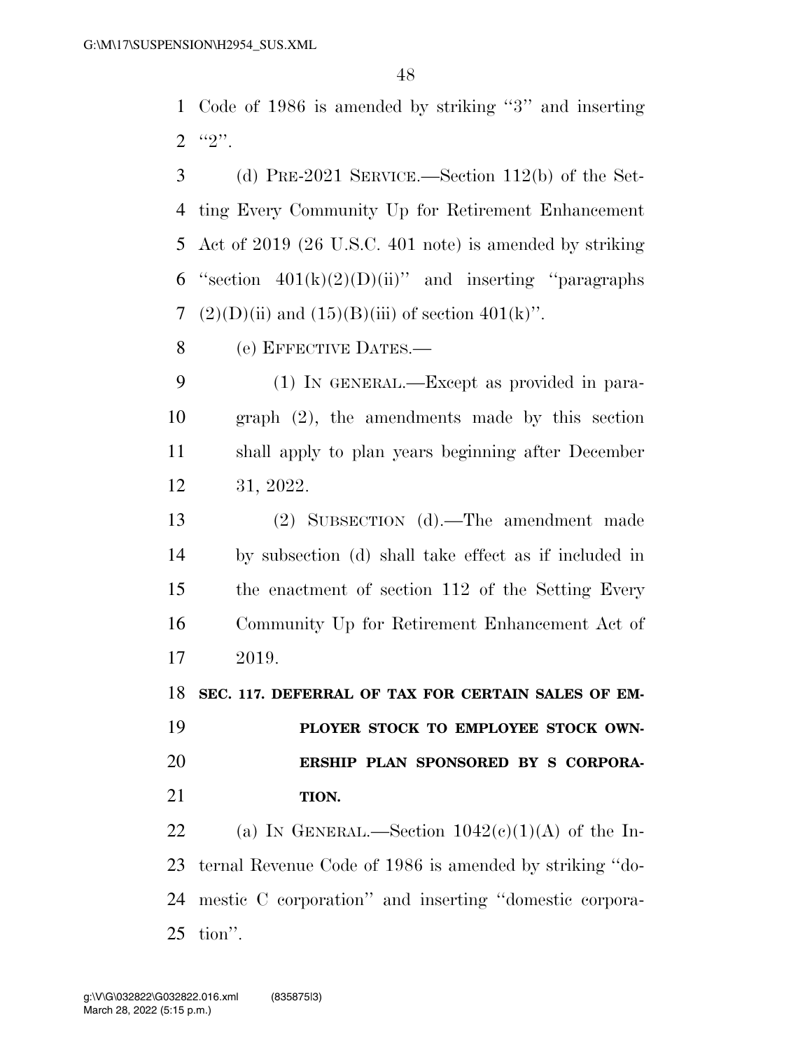Code of 1986 is amended by striking "3" and inserting "2".

(d) PRE-2021 SERVICE.—Section 112(b) of the Setting Every Community Up for Retirement Enhancement Act of 2019 (26 U.S.C. 401 note) is amended by striking "section 401(k)(2)(D)(ii)" and inserting "paragraphs (2)(D)(ii) and (15)(B)(iii) of section 401(k)".

(e) EFFECTIVE DATES.—

(1) IN GENERAL.—Except as provided in paragraph (2), the amendments made by this section shall apply to plan years beginning after December 31, 2022.

(2) SUBSECTION (d).—The amendment made by subsection (d) shall take effect as if included in the enactment of section 112 of the Setting Every Community Up for Retirement Enhancement Act of 2019.

**SEC. 117. DEFERRAL OF TAX FOR CERTAIN SALES OF EMPLOYER STOCK TO EMPLOYEE STOCK OWNERSHIP PLAN SPONSORED BY S CORPORATION.**

(a) IN GENERAL.—Section 1042(c)(1)(A) of the Internal Revenue Code of 1986 is amended by striking "domestic C corporation" and inserting "domestic corporation".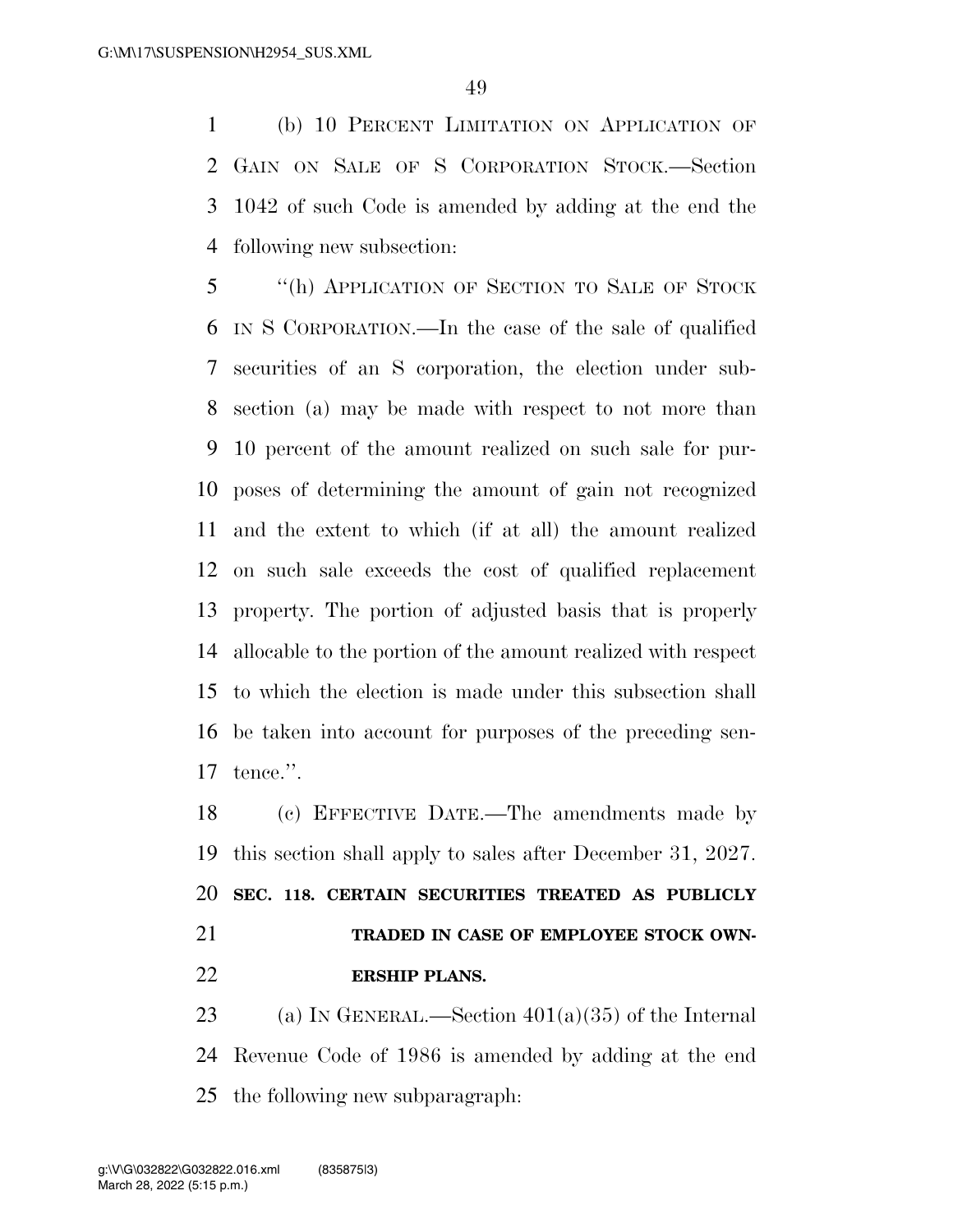(b) 10 PERCENT LIMITATION ON APPLICATION OF GAIN ON SALE OF S CORPORATION STOCK.—Section 1042 of such Code is amended by adding at the end the following new subsection:

"(h) APPLICATION OF SECTION TO SALE OF STOCK IN S CORPORATION.—In the case of the sale of qualified securities of an S corporation, the election under subsection (a) may be made with respect to not more than 10 percent of the amount realized on such sale for purposes of determining the amount of gain not recognized and the extent to which (if at all) the amount realized on such sale exceeds the cost of qualified replacement property. The portion of adjusted basis that is properly allocable to the portion of the amount realized with respect to which the election is made under this subsection shall be taken into account for purposes of the preceding sentence.".

(c) EFFECTIVE DATE.—The amendments made by this section shall apply to sales after December 31, 2027.

**SEC. 118. CERTAIN SECURITIES TREATED AS PUBLICLY TRADED IN CASE OF EMPLOYEE STOCK OWNERSHIP PLANS.**

(a) IN GENERAL.—Section 401(a)(35) of the Internal Revenue Code of 1986 is amended by adding at the end the following new subparagraph: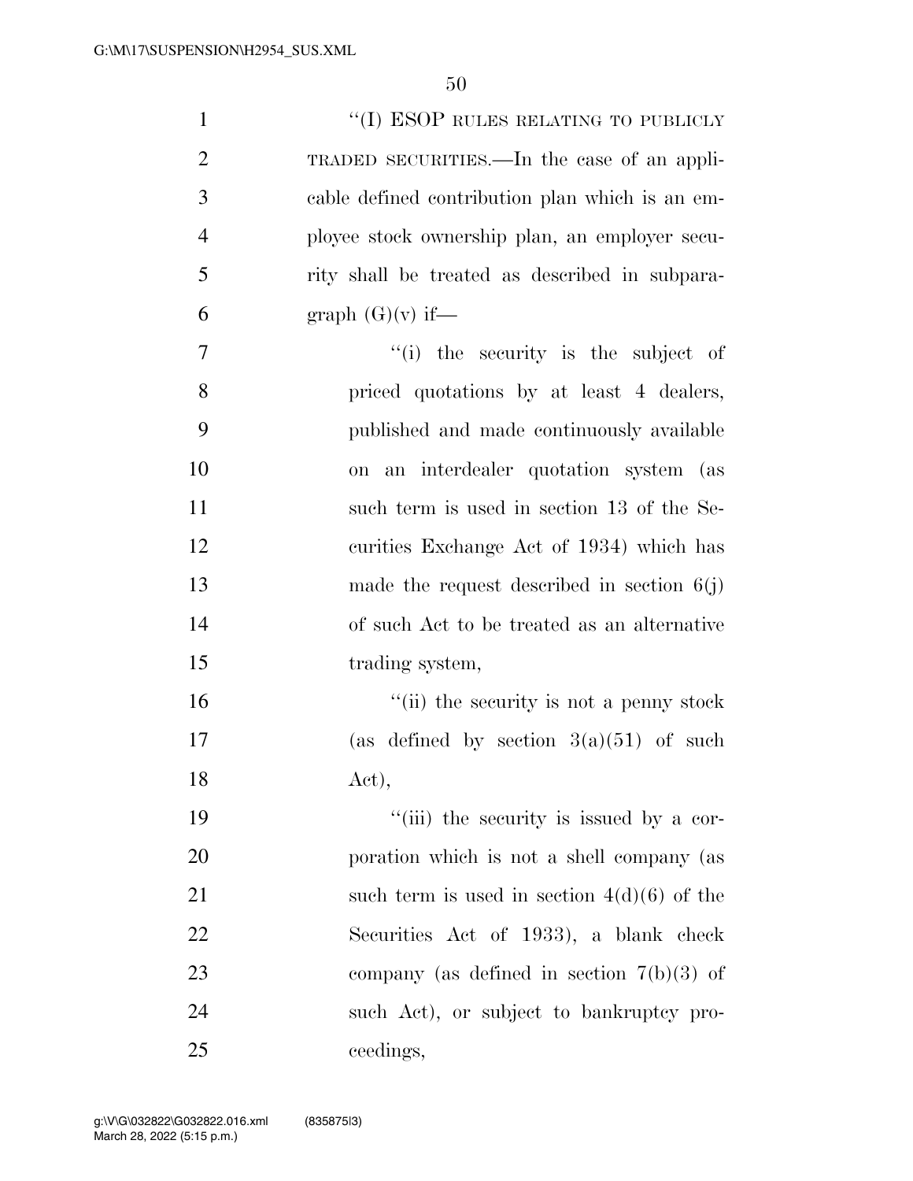"(I) ESOP RULES RELATING TO PUBLICLY TRADED SECURITIES.—In the case of an applicable defined contribution plan which is an employee stock ownership plan, an employer security shall be treated as described in subparagraph (G)(v) if—

"(i) the security is the subject of priced quotations by at least 4 dealers, published and made continuously available on an interdealer quotation system (as such term is used in section 13 of the Securities Exchange Act of 1934) which has made the request described in section 6(j) of such Act to be treated as an alternative trading system,

"(ii) the security is not a penny stock (as defined by section 3(a)(51) of such Act),

"(iii) the security is issued by a corporation which is not a shell company (as such term is used in section 4(d)(6) of the Securities Act of 1933), a blank check company (as defined in section 7(b)(3) of such Act), or subject to bankruptcy proceedings,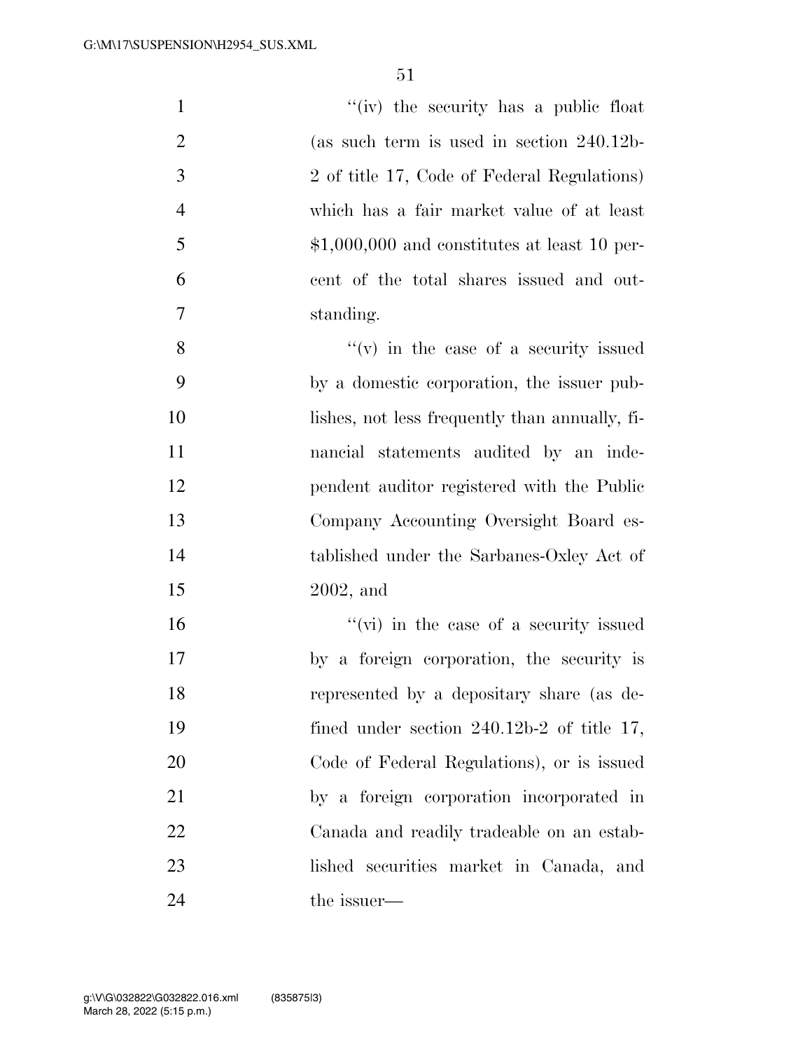''(iv) the security has a public float (as such term is used in section 240.12b-2 of title 17, Code of Federal Regulations) which has a fair market value of at least $1,000,000 and constitutes at least 10 percent of the total shares issued and outstanding.

''(v) in the case of a security issued by a domestic corporation, the issuer publishes, not less frequently than annually, financial statements audited by an independent auditor registered with the Public Company Accounting Oversight Board established under the Sarbanes-Oxley Act of 2002, and

''(vi) in the case of a security issued by a foreign corporation, the security is represented by a depositary share (as defined under section 240.12b-2 of title 17, Code of Federal Regulations), or is issued by a foreign corporation incorporated in Canada and readily tradeable on an established securities market in Canada, and the issuer—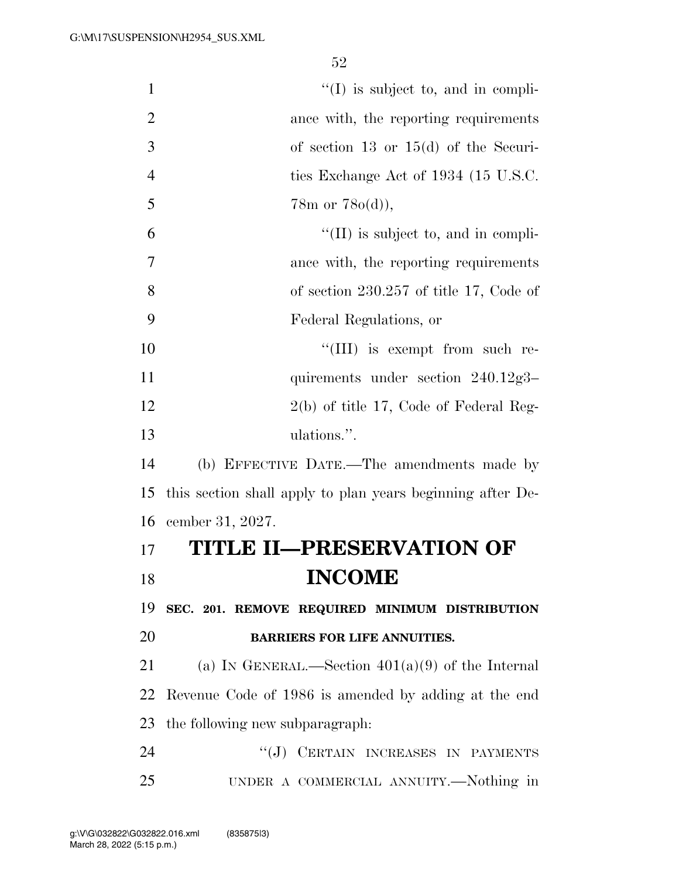"(I) is subject to, and in compliance with, the reporting requirements of section 13 or 15(d) of the Securities Exchange Act of 1934 (15 U.S.C. 78m or 78o(d)),

"(II) is subject to, and in compliance with, the reporting requirements of section 230.257 of title 17, Code of Federal Regulations, or

"(III) is exempt from such requirements under section 240.12g3–2(b) of title 17, Code of Federal Regulations.".

(b) EFFECTIVE DATE.—The amendments made by this section shall apply to plan years beginning after December 31, 2027.

# TITLE II—PRESERVATION OF INCOME

**SEC. 201. REMOVE REQUIRED MINIMUM DISTRIBUTION BARRIERS FOR LIFE ANNUITIES.**

(a) IN GENERAL.—Section 401(a)(9) of the Internal Revenue Code of 1986 is amended by adding at the end the following new subparagraph:

"(J) CERTAIN INCREASES IN PAYMENTS UNDER A COMMERCIAL ANNUITY.—Nothing in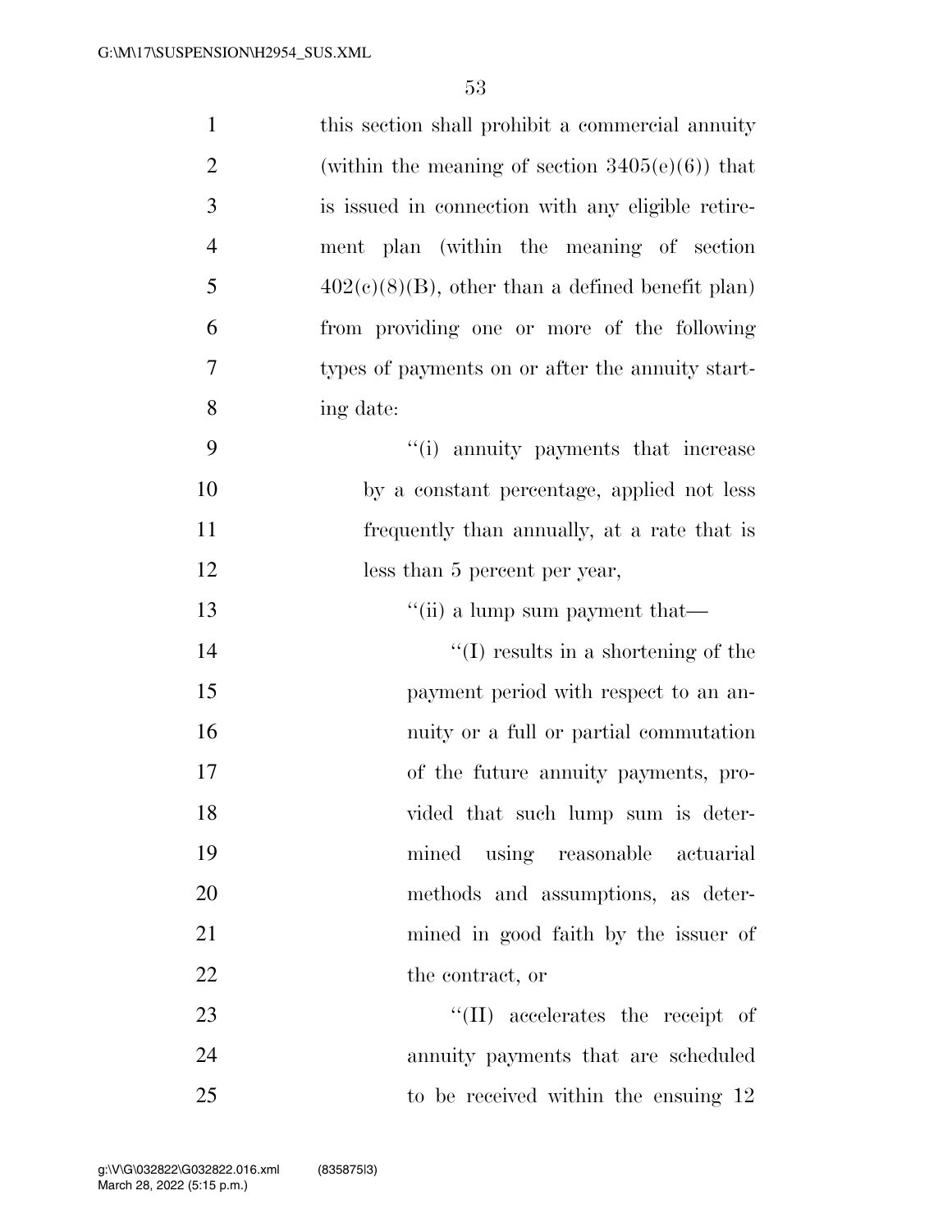this section shall prohibit a commercial annuity (within the meaning of section 3405(e)(6)) that is issued in connection with any eligible retirement plan (within the meaning of section 402(c)(8)(B), other than a defined benefit plan) from providing one or more of the following types of payments on or after the annuity starting date:

"(i) annuity payments that increase by a constant percentage, applied not less frequently than annually, at a rate that is less than 5 percent per year,

"(ii) a lump sum payment that—

"(I) results in a shortening of the payment period with respect to an annuity or a full or partial commutation of the future annuity payments, provided that such lump sum is determined using reasonable actuarial methods and assumptions, as determined in good faith by the issuer of the contract, or

"(II) accelerates the receipt of annuity payments that are scheduled to be received within the ensuing 12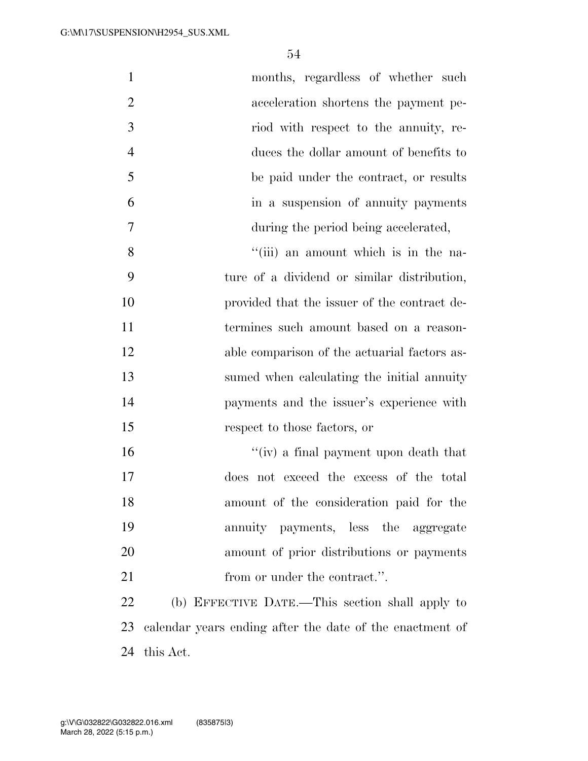months, regardless of whether such acceleration shortens the payment period with respect to the annuity, reduces the dollar amount of benefits to be paid under the contract, or results in a suspension of annuity payments during the period being accelerated,

''(iii) an amount which is in the nature of a dividend or similar distribution, provided that the issuer of the contract determines such amount based on a reasonable comparison of the actuarial factors assumed when calculating the initial annuity payments and the issuer's experience with respect to those factors, or

''(iv) a final payment upon death that does not exceed the excess of the total amount of the consideration paid for the annuity payments, less the aggregate amount of prior distributions or payments from or under the contract.''.

(b) EFFECTIVE DATE.—This section shall apply to calendar years ending after the date of the enactment of this Act.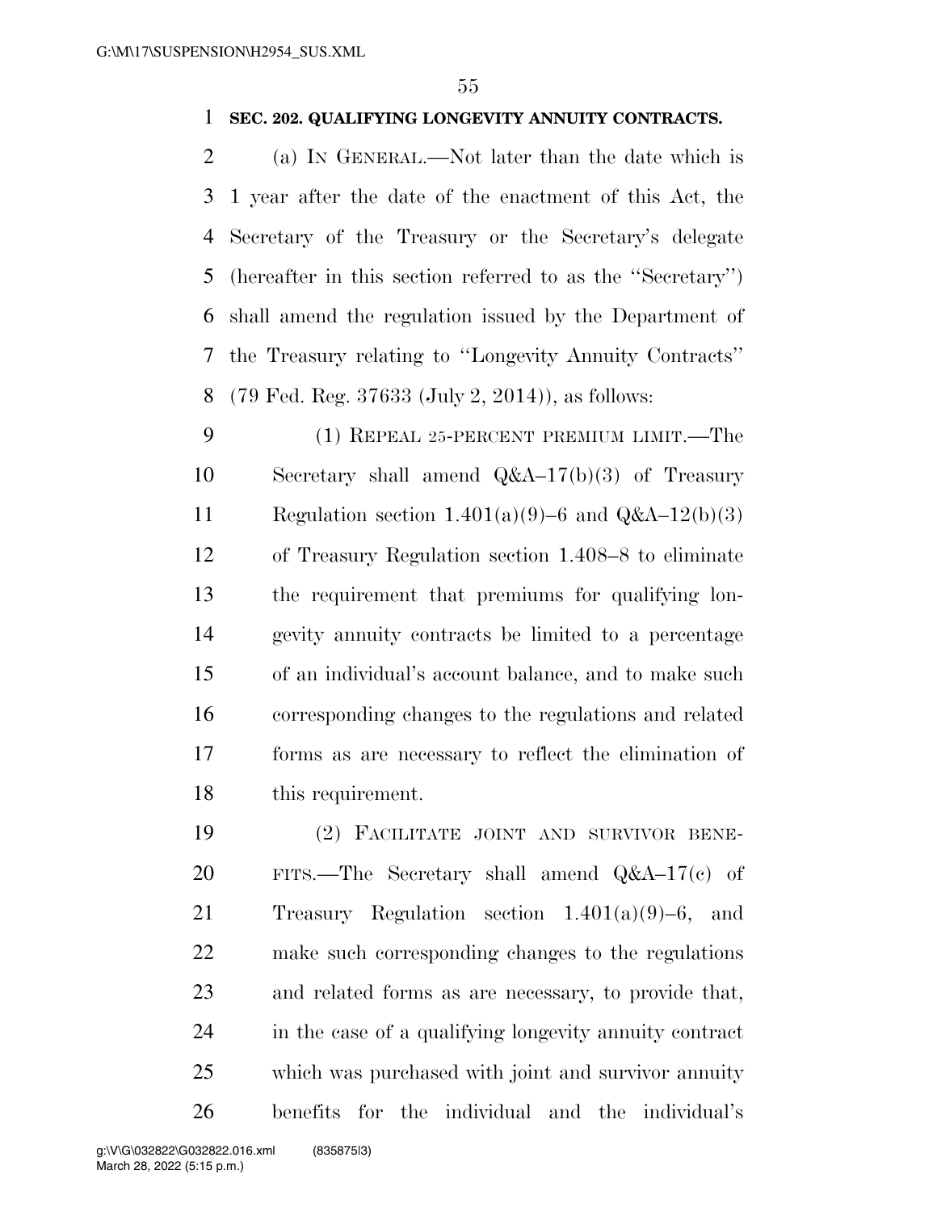**SEC. 202. QUALIFYING LONGEVITY ANNUITY CONTRACTS.**

(a) IN GENERAL.—Not later than the date which is 1 year after the date of the enactment of this Act, the Secretary of the Treasury or the Secretary's delegate (hereafter in this section referred to as the ''Secretary'') shall amend the regulation issued by the Department of the Treasury relating to ''Longevity Annuity Contracts'' (79 Fed. Reg. 37633 (July 2, 2014)), as follows:

(1) REPEAL 25-PERCENT PREMIUM LIMIT.—The Secretary shall amend Q&A–17(b)(3) of Treasury Regulation section 1.401(a)(9)–6 and Q&A–12(b)(3) of Treasury Regulation section 1.408–8 to eliminate the requirement that premiums for qualifying longevity annuity contracts be limited to a percentage of an individual's account balance, and to make such corresponding changes to the regulations and related forms as are necessary to reflect the elimination of this requirement.

(2) FACILITATE JOINT AND SURVIVOR BENEFITS.—The Secretary shall amend Q&A–17(c) of Treasury Regulation section 1.401(a)(9)–6, and make such corresponding changes to the regulations and related forms as are necessary, to provide that, in the case of a qualifying longevity annuity contract which was purchased with joint and survivor annuity benefits for the individual and the individual's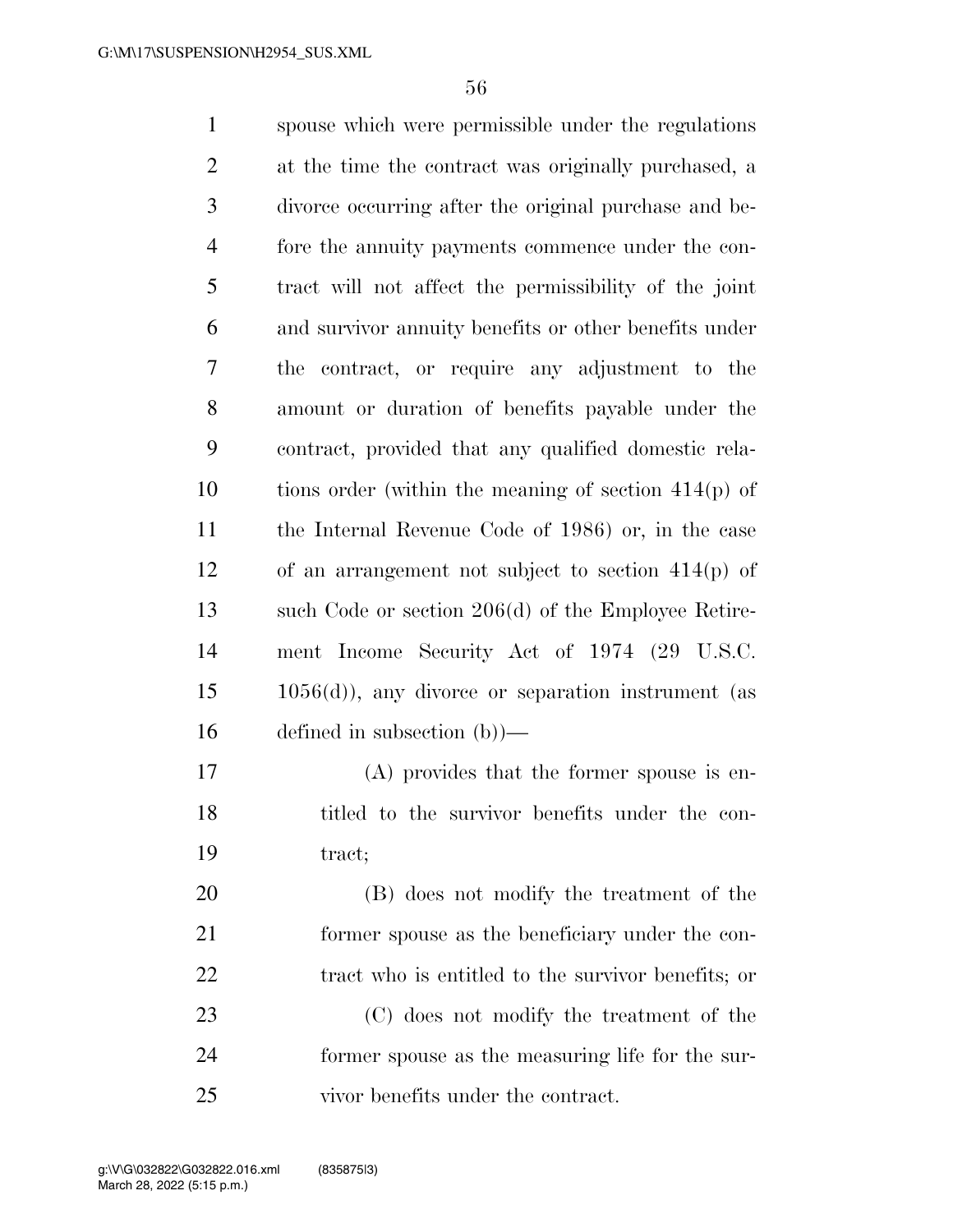spouse which were permissible under the regulations at the time the contract was originally purchased, a divorce occurring after the original purchase and before the annuity payments commence under the contract will not affect the permissibility of the joint and survivor annuity benefits or other benefits under the contract, or require any adjustment to the amount or duration of benefits payable under the contract, provided that any qualified domestic relations order (within the meaning of section 414(p) of the Internal Revenue Code of 1986) or, in the case of an arrangement not subject to section 414(p) of such Code or section 206(d) of the Employee Retirement Income Security Act of 1974 (29 U.S.C. 1056(d)), any divorce or separation instrument (as defined in subsection (b))—

(A) provides that the former spouse is entitled to the survivor benefits under the contract;

(B) does not modify the treatment of the former spouse as the beneficiary under the contract who is entitled to the survivor benefits; or

(C) does not modify the treatment of the former spouse as the measuring life for the survivor benefits under the contract.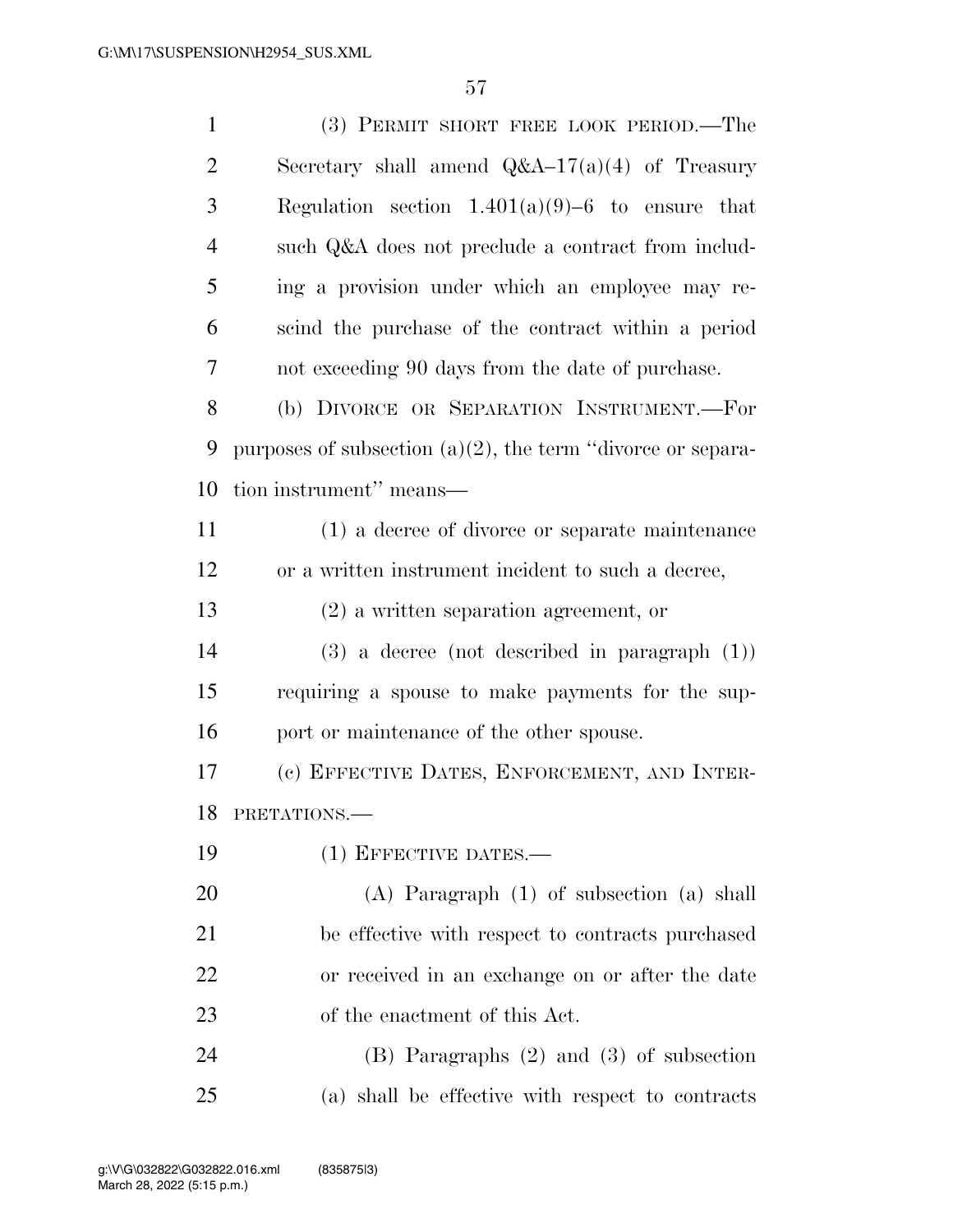(3) PERMIT SHORT FREE LOOK PERIOD.—The Secretary shall amend Q&A–17(a)(4) of Treasury Regulation section 1.401(a)(9)–6 to ensure that such Q&A does not preclude a contract from including a provision under which an employee may rescind the purchase of the contract within a period not exceeding 90 days from the date of purchase.

(b) DIVORCE OR SEPARATION INSTRUMENT.—For purposes of subsection (a)(2), the term ''divorce or separation instrument'' means—

(1) a decree of divorce or separate maintenance or a written instrument incident to such a decree,

(2) a written separation agreement, or

(3) a decree (not described in paragraph (1)) requiring a spouse to make payments for the support or maintenance of the other spouse.

(c) EFFECTIVE DATES, ENFORCEMENT, AND INTERPRETATIONS.—

(1) EFFECTIVE DATES.—

(A) Paragraph (1) of subsection (a) shall be effective with respect to contracts purchased or received in an exchange on or after the date of the enactment of this Act.

(B) Paragraphs (2) and (3) of subsection (a) shall be effective with respect to contracts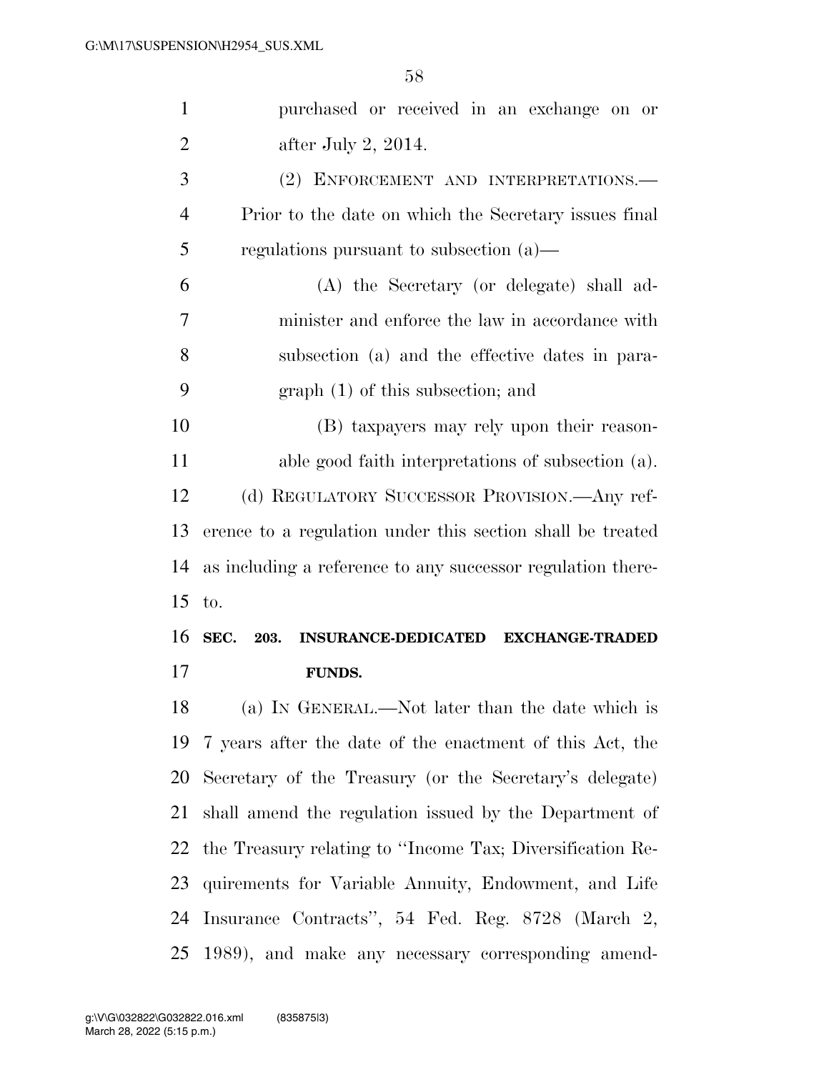purchased or received in an exchange on or after July 2, 2014.

(2) ENFORCEMENT AND INTERPRETATIONS.—Prior to the date on which the Secretary issues final regulations pursuant to subsection (a)—

(A) the Secretary (or delegate) shall administer and enforce the law in accordance with subsection (a) and the effective dates in paragraph (1) of this subsection; and

(B) taxpayers may rely upon their reasonable good faith interpretations of subsection (a).

(d) REGULATORY SUCCESSOR PROVISION.—Any reference to a regulation under this section shall be treated as including a reference to any successor regulation thereto.

**SEC. 203. INSURANCE-DEDICATED EXCHANGE-TRADED FUNDS.**

(a) IN GENERAL.—Not later than the date which is 7 years after the date of the enactment of this Act, the Secretary of the Treasury (or the Secretary's delegate) shall amend the regulation issued by the Department of the Treasury relating to ''Income Tax; Diversification Requirements for Variable Annuity, Endowment, and Life Insurance Contracts'', 54 Fed. Reg. 8728 (March 2, 1989), and make any necessary corresponding amend-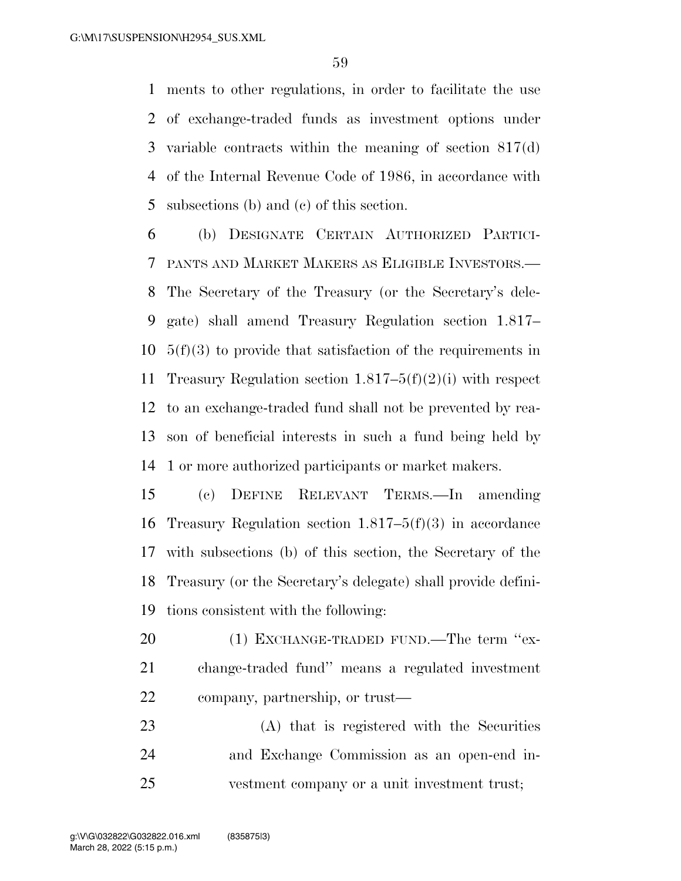ments to other regulations, in order to facilitate the use of exchange-traded funds as investment options under variable contracts within the meaning of section 817(d) of the Internal Revenue Code of 1986, in accordance with subsections (b) and (c) of this section.

(b) DESIGNATE CERTAIN AUTHORIZED PARTICIPANTS AND MARKET MAKERS AS ELIGIBLE INVESTORS.—The Secretary of the Treasury (or the Secretary's delegate) shall amend Treasury Regulation section 1.817–5(f)(3) to provide that satisfaction of the requirements in Treasury Regulation section 1.817–5(f)(2)(i) with respect to an exchange-traded fund shall not be prevented by reason of beneficial interests in such a fund being held by 1 or more authorized participants or market makers.

(c) DEFINE RELEVANT TERMS.—In amending Treasury Regulation section 1.817–5(f)(3) in accordance with subsections (b) of this section, the Secretary of the Treasury (or the Secretary's delegate) shall provide definitions consistent with the following:

(1) EXCHANGE-TRADED FUND.—The term ''exchange-traded fund'' means a regulated investment company, partnership, or trust—

(A) that is registered with the Securities and Exchange Commission as an open-end investment company or a unit investment trust;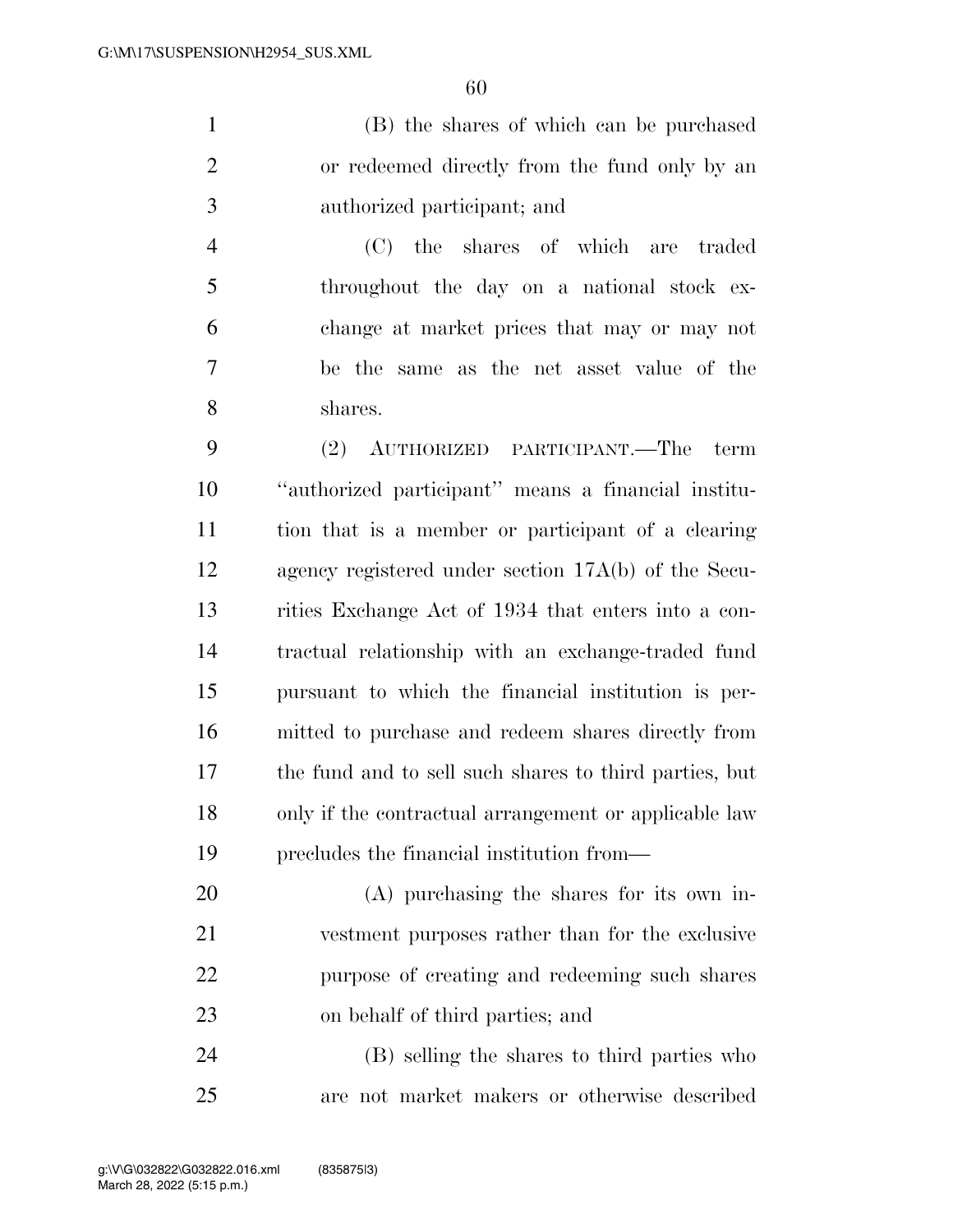(B) the shares of which can be purchased or redeemed directly from the fund only by an authorized participant; and

(C) the shares of which are traded throughout the day on a national stock exchange at market prices that may or may not be the same as the net asset value of the shares.

(2) AUTHORIZED PARTICIPANT.—The term ''authorized participant'' means a financial institution that is a member or participant of a clearing agency registered under section 17A(b) of the Securities Exchange Act of 1934 that enters into a contractual relationship with an exchange-traded fund pursuant to which the financial institution is permitted to purchase and redeem shares directly from the fund and to sell such shares to third parties, but only if the contractual arrangement or applicable law precludes the financial institution from—

(A) purchasing the shares for its own investment purposes rather than for the exclusive purpose of creating and redeeming such shares on behalf of third parties; and

(B) selling the shares to third parties who are not market makers or otherwise described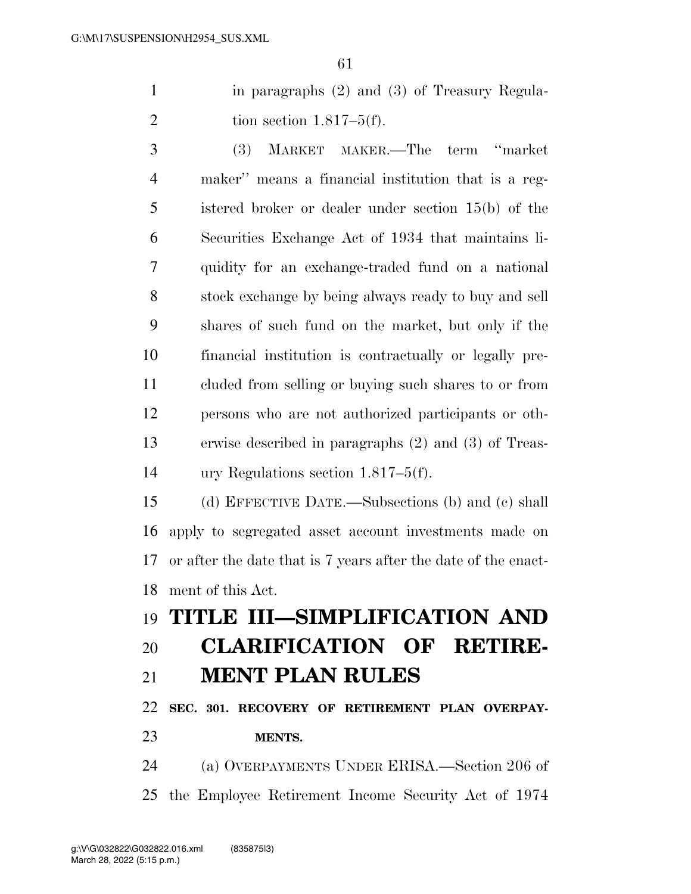in paragraphs (2) and (3) of Treasury Regulation section 1.817–5(f).

(3) MARKET MAKER.—The term ''market maker'' means a financial institution that is a registered broker or dealer under section 15(b) of the Securities Exchange Act of 1934 that maintains liquidity for an exchange-traded fund on a national stock exchange by being always ready to buy and sell shares of such fund on the market, but only if the financial institution is contractually or legally precluded from selling or buying such shares to or from persons who are not authorized participants or otherwise described in paragraphs (2) and (3) of Treasury Regulations section 1.817–5(f).

(d) EFFECTIVE DATE.—Subsections (b) and (c) shall apply to segregated asset account investments made on or after the date that is 7 years after the date of the enactment of this Act.

# TITLE III—SIMPLIFICATION AND CLARIFICATION OF RETIREMENT PLAN RULES

### SEC. 301. RECOVERY OF RETIREMENT PLAN OVERPAYMENTS.

(a) OVERPAYMENTS UNDER ERISA.—Section 206 of the Employee Retirement Income Security Act of 1974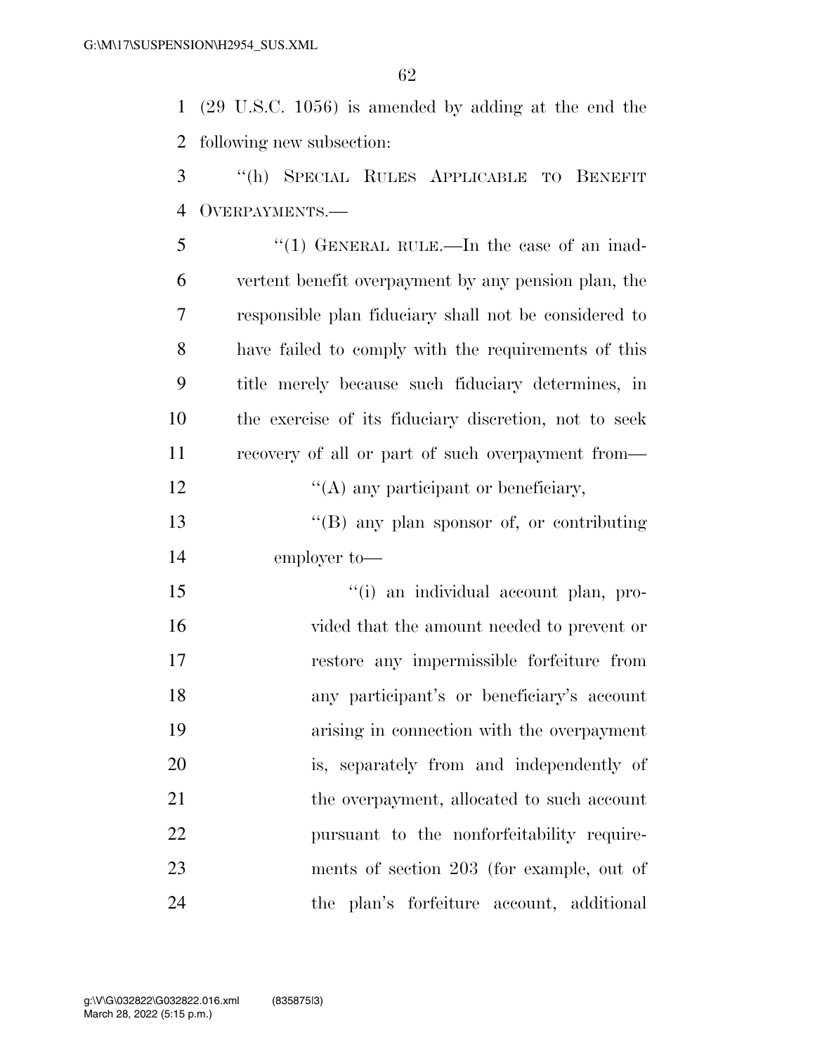(29 U.S.C. 1056) is amended by adding at the end the following new subsection:

"(h) SPECIAL RULES APPLICABLE TO BENEFIT OVERPAYMENTS.—

"(1) GENERAL RULE.—In the case of an inadvertent benefit overpayment by any pension plan, the responsible plan fiduciary shall not be considered to have failed to comply with the requirements of this title merely because such fiduciary determines, in the exercise of its fiduciary discretion, not to seek recovery of all or part of such overpayment from—

"(A) any participant or beneficiary,

"(B) any plan sponsor of, or contributing employer to—

"(i) an individual account plan, provided that the amount needed to prevent or restore any impermissible forfeiture from any participant's or beneficiary's account arising in connection with the overpayment is, separately from and independently of the overpayment, allocated to such account pursuant to the nonforfeitability requirements of section 203 (for example, out of the plan's forfeiture account, additional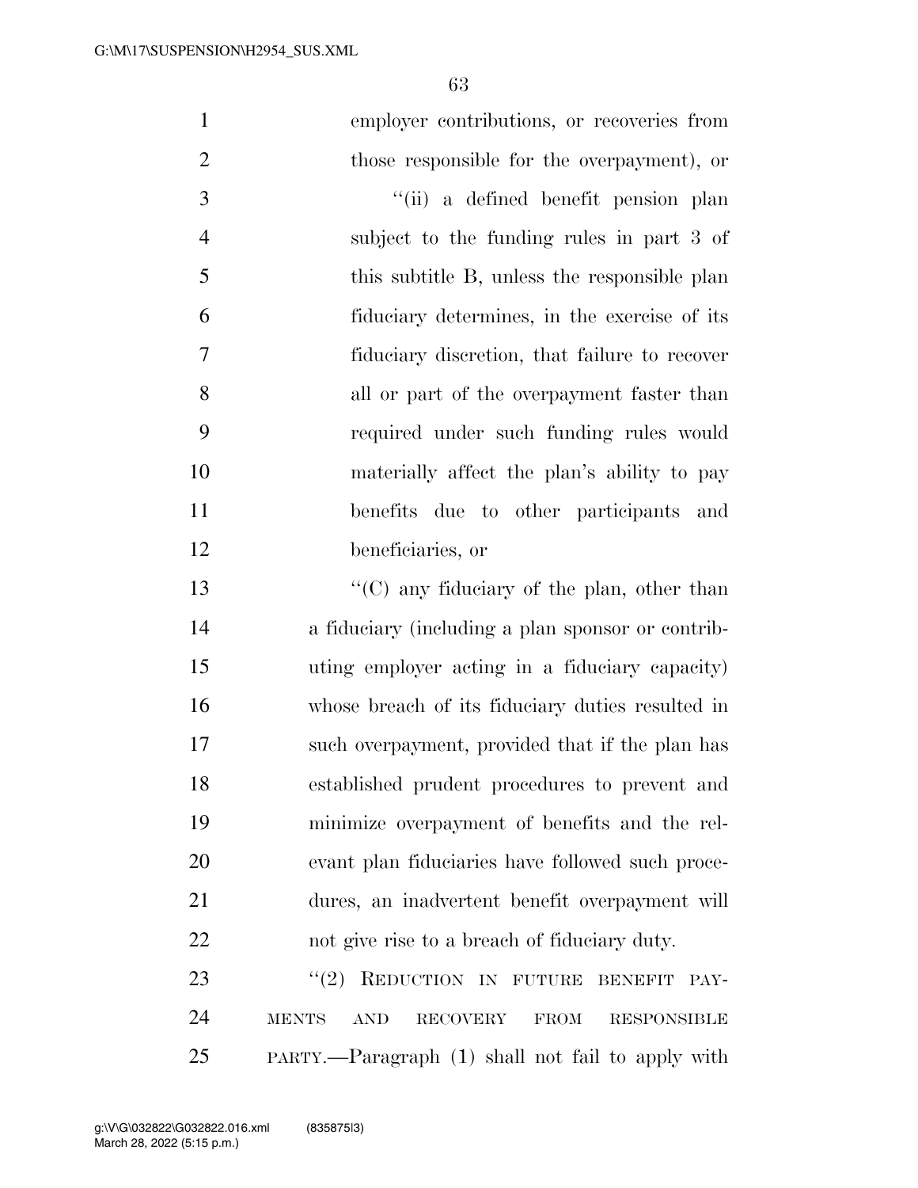employer contributions, or recoveries from those responsible for the overpayment), or

"(ii) a defined benefit pension plan subject to the funding rules in part 3 of this subtitle B, unless the responsible plan fiduciary determines, in the exercise of its fiduciary discretion, that failure to recover all or part of the overpayment faster than required under such funding rules would materially affect the plan's ability to pay benefits due to other participants and beneficiaries, or

"(C) any fiduciary of the plan, other than a fiduciary (including a plan sponsor or contributing employer acting in a fiduciary capacity) whose breach of its fiduciary duties resulted in such overpayment, provided that if the plan has established prudent procedures to prevent and minimize overpayment of benefits and the relevant plan fiduciaries have followed such procedures, an inadvertent benefit overpayment will not give rise to a breach of fiduciary duty.

"(2) REDUCTION IN FUTURE BENEFIT PAYMENTS AND RECOVERY FROM RESPONSIBLE PARTY.—Paragraph (1) shall not fail to apply with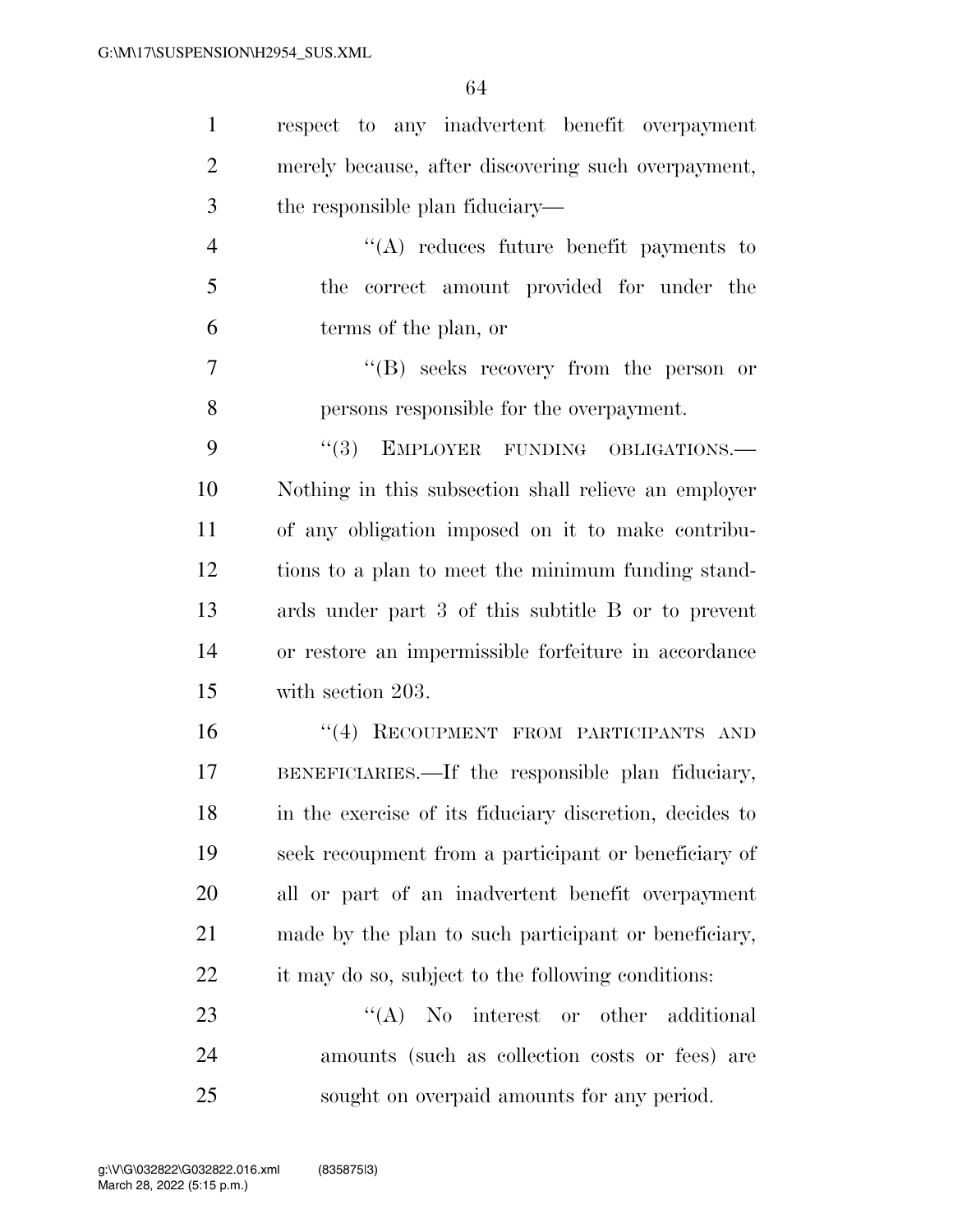respect to any inadvertent benefit overpayment merely because, after discovering such overpayment, the responsible plan fiduciary—

"(A) reduces future benefit payments to the correct amount provided for under the terms of the plan, or

"(B) seeks recovery from the person or persons responsible for the overpayment.

"(3) EMPLOYER FUNDING OBLIGATIONS.—Nothing in this subsection shall relieve an employer of any obligation imposed on it to make contributions to a plan to meet the minimum funding standards under part 3 of this subtitle B or to prevent or restore an impermissible forfeiture in accordance with section 203.

"(4) RECOUPMENT FROM PARTICIPANTS AND BENEFICIARIES.—If the responsible plan fiduciary, in the exercise of its fiduciary discretion, decides to seek recoupment from a participant or beneficiary of all or part of an inadvertent benefit overpayment made by the plan to such participant or beneficiary, it may do so, subject to the following conditions:

"(A) No interest or other additional amounts (such as collection costs or fees) are sought on overpaid amounts for any period.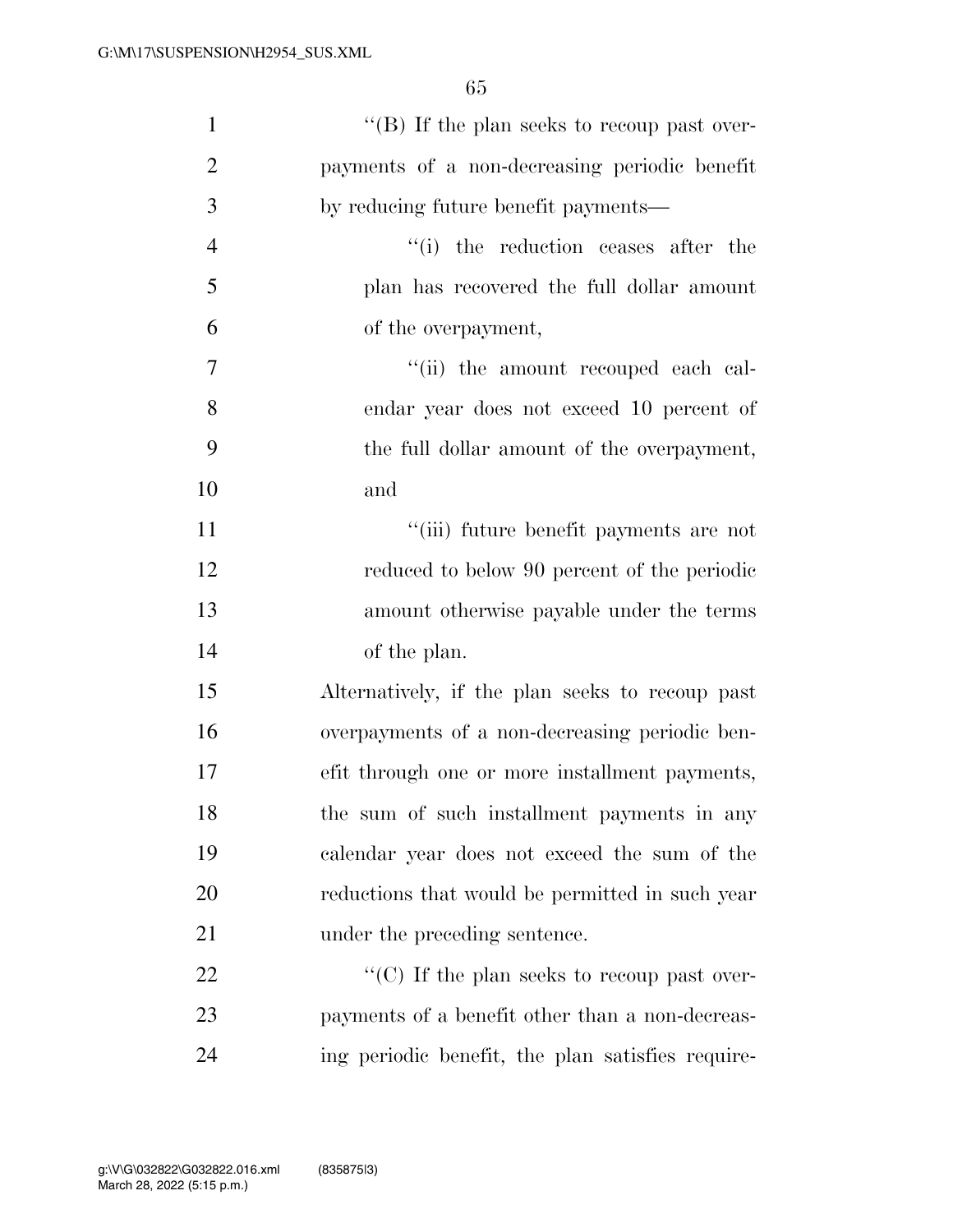''(B) If the plan seeks to recoup past overpayments of a non-decreasing periodic benefit by reducing future benefit payments—

''(i) the reduction ceases after the plan has recovered the full dollar amount of the overpayment,

''(ii) the amount recouped each calendar year does not exceed 10 percent of the full dollar amount of the overpayment, and

''(iii) future benefit payments are not reduced to below 90 percent of the periodic amount otherwise payable under the terms of the plan.

Alternatively, if the plan seeks to recoup past overpayments of a non-decreasing periodic benefit through one or more installment payments, the sum of such installment payments in any calendar year does not exceed the sum of the reductions that would be permitted in such year under the preceding sentence.

''(C) If the plan seeks to recoup past overpayments of a benefit other than a non-decreasing periodic benefit, the plan satisfies require-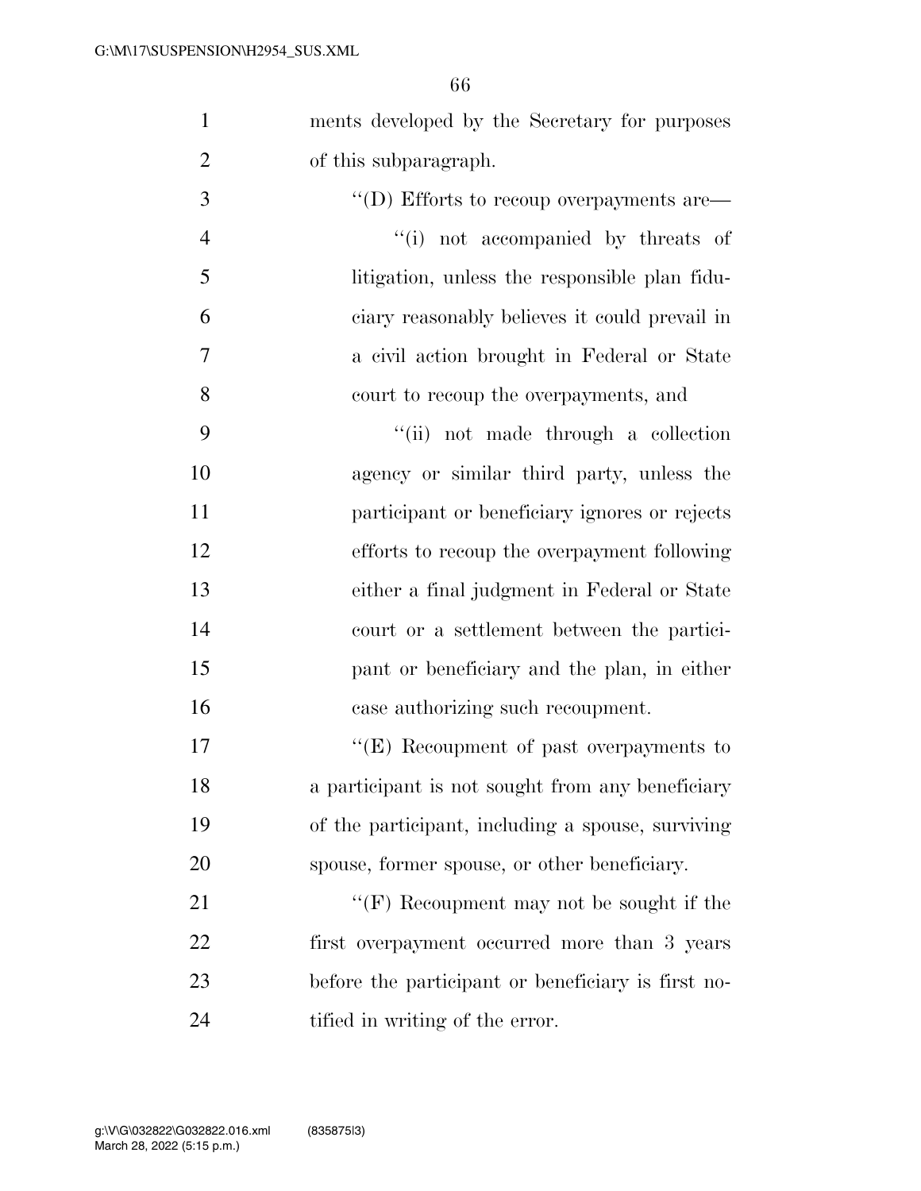ments developed by the Secretary for purposes of this subparagraph.

''(D) Efforts to recoup overpayments are—

''(i) not accompanied by threats of litigation, unless the responsible plan fiduciary reasonably believes it could prevail in a civil action brought in Federal or State court to recoup the overpayments, and

''(ii) not made through a collection agency or similar third party, unless the participant or beneficiary ignores or rejects efforts to recoup the overpayment following either a final judgment in Federal or State court or a settlement between the participant or beneficiary and the plan, in either case authorizing such recoupment.

''(E) Recoupment of past overpayments to a participant is not sought from any beneficiary of the participant, including a spouse, surviving spouse, former spouse, or other beneficiary.

''(F) Recoupment may not be sought if the first overpayment occurred more than 3 years before the participant or beneficiary is first notified in writing of the error.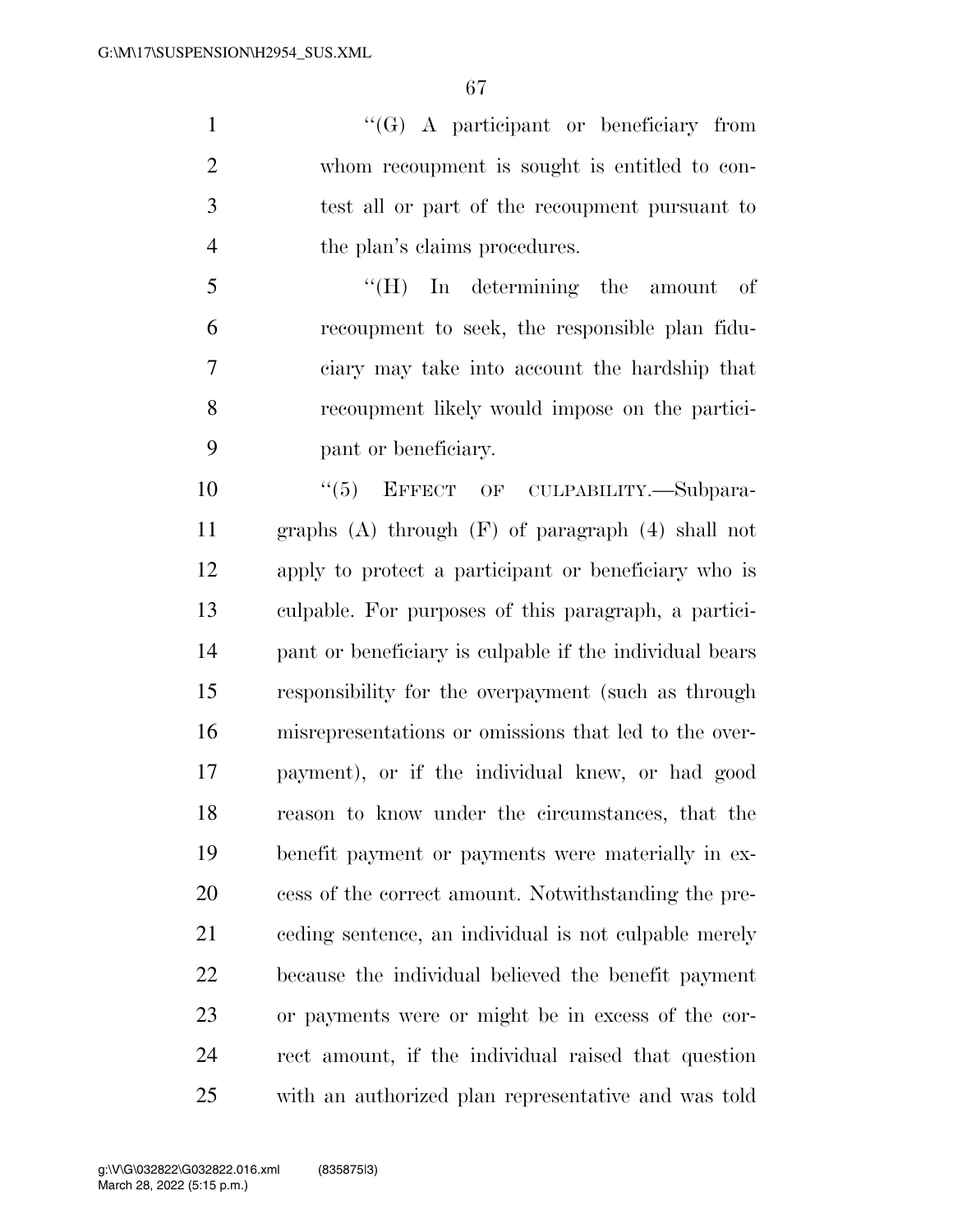"(G) A participant or beneficiary from whom recoupment is sought is entitled to contest all or part of the recoupment pursuant to the plan's claims procedures.

"(H) In determining the amount of recoupment to seek, the responsible plan fiduciary may take into account the hardship that recoupment likely would impose on the participant or beneficiary.

"(5) EFFECT OF CULPABILITY.—Subparagraphs (A) through (F) of paragraph (4) shall not apply to protect a participant or beneficiary who is culpable. For purposes of this paragraph, a participant or beneficiary is culpable if the individual bears responsibility for the overpayment (such as through misrepresentations or omissions that led to the overpayment), or if the individual knew, or had good reason to know under the circumstances, that the benefit payment or payments were materially in excess of the correct amount. Notwithstanding the preceding sentence, an individual is not culpable merely because the individual believed the benefit payment or payments were or might be in excess of the correct amount, if the individual raised that question with an authorized plan representative and was told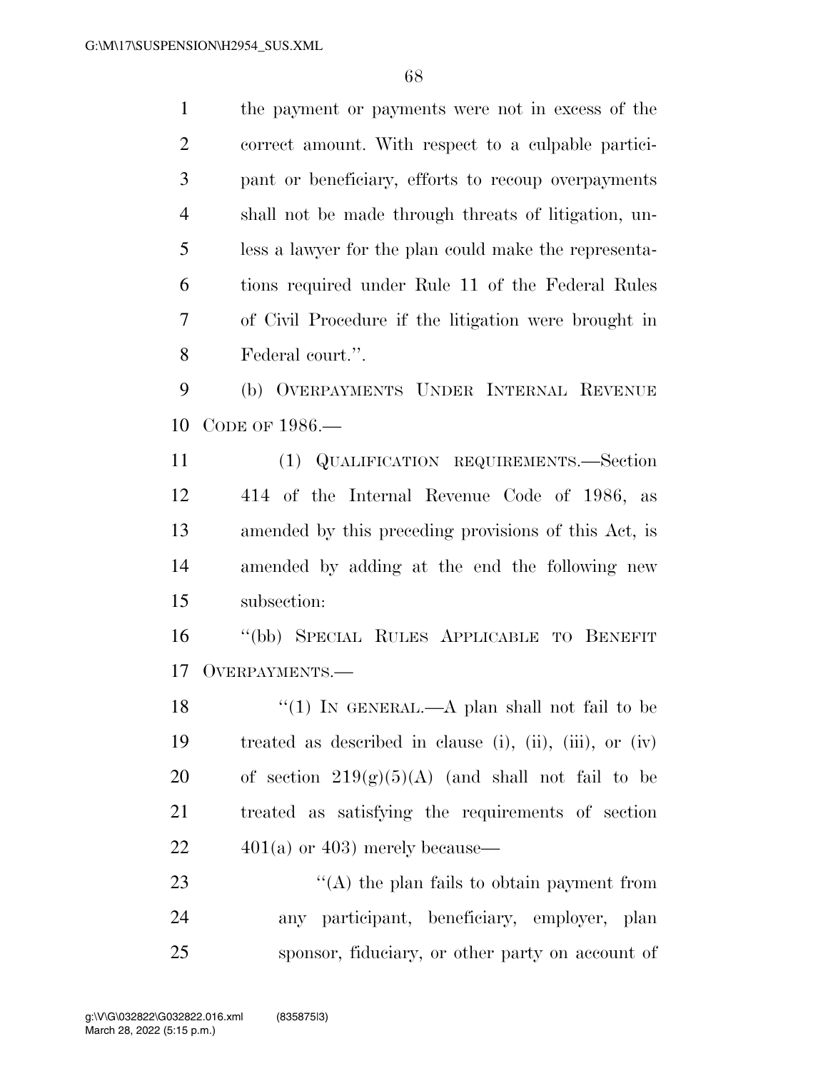the payment or payments were not in excess of the correct amount. With respect to a culpable participant or beneficiary, efforts to recoup overpayments shall not be made through threats of litigation, unless a lawyer for the plan could make the representations required under Rule 11 of the Federal Rules of Civil Procedure if the litigation were brought in Federal court.''.

(b) OVERPAYMENTS UNDER INTERNAL REVENUE CODE OF 1986.—

(1) QUALIFICATION REQUIREMENTS.—Section 414 of the Internal Revenue Code of 1986, as amended by this preceding provisions of this Act, is amended by adding at the end the following new subsection:

''(bb) SPECIAL RULES APPLICABLE TO BENEFIT OVERPAYMENTS.—

''(1) IN GENERAL.—A plan shall not fail to be treated as described in clause (i), (ii), (iii), or (iv) of section 219(g)(5)(A) (and shall not fail to be treated as satisfying the requirements of section 401(a) or 403) merely because—

''(A) the plan fails to obtain payment from any participant, beneficiary, employer, plan sponsor, fiduciary, or other party on account of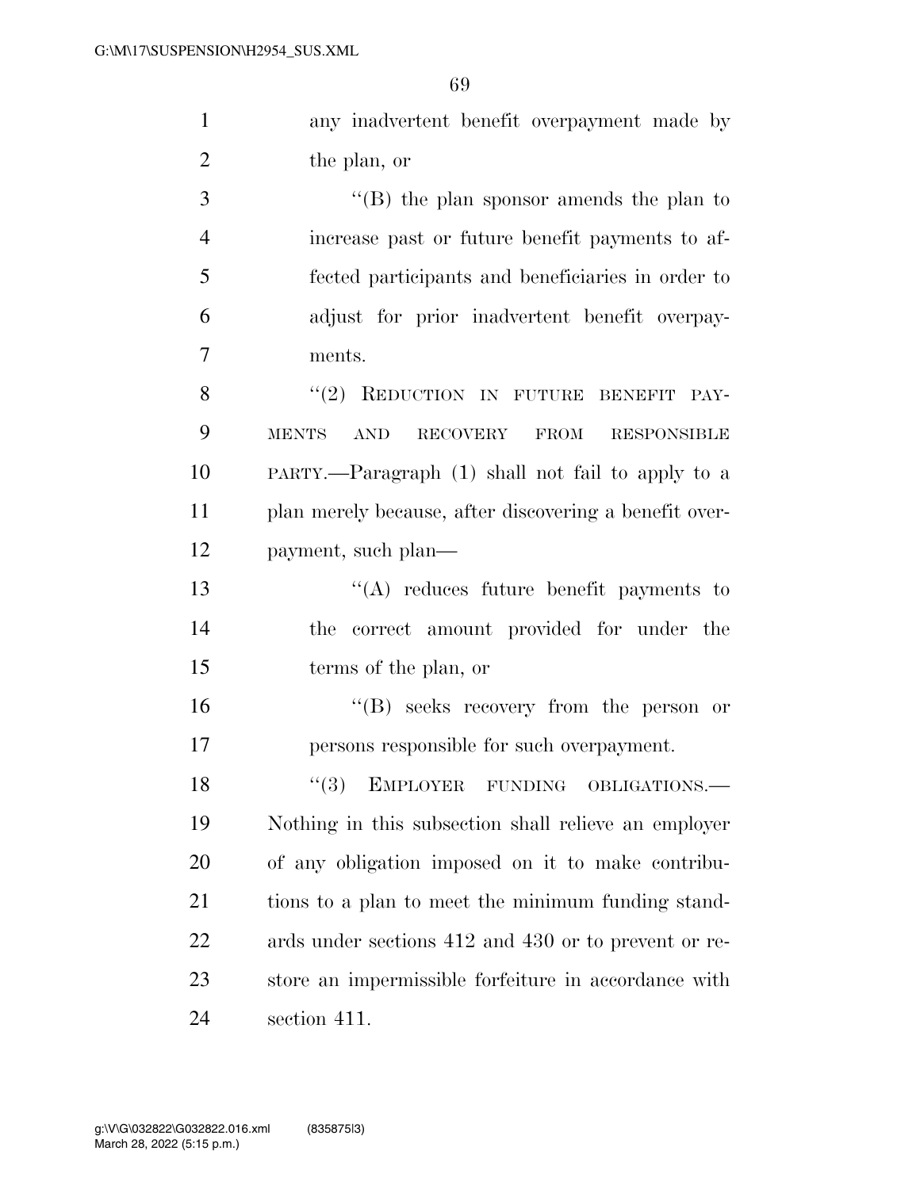any inadvertent benefit overpayment made by the plan, or

''(B) the plan sponsor amends the plan to increase past or future benefit payments to affected participants and beneficiaries in order to adjust for prior inadvertent benefit overpayments.

''(2) REDUCTION IN FUTURE BENEFIT PAYMENTS AND RECOVERY FROM RESPONSIBLE PARTY.—Paragraph (1) shall not fail to apply to a plan merely because, after discovering a benefit overpayment, such plan—

''(A) reduces future benefit payments to the correct amount provided for under the terms of the plan, or

''(B) seeks recovery from the person or persons responsible for such overpayment.

''(3) EMPLOYER FUNDING OBLIGATIONS.—Nothing in this subsection shall relieve an employer of any obligation imposed on it to make contributions to a plan to meet the minimum funding standards under sections 412 and 430 or to prevent or restore an impermissible forfeiture in accordance with section 411.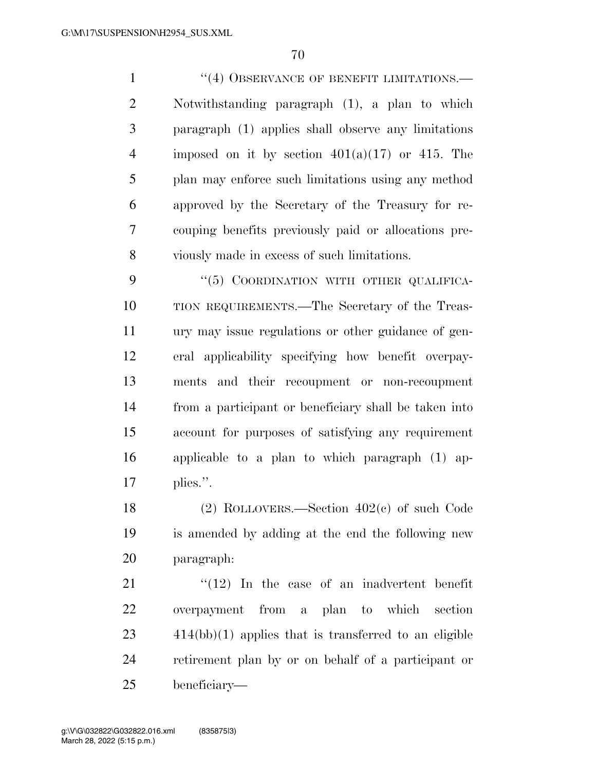"(4) OBSERVANCE OF BENEFIT LIMITATIONS.—Notwithstanding paragraph (1), a plan to which paragraph (1) applies shall observe any limitations imposed on it by section 401(a)(17) or 415. The plan may enforce such limitations using any method approved by the Secretary of the Treasury for recouping benefits previously paid or allocations previously made in excess of such limitations.

"(5) COORDINATION WITH OTHER QUALIFICATION REQUIREMENTS.—The Secretary of the Treasury may issue regulations or other guidance of general applicability specifying how benefit overpayments and their recoupment or non-recoupment from a participant or beneficiary shall be taken into account for purposes of satisfying any requirement applicable to a plan to which paragraph (1) applies.".

(2) ROLLOVERS.—Section 402(c) of such Code is amended by adding at the end the following new paragraph:

"(12) In the case of an inadvertent benefit overpayment from a plan to which section 414(bb)(1) applies that is transferred to an eligible retirement plan by or on behalf of a participant or beneficiary—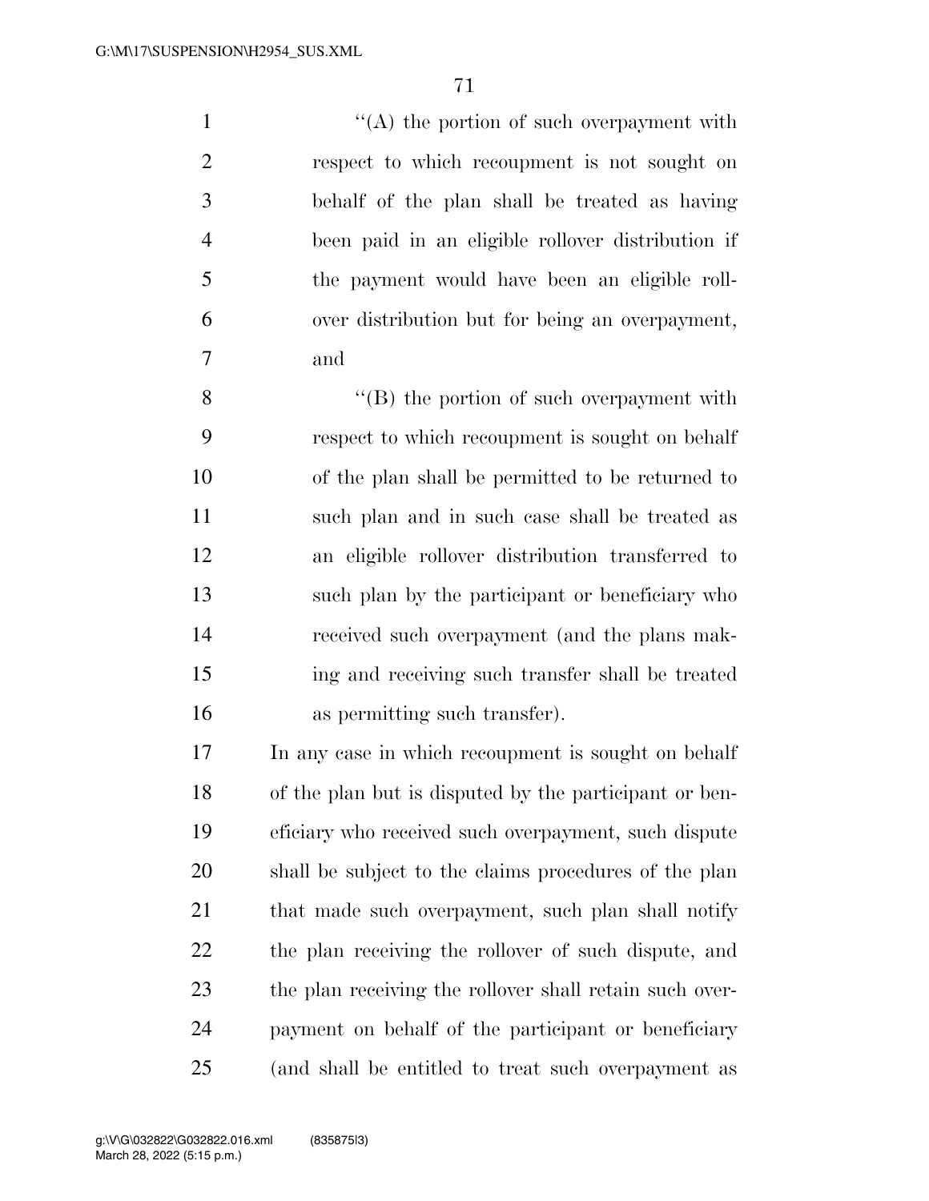"(A) the portion of such overpayment with respect to which recoupment is not sought on behalf of the plan shall be treated as having been paid in an eligible rollover distribution if the payment would have been an eligible rollover distribution but for being an overpayment, and

"(B) the portion of such overpayment with respect to which recoupment is sought on behalf of the plan shall be permitted to be returned to such plan and in such case shall be treated as an eligible rollover distribution transferred to such plan by the participant or beneficiary who received such overpayment (and the plans making and receiving such transfer shall be treated as permitting such transfer).

In any case in which recoupment is sought on behalf of the plan but is disputed by the participant or beneficiary who received such overpayment, such dispute shall be subject to the claims procedures of the plan that made such overpayment, such plan shall notify the plan receiving the rollover of such dispute, and the plan receiving the rollover shall retain such overpayment on behalf of the participant or beneficiary (and shall be entitled to treat such overpayment as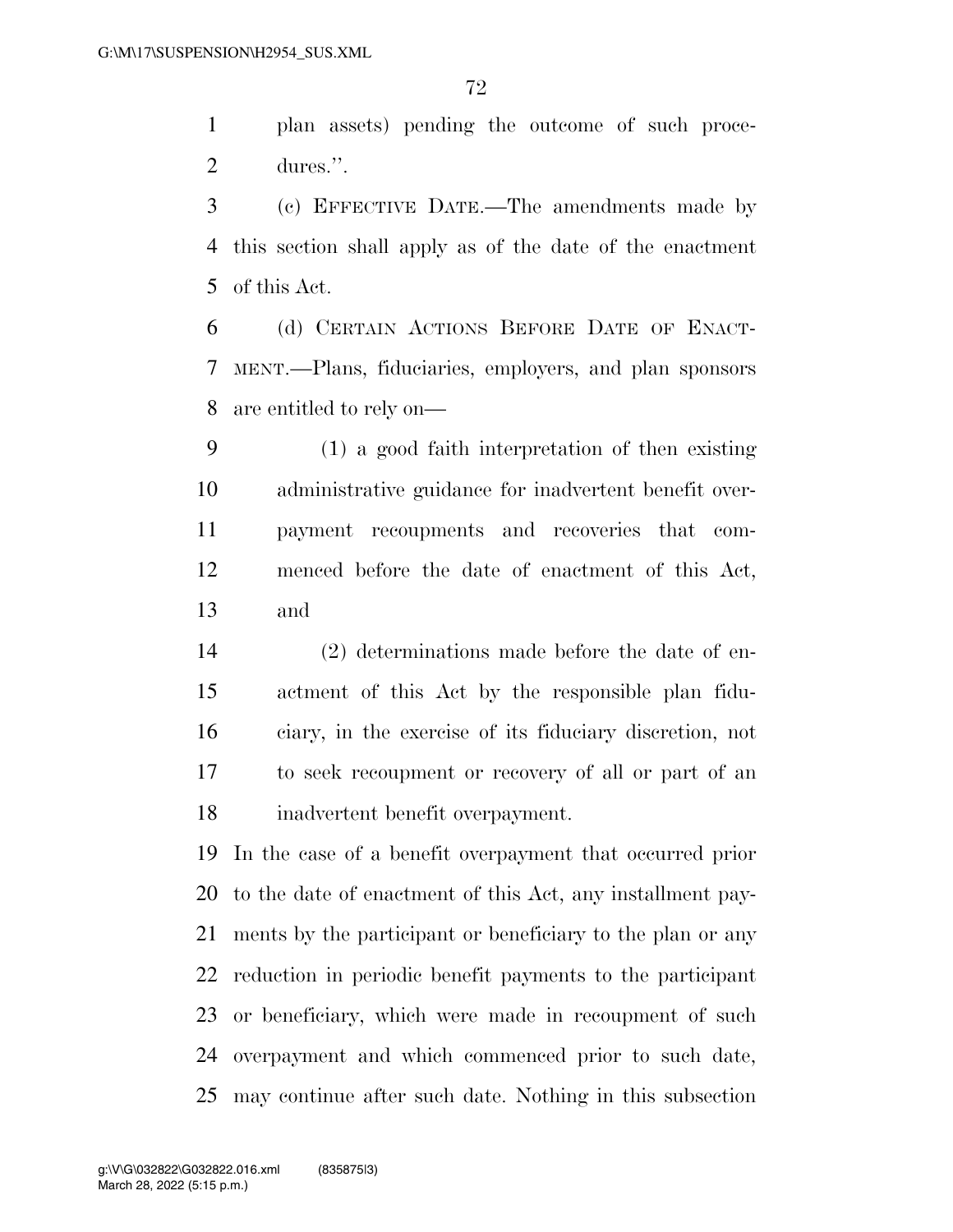plan assets) pending the outcome of such procedures.''.

(c) EFFECTIVE DATE.—The amendments made by this section shall apply as of the date of the enactment of this Act.

(d) CERTAIN ACTIONS BEFORE DATE OF ENACTMENT.—Plans, fiduciaries, employers, and plan sponsors are entitled to rely on—

(1) a good faith interpretation of then existing administrative guidance for inadvertent benefit overpayment recoupments and recoveries that commenced before the date of enactment of this Act, and

(2) determinations made before the date of enactment of this Act by the responsible plan fiduciary, in the exercise of its fiduciary discretion, not to seek recoupment or recovery of all or part of an inadvertent benefit overpayment.

In the case of a benefit overpayment that occurred prior to the date of enactment of this Act, any installment payments by the participant or beneficiary to the plan or any reduction in periodic benefit payments to the participant or beneficiary, which were made in recoupment of such overpayment and which commenced prior to such date, may continue after such date. Nothing in this subsection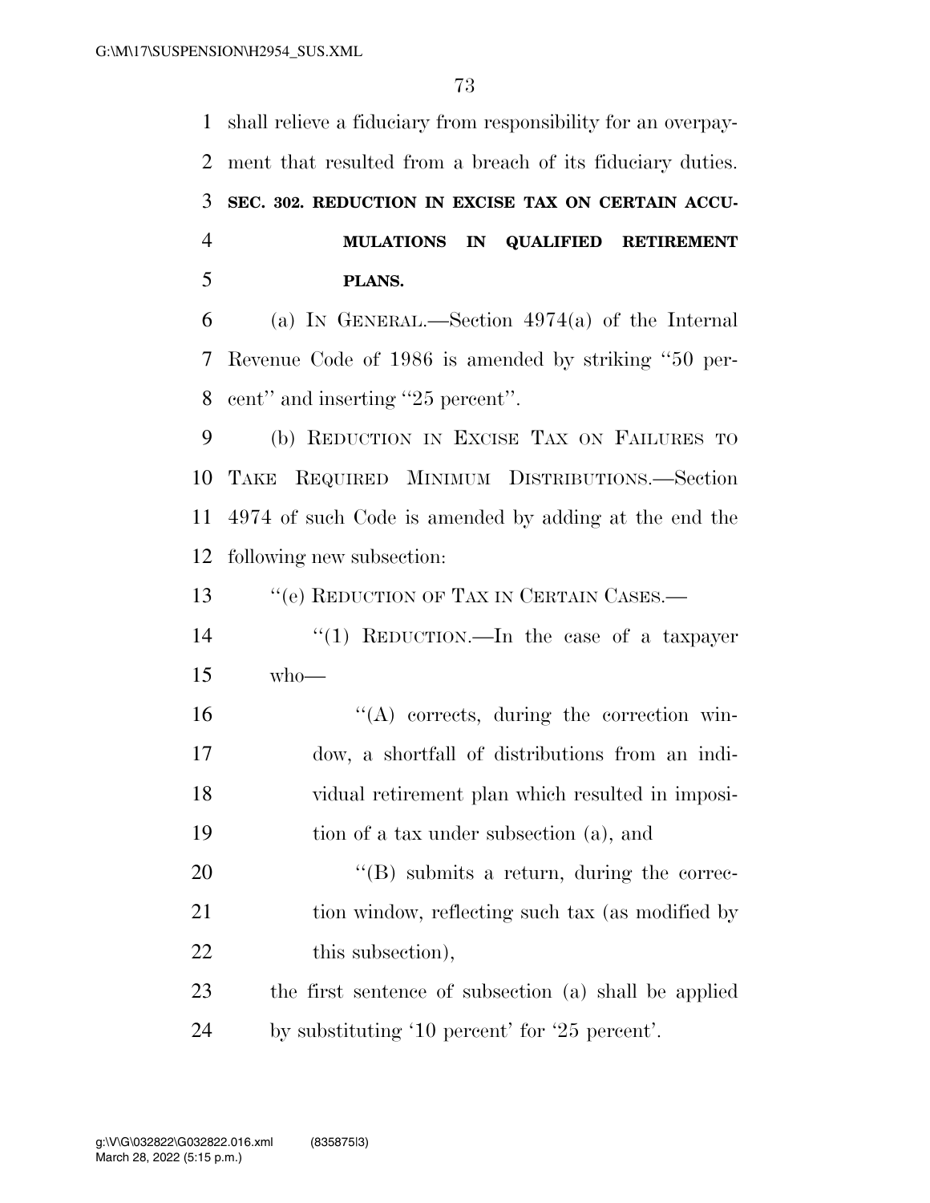shall relieve a fiduciary from responsibility for an overpayment that resulted from a breach of its fiduciary duties.

**SEC. 302. REDUCTION IN EXCISE TAX ON CERTAIN ACCUMULATIONS IN QUALIFIED RETIREMENT PLANS.**

(a) IN GENERAL.—Section 4974(a) of the Internal Revenue Code of 1986 is amended by striking ''50 percent'' and inserting ''25 percent''.

(b) REDUCTION IN EXCISE TAX ON FAILURES TO TAKE REQUIRED MINIMUM DISTRIBUTIONS.—Section 4974 of such Code is amended by adding at the end the following new subsection:

''(e) REDUCTION OF TAX IN CERTAIN CASES.—

''(1) REDUCTION.—In the case of a taxpayer who—

''(A) corrects, during the correction window, a shortfall of distributions from an individual retirement plan which resulted in imposition of a tax under subsection (a), and

''(B) submits a return, during the correction window, reflecting such tax (as modified by this subsection),

the first sentence of subsection (a) shall be applied by substituting '10 percent' for '25 percent'.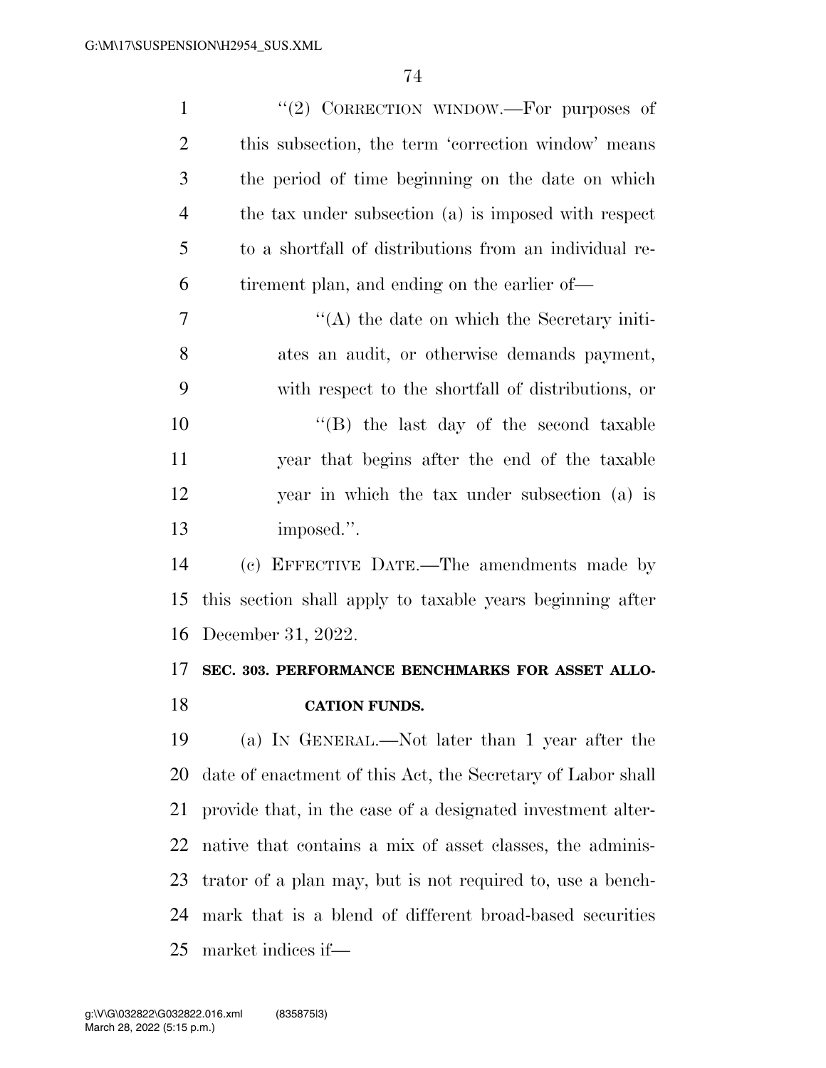"(2) CORRECTION WINDOW.—For purposes of this subsection, the term 'correction window' means the period of time beginning on the date on which the tax under subsection (a) is imposed with respect to a shortfall of distributions from an individual retirement plan, and ending on the earlier of—

"(A) the date on which the Secretary initiates an audit, or otherwise demands payment, with respect to the shortfall of distributions, or

"(B) the last day of the second taxable year that begins after the end of the taxable year in which the tax under subsection (a) is imposed.".

(c) EFFECTIVE DATE.—The amendments made by this section shall apply to taxable years beginning after December 31, 2022.

## SEC. 303. PERFORMANCE BENCHMARKS FOR ASSET ALLOCATION FUNDS.

(a) IN GENERAL.—Not later than 1 year after the date of enactment of this Act, the Secretary of Labor shall provide that, in the case of a designated investment alternative that contains a mix of asset classes, the administrator of a plan may, but is not required to, use a benchmark that is a blend of different broad-based securities market indices if—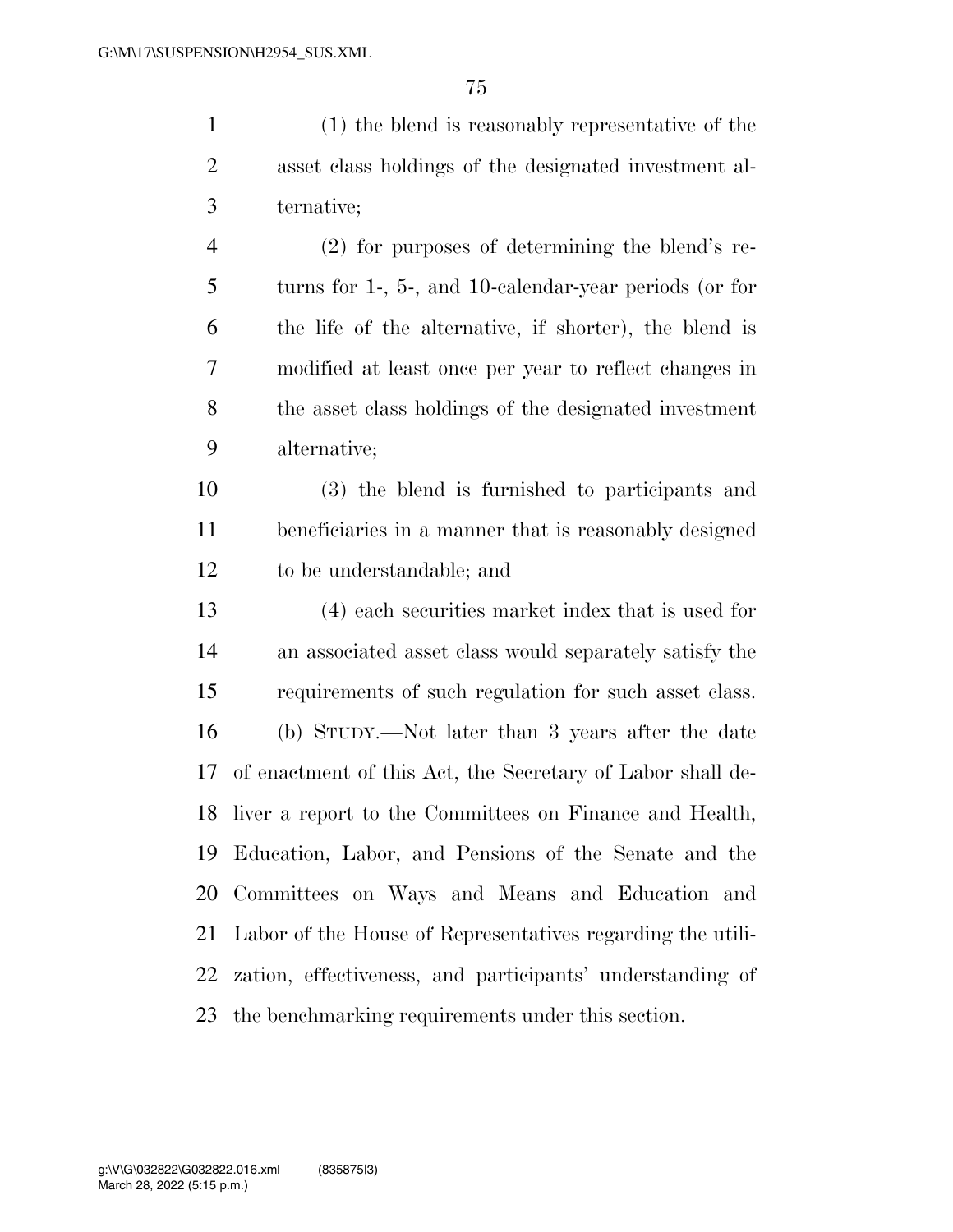(1) the blend is reasonably representative of the asset class holdings of the designated investment alternative;

(2) for purposes of determining the blend's returns for 1-, 5-, and 10-calendar-year periods (or for the life of the alternative, if shorter), the blend is modified at least once per year to reflect changes in the asset class holdings of the designated investment alternative;

(3) the blend is furnished to participants and beneficiaries in a manner that is reasonably designed to be understandable; and

(4) each securities market index that is used for an associated asset class would separately satisfy the requirements of such regulation for such asset class.

(b) STUDY.—Not later than 3 years after the date of enactment of this Act, the Secretary of Labor shall deliver a report to the Committees on Finance and Health, Education, Labor, and Pensions of the Senate and the Committees on Ways and Means and Education and Labor of the House of Representatives regarding the utilization, effectiveness, and participants' understanding of the benchmarking requirements under this section.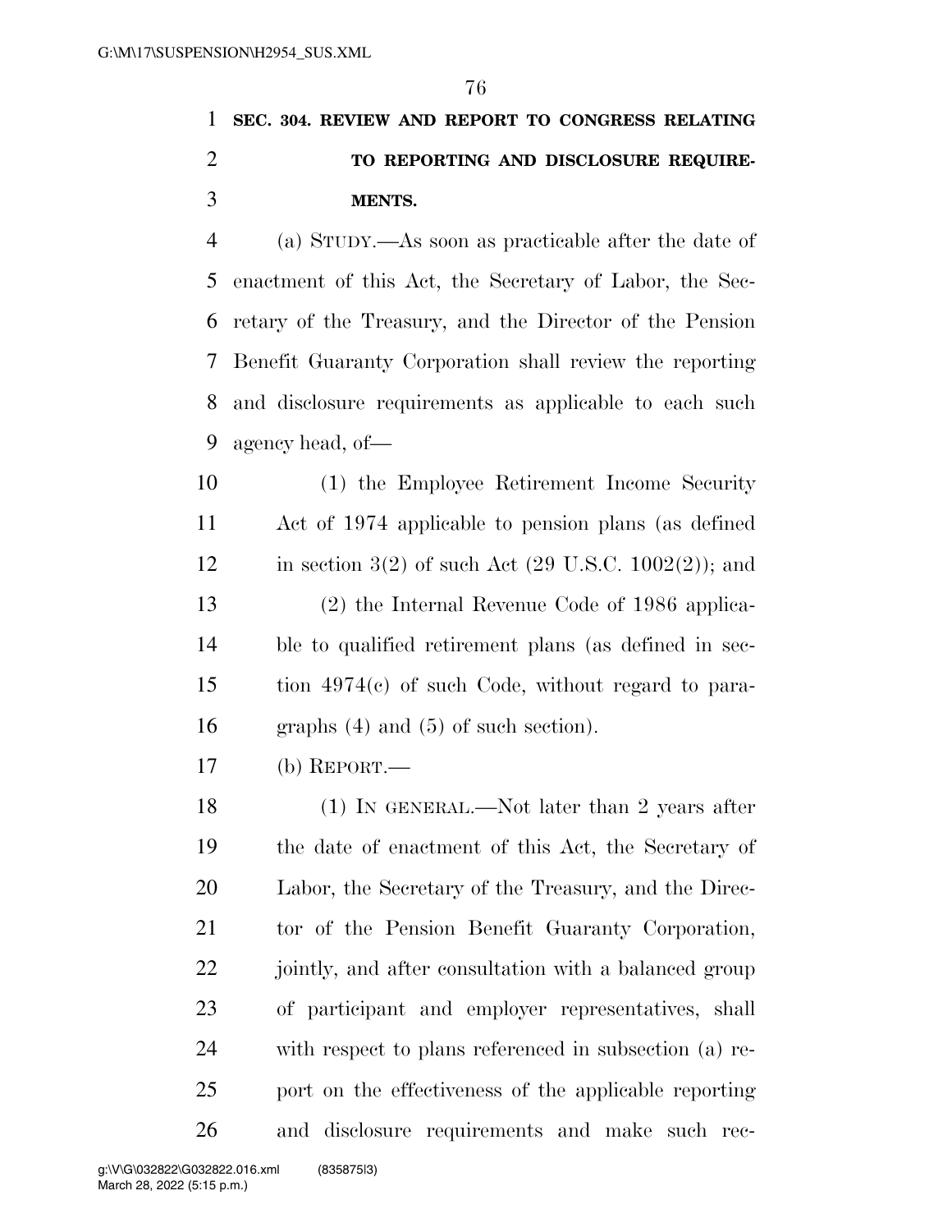**SEC. 304. REVIEW AND REPORT TO CONGRESS RELATING TO REPORTING AND DISCLOSURE REQUIREMENTS.**

(a) STUDY.—As soon as practicable after the date of enactment of this Act, the Secretary of Labor, the Secretary of the Treasury, and the Director of the Pension Benefit Guaranty Corporation shall review the reporting and disclosure requirements as applicable to each such agency head, of—

(1) the Employee Retirement Income Security Act of 1974 applicable to pension plans (as defined in section 3(2) of such Act (29 U.S.C. 1002(2)); and

(2) the Internal Revenue Code of 1986 applicable to qualified retirement plans (as defined in section 4974(c) of such Code, without regard to paragraphs (4) and (5) of such section).

(b) REPORT.—

(1) IN GENERAL.—Not later than 2 years after the date of enactment of this Act, the Secretary of Labor, the Secretary of the Treasury, and the Director of the Pension Benefit Guaranty Corporation, jointly, and after consultation with a balanced group of participant and employer representatives, shall with respect to plans referenced in subsection (a) report on the effectiveness of the applicable reporting and disclosure requirements and make such rec-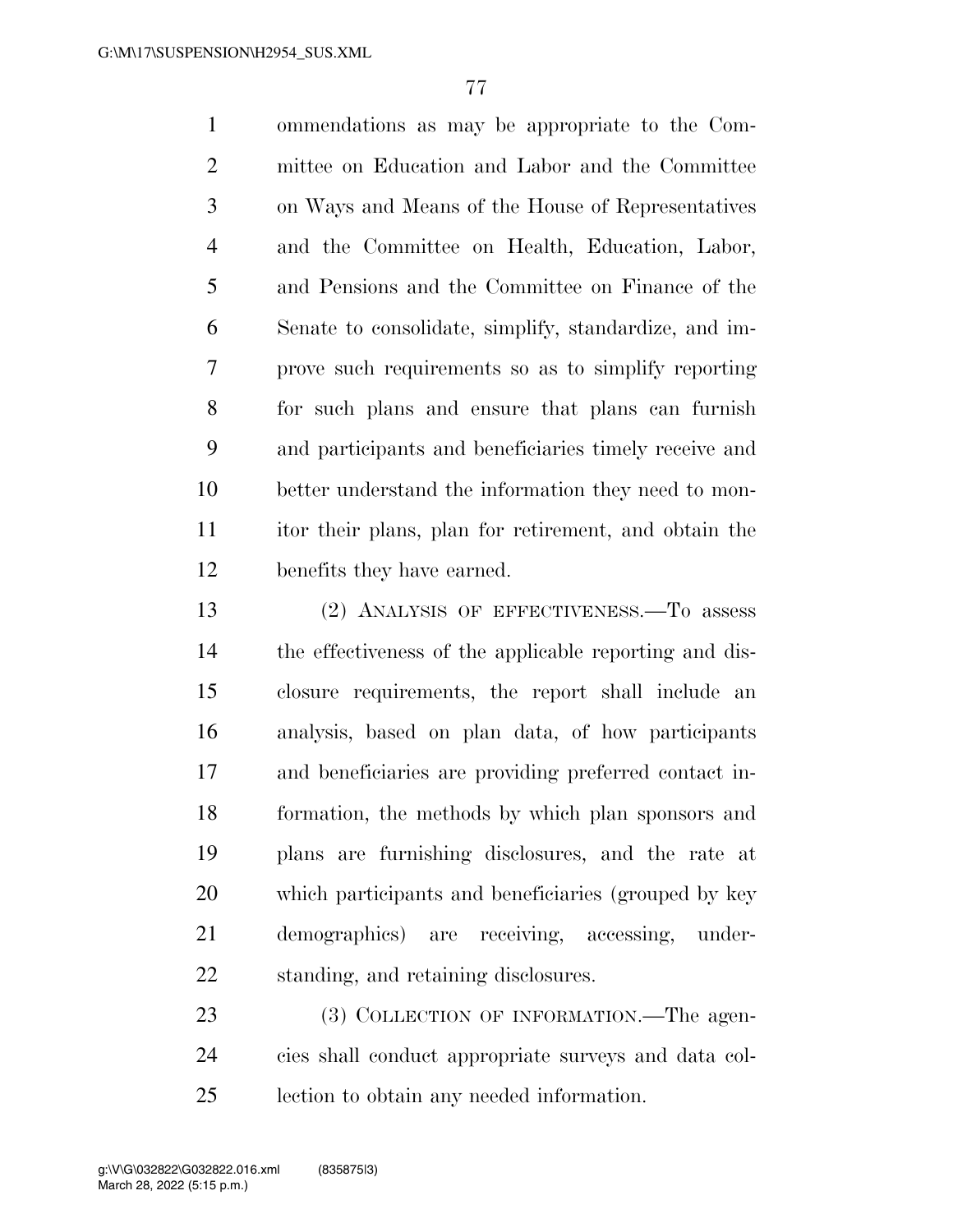ommendations as may be appropriate to the Committee on Education and Labor and the Committee on Ways and Means of the House of Representatives and the Committee on Health, Education, Labor, and Pensions and the Committee on Finance of the Senate to consolidate, simplify, standardize, and improve such requirements so as to simplify reporting for such plans and ensure that plans can furnish and participants and beneficiaries timely receive and better understand the information they need to monitor their plans, plan for retirement, and obtain the benefits they have earned.

(2) ANALYSIS OF EFFECTIVENESS.—To assess the effectiveness of the applicable reporting and disclosure requirements, the report shall include an analysis, based on plan data, of how participants and beneficiaries are providing preferred contact information, the methods by which plan sponsors and plans are furnishing disclosures, and the rate at which participants and beneficiaries (grouped by key demographics) are receiving, accessing, understanding, and retaining disclosures.

(3) COLLECTION OF INFORMATION.—The agencies shall conduct appropriate surveys and data collection to obtain any needed information.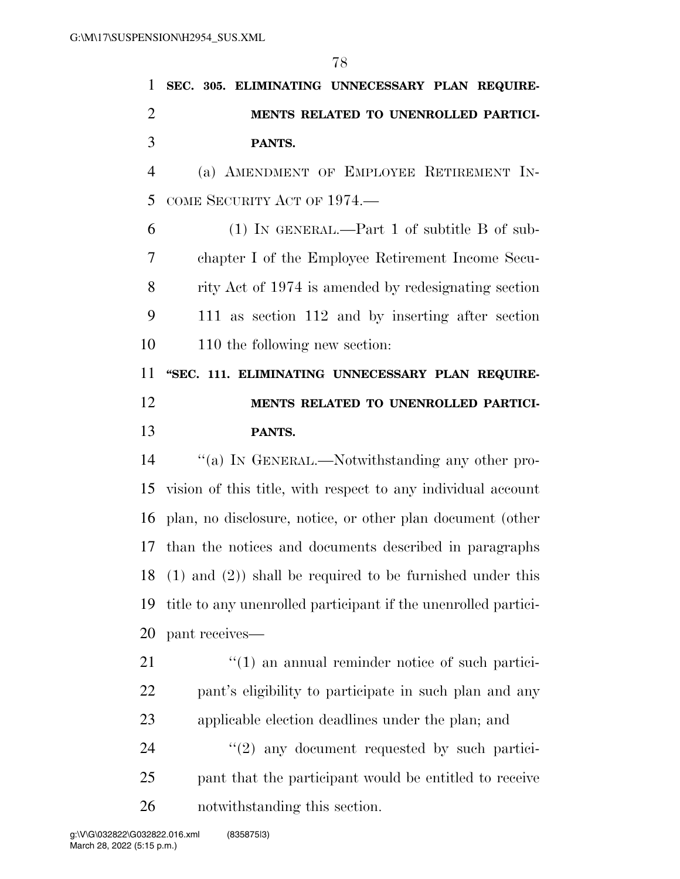**SEC. 305. ELIMINATING UNNECESSARY PLAN REQUIREMENTS RELATED TO UNENROLLED PARTICIPANTS.**

(a) AMENDMENT OF EMPLOYEE RETIREMENT INCOME SECURITY ACT OF 1974.—

(1) IN GENERAL.—Part 1 of subtitle B of subchapter I of the Employee Retirement Income Security Act of 1974 is amended by redesignating section 111 as section 112 and by inserting after section 110 the following new section:

**"SEC. 111. ELIMINATING UNNECESSARY PLAN REQUIREMENTS RELATED TO UNENROLLED PARTICIPANTS.**

"(a) IN GENERAL.—Notwithstanding any other provision of this title, with respect to any individual account plan, no disclosure, notice, or other plan document (other than the notices and documents described in paragraphs (1) and (2)) shall be required to be furnished under this title to any unenrolled participant if the unenrolled participant receives—

"(1) an annual reminder notice of such participant's eligibility to participate in such plan and any applicable election deadlines under the plan; and

"(2) any document requested by such participant that the participant would be entitled to receive notwithstanding this section.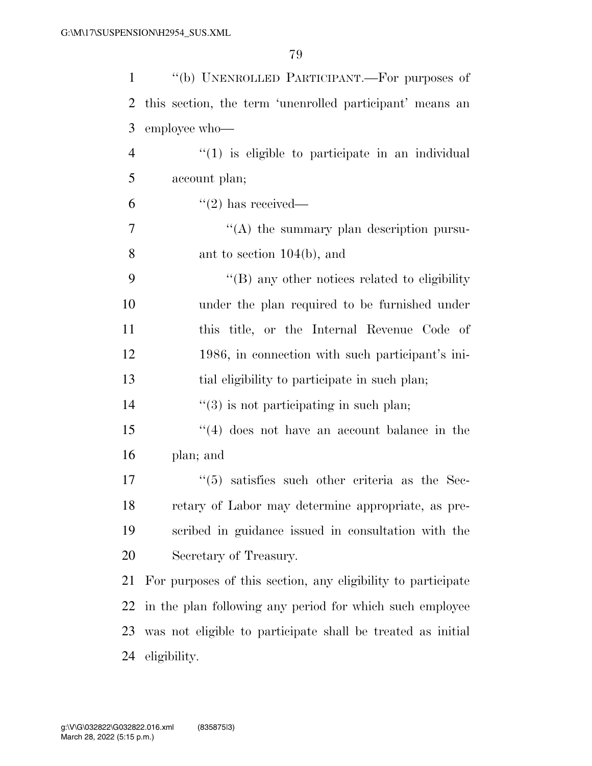"(b) UNENROLLED PARTICIPANT.—For purposes of this section, the term 'unenrolled participant' means an employee who—

"(1) is eligible to participate in an individual account plan;

"(2) has received—

"(A) the summary plan description pursuant to section 104(b), and

"(B) any other notices related to eligibility under the plan required to be furnished under this title, or the Internal Revenue Code of 1986, in connection with such participant's initial eligibility to participate in such plan;

"(3) is not participating in such plan;

"(4) does not have an account balance in the plan; and

"(5) satisfies such other criteria as the Secretary of Labor may determine appropriate, as prescribed in guidance issued in consultation with the Secretary of Treasury.

For purposes of this section, any eligibility to participate in the plan following any period for which such employee was not eligible to participate shall be treated as initial eligibility.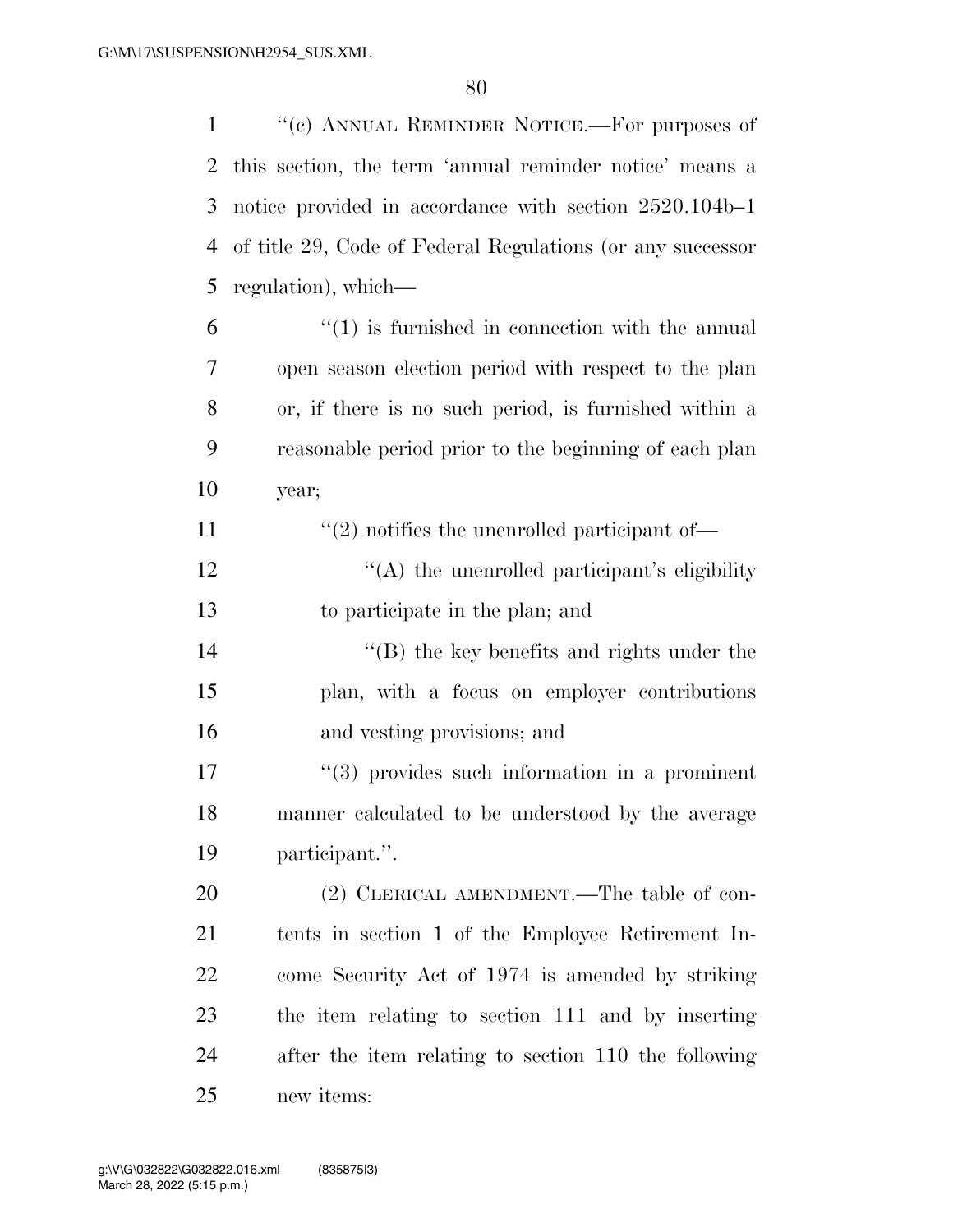"(c) ANNUAL REMINDER NOTICE.—For purposes of this section, the term 'annual reminder notice' means a notice provided in accordance with section 2520.104b–1 of title 29, Code of Federal Regulations (or any successor regulation), which—

"(1) is furnished in connection with the annual open season election period with respect to the plan or, if there is no such period, is furnished within a reasonable period prior to the beginning of each plan year;

"(2) notifies the unenrolled participant of—

"(A) the unenrolled participant's eligibility to participate in the plan; and

"(B) the key benefits and rights under the plan, with a focus on employer contributions and vesting provisions; and

"(3) provides such information in a prominent manner calculated to be understood by the average participant.".

(2) CLERICAL AMENDMENT.—The table of contents in section 1 of the Employee Retirement Income Security Act of 1974 is amended by striking the item relating to section 111 and by inserting after the item relating to section 110 the following new items: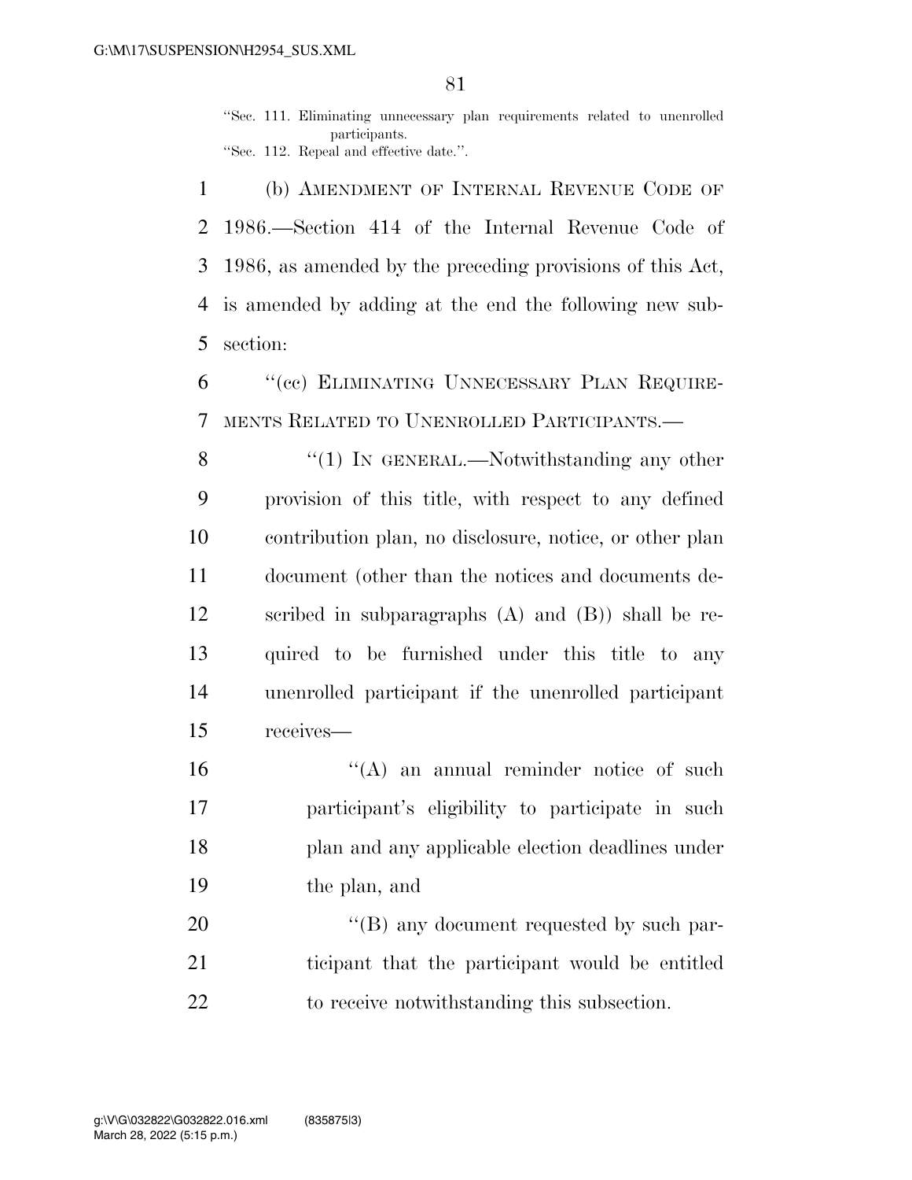"Sec. 111. Eliminating unnecessary plan requirements related to unenrolled participants.

"Sec. 112. Repeal and effective date.".

(b) AMENDMENT OF INTERNAL REVENUE CODE OF 1986.—Section 414 of the Internal Revenue Code of 1986, as amended by the preceding provisions of this Act, is amended by adding at the end the following new subsection:

"(cc) ELIMINATING UNNECESSARY PLAN REQUIREMENTS RELATED TO UNENROLLED PARTICIPANTS.—

"(1) IN GENERAL.—Notwithstanding any other provision of this title, with respect to any defined contribution plan, no disclosure, notice, or other plan document (other than the notices and documents described in subparagraphs (A) and (B)) shall be required to be furnished under this title to any unenrolled participant if the unenrolled participant receives—

"(A) an annual reminder notice of such participant's eligibility to participate in such plan and any applicable election deadlines under the plan, and

"(B) any document requested by such participant that the participant would be entitled to receive notwithstanding this subsection.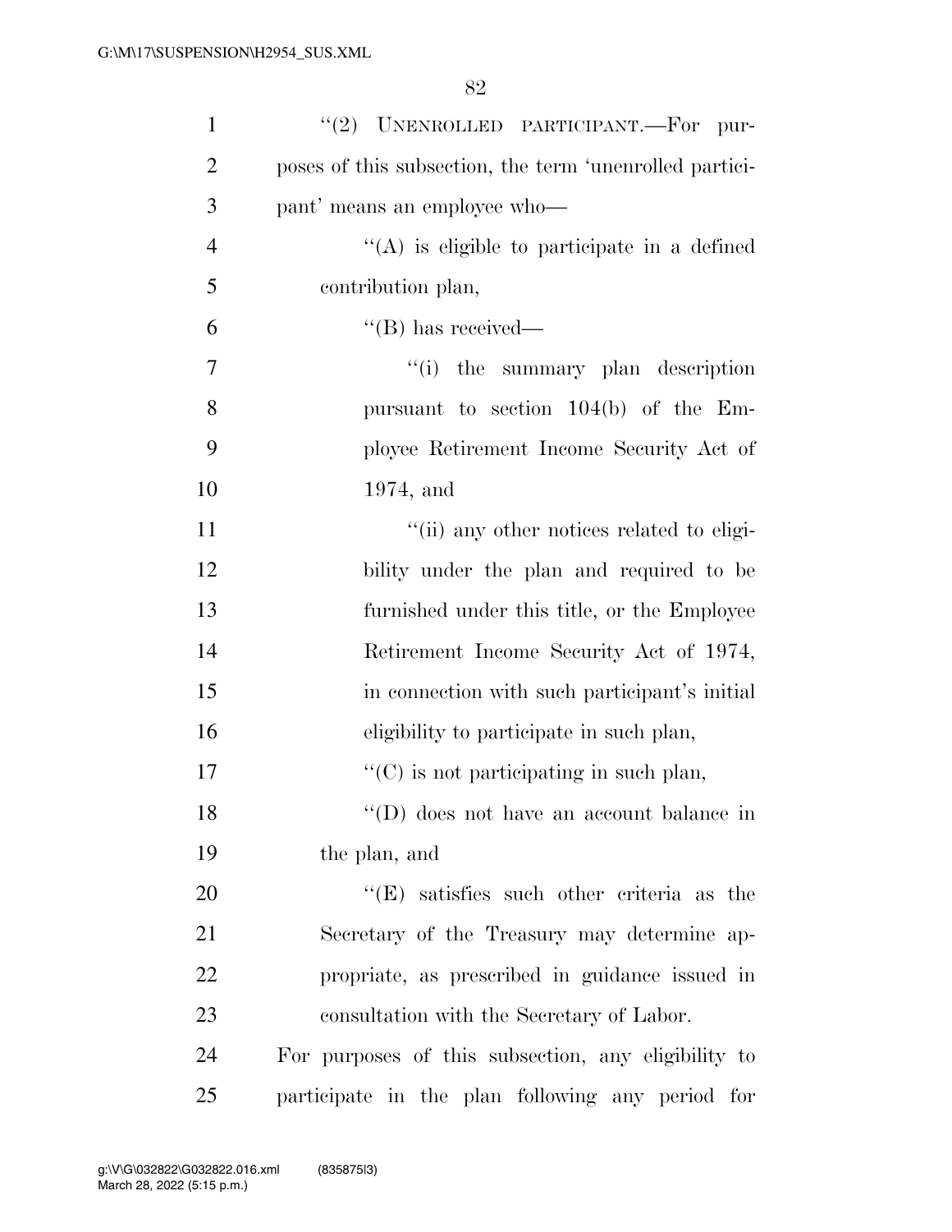''(2) UNENROLLED PARTICIPANT.—For purposes of this subsection, the term 'unenrolled participant' means an employee who—

''(A) is eligible to participate in a defined contribution plan,

''(B) has received—

''(i) the summary plan description pursuant to section 104(b) of the Employee Retirement Income Security Act of 1974, and

''(ii) any other notices related to eligibility under the plan and required to be furnished under this title, or the Employee Retirement Income Security Act of 1974, in connection with such participant's initial eligibility to participate in such plan,

''(C) is not participating in such plan,

''(D) does not have an account balance in the plan, and

''(E) satisfies such other criteria as the Secretary of the Treasury may determine appropriate, as prescribed in guidance issued in consultation with the Secretary of Labor.

For purposes of this subsection, any eligibility to participate in the plan following any period for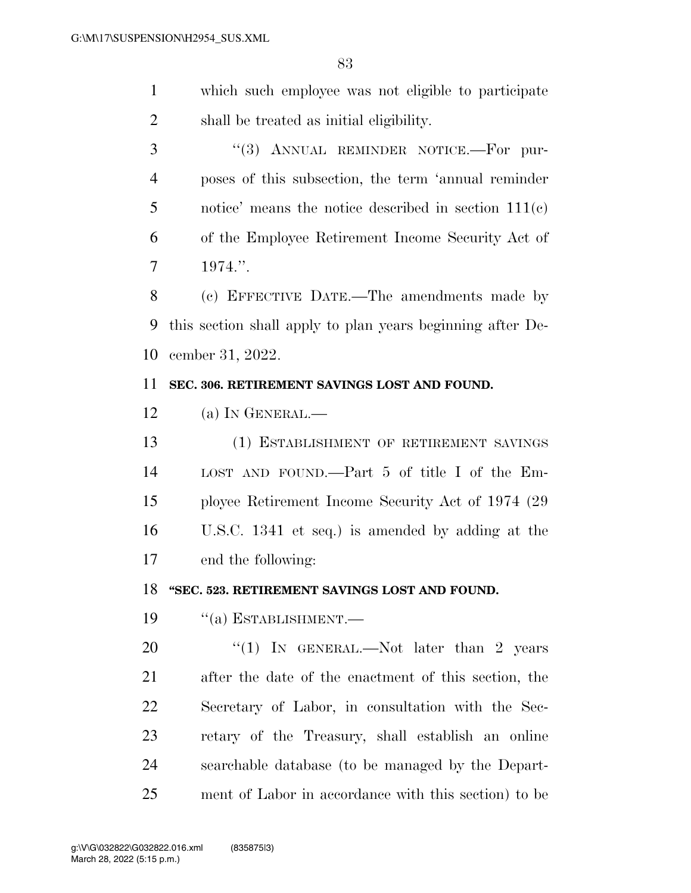which such employee was not eligible to participate shall be treated as initial eligibility.

"(3) ANNUAL REMINDER NOTICE.—For purposes of this subsection, the term 'annual reminder notice' means the notice described in section 111(c) of the Employee Retirement Income Security Act of 1974.".

(c) EFFECTIVE DATE.—The amendments made by this section shall apply to plan years beginning after December 31, 2022.

**SEC. 306. RETIREMENT SAVINGS LOST AND FOUND.**

(a) IN GENERAL.—

(1) ESTABLISHMENT OF RETIREMENT SAVINGS LOST AND FOUND.—Part 5 of title I of the Employee Retirement Income Security Act of 1974 (29 U.S.C. 1341 et seq.) is amended by adding at the end the following:

**"SEC. 523. RETIREMENT SAVINGS LOST AND FOUND.**

"(a) ESTABLISHMENT.—

"(1) IN GENERAL.—Not later than 2 years after the date of the enactment of this section, the Secretary of Labor, in consultation with the Secretary of the Treasury, shall establish an online searchable database (to be managed by the Department of Labor in accordance with this section) to be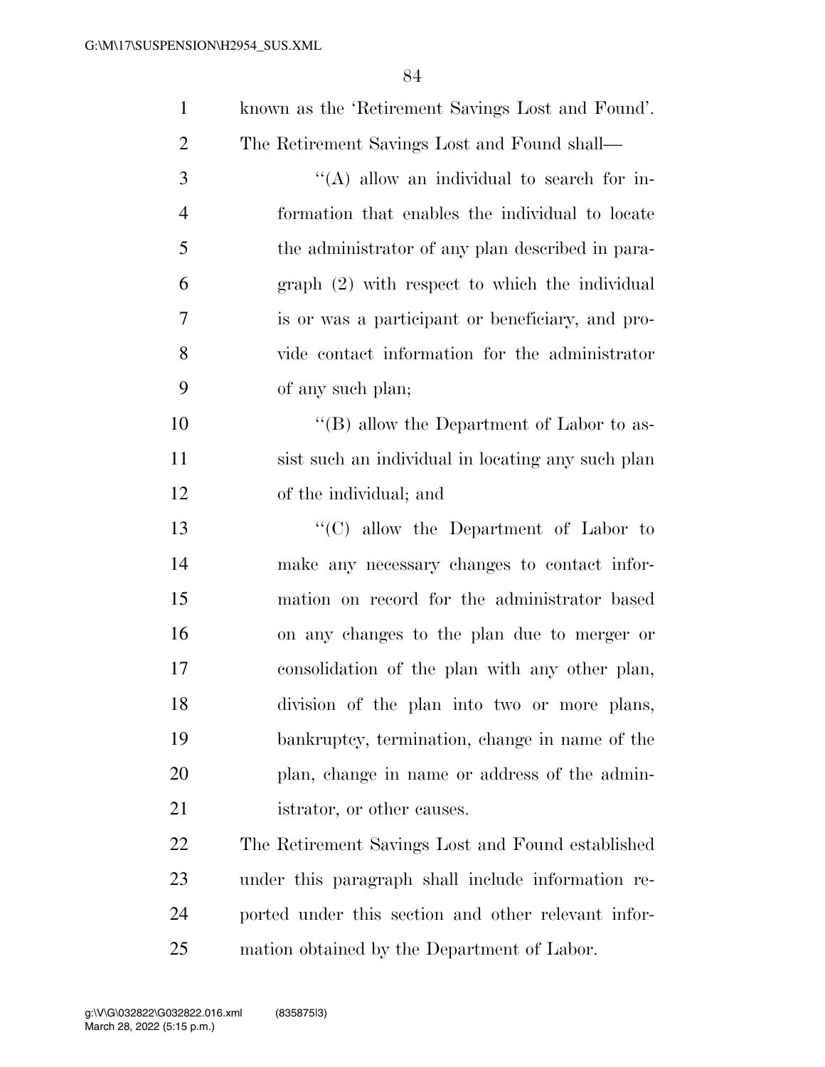known as the 'Retirement Savings Lost and Found'. The Retirement Savings Lost and Found shall—

"(A) allow an individual to search for information that enables the individual to locate the administrator of any plan described in paragraph (2) with respect to which the individual is or was a participant or beneficiary, and provide contact information for the administrator of any such plan;

"(B) allow the Department of Labor to assist such an individual in locating any such plan of the individual; and

"(C) allow the Department of Labor to make any necessary changes to contact information on record for the administrator based on any changes to the plan due to merger or consolidation of the plan with any other plan, division of the plan into two or more plans, bankruptcy, termination, change in name of the plan, change in name or address of the administrator, or other causes.

The Retirement Savings Lost and Found established under this paragraph shall include information reported under this section and other relevant information obtained by the Department of Labor.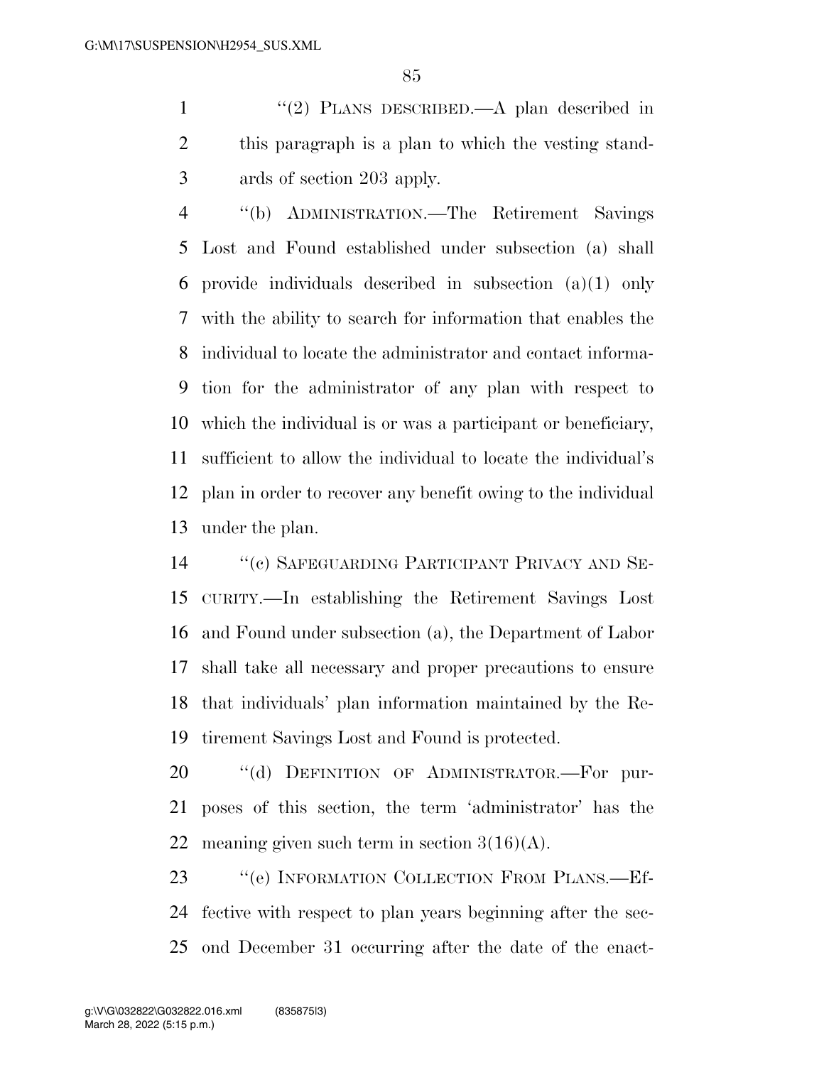"(2) PLANS DESCRIBED.—A plan described in this paragraph is a plan to which the vesting standards of section 203 apply.

"(b) ADMINISTRATION.—The Retirement Savings Lost and Found established under subsection (a) shall provide individuals described in subsection (a)(1) only with the ability to search for information that enables the individual to locate the administrator and contact information for the administrator of any plan with respect to which the individual is or was a participant or beneficiary, sufficient to allow the individual to locate the individual's plan in order to recover any benefit owing to the individual under the plan.

"(c) SAFEGUARDING PARTICIPANT PRIVACY AND SECURITY.—In establishing the Retirement Savings Lost and Found under subsection (a), the Department of Labor shall take all necessary and proper precautions to ensure that individuals' plan information maintained by the Retirement Savings Lost and Found is protected.

"(d) DEFINITION OF ADMINISTRATOR.—For purposes of this section, the term 'administrator' has the meaning given such term in section 3(16)(A).

"(e) INFORMATION COLLECTION FROM PLANS.—Effective with respect to plan years beginning after the second December 31 occurring after the date of the enact-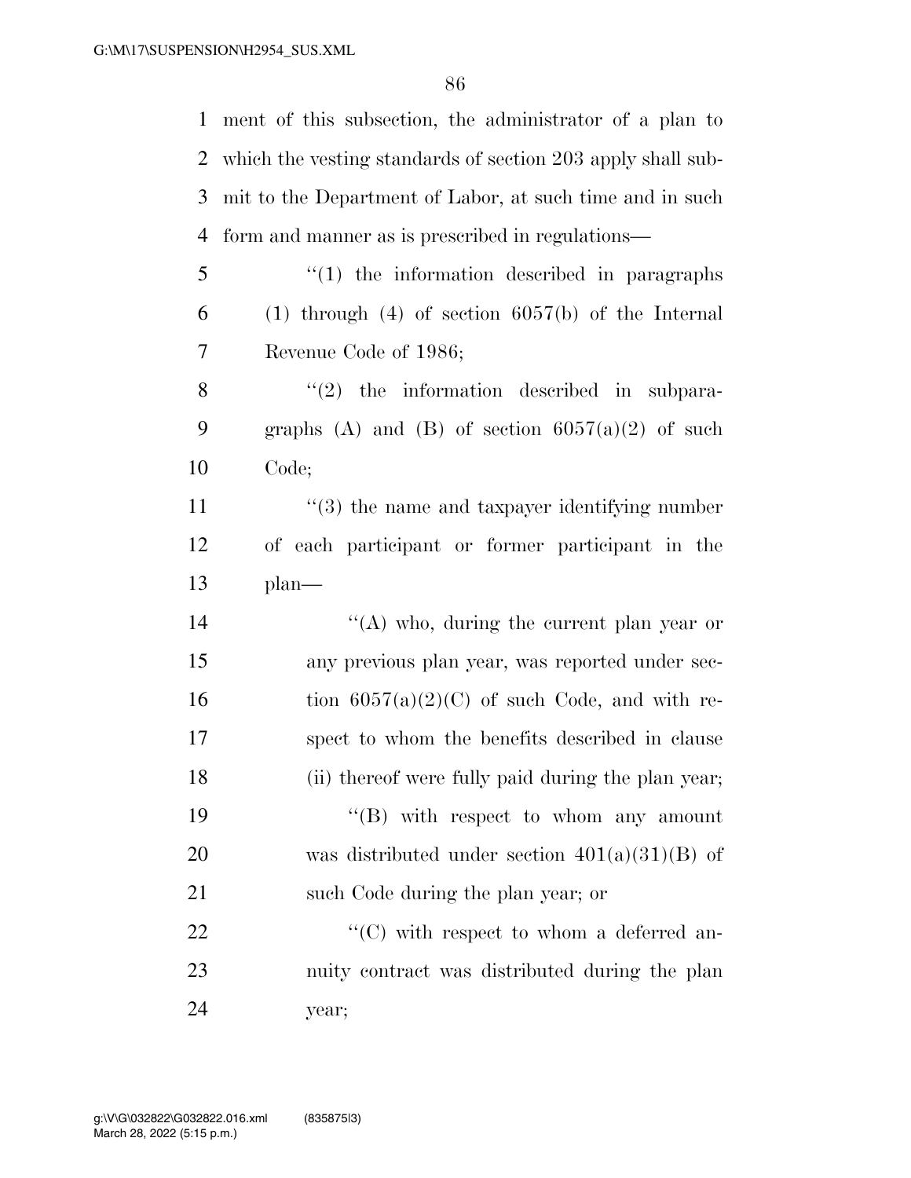ment of this subsection, the administrator of a plan to which the vesting standards of section 203 apply shall submit to the Department of Labor, at such time and in such form and manner as is prescribed in regulations—

"(1) the information described in paragraphs (1) through (4) of section 6057(b) of the Internal Revenue Code of 1986;

"(2) the information described in subparagraphs (A) and (B) of section 6057(a)(2) of such Code;

"(3) the name and taxpayer identifying number of each participant or former participant in the plan—

"(A) who, during the current plan year or any previous plan year, was reported under section 6057(a)(2)(C) of such Code, and with respect to whom the benefits described in clause (ii) thereof were fully paid during the plan year;

"(B) with respect to whom any amount was distributed under section 401(a)(31)(B) of such Code during the plan year; or

"(C) with respect to whom a deferred annuity contract was distributed during the plan year;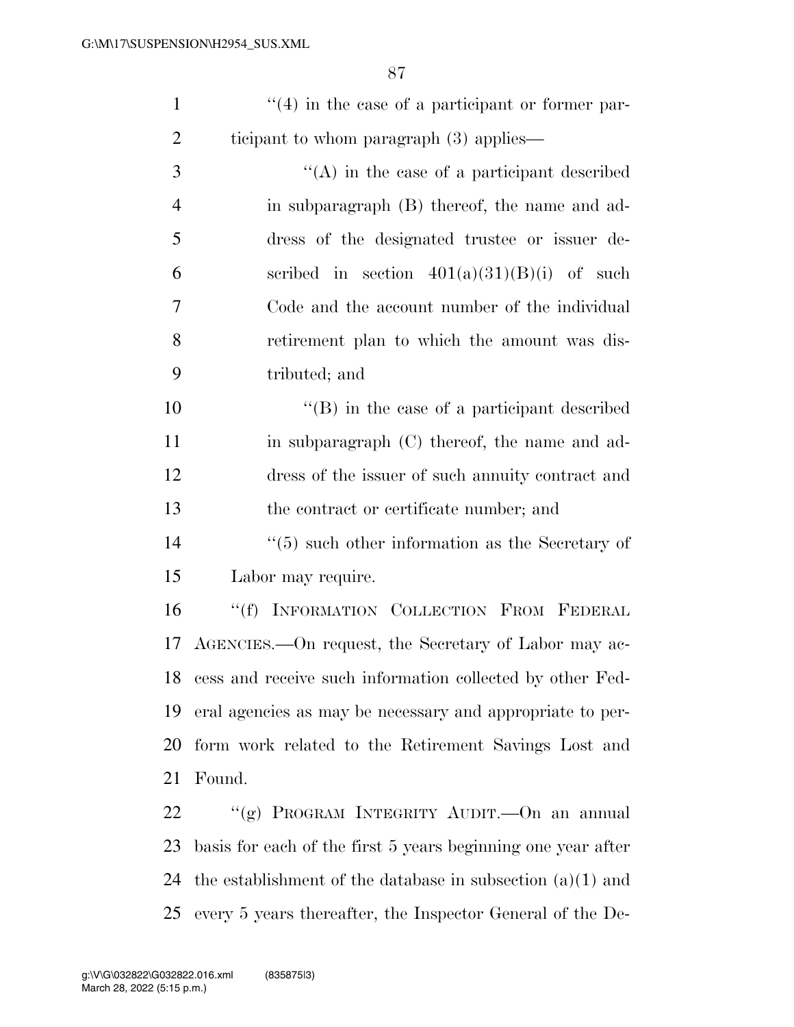"(4) in the case of a participant or former participant to whom paragraph (3) applies—

"(A) in the case of a participant described in subparagraph (B) thereof, the name and address of the designated trustee or issuer described in section 401(a)(31)(B)(i) of such Code and the account number of the individual retirement plan to which the amount was distributed; and

"(B) in the case of a participant described in subparagraph (C) thereof, the name and address of the issuer of such annuity contract and the contract or certificate number; and

"(5) such other information as the Secretary of Labor may require.

"(f) INFORMATION COLLECTION FROM FEDERAL AGENCIES.—On request, the Secretary of Labor may access and receive such information collected by other Federal agencies as may be necessary and appropriate to perform work related to the Retirement Savings Lost and Found.

"(g) PROGRAM INTEGRITY AUDIT.—On an annual basis for each of the first 5 years beginning one year after the establishment of the database in subsection (a)(1) and every 5 years thereafter, the Inspector General of the De-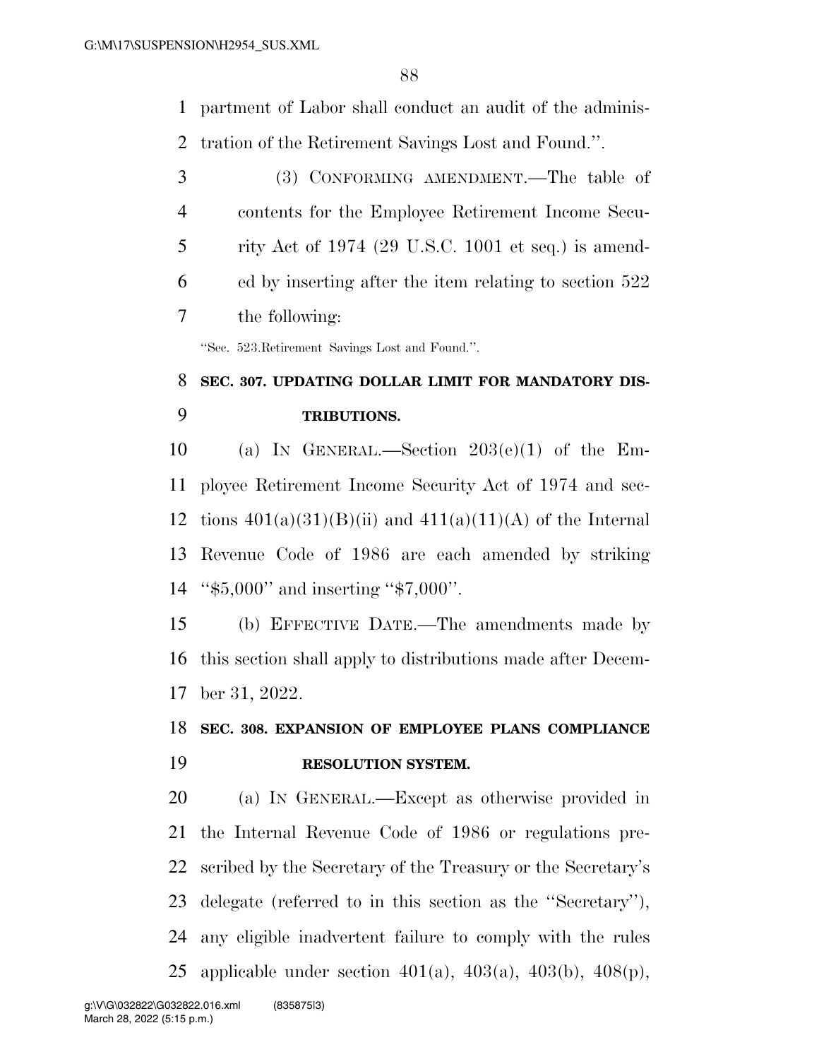partment of Labor shall conduct an audit of the administration of the Retirement Savings Lost and Found.''.

(3) CONFORMING AMENDMENT.—The table of contents for the Employee Retirement Income Security Act of 1974 (29 U.S.C. 1001 et seq.) is amended by inserting after the item relating to section 522 the following:

''Sec. 523. Retirement Savings Lost and Found.''.

**SEC. 307. UPDATING DOLLAR LIMIT FOR MANDATORY DISTRIBUTIONS.**

(a) IN GENERAL.—Section 203(e)(1) of the Employee Retirement Income Security Act of 1974 and sections 401(a)(31)(B)(ii) and 411(a)(11)(A) of the Internal Revenue Code of 1986 are each amended by striking ''$5,000'' and inserting ''$7,000''.

(b) EFFECTIVE DATE.—The amendments made by this section shall apply to distributions made after December 31, 2022.

**SEC. 308. EXPANSION OF EMPLOYEE PLANS COMPLIANCE RESOLUTION SYSTEM.**

(a) IN GENERAL.—Except as otherwise provided in the Internal Revenue Code of 1986 or regulations prescribed by the Secretary of the Treasury or the Secretary's delegate (referred to in this section as the ''Secretary''), any eligible inadvertent failure to comply with the rules applicable under section 401(a), 403(a), 403(b), 408(p),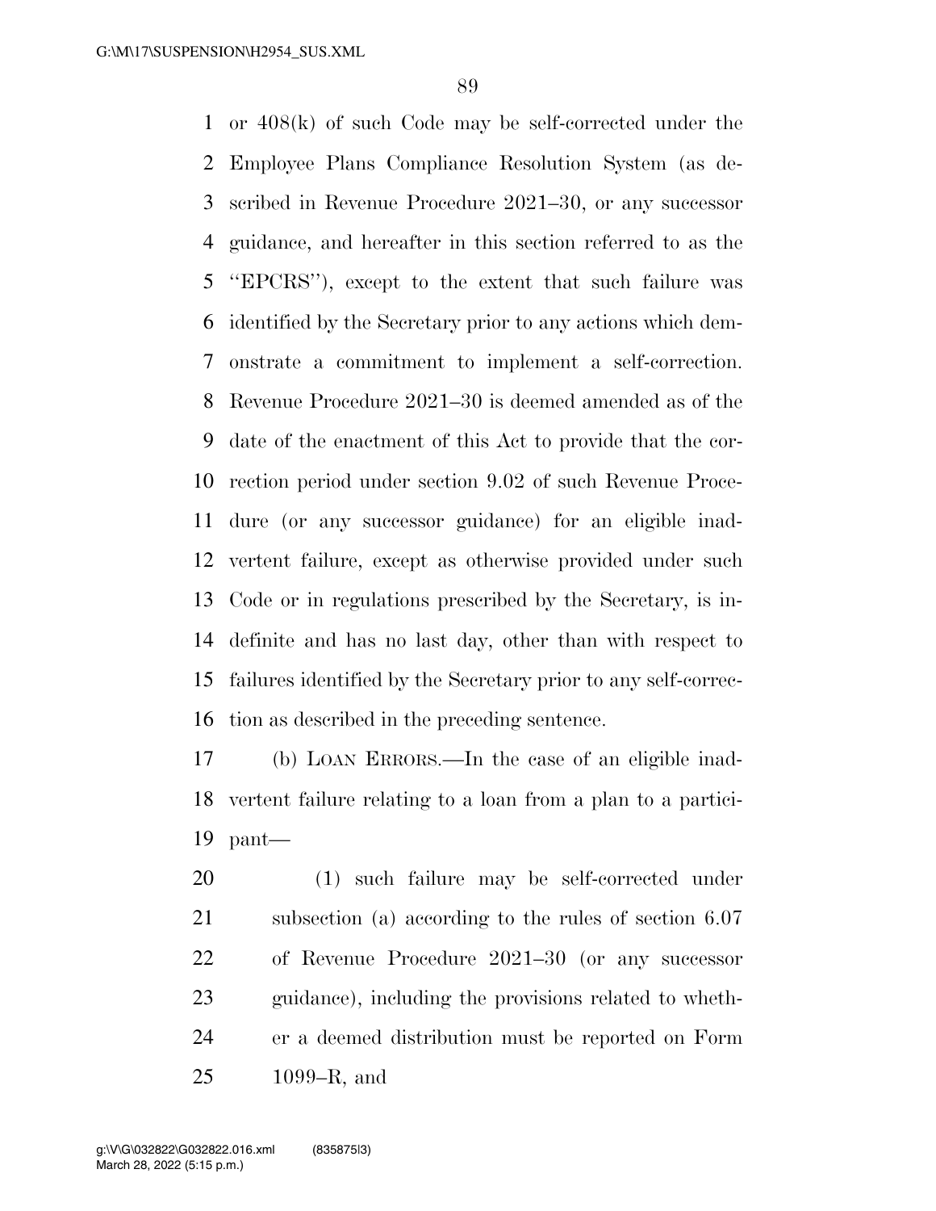or 408(k) of such Code may be self-corrected under the Employee Plans Compliance Resolution System (as described in Revenue Procedure 2021–30, or any successor guidance, and hereafter in this section referred to as the ''EPCRS''), except to the extent that such failure was identified by the Secretary prior to any actions which demonstrate a commitment to implement a self-correction. Revenue Procedure 2021–30 is deemed amended as of the date of the enactment of this Act to provide that the correction period under section 9.02 of such Revenue Procedure (or any successor guidance) for an eligible inadvertent failure, except as otherwise provided under such Code or in regulations prescribed by the Secretary, is indefinite and has no last day, other than with respect to failures identified by the Secretary prior to any self-correction as described in the preceding sentence.

(b) LOAN ERRORS.—In the case of an eligible inadvertent failure relating to a loan from a plan to a participant—

(1) such failure may be self-corrected under subsection (a) according to the rules of section 6.07 of Revenue Procedure 2021–30 (or any successor guidance), including the provisions related to whether a deemed distribution must be reported on Form 1099–R, and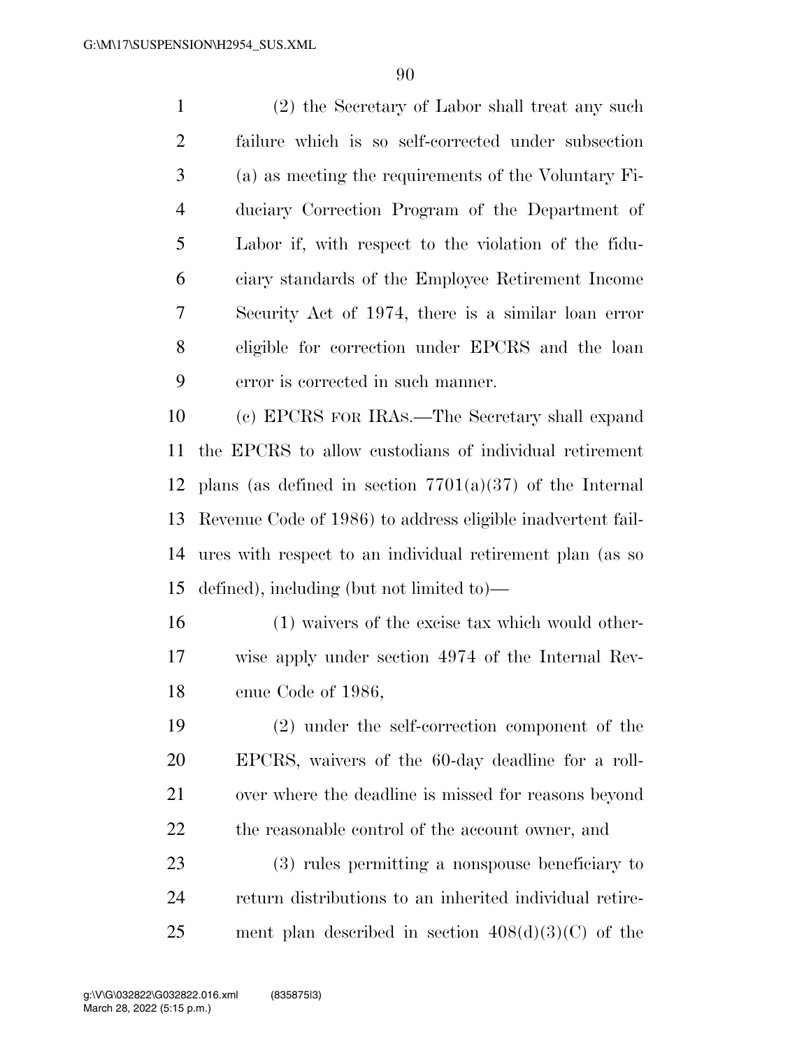(2) the Secretary of Labor shall treat any such failure which is so self-corrected under subsection (a) as meeting the requirements of the Voluntary Fiduciary Correction Program of the Department of Labor if, with respect to the violation of the fiduciary standards of the Employee Retirement Income Security Act of 1974, there is a similar loan error eligible for correction under EPCRS and the loan error is corrected in such manner.

(c) EPCRS FOR IRAS.—The Secretary shall expand the EPCRS to allow custodians of individual retirement plans (as defined in section 7701(a)(37) of the Internal Revenue Code of 1986) to address eligible inadvertent failures with respect to an individual retirement plan (as so defined), including (but not limited to)—

(1) waivers of the excise tax which would otherwise apply under section 4974 of the Internal Revenue Code of 1986,

(2) under the self-correction component of the EPCRS, waivers of the 60-day deadline for a rollover where the deadline is missed for reasons beyond the reasonable control of the account owner, and

(3) rules permitting a nonspouse beneficiary to return distributions to an inherited individual retirement plan described in section 408(d)(3)(C) of the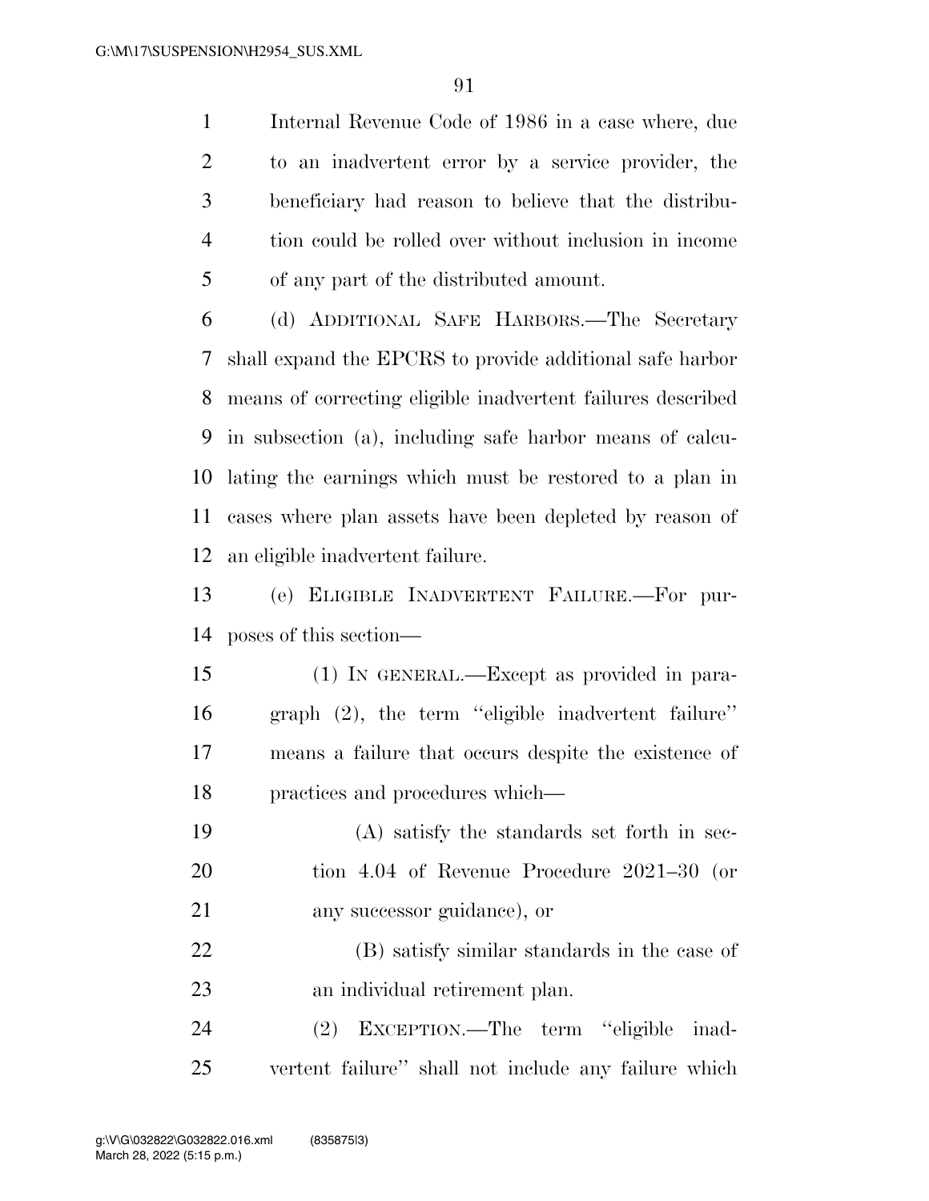Internal Revenue Code of 1986 in a case where, due to an inadvertent error by a service provider, the beneficiary had reason to believe that the distribution could be rolled over without inclusion in income of any part of the distributed amount.

(d) ADDITIONAL SAFE HARBORS.—The Secretary shall expand the EPCRS to provide additional safe harbor means of correcting eligible inadvertent failures described in subsection (a), including safe harbor means of calculating the earnings which must be restored to a plan in cases where plan assets have been depleted by reason of an eligible inadvertent failure.

(e) ELIGIBLE INADVERTENT FAILURE.—For purposes of this section—

(1) IN GENERAL.—Except as provided in paragraph (2), the term ''eligible inadvertent failure'' means a failure that occurs despite the existence of practices and procedures which—

(A) satisfy the standards set forth in section 4.04 of Revenue Procedure 2021–30 (or any successor guidance), or

(B) satisfy similar standards in the case of an individual retirement plan.

(2) EXCEPTION.—The term ''eligible inadvertent failure'' shall not include any failure which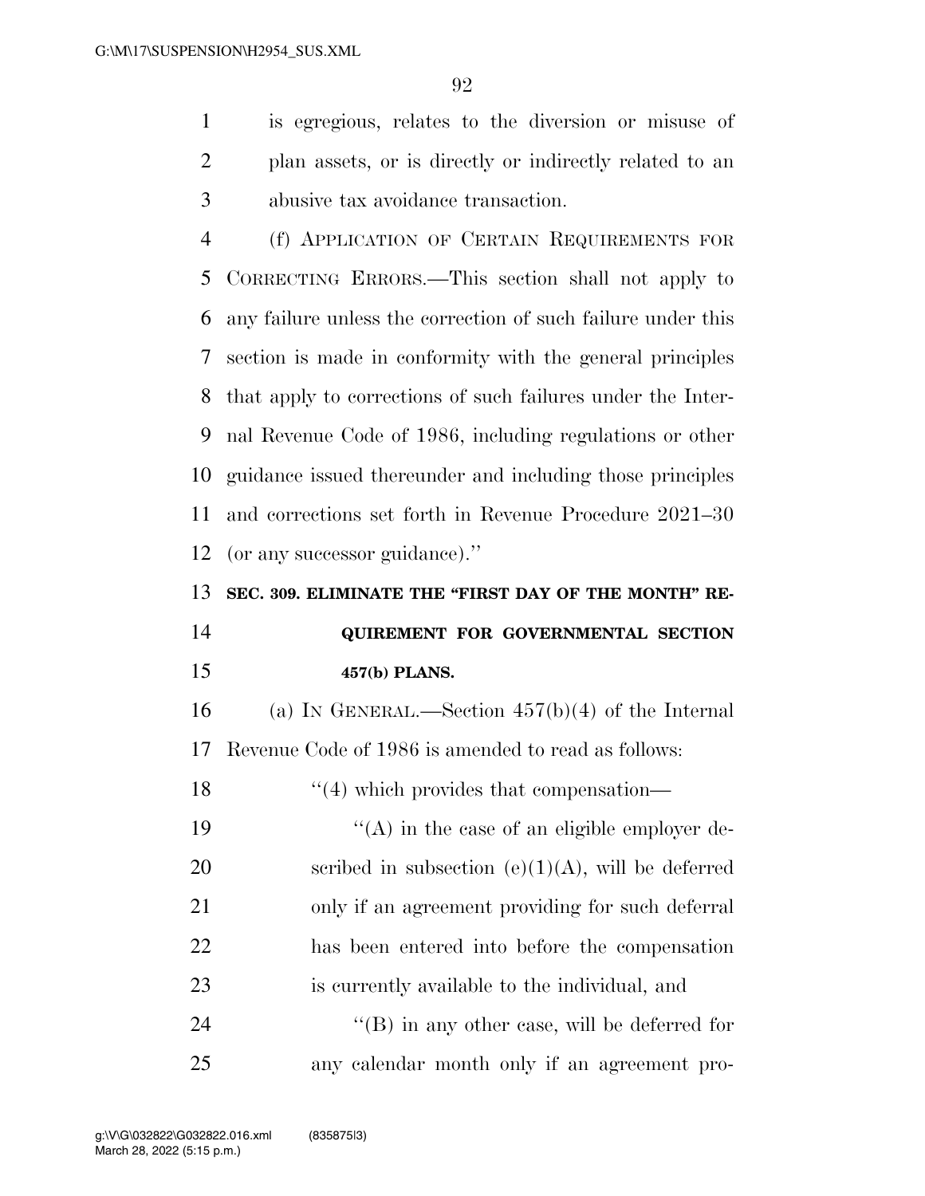is egregious, relates to the diversion or misuse of plan assets, or is directly or indirectly related to an abusive tax avoidance transaction.

(f) APPLICATION OF CERTAIN REQUIREMENTS FOR CORRECTING ERRORS.—This section shall not apply to any failure unless the correction of such failure under this section is made in conformity with the general principles that apply to corrections of such failures under the Internal Revenue Code of 1986, including regulations or other guidance issued thereunder and including those principles and corrections set forth in Revenue Procedure 2021–30 (or any successor guidance).''

**SEC. 309. ELIMINATE THE "FIRST DAY OF THE MONTH" REQUIREMENT FOR GOVERNMENTAL SECTION 457(b) PLANS.**

(a) IN GENERAL.—Section 457(b)(4) of the Internal Revenue Code of 1986 is amended to read as follows:

''(4) which provides that compensation—

''(A) in the case of an eligible employer described in subsection (e)(1)(A), will be deferred only if an agreement providing for such deferral has been entered into before the compensation is currently available to the individual, and

''(B) in any other case, will be deferred for any calendar month only if an agreement pro-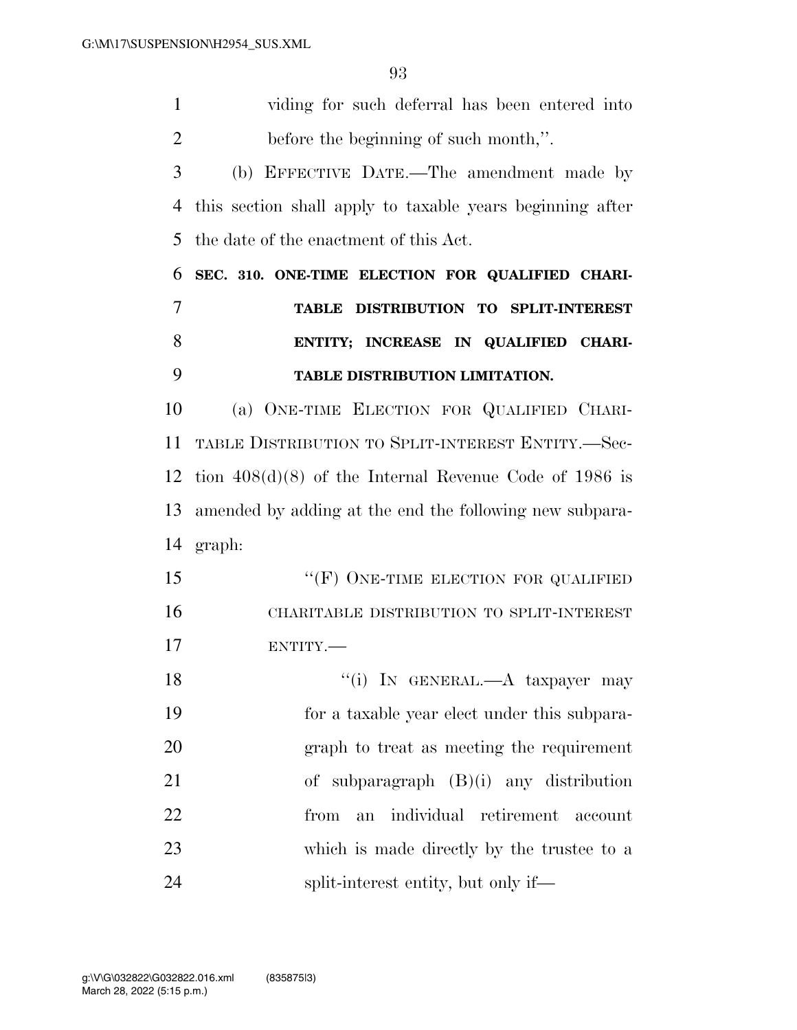viding for such deferral has been entered into before the beginning of such month,''.

(b) EFFECTIVE DATE.—The amendment made by this section shall apply to taxable years beginning after the date of the enactment of this Act.

**SEC. 310. ONE-TIME ELECTION FOR QUALIFIED CHARITABLE DISTRIBUTION TO SPLIT-INTEREST ENTITY; INCREASE IN QUALIFIED CHARITABLE DISTRIBUTION LIMITATION.**

(a) ONE-TIME ELECTION FOR QUALIFIED CHARITABLE DISTRIBUTION TO SPLIT-INTEREST ENTITY.—Section 408(d)(8) of the Internal Revenue Code of 1986 is amended by adding at the end the following new subparagraph:

''(F) ONE-TIME ELECTION FOR QUALIFIED CHARITABLE DISTRIBUTION TO SPLIT-INTEREST ENTITY.—

''(i) IN GENERAL.—A taxpayer may for a taxable year elect under this subparagraph to treat as meeting the requirement of subparagraph (B)(i) any distribution from an individual retirement account which is made directly by the trustee to a split-interest entity, but only if—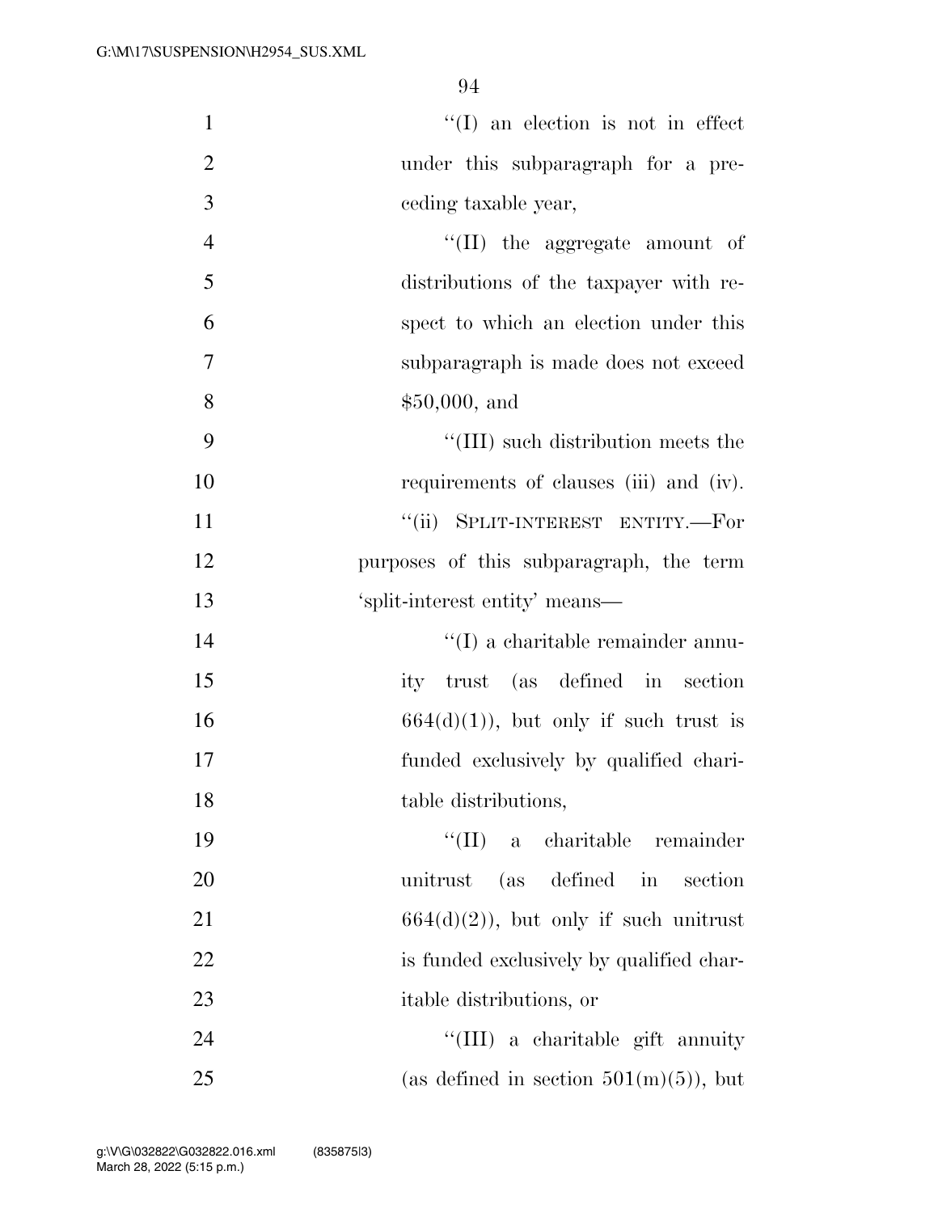''(I) an election is not in effect under this subparagraph for a preceding taxable year,

''(II) the aggregate amount of distributions of the taxpayer with respect to which an election under this subparagraph is made does not exceed $50,000, and

''(III) such distribution meets the requirements of clauses (iii) and (iv).

''(ii) SPLIT-INTEREST ENTITY.—For purposes of this subparagraph, the term 'split-interest entity' means—

''(I) a charitable remainder annuity trust (as defined in section 664(d)(1)), but only if such trust is funded exclusively by qualified charitable distributions,

''(II) a charitable remainder unitrust (as defined in section 664(d)(2)), but only if such unitrust is funded exclusively by qualified charitable distributions, or

''(III) a charitable gift annuity (as defined in section 501(m)(5)), but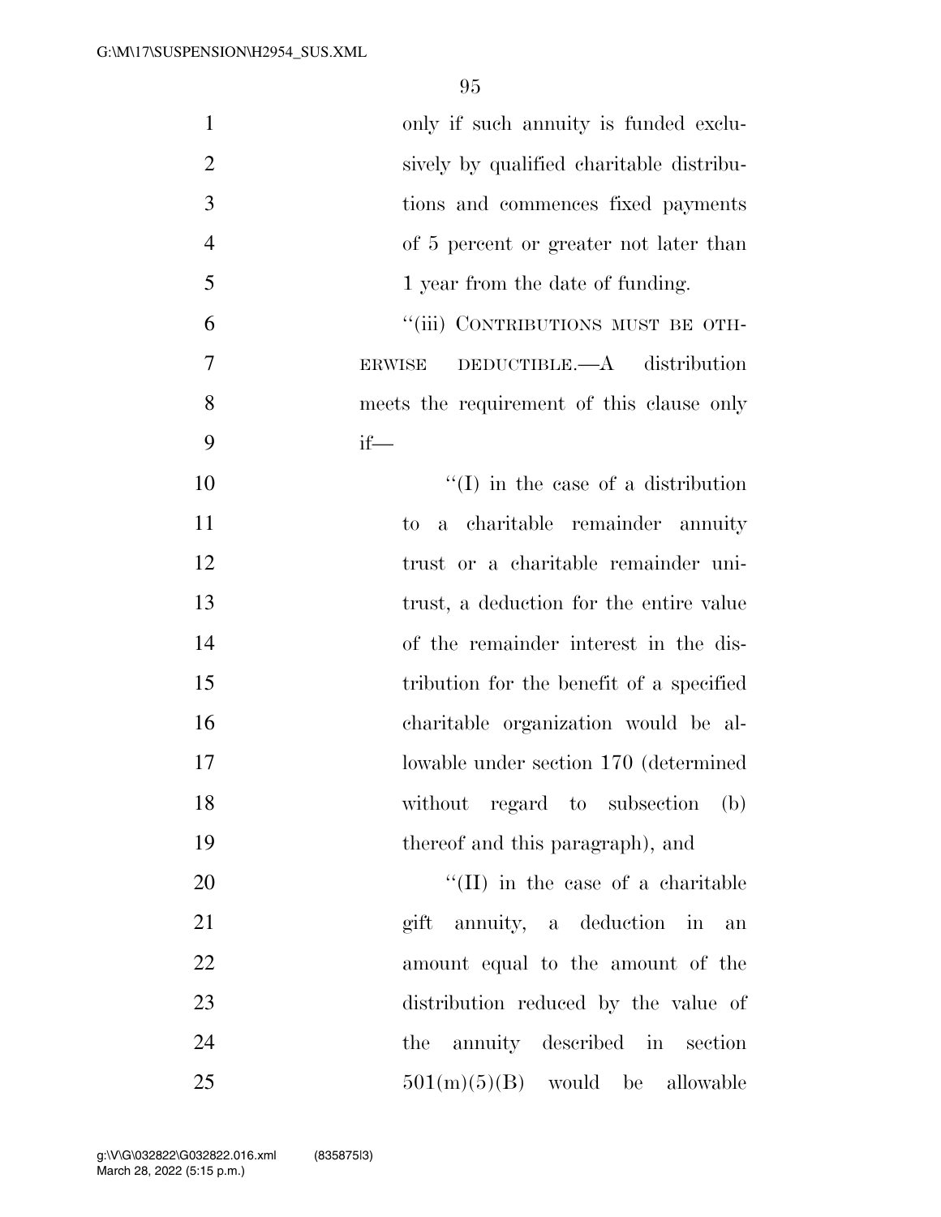only if such annuity is funded exclusively by qualified charitable distributions and commences fixed payments of 5 percent or greater not later than 1 year from the date of funding.

"(iii) CONTRIBUTIONS MUST BE OTHERWISE DEDUCTIBLE.—A distribution meets the requirement of this clause only if—

"(I) in the case of a distribution to a charitable remainder annuity trust or a charitable remainder unitrust, a deduction for the entire value of the remainder interest in the distribution for the benefit of a specified charitable organization would be allowable under section 170 (determined without regard to subsection (b) thereof and this paragraph), and

"(II) in the case of a charitable gift annuity, a deduction in an amount equal to the amount of the distribution reduced by the value of the annuity described in section 501(m)(5)(B) would be allowable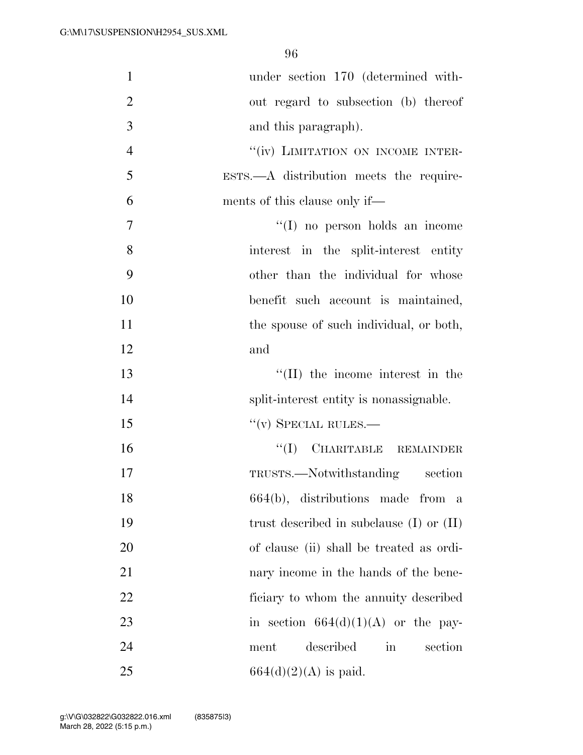under section 170 (determined without regard to subsection (b) thereof and this paragraph).

"(iv) LIMITATION ON INCOME INTERESTS.—A distribution meets the requirements of this clause only if—

"(I) no person holds an income interest in the split-interest entity other than the individual for whose benefit such account is maintained, the spouse of such individual, or both, and

"(II) the income interest in the split-interest entity is nonassignable.

"(v) SPECIAL RULES.—

"(I) CHARITABLE REMAINDER TRUSTS.—Notwithstanding section 664(b), distributions made from a trust described in subclause (I) or (II) of clause (ii) shall be treated as ordinary income in the hands of the beneficiary to whom the annuity described in section 664(d)(1)(A) or the payment described in section 664(d)(2)(A) is paid.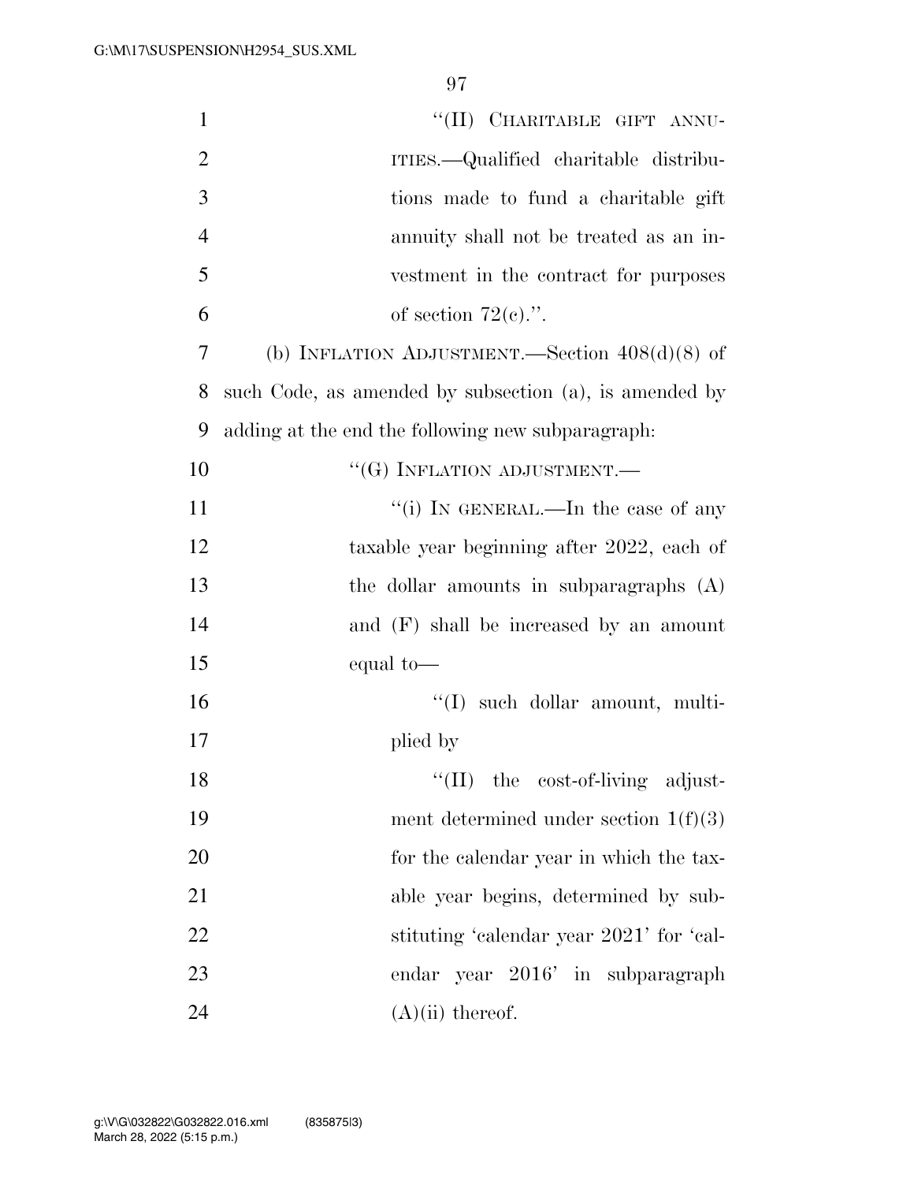''(II) CHARITABLE GIFT ANNUITIES.—Qualified charitable distributions made to fund a charitable gift annuity shall not be treated as an investment in the contract for purposes of section 72(c).''.

(b) INFLATION ADJUSTMENT.—Section 408(d)(8) of such Code, as amended by subsection (a), is amended by adding at the end the following new subparagraph:

''(G) INFLATION ADJUSTMENT.—

''(i) IN GENERAL.—In the case of any taxable year beginning after 2022, each of the dollar amounts in subparagraphs (A) and (F) shall be increased by an amount equal to—

''(I) such dollar amount, multiplied by

''(II) the cost-of-living adjustment determined under section 1(f)(3) for the calendar year in which the taxable year begins, determined by substituting 'calendar year 2021' for 'calendar year 2016' in subparagraph (A)(ii) thereof.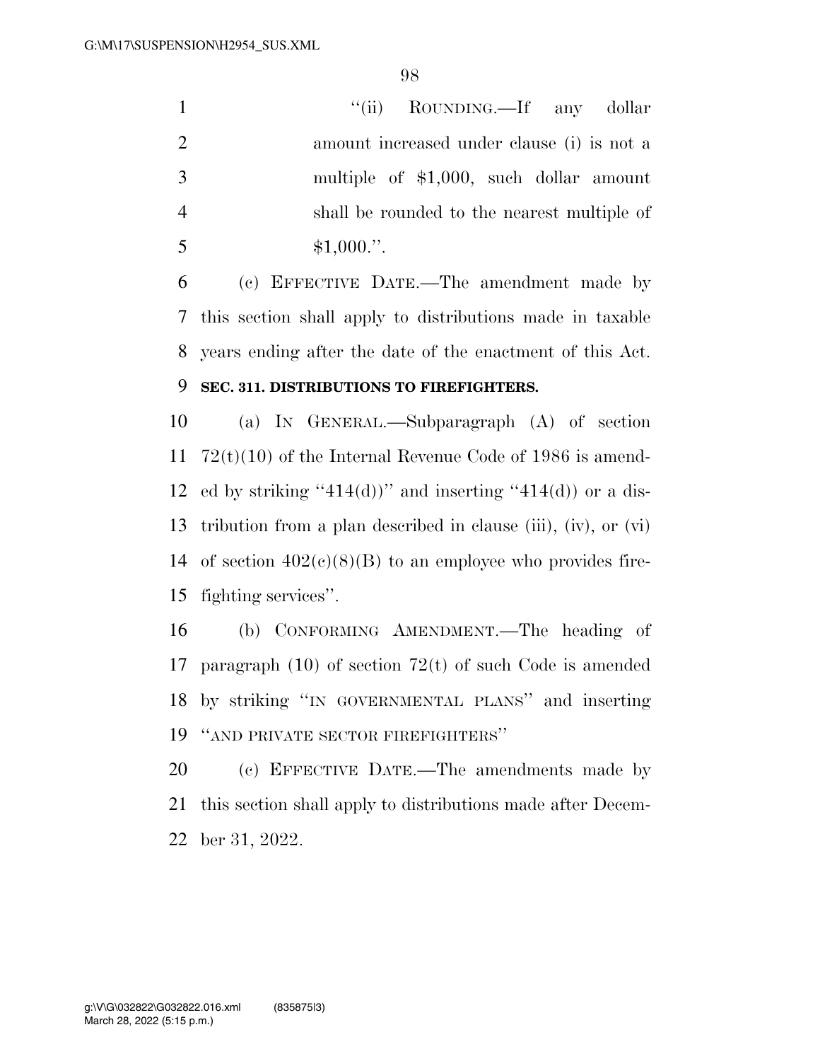"(ii) ROUNDING.—If any dollar amount increased under clause (i) is not a multiple of $1,000, such dollar amount shall be rounded to the nearest multiple of $1,000.".

(c) EFFECTIVE DATE.—The amendment made by this section shall apply to distributions made in taxable years ending after the date of the enactment of this Act.

**SEC. 311. DISTRIBUTIONS TO FIREFIGHTERS.**

(a) IN GENERAL.—Subparagraph (A) of section 72(t)(10) of the Internal Revenue Code of 1986 is amended by striking "414(d))" and inserting "414(d)) or a distribution from a plan described in clause (iii), (iv), or (vi) of section 402(c)(8)(B) to an employee who provides firefighting services".

(b) CONFORMING AMENDMENT.—The heading of paragraph (10) of section 72(t) of such Code is amended by striking "IN GOVERNMENTAL PLANS" and inserting "AND PRIVATE SECTOR FIREFIGHTERS"

(c) EFFECTIVE DATE.—The amendments made by this section shall apply to distributions made after December 31, 2022.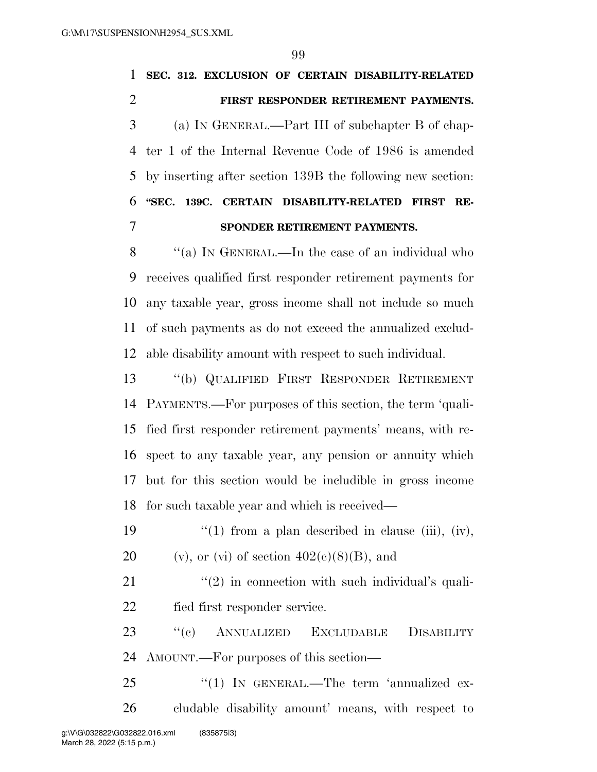**SEC. 312. EXCLUSION OF CERTAIN DISABILITY-RELATED FIRST RESPONDER RETIREMENT PAYMENTS.**

(a) IN GENERAL.—Part III of subchapter B of chapter 1 of the Internal Revenue Code of 1986 is amended by inserting after section 139B the following new section:

**"SEC. 139C. CERTAIN DISABILITY-RELATED FIRST RESPONDER RETIREMENT PAYMENTS.**

"(a) IN GENERAL.—In the case of an individual who receives qualified first responder retirement payments for any taxable year, gross income shall not include so much of such payments as do not exceed the annualized excludable disability amount with respect to such individual.

"(b) QUALIFIED FIRST RESPONDER RETIREMENT PAYMENTS.—For purposes of this section, the term 'qualified first responder retirement payments' means, with respect to any taxable year, any pension or annuity which but for this section would be includible in gross income for such taxable year and which is received—

"(1) from a plan described in clause (iii), (iv), (v), or (vi) of section 402(c)(8)(B), and

"(2) in connection with such individual's qualified first responder service.

"(c) ANNUALIZED EXCLUDABLE DISABILITY AMOUNT.—For purposes of this section—

"(1) IN GENERAL.—The term 'annualized excludable disability amount' means, with respect to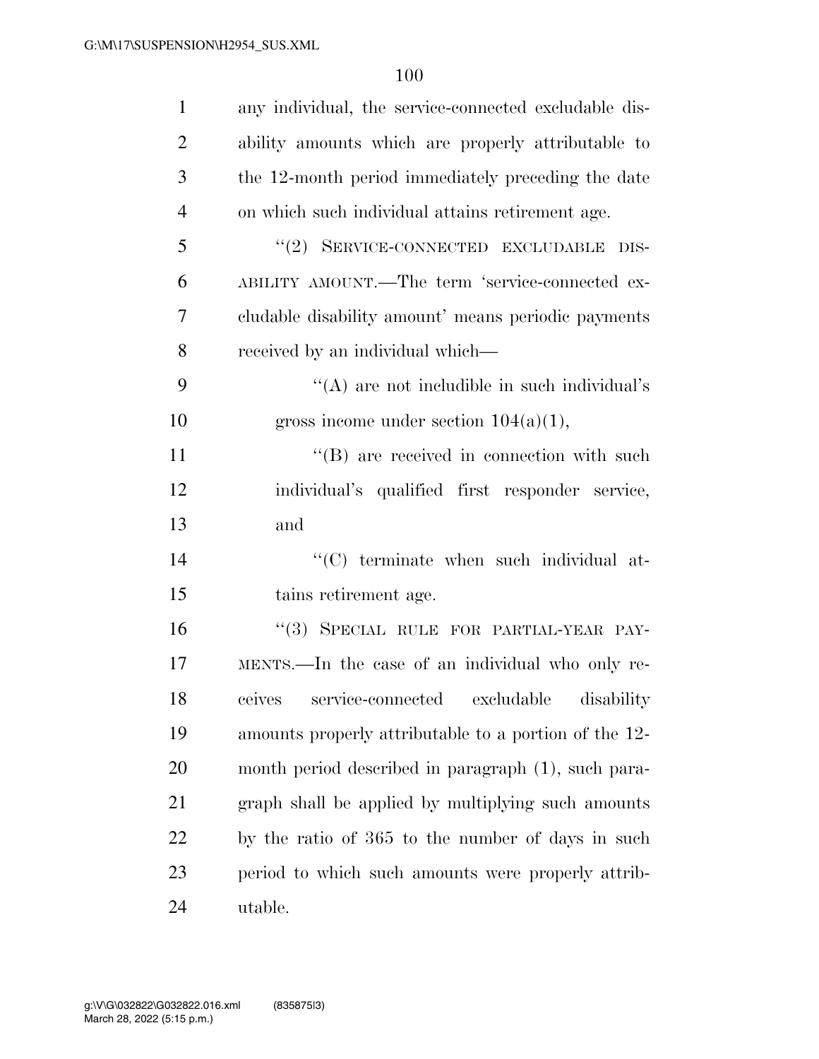any individual, the service-connected excludable disability amounts which are properly attributable to the 12-month period immediately preceding the date on which such individual attains retirement age.

"(2) SERVICE-CONNECTED EXCLUDABLE DISABILITY AMOUNT.—The term 'service-connected excludable disability amount' means periodic payments received by an individual which—

"(A) are not includible in such individual's gross income under section 104(a)(1),

"(B) are received in connection with such individual's qualified first responder service, and

"(C) terminate when such individual attains retirement age.

"(3) SPECIAL RULE FOR PARTIAL-YEAR PAYMENTS.—In the case of an individual who only receives service-connected excludable disability amounts properly attributable to a portion of the 12-month period described in paragraph (1), such paragraph shall be applied by multiplying such amounts by the ratio of 365 to the number of days in such period to which such amounts were properly attributable.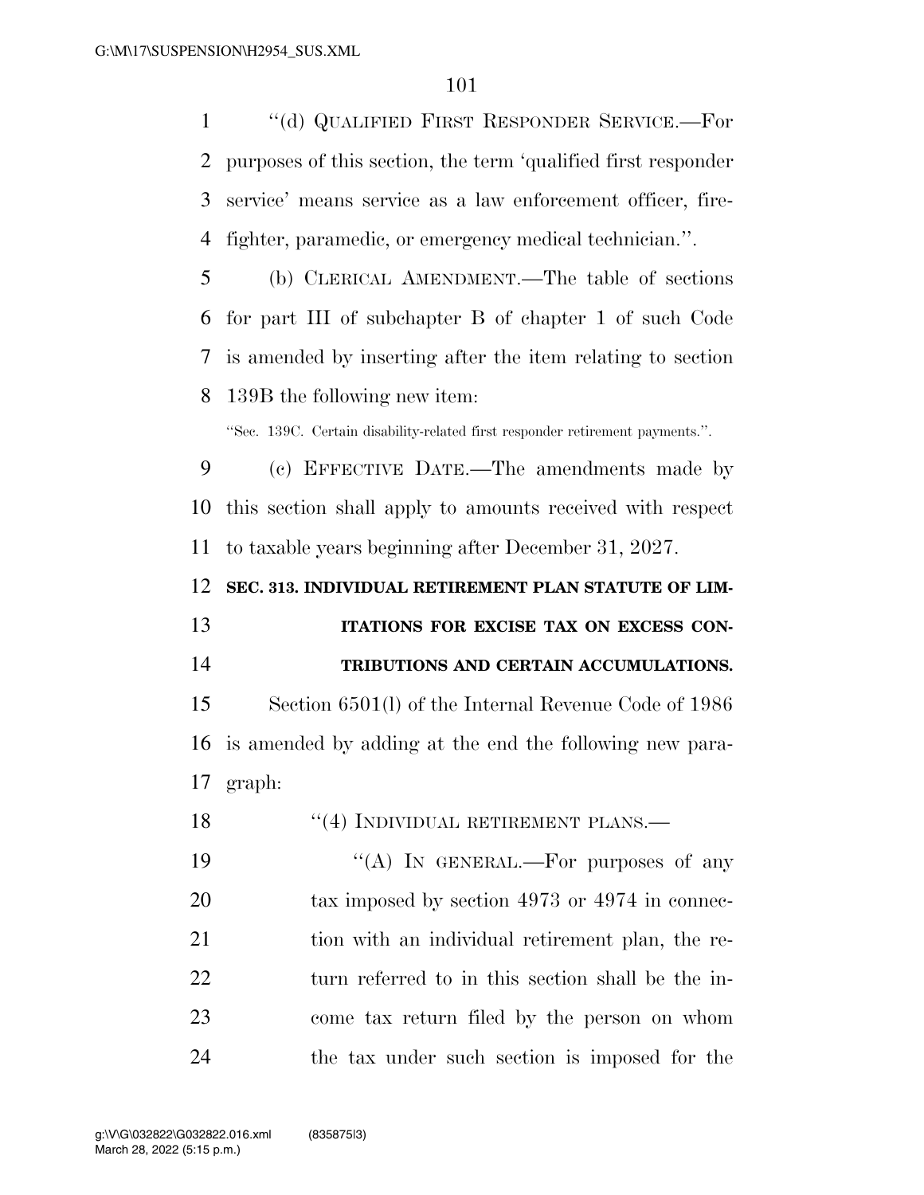"(d) QUALIFIED FIRST RESPONDER SERVICE.—For purposes of this section, the term 'qualified first responder service' means service as a law enforcement officer, firefighter, paramedic, or emergency medical technician.".

(b) CLERICAL AMENDMENT.—The table of sections for part III of subchapter B of chapter 1 of such Code is amended by inserting after the item relating to section 139B the following new item:

"Sec. 139C. Certain disability-related first responder retirement payments.".

(c) EFFECTIVE DATE.—The amendments made by this section shall apply to amounts received with respect to taxable years beginning after December 31, 2027.

**SEC. 313. INDIVIDUAL RETIREMENT PLAN STATUTE OF LIMITATIONS FOR EXCISE TAX ON EXCESS CONTRIBUTIONS AND CERTAIN ACCUMULATIONS.**

Section 6501(l) of the Internal Revenue Code of 1986 is amended by adding at the end the following new paragraph:

"(4) INDIVIDUAL RETIREMENT PLANS.—

"(A) IN GENERAL.—For purposes of any tax imposed by section 4973 or 4974 in connection with an individual retirement plan, the return referred to in this section shall be the income tax return filed by the person on whom the tax under such section is imposed for the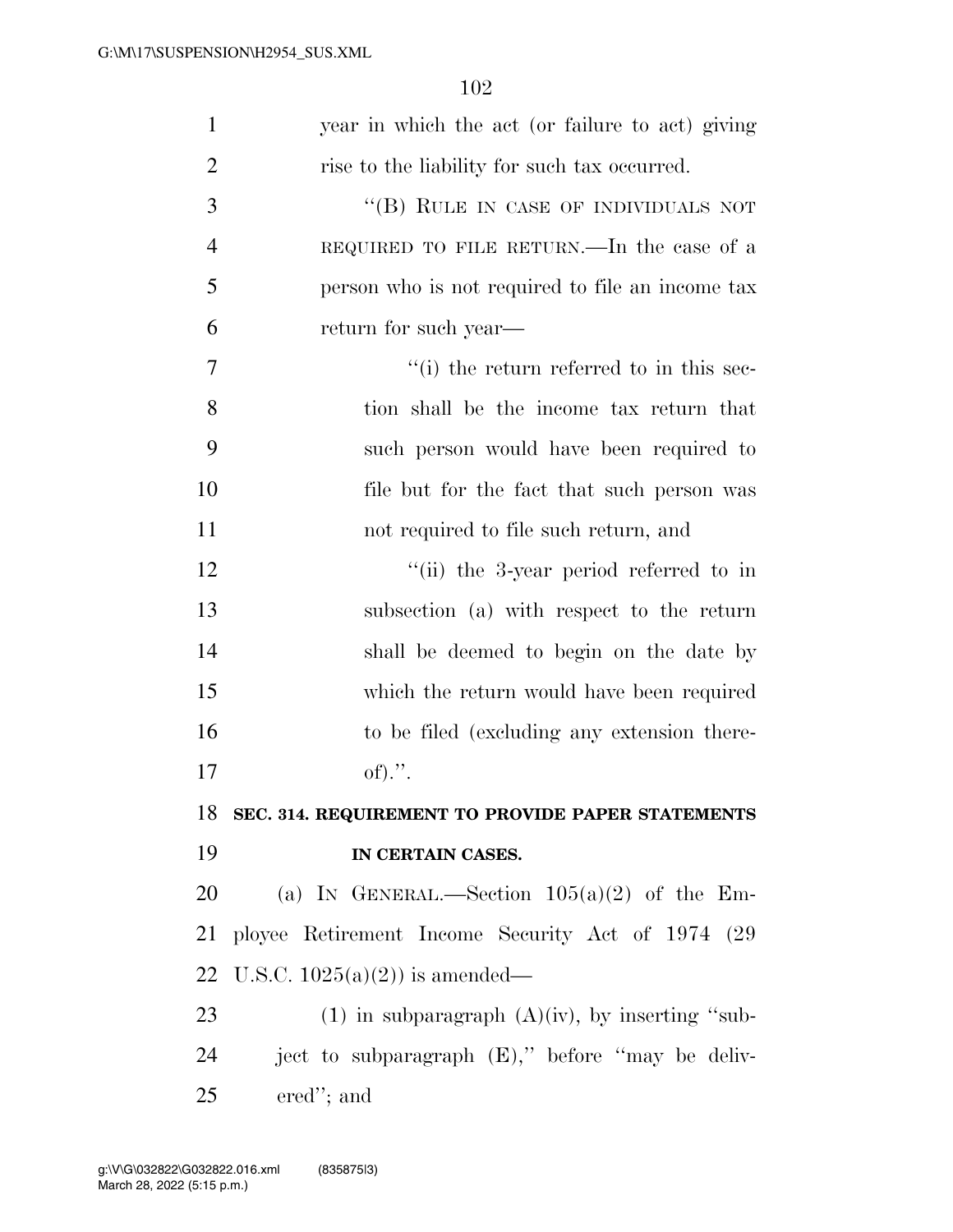year in which the act (or failure to act) giving rise to the liability for such tax occurred.

''(B) RULE IN CASE OF INDIVIDUALS NOT REQUIRED TO FILE RETURN.—In the case of a person who is not required to file an income tax return for such year—

''(i) the return referred to in this section shall be the income tax return that such person would have been required to file but for the fact that such person was not required to file such return, and

''(ii) the 3-year period referred to in subsection (a) with respect to the return shall be deemed to begin on the date by which the return would have been required to be filed (excluding any extension thereof).''.

**SEC. 314. REQUIREMENT TO PROVIDE PAPER STATEMENTS IN CERTAIN CASES.**

(a) IN GENERAL.—Section 105(a)(2) of the Employee Retirement Income Security Act of 1974 (29 U.S.C. 1025(a)(2)) is amended—

(1) in subparagraph (A)(iv), by inserting ''subject to subparagraph (E),'' before ''may be delivered''; and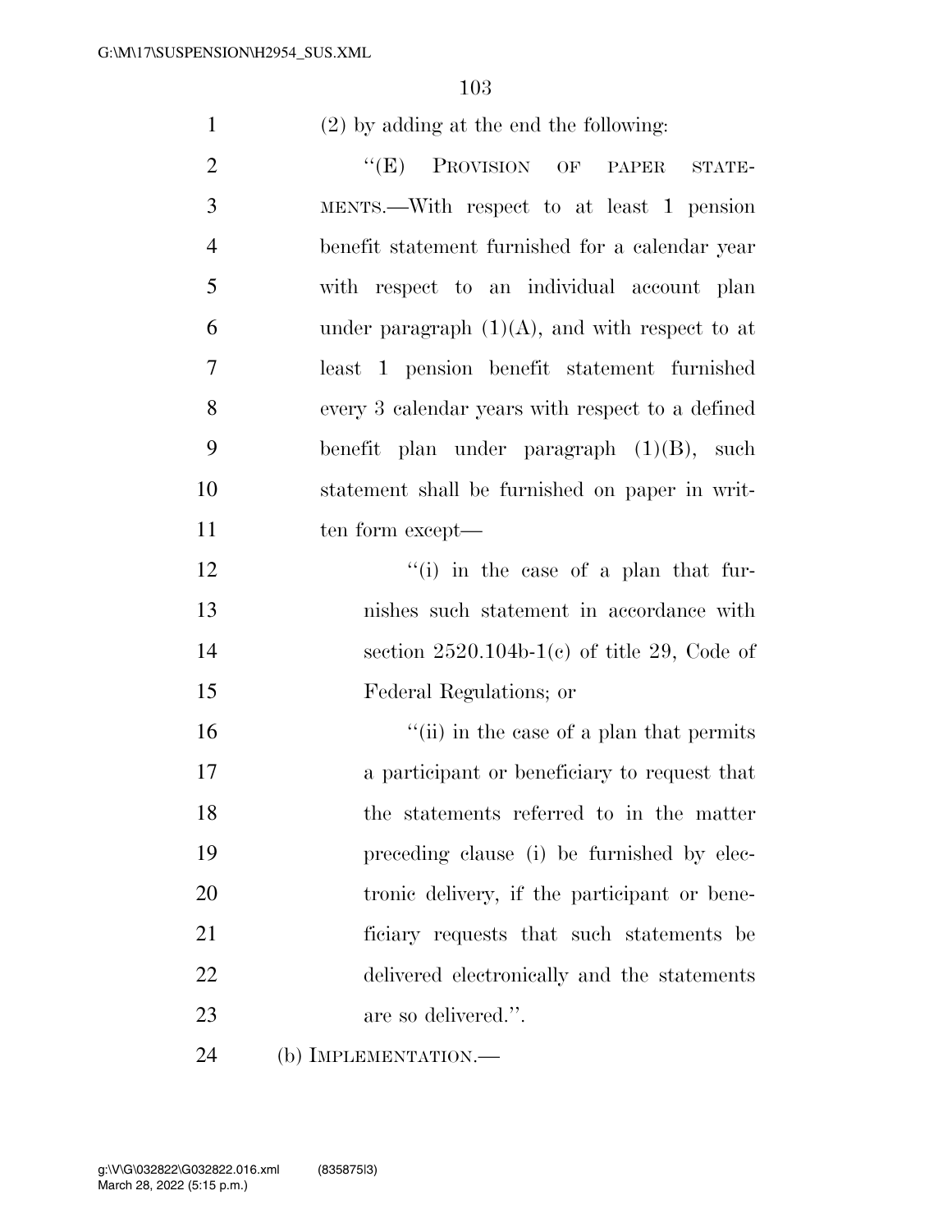(2) by adding at the end the following:

"(E) PROVISION OF PAPER STATEMENTS.—With respect to at least 1 pension benefit statement furnished for a calendar year with respect to an individual account plan under paragraph (1)(A), and with respect to at least 1 pension benefit statement furnished every 3 calendar years with respect to a defined benefit plan under paragraph (1)(B), such statement shall be furnished on paper in written form except—

"(i) in the case of a plan that furnishes such statement in accordance with section 2520.104b-1(c) of title 29, Code of Federal Regulations; or

"(ii) in the case of a plan that permits a participant or beneficiary to request that the statements referred to in the matter preceding clause (i) be furnished by electronic delivery, if the participant or beneficiary requests that such statements be delivered electronically and the statements are so delivered.".

(b) IMPLEMENTATION.—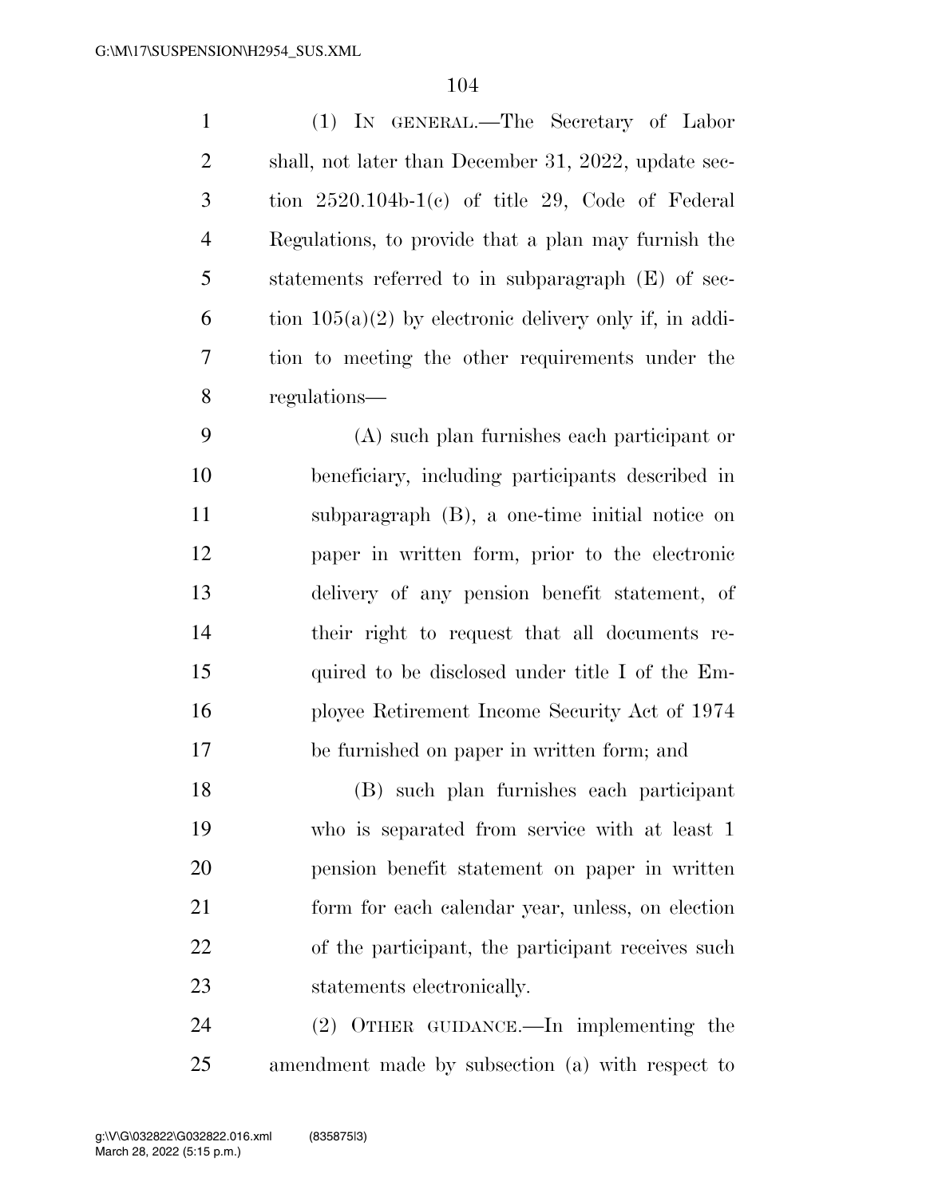(1) IN GENERAL.—The Secretary of Labor shall, not later than December 31, 2022, update section 2520.104b-1(c) of title 29, Code of Federal Regulations, to provide that a plan may furnish the statements referred to in subparagraph (E) of section 105(a)(2) by electronic delivery only if, in addition to meeting the other requirements under the regulations—

(A) such plan furnishes each participant or beneficiary, including participants described in subparagraph (B), a one-time initial notice on paper in written form, prior to the electronic delivery of any pension benefit statement, of their right to request that all documents required to be disclosed under title I of the Employee Retirement Income Security Act of 1974 be furnished on paper in written form; and

(B) such plan furnishes each participant who is separated from service with at least 1 pension benefit statement on paper in written form for each calendar year, unless, on election of the participant, the participant receives such statements electronically.

(2) OTHER GUIDANCE.—In implementing the amendment made by subsection (a) with respect to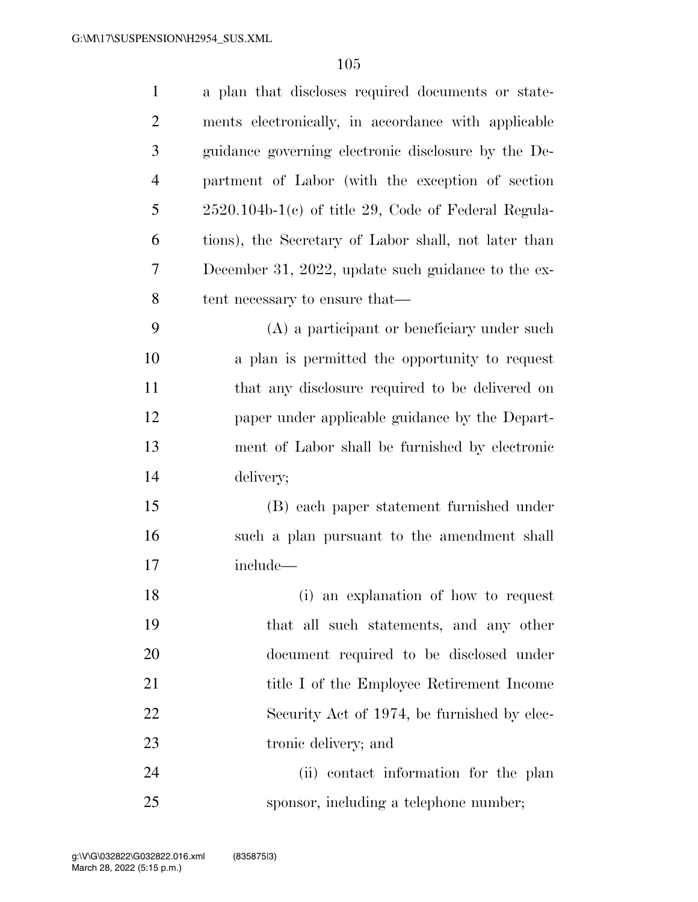a plan that discloses required documents or statements electronically, in accordance with applicable guidance governing electronic disclosure by the Department of Labor (with the exception of section 2520.104b-1(c) of title 29, Code of Federal Regulations), the Secretary of Labor shall, not later than December 31, 2022, update such guidance to the extent necessary to ensure that—

(A) a participant or beneficiary under such a plan is permitted the opportunity to request that any disclosure required to be delivered on paper under applicable guidance by the Department of Labor shall be furnished by electronic delivery;

(B) each paper statement furnished under such a plan pursuant to the amendment shall include—

(i) an explanation of how to request that all such statements, and any other document required to be disclosed under title I of the Employee Retirement Income Security Act of 1974, be furnished by electronic delivery; and

(ii) contact information for the plan sponsor, including a telephone number;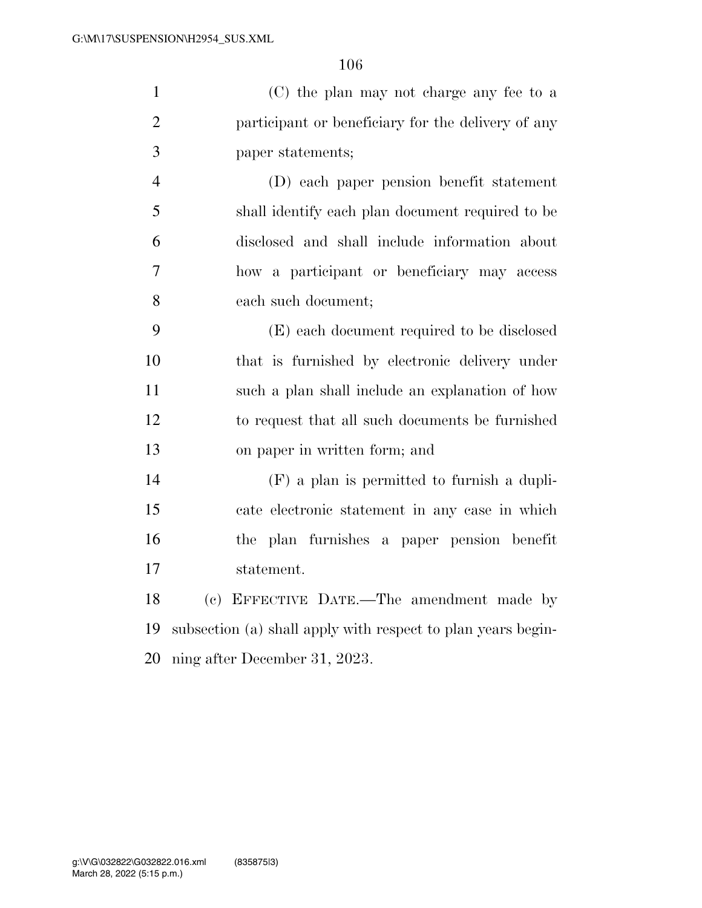(C) the plan may not charge any fee to a participant or beneficiary for the delivery of any paper statements;

(D) each paper pension benefit statement shall identify each plan document required to be disclosed and shall include information about how a participant or beneficiary may access each such document;

(E) each document required to be disclosed that is furnished by electronic delivery under such a plan shall include an explanation of how to request that all such documents be furnished on paper in written form; and

(F) a plan is permitted to furnish a duplicate electronic statement in any case in which the plan furnishes a paper pension benefit statement.

(c) EFFECTIVE DATE.—The amendment made by subsection (a) shall apply with respect to plan years beginning after December 31, 2023.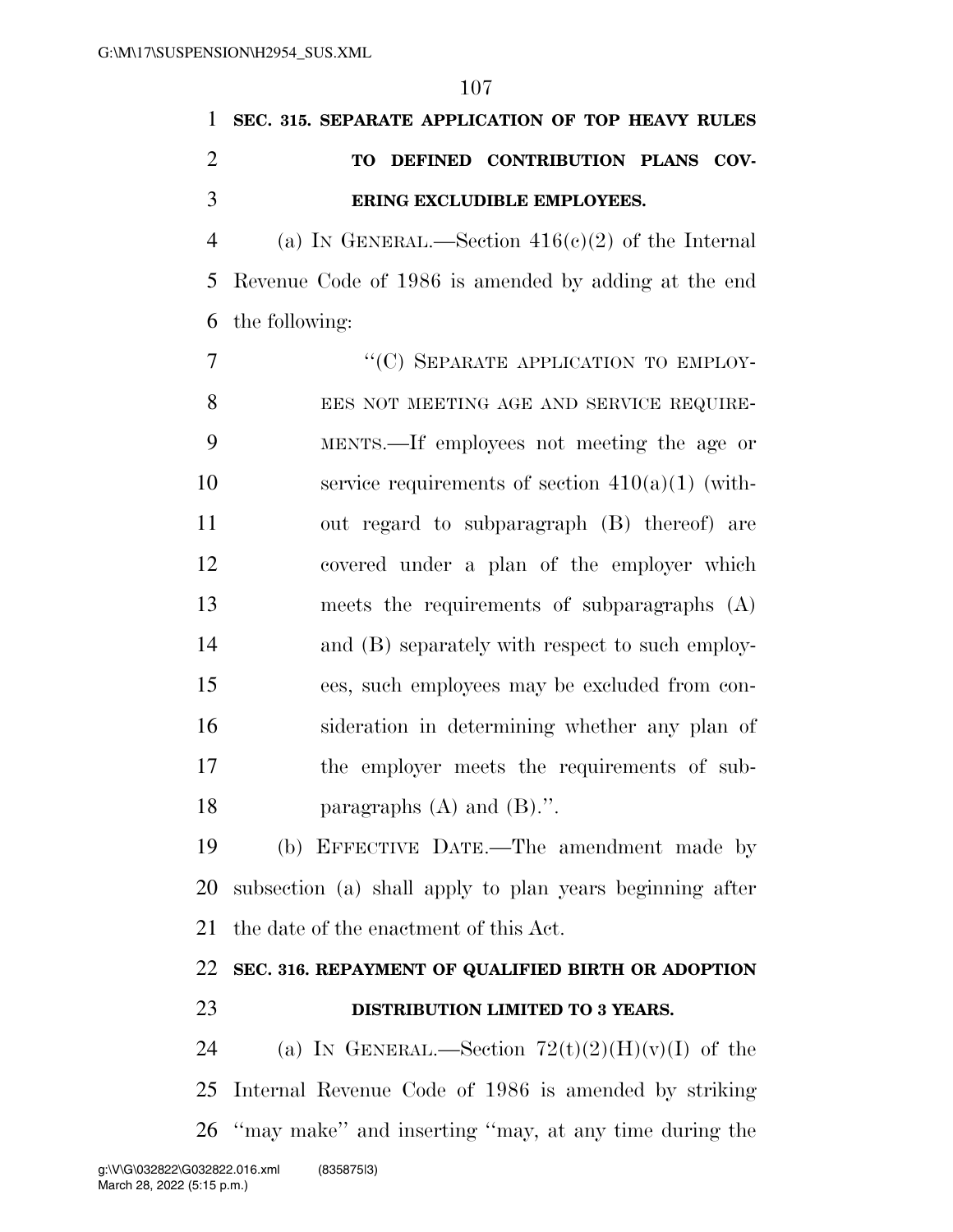**SEC. 315. SEPARATE APPLICATION OF TOP HEAVY RULES TO DEFINED CONTRIBUTION PLANS COVERING EXCLUDIBLE EMPLOYEES.**

(a) IN GENERAL.—Section 416(c)(2) of the Internal Revenue Code of 1986 is amended by adding at the end the following:

"(C) SEPARATE APPLICATION TO EMPLOYEES NOT MEETING AGE AND SERVICE REQUIREMENTS.—If employees not meeting the age or service requirements of section 410(a)(1) (without regard to subparagraph (B) thereof) are covered under a plan of the employer which meets the requirements of subparagraphs (A) and (B) separately with respect to such employees, such employees may be excluded from consideration in determining whether any plan of the employer meets the requirements of subparagraphs (A) and (B).".

(b) EFFECTIVE DATE.—The amendment made by subsection (a) shall apply to plan years beginning after the date of the enactment of this Act.

**SEC. 316. REPAYMENT OF QUALIFIED BIRTH OR ADOPTION DISTRIBUTION LIMITED TO 3 YEARS.**

(a) IN GENERAL.—Section 72(t)(2)(H)(v)(I) of the Internal Revenue Code of 1986 is amended by striking "may make" and inserting "may, at any time during the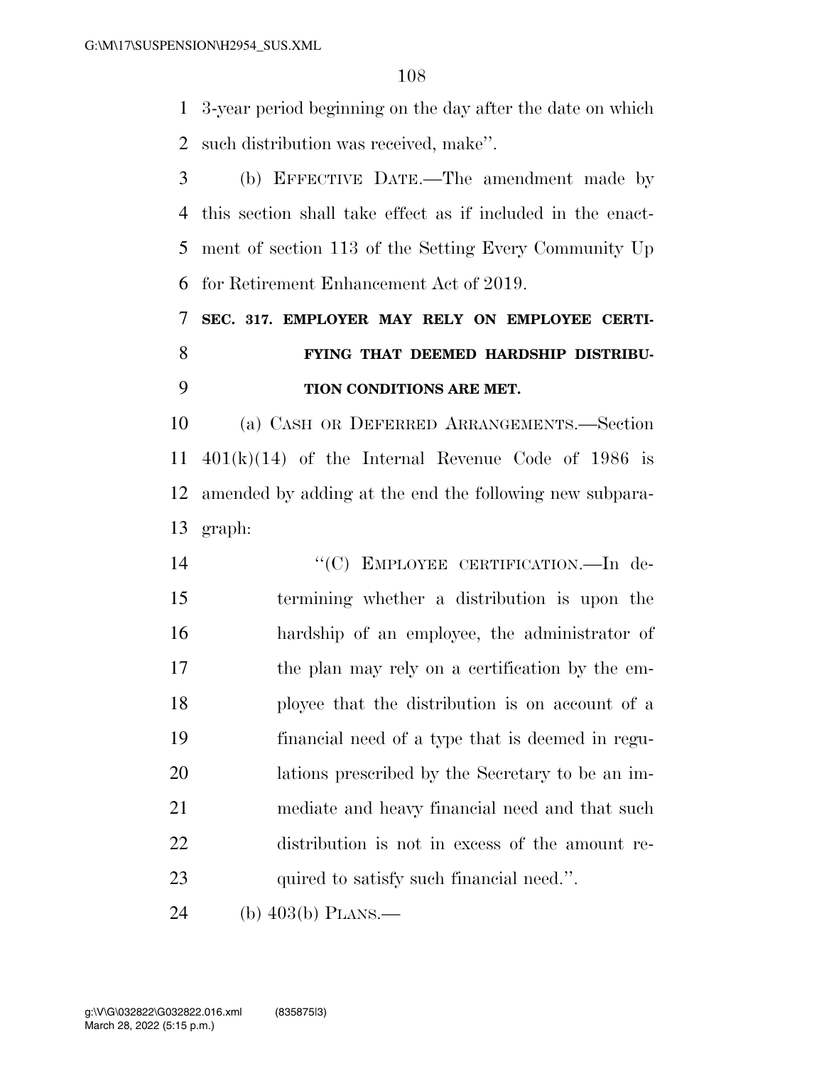3-year period beginning on the day after the date on which such distribution was received, make''.

(b) EFFECTIVE DATE.—The amendment made by this section shall take effect as if included in the enactment of section 113 of the Setting Every Community Up for Retirement Enhancement Act of 2019.

**SEC. 317. EMPLOYER MAY RELY ON EMPLOYEE CERTIFYING THAT DEEMED HARDSHIP DISTRIBUTION CONDITIONS ARE MET.**

(a) CASH OR DEFERRED ARRANGEMENTS.—Section 401(k)(14) of the Internal Revenue Code of 1986 is amended by adding at the end the following new subparagraph:

> ''(C) EMPLOYEE CERTIFICATION.—In determining whether a distribution is upon the hardship of an employee, the administrator of the plan may rely on a certification by the employee that the distribution is on account of a financial need of a type that is deemed in regulations prescribed by the Secretary to be an immediate and heavy financial need and that such distribution is not in excess of the amount required to satisfy such financial need.''.

(b) 403(b) PLANS.—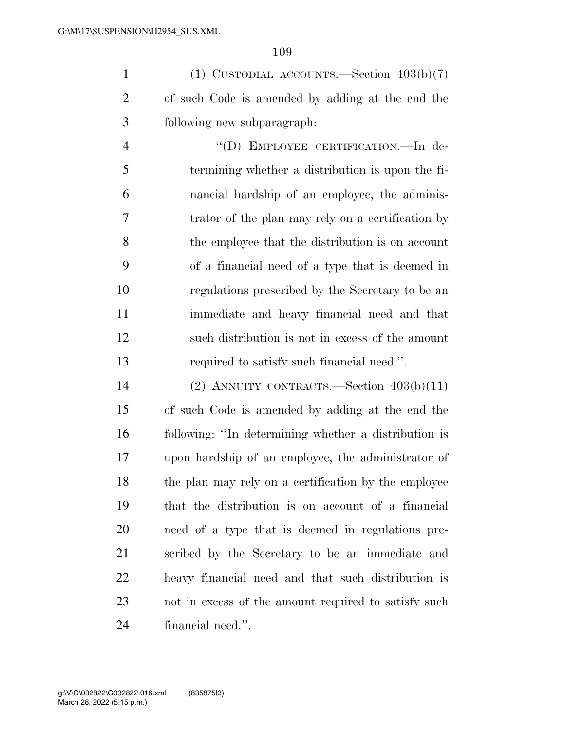(1) CUSTODIAL ACCOUNTS.—Section 403(b)(7) of such Code is amended by adding at the end the following new subparagraph:

"(D) EMPLOYEE CERTIFICATION.—In determining whether a distribution is upon the financial hardship of an employee, the administrator of the plan may rely on a certification by the employee that the distribution is on account of a financial need of a type that is deemed in regulations prescribed by the Secretary to be an immediate and heavy financial need and that such distribution is not in excess of the amount required to satisfy such financial need.".

(2) ANNUITY CONTRACTS.—Section 403(b)(11) of such Code is amended by adding at the end the following: "In determining whether a distribution is upon hardship of an employee, the administrator of the plan may rely on a certification by the employee that the distribution is on account of a financial need of a type that is deemed in regulations prescribed by the Secretary to be an immediate and heavy financial need and that such distribution is not in excess of the amount required to satisfy such financial need.".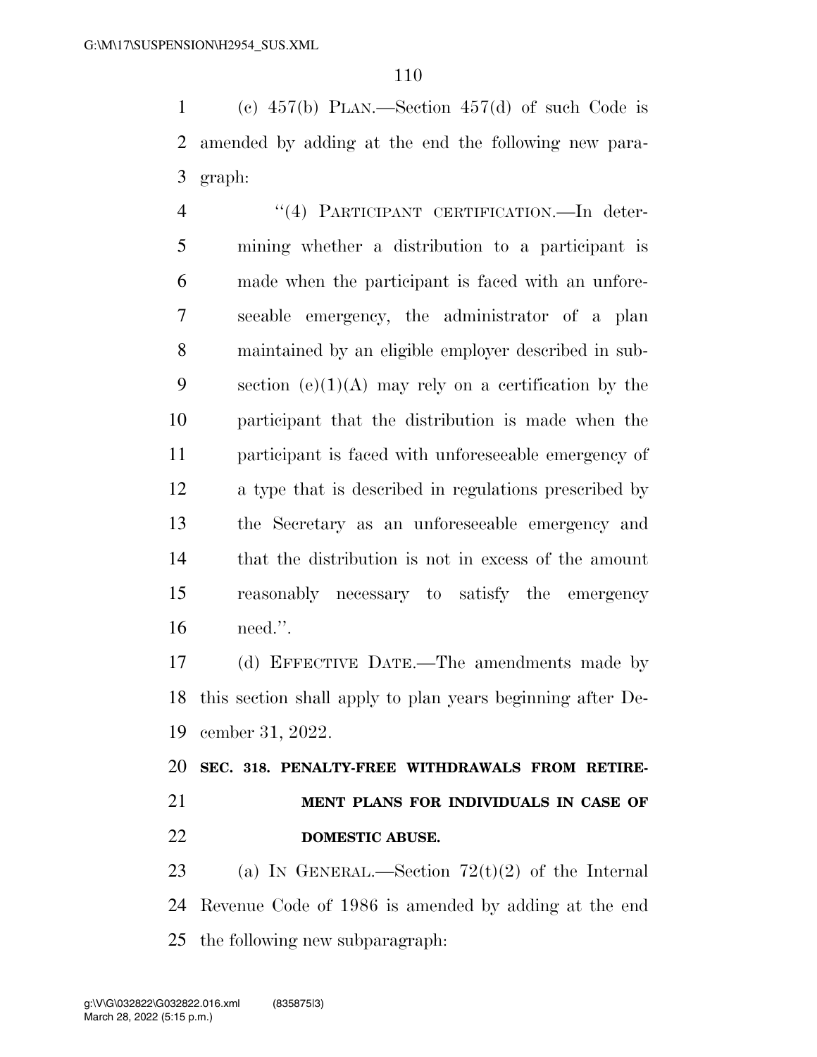(c) 457(b) PLAN.—Section 457(d) of such Code is amended by adding at the end the following new paragraph:

> "(4) PARTICIPANT CERTIFICATION.—In determining whether a distribution to a participant is made when the participant is faced with an unforeseeable emergency, the administrator of a plan maintained by an eligible employer described in subsection (e)(1)(A) may rely on a certification by the participant that the distribution is made when the participant is faced with unforeseeable emergency of a type that is described in regulations prescribed by the Secretary as an unforeseeable emergency and that the distribution is not in excess of the amount reasonably necessary to satisfy the emergency need.".

(d) EFFECTIVE DATE.—The amendments made by this section shall apply to plan years beginning after December 31, 2022.

**SEC. 318. PENALTY-FREE WITHDRAWALS FROM RETIREMENT PLANS FOR INDIVIDUALS IN CASE OF DOMESTIC ABUSE.**

(a) IN GENERAL.—Section 72(t)(2) of the Internal Revenue Code of 1986 is amended by adding at the end the following new subparagraph: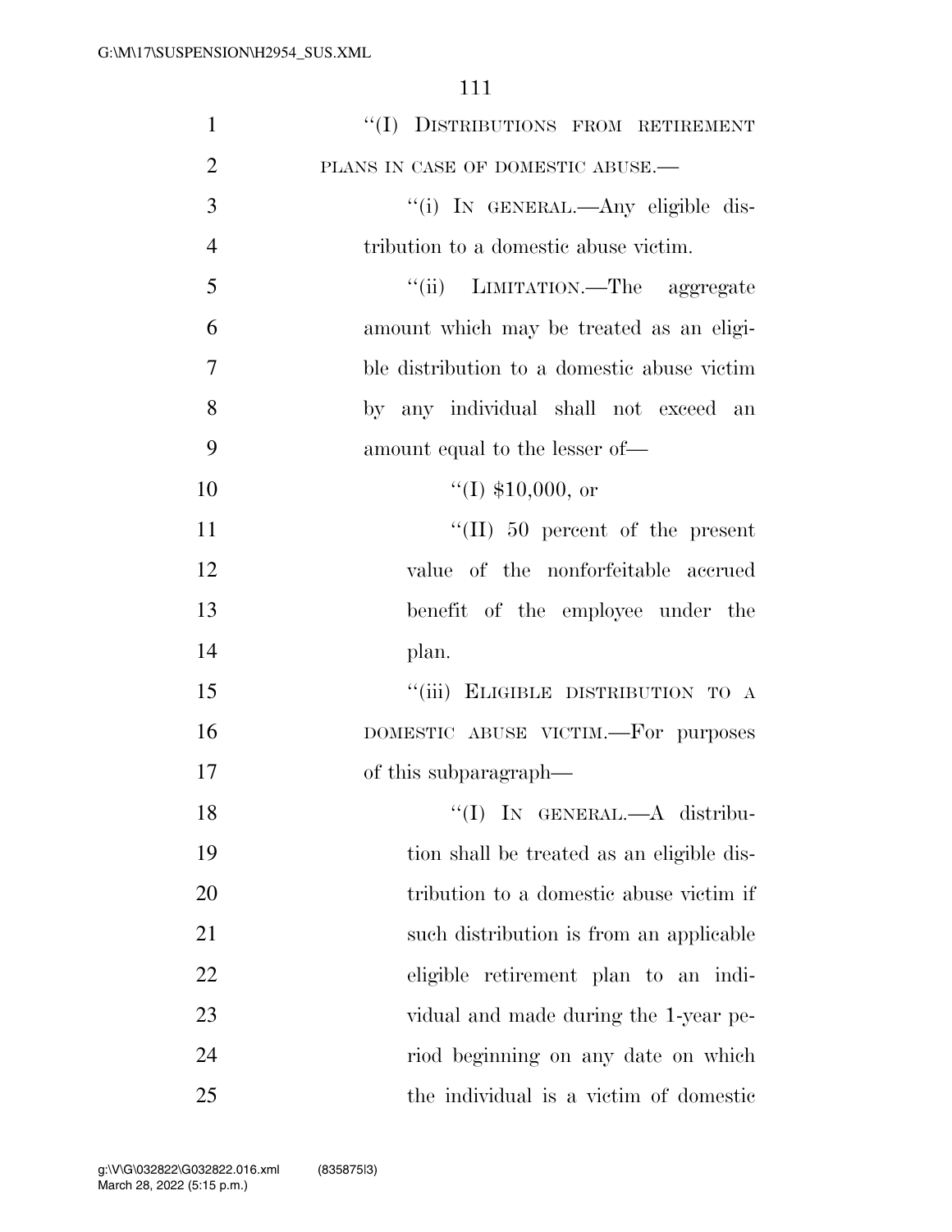"(I) DISTRIBUTIONS FROM RETIREMENT PLANS IN CASE OF DOMESTIC ABUSE.—

"(i) IN GENERAL.—Any eligible distribution to a domestic abuse victim.

"(ii) LIMITATION.—The aggregate amount which may be treated as an eligible distribution to a domestic abuse victim by any individual shall not exceed an amount equal to the lesser of—

"(I) $10,000, or

"(II) 50 percent of the present value of the nonforfeitable accrued benefit of the employee under the plan.

"(iii) ELIGIBLE DISTRIBUTION TO A DOMESTIC ABUSE VICTIM.—For purposes of this subparagraph—

"(I) IN GENERAL.—A distribution shall be treated as an eligible distribution to a domestic abuse victim if such distribution is from an applicable eligible retirement plan to an individual and made during the 1-year period beginning on any date on which the individual is a victim of domestic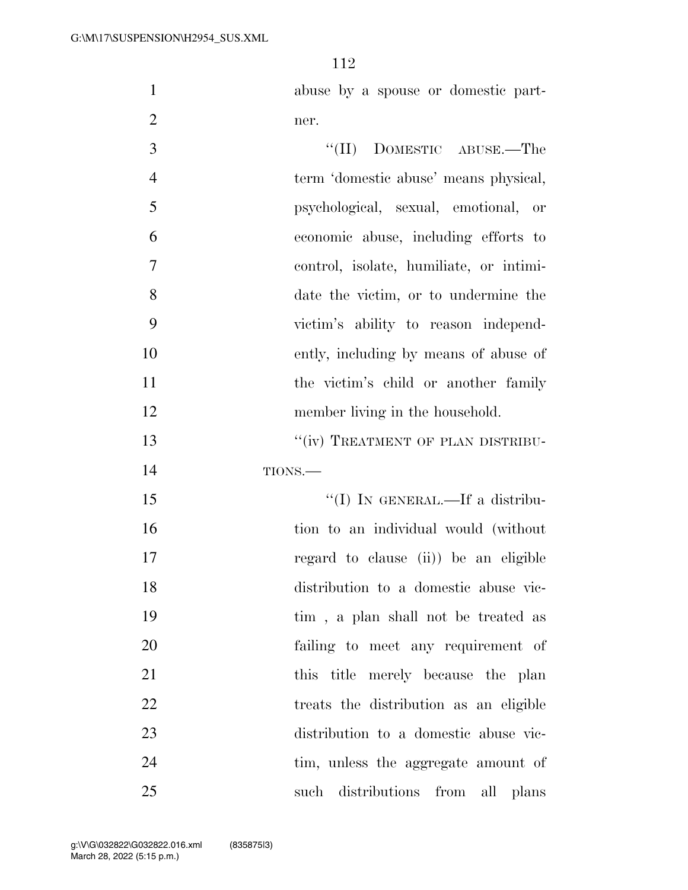abuse by a spouse or domestic partner.

"(II) DOMESTIC ABUSE.—The term 'domestic abuse' means physical, psychological, sexual, emotional, or economic abuse, including efforts to control, isolate, humiliate, or intimidate the victim, or to undermine the victim's ability to reason independently, including by means of abuse of the victim's child or another family member living in the household.

"(iv) TREATMENT OF PLAN DISTRIBUTIONS.—

"(I) IN GENERAL.—If a distribution to an individual would (without regard to clause (ii)) be an eligible distribution to a domestic abuse victim , a plan shall not be treated as failing to meet any requirement of this title merely because the plan treats the distribution as an eligible distribution to a domestic abuse victim, unless the aggregate amount of such distributions from all plans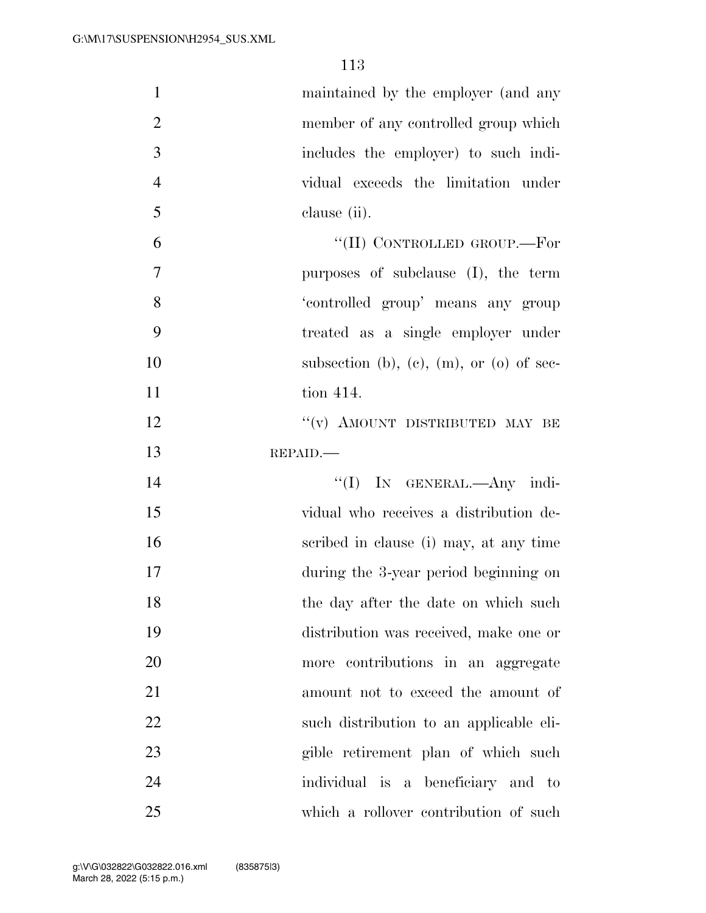maintained by the employer (and any member of any controlled group which includes the employer) to such individual exceeds the limitation under clause (ii).

"(II) CONTROLLED GROUP.—For purposes of subclause (I), the term 'controlled group' means any group treated as a single employer under subsection (b), (c), (m), or (o) of section 414.

"(v) AMOUNT DISTRIBUTED MAY BE REPAID.—

"(I) IN GENERAL.—Any individual who receives a distribution described in clause (i) may, at any time during the 3-year period beginning on the day after the date on which such distribution was received, make one or more contributions in an aggregate amount not to exceed the amount of such distribution to an applicable eligible retirement plan of which such individual is a beneficiary and to which a rollover contribution of such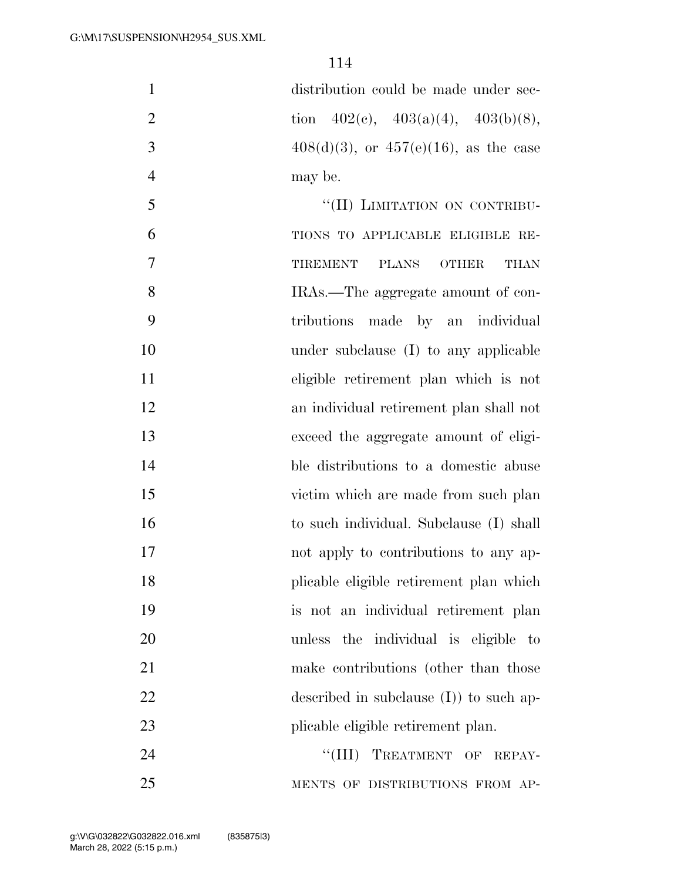distribution could be made under section 402(c), 403(a)(4), 403(b)(8), 408(d)(3), or 457(e)(16), as the case may be.

"(II) LIMITATION ON CONTRIBUTIONS TO APPLICABLE ELIGIBLE RETIREMENT PLANS OTHER THAN IRAs.—The aggregate amount of contributions made by an individual under subclause (I) to any applicable eligible retirement plan which is not an individual retirement plan shall not exceed the aggregate amount of eligible distributions to a domestic abuse victim which are made from such plan to such individual. Subclause (I) shall not apply to contributions to any applicable eligible retirement plan which is not an individual retirement plan unless the individual is eligible to make contributions (other than those described in subclause (I)) to such applicable eligible retirement plan.

"(III) TREATMENT OF REPAYMENTS OF DISTRIBUTIONS FROM AP-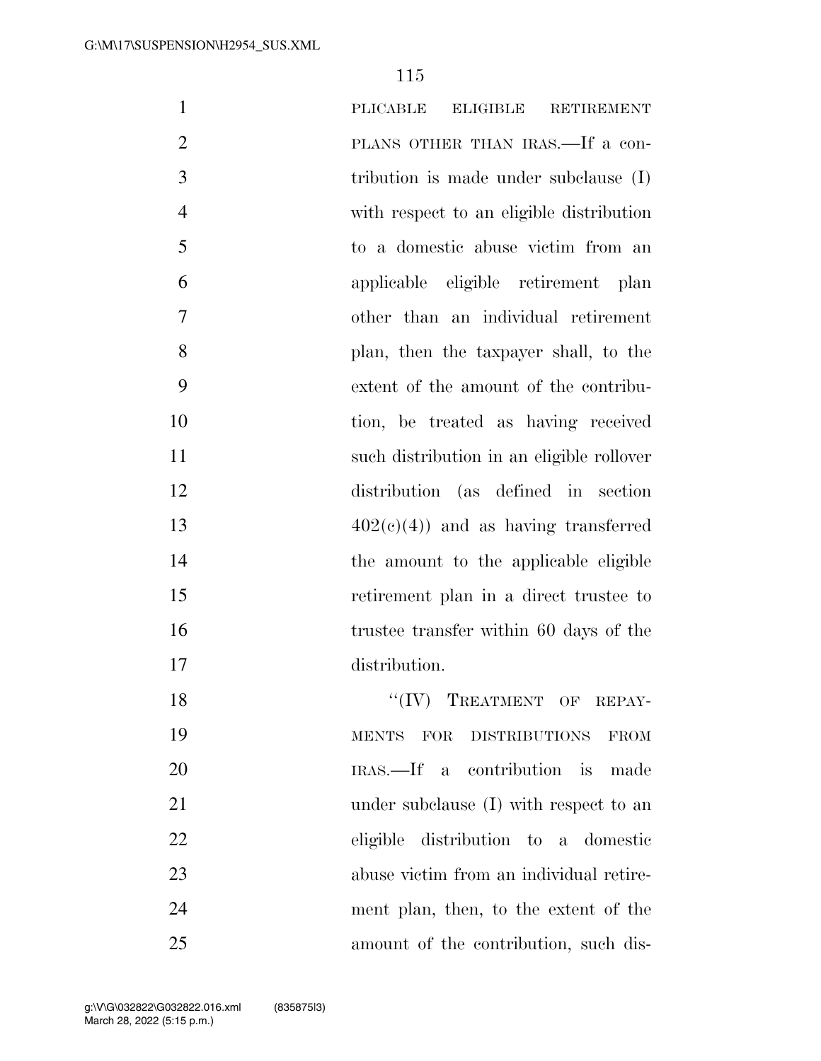PLICABLE ELIGIBLE RETIREMENT PLANS OTHER THAN IRAS.—If a contribution is made under subclause (I) with respect to an eligible distribution to a domestic abuse victim from an applicable eligible retirement plan other than an individual retirement plan, then the taxpayer shall, to the extent of the amount of the contribution, be treated as having received such distribution in an eligible rollover distribution (as defined in section 402(c)(4)) and as having transferred the amount to the applicable eligible retirement plan in a direct trustee to trustee transfer within 60 days of the distribution.

''(IV) TREATMENT OF REPAYMENTS FOR DISTRIBUTIONS FROM IRAS.—If a contribution is made under subclause (I) with respect to an eligible distribution to a domestic abuse victim from an individual retirement plan, then, to the extent of the amount of the contribution, such dis-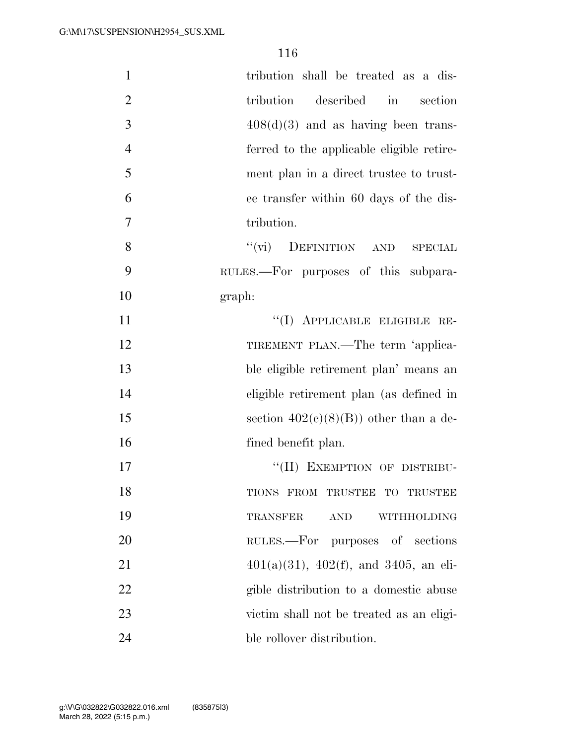tribution shall be treated as a distribution described in section 408(d)(3) and as having been transferred to the applicable eligible retirement plan in a direct trustee to trustee transfer within 60 days of the distribution.

"(vi) DEFINITION AND SPECIAL RULES.—For purposes of this subparagraph:

"(I) APPLICABLE ELIGIBLE RETIREMENT PLAN.—The term 'applicable eligible retirement plan' means an eligible retirement plan (as defined in section 402(c)(8)(B)) other than a defined benefit plan.

"(II) EXEMPTION OF DISTRIBUTIONS FROM TRUSTEE TO TRUSTEE TRANSFER AND WITHHOLDING RULES.—For purposes of sections 401(a)(31), 402(f), and 3405, an eligible distribution to a domestic abuse victim shall not be treated as an eligible rollover distribution.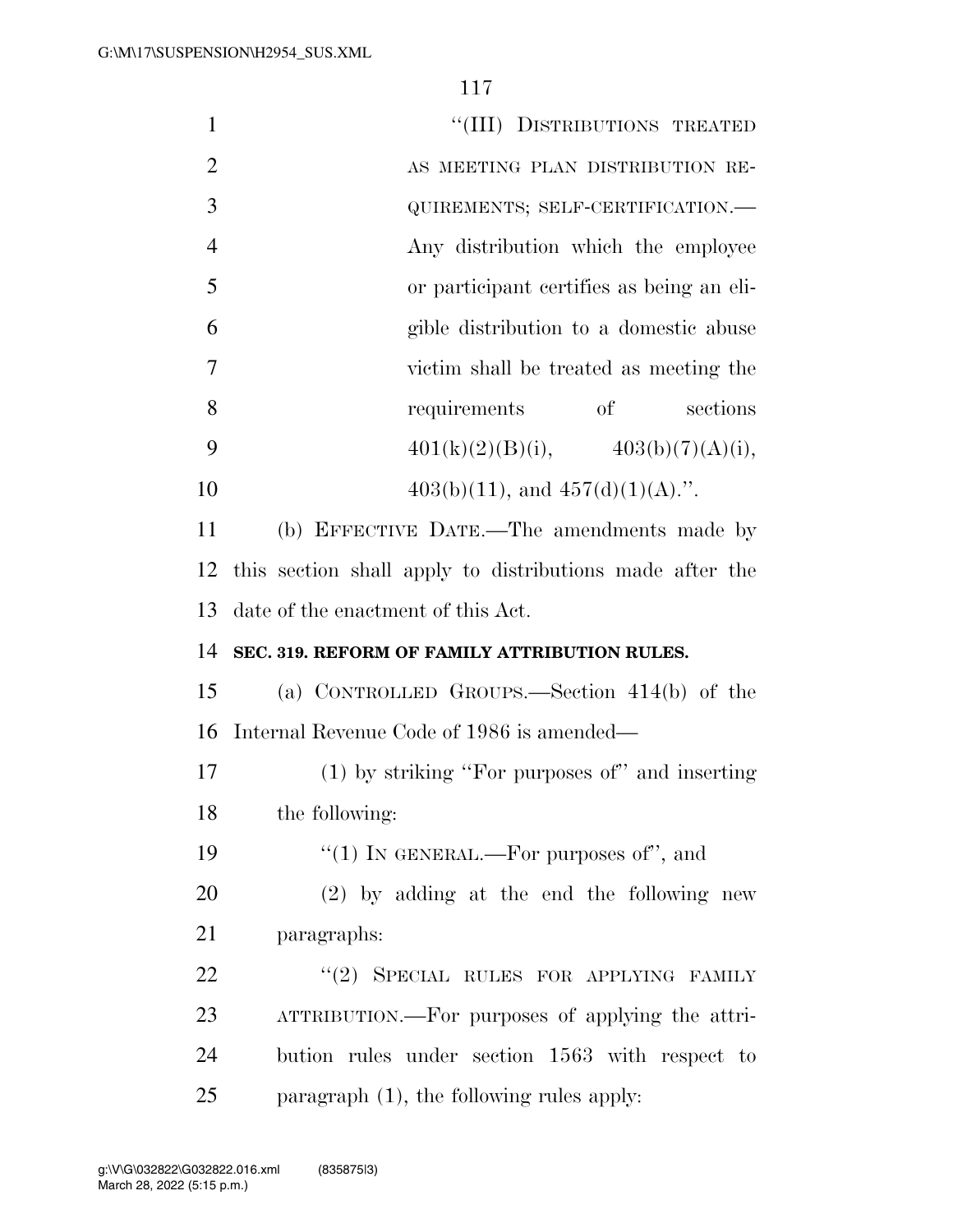"(III) DISTRIBUTIONS TREATED AS MEETING PLAN DISTRIBUTION REQUIREMENTS; SELF-CERTIFICATION.—Any distribution which the employee or participant certifies as being an eligible distribution to a domestic abuse victim shall be treated as meeting the requirements of sections 401(k)(2)(B)(i), 403(b)(7)(A)(i), 403(b)(11), and 457(d)(1)(A).".

(b) EFFECTIVE DATE.—The amendments made by this section shall apply to distributions made after the date of the enactment of this Act.

**SEC. 319. REFORM OF FAMILY ATTRIBUTION RULES.**

(a) CONTROLLED GROUPS.—Section 414(b) of the Internal Revenue Code of 1986 is amended—

(1) by striking "For purposes of" and inserting the following:

"(1) IN GENERAL.—For purposes of", and

(2) by adding at the end the following new paragraphs:

"(2) SPECIAL RULES FOR APPLYING FAMILY ATTRIBUTION.—For purposes of applying the attribution rules under section 1563 with respect to paragraph (1), the following rules apply: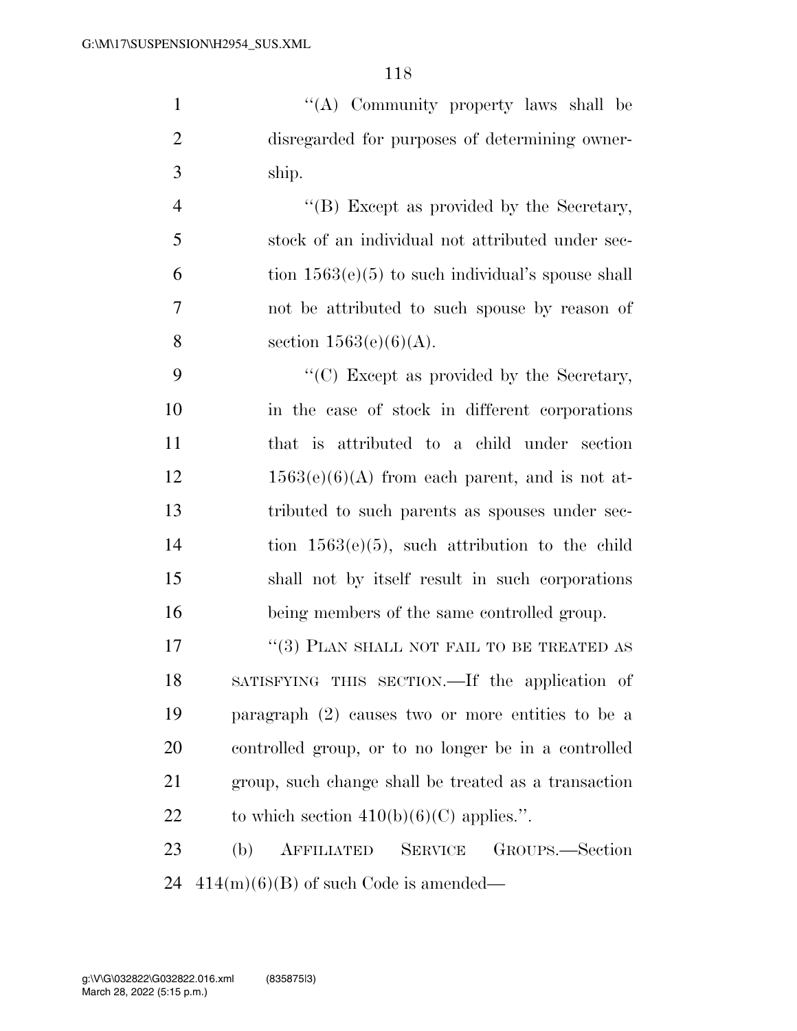"(A) Community property laws shall be disregarded for purposes of determining ownership.

"(B) Except as provided by the Secretary, stock of an individual not attributed under section 1563(e)(5) to such individual's spouse shall not be attributed to such spouse by reason of section 1563(e)(6)(A).

"(C) Except as provided by the Secretary, in the case of stock in different corporations that is attributed to a child under section 1563(e)(6)(A) from each parent, and is not attributed to such parents as spouses under section 1563(e)(5), such attribution to the child shall not by itself result in such corporations being members of the same controlled group.

"(3) PLAN SHALL NOT FAIL TO BE TREATED AS SATISFYING THIS SECTION.—If the application of paragraph (2) causes two or more entities to be a controlled group, or to no longer be in a controlled group, such change shall be treated as a transaction to which section 410(b)(6)(C) applies.".

(b) AFFILIATED SERVICE GROUPS.—Section 414(m)(6)(B) of such Code is amended—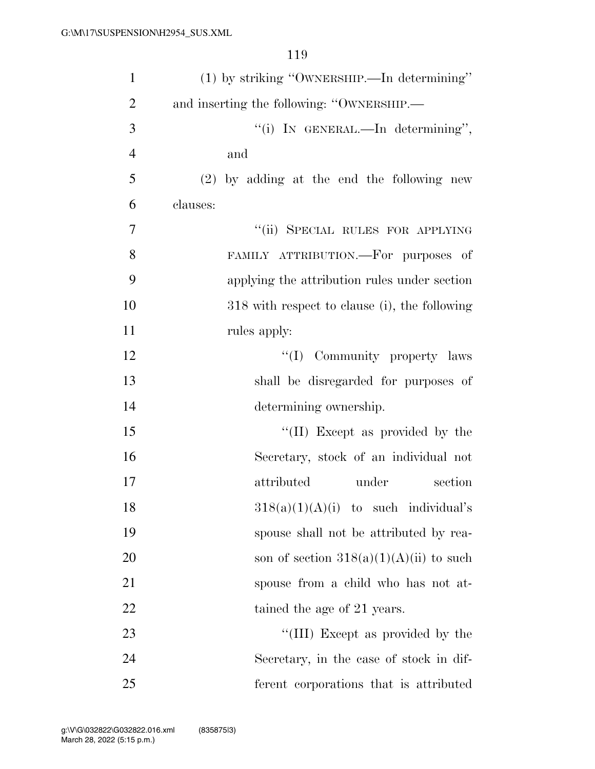(1) by striking "OWNERSHIP.—In determining" and inserting the following: "OWNERSHIP.—

"(i) IN GENERAL.—In determining", and

(2) by adding at the end the following new clauses:

"(ii) SPECIAL RULES FOR APPLYING FAMILY ATTRIBUTION.—For purposes of applying the attribution rules under section 318 with respect to clause (i), the following rules apply:

"(I) Community property laws shall be disregarded for purposes of determining ownership.

"(II) Except as provided by the Secretary, stock of an individual not attributed under section 318(a)(1)(A)(i) to such individual's spouse shall not be attributed by reason of section 318(a)(1)(A)(ii) to such spouse from a child who has not attained the age of 21 years.

"(III) Except as provided by the Secretary, in the case of stock in different corporations that is attributed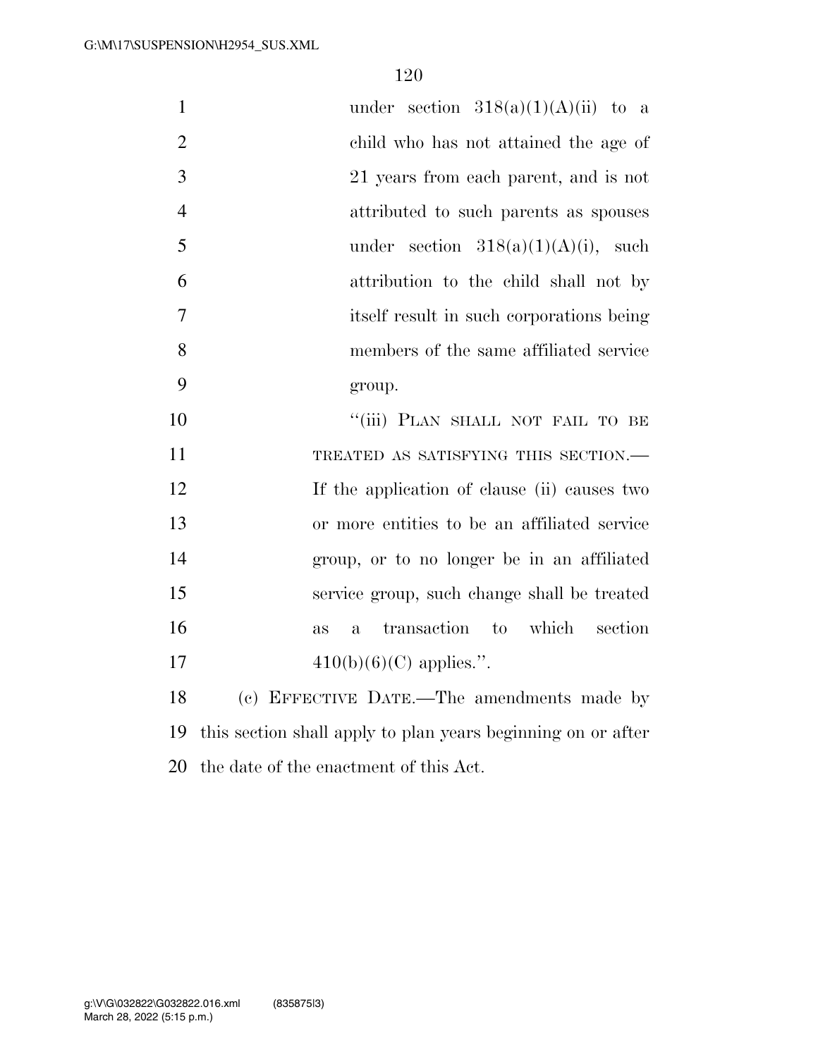under section 318(a)(1)(A)(ii) to a child who has not attained the age of 21 years from each parent, and is not attributed to such parents as spouses under section 318(a)(1)(A)(i), such attribution to the child shall not by itself result in such corporations being members of the same affiliated service group.

"(iii) PLAN SHALL NOT FAIL TO BE TREATED AS SATISFYING THIS SECTION.—If the application of clause (ii) causes two or more entities to be an affiliated service group, or to no longer be in an affiliated service group, such change shall be treated as a transaction to which section 410(b)(6)(C) applies.".

(c) EFFECTIVE DATE.—The amendments made by this section shall apply to plan years beginning on or after the date of the enactment of this Act.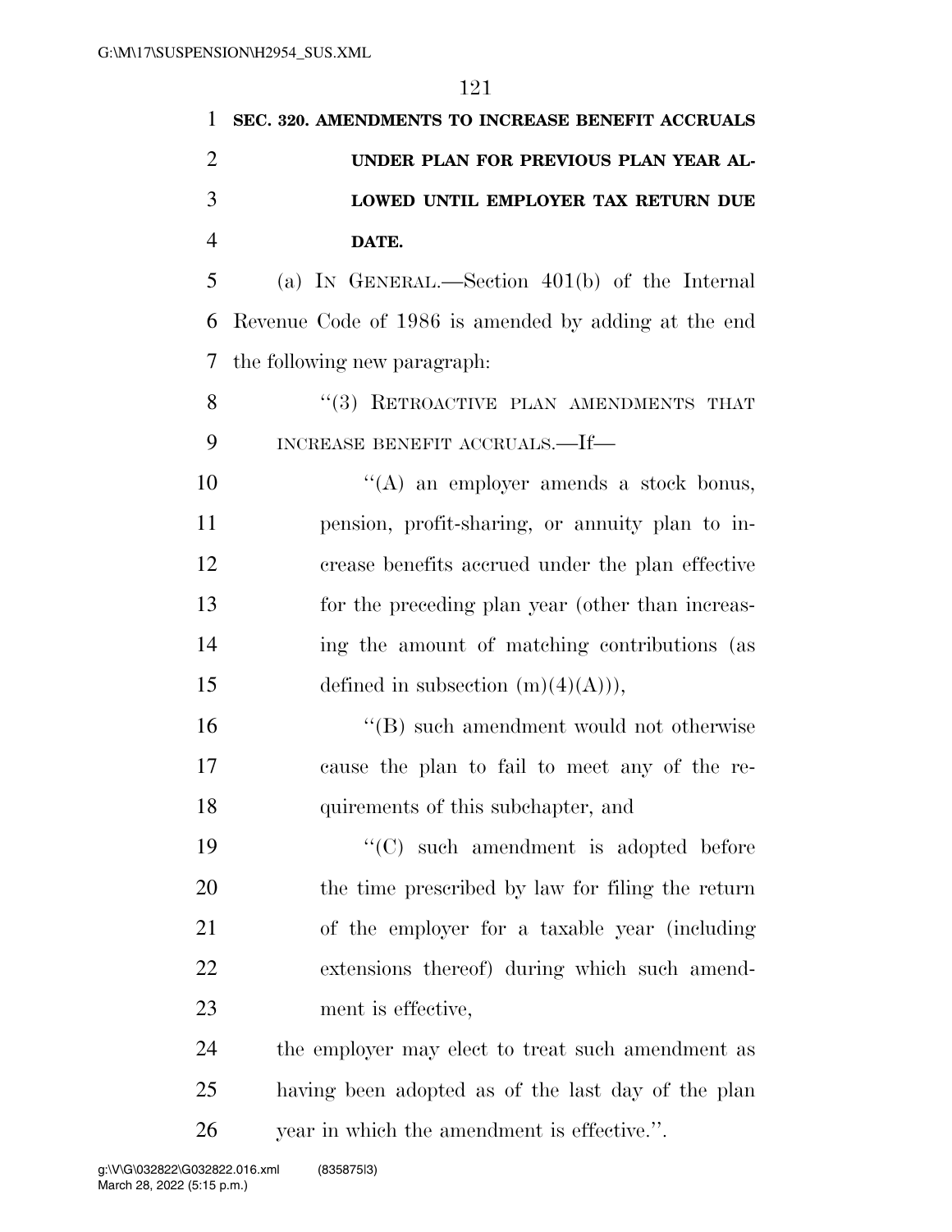**SEC. 320. AMENDMENTS TO INCREASE BENEFIT ACCRUALS UNDER PLAN FOR PREVIOUS PLAN YEAR ALLOWED UNTIL EMPLOYER TAX RETURN DUE DATE.**

(a) IN GENERAL.—Section 401(b) of the Internal Revenue Code of 1986 is amended by adding at the end the following new paragraph:

"(3) RETROACTIVE PLAN AMENDMENTS THAT INCREASE BENEFIT ACCRUALS.—If—

"(A) an employer amends a stock bonus, pension, profit-sharing, or annuity plan to increase benefits accrued under the plan effective for the preceding plan year (other than increasing the amount of matching contributions (as defined in subsection (m)(4)(A))),

"(B) such amendment would not otherwise cause the plan to fail to meet any of the requirements of this subchapter, and

"(C) such amendment is adopted before the time prescribed by law for filing the return of the employer for a taxable year (including extensions thereof) during which such amendment is effective,

the employer may elect to treat such amendment as having been adopted as of the last day of the plan year in which the amendment is effective.".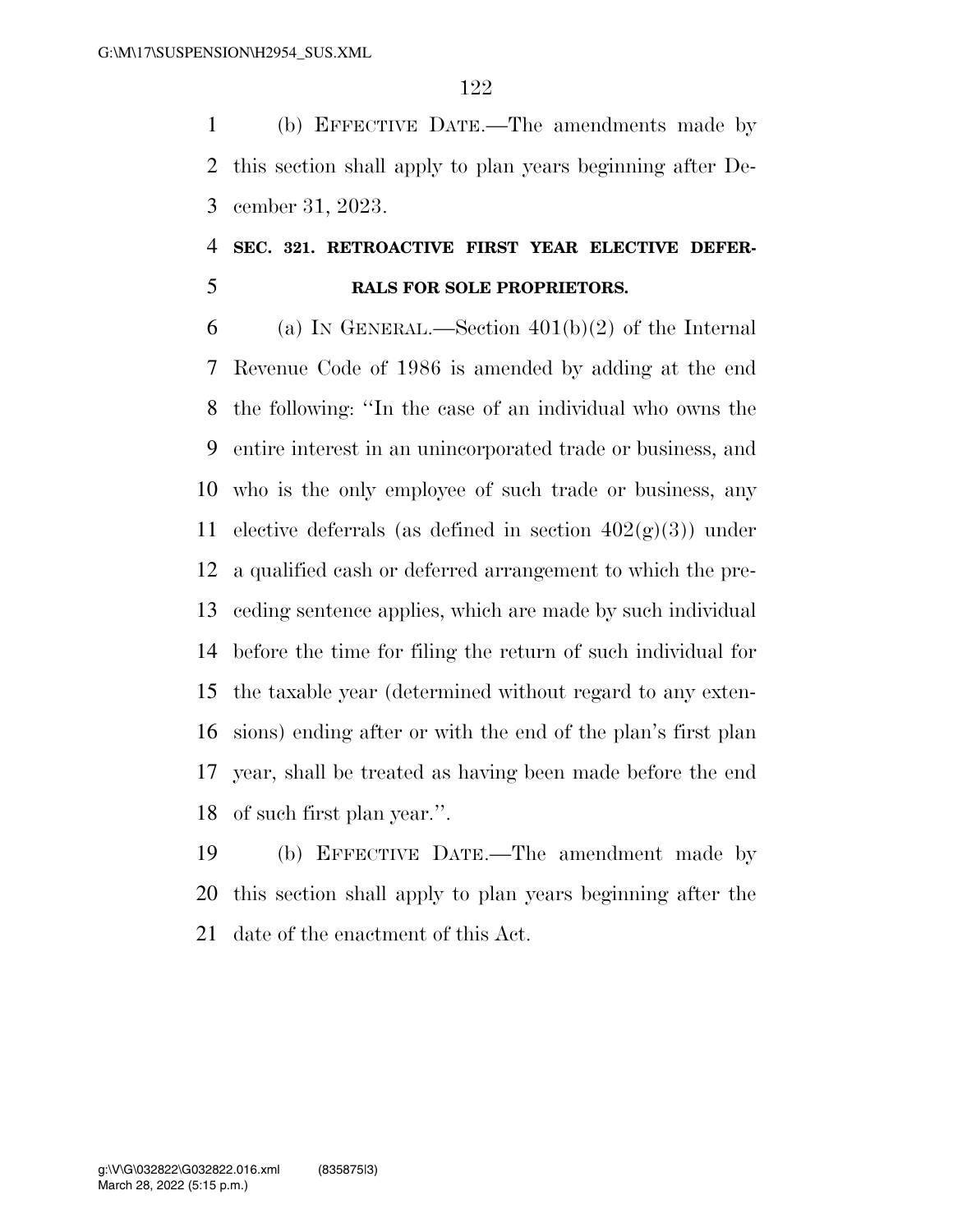(b) EFFECTIVE DATE.—The amendments made by this section shall apply to plan years beginning after December 31, 2023.

### SEC. 321. RETROACTIVE FIRST YEAR ELECTIVE DEFERRALS FOR SOLE PROPRIETORS.

(a) IN GENERAL.—Section 401(b)(2) of the Internal Revenue Code of 1986 is amended by adding at the end the following: ''In the case of an individual who owns the entire interest in an unincorporated trade or business, and who is the only employee of such trade or business, any elective deferrals (as defined in section 402(g)(3)) under a qualified cash or deferred arrangement to which the preceding sentence applies, which are made by such individual before the time for filing the return of such individual for the taxable year (determined without regard to any extensions) ending after or with the end of the plan's first plan year, shall be treated as having been made before the end of such first plan year.''.

(b) EFFECTIVE DATE.—The amendment made by this section shall apply to plan years beginning after the date of the enactment of this Act.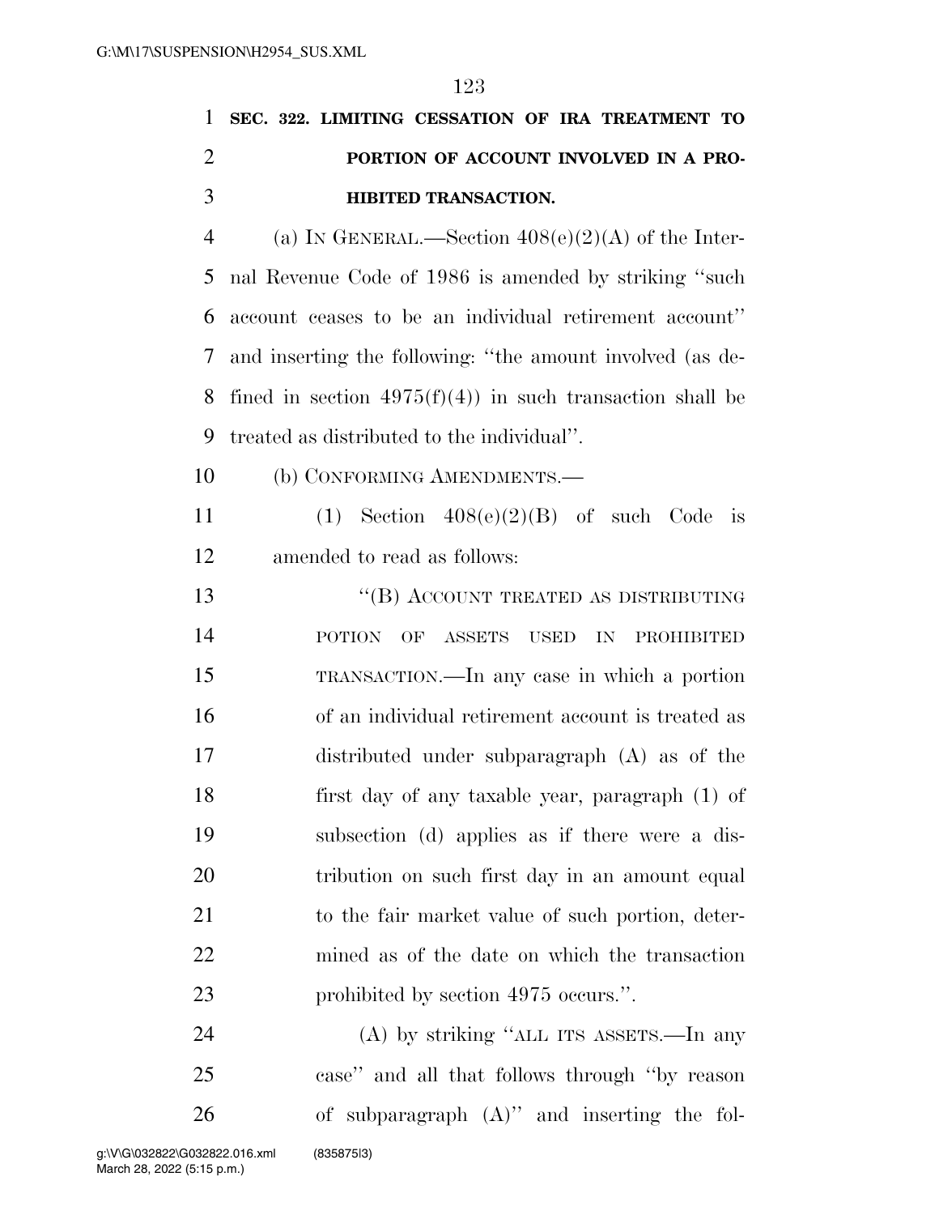**SEC. 322. LIMITING CESSATION OF IRA TREATMENT TO PORTION OF ACCOUNT INVOLVED IN A PROHIBITED TRANSACTION.**

(a) IN GENERAL.—Section 408(e)(2)(A) of the Internal Revenue Code of 1986 is amended by striking "such account ceases to be an individual retirement account" and inserting the following: "the amount involved (as defined in section 4975(f)(4)) in such transaction shall be treated as distributed to the individual".

(b) CONFORMING AMENDMENTS.—

(1) Section 408(e)(2)(B) of such Code is amended to read as follows:

"(B) ACCOUNT TREATED AS DISTRIBUTING POTION OF ASSETS USED IN PROHIBITED TRANSACTION.—In any case in which a portion of an individual retirement account is treated as distributed under subparagraph (A) as of the first day of any taxable year, paragraph (1) of subsection (d) applies as if there were a distribution on such first day in an amount equal to the fair market value of such portion, determined as of the date on which the transaction prohibited by section 4975 occurs.".

(A) by striking "ALL ITS ASSETS.—In any case" and all that follows through "by reason of subparagraph (A)" and inserting the fol-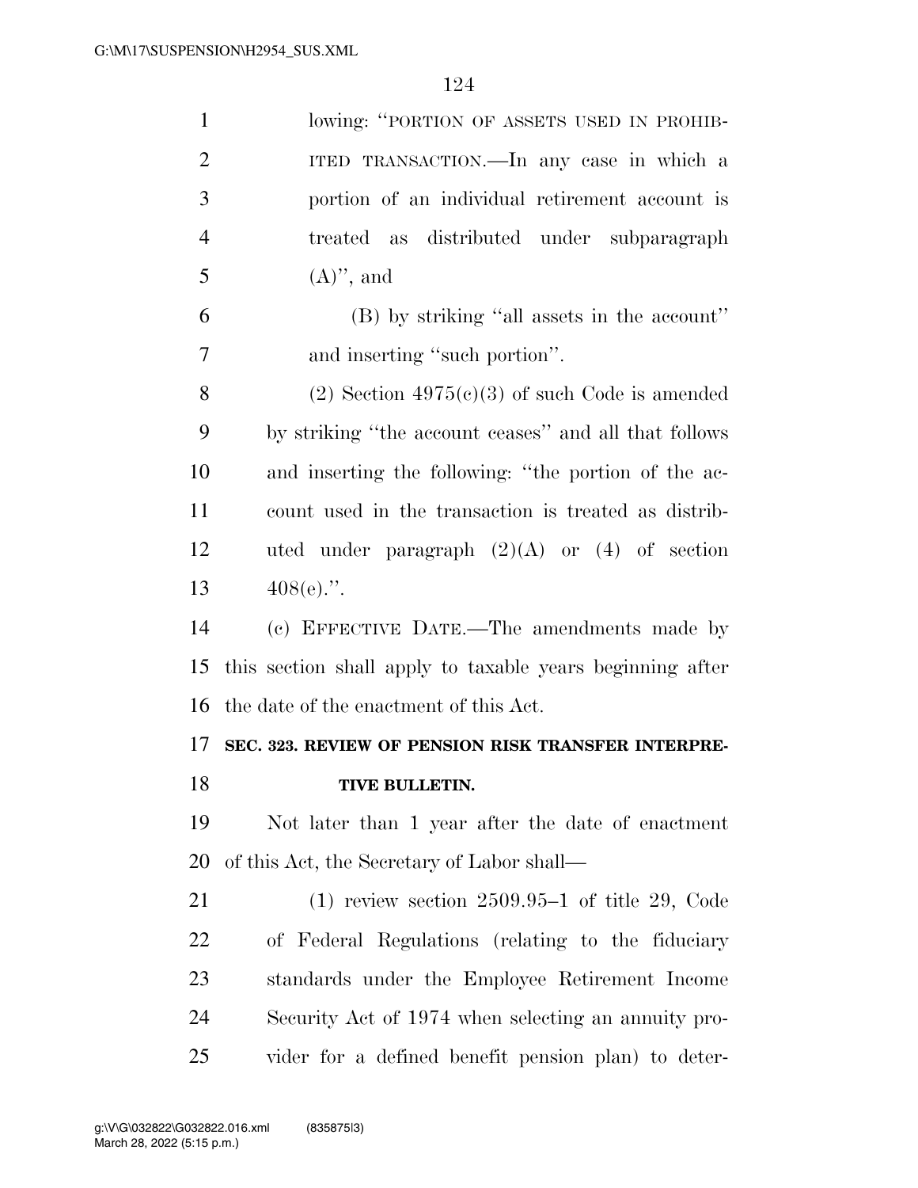lowing: "PORTION OF ASSETS USED IN PROHIBITED TRANSACTION.—In any case in which a portion of an individual retirement account is treated as distributed under subparagraph (A)", and

(B) by striking "all assets in the account" and inserting "such portion".

(2) Section 4975(c)(3) of such Code is amended by striking "the account ceases" and all that follows and inserting the following: "the portion of the account used in the transaction is treated as distributed under paragraph (2)(A) or (4) of section 408(e).".

(c) EFFECTIVE DATE.—The amendments made by this section shall apply to taxable years beginning after the date of the enactment of this Act.

**SEC. 323. REVIEW OF PENSION RISK TRANSFER INTERPRETIVE BULLETIN.**

Not later than 1 year after the date of enactment of this Act, the Secretary of Labor shall—

(1) review section 2509.95–1 of title 29, Code of Federal Regulations (relating to the fiduciary standards under the Employee Retirement Income Security Act of 1974 when selecting an annuity provider for a defined benefit pension plan) to deter-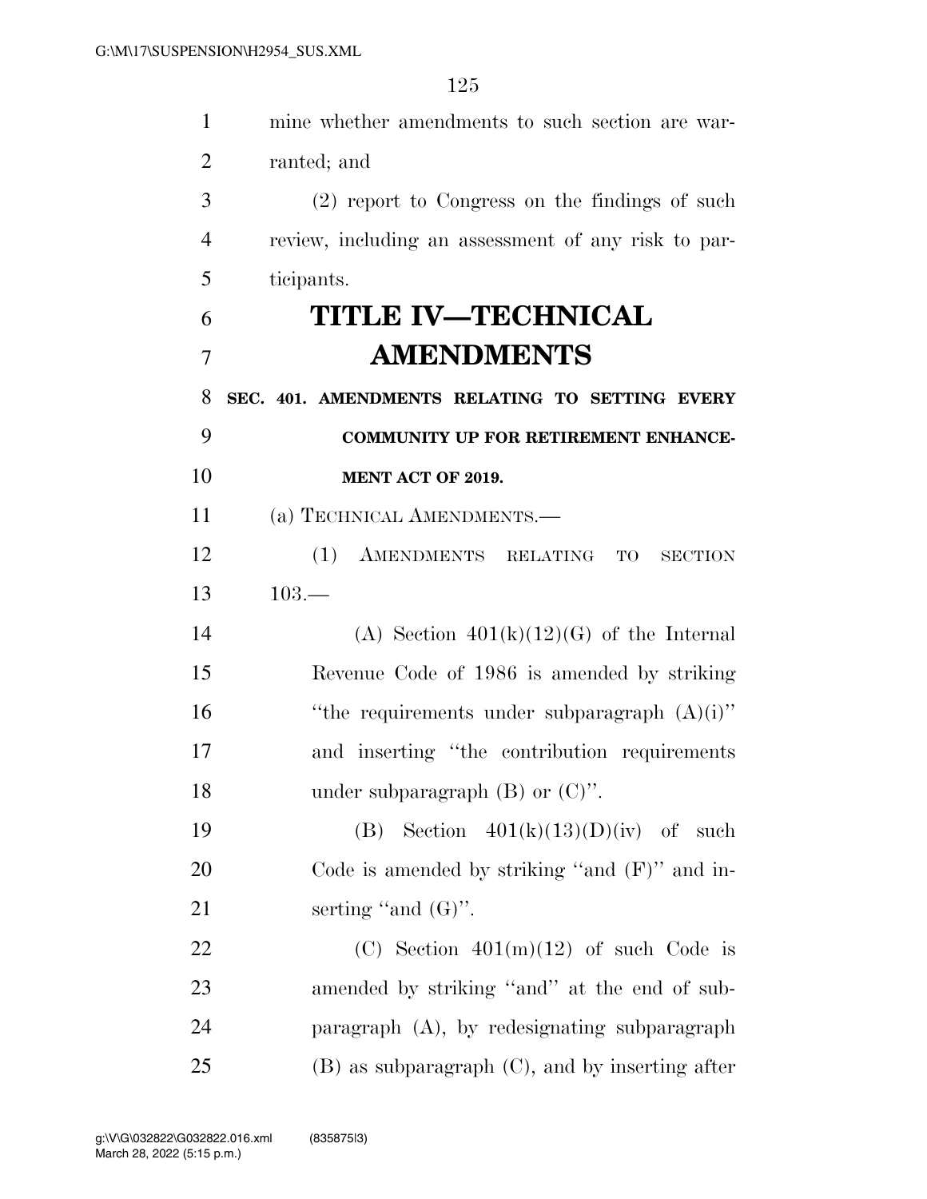mine whether amendments to such section are warranted; and

(2) report to Congress on the findings of such review, including an assessment of any risk to participants.

# TITLE IV—TECHNICAL AMENDMENTS

**SEC. 401. AMENDMENTS RELATING TO SETTING EVERY COMMUNITY UP FOR RETIREMENT ENHANCEMENT ACT OF 2019.**

(a) TECHNICAL AMENDMENTS.—

(1) AMENDMENTS RELATING TO SECTION 103.—

(A) Section 401(k)(12)(G) of the Internal Revenue Code of 1986 is amended by striking "the requirements under subparagraph (A)(i)" and inserting "the contribution requirements under subparagraph (B) or (C)".

(B) Section 401(k)(13)(D)(iv) of such Code is amended by striking "and (F)" and inserting "and (G)".

(C) Section 401(m)(12) of such Code is amended by striking "and" at the end of subparagraph (A), by redesignating subparagraph (B) as subparagraph (C), and by inserting after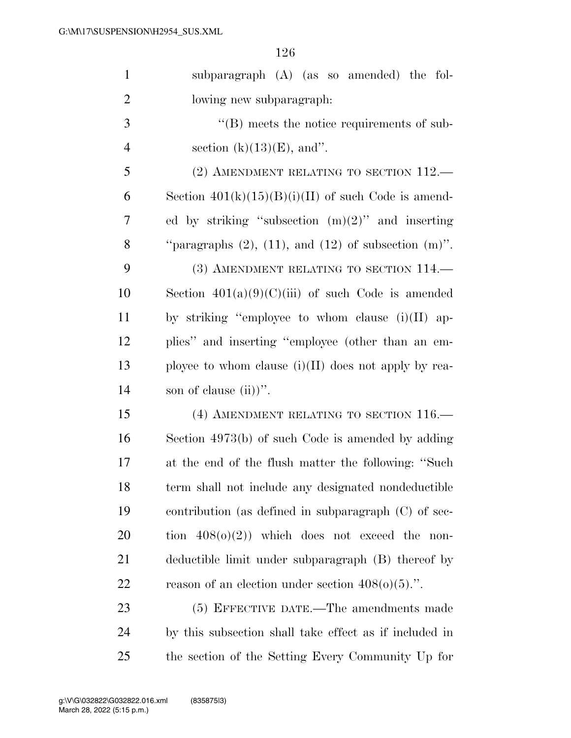subparagraph (A) (as so amended) the following new subparagraph:

"(B) meets the notice requirements of subsection (k)(13)(E), and".

(2) AMENDMENT RELATING TO SECTION 112.—Section 401(k)(15)(B)(i)(II) of such Code is amended by striking "subsection (m)(2)" and inserting "paragraphs (2), (11), and (12) of subsection (m)".

(3) AMENDMENT RELATING TO SECTION 114.—Section 401(a)(9)(C)(iii) of such Code is amended by striking "employee to whom clause (i)(II) applies" and inserting "employee (other than an employee to whom clause (i)(II) does not apply by reason of clause (ii))".

(4) AMENDMENT RELATING TO SECTION 116.—Section 4973(b) of such Code is amended by adding at the end of the flush matter the following: "Such term shall not include any designated nondeductible contribution (as defined in subparagraph (C) of section 408(o)(2)) which does not exceed the nondeductible limit under subparagraph (B) thereof by reason of an election under section 408(o)(5).".

(5) EFFECTIVE DATE.—The amendments made by this subsection shall take effect as if included in the section of the Setting Every Community Up for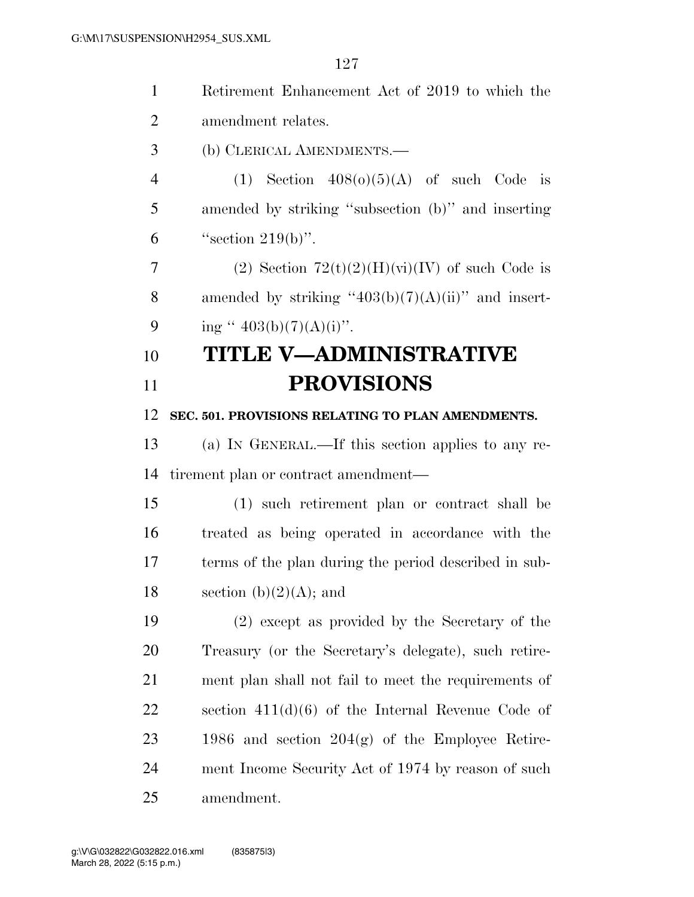Retirement Enhancement Act of 2019 to which the amendment relates.

(b) CLERICAL AMENDMENTS.—

(1) Section 408(o)(5)(A) of such Code is amended by striking "subsection (b)" and inserting "section 219(b)".

(2) Section 72(t)(2)(H)(vi)(IV) of such Code is amended by striking "403(b)(7)(A)(ii)" and inserting " 403(b)(7)(A)(i)".

# TITLE V—ADMINISTRATIVE PROVISIONS

**SEC. 501. PROVISIONS RELATING TO PLAN AMENDMENTS.**

(a) IN GENERAL.—If this section applies to any retirement plan or contract amendment—

(1) such retirement plan or contract shall be treated as being operated in accordance with the terms of the plan during the period described in subsection (b)(2)(A); and

(2) except as provided by the Secretary of the Treasury (or the Secretary's delegate), such retirement plan shall not fail to meet the requirements of section 411(d)(6) of the Internal Revenue Code of 1986 and section 204(g) of the Employee Retirement Income Security Act of 1974 by reason of such amendment.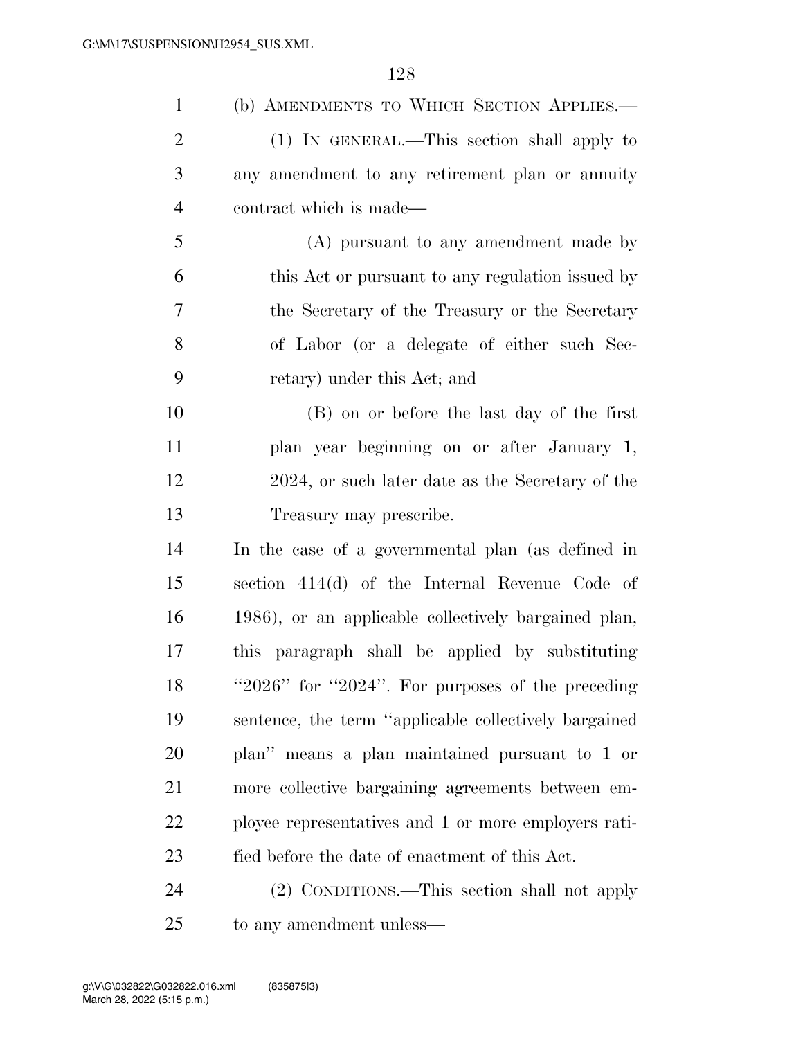(b) AMENDMENTS TO WHICH SECTION APPLIES.—

(1) IN GENERAL.—This section shall apply to any amendment to any retirement plan or annuity contract which is made—

(A) pursuant to any amendment made by this Act or pursuant to any regulation issued by the Secretary of the Treasury or the Secretary of Labor (or a delegate of either such Secretary) under this Act; and

(B) on or before the last day of the first plan year beginning on or after January 1, 2024, or such later date as the Secretary of the Treasury may prescribe.

In the case of a governmental plan (as defined in section 414(d) of the Internal Revenue Code of 1986), or an applicable collectively bargained plan, this paragraph shall be applied by substituting "2026" for "2024". For purposes of the preceding sentence, the term "applicable collectively bargained plan" means a plan maintained pursuant to 1 or more collective bargaining agreements between employee representatives and 1 or more employers ratified before the date of enactment of this Act.

(2) CONDITIONS.—This section shall not apply to any amendment unless—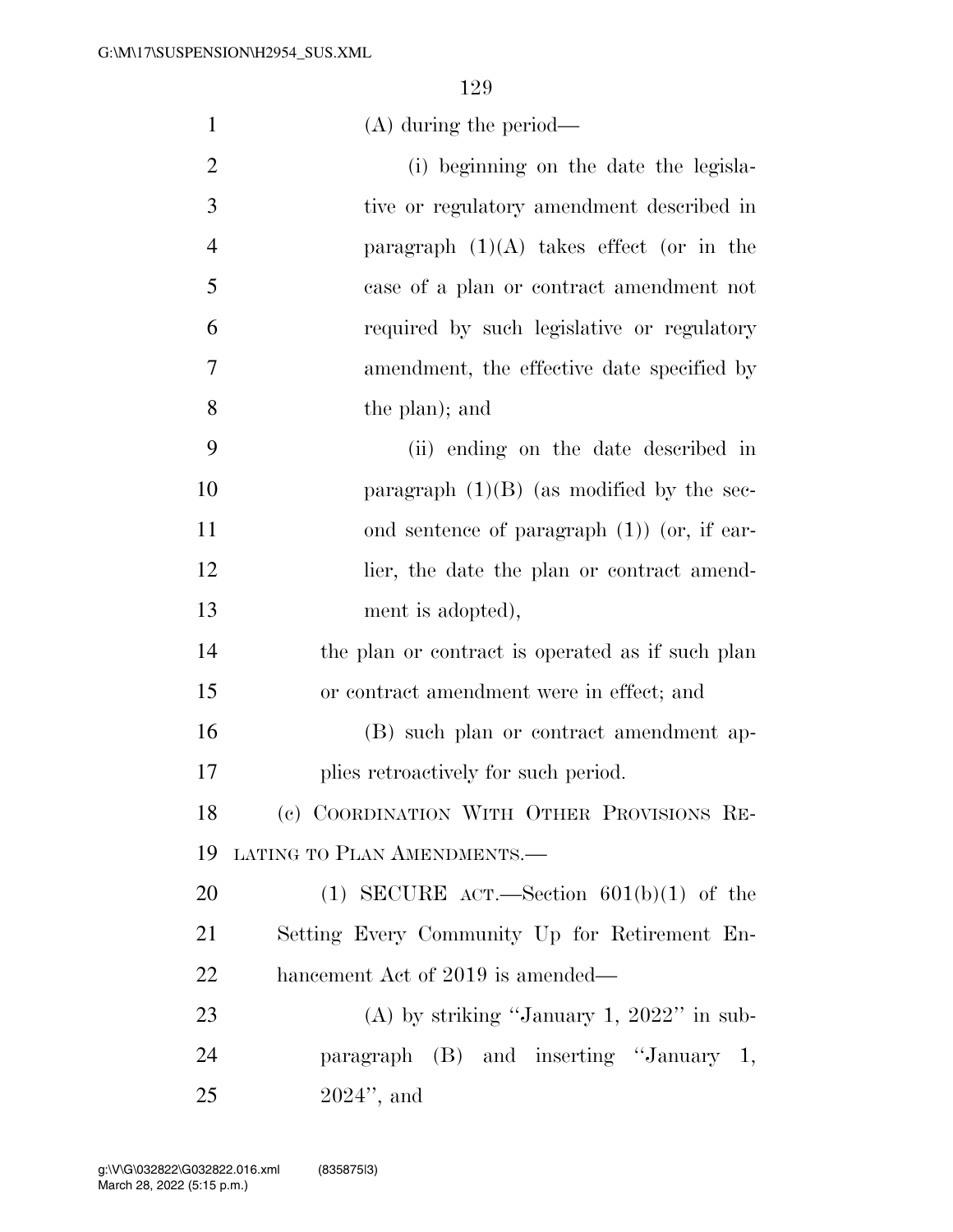(A) during the period—

(i) beginning on the date the legislative or regulatory amendment described in paragraph (1)(A) takes effect (or in the case of a plan or contract amendment not required by such legislative or regulatory amendment, the effective date specified by the plan); and

(ii) ending on the date described in paragraph (1)(B) (as modified by the second sentence of paragraph (1)) (or, if earlier, the date the plan or contract amendment is adopted),

the plan or contract is operated as if such plan or contract amendment were in effect; and

(B) such plan or contract amendment applies retroactively for such period.

(c) Coordination With Other Provisions Relating to Plan Amendments.—

(1) SECURE act.—Section 601(b)(1) of the Setting Every Community Up for Retirement Enhancement Act of 2019 is amended—

(A) by striking "January 1, 2022" in subparagraph (B) and inserting "January 1, 2024", and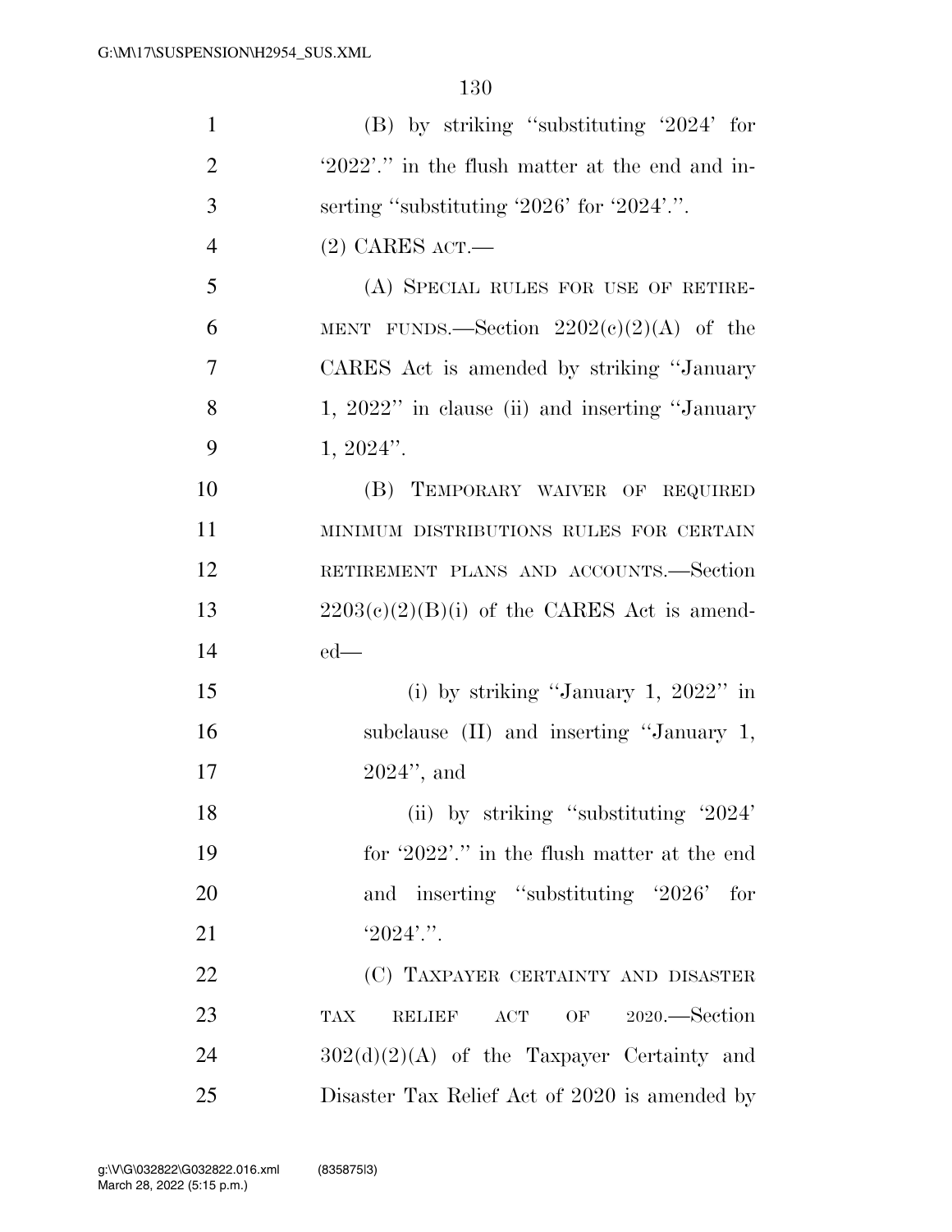(B) by striking "substituting '2024' for '2022'." in the flush matter at the end and inserting "substituting '2026' for '2024'.".

(2) CARES ACT.—

(A) SPECIAL RULES FOR USE OF RETIREMENT FUNDS.—Section 2202(c)(2)(A) of the CARES Act is amended by striking "January 1, 2022" in clause (ii) and inserting "January 1, 2024".

(B) TEMPORARY WAIVER OF REQUIRED MINIMUM DISTRIBUTIONS RULES FOR CERTAIN RETIREMENT PLANS AND ACCOUNTS.—Section 2203(c)(2)(B)(i) of the CARES Act is amended—

(i) by striking "January 1, 2022" in subclause (II) and inserting "January 1, 2024", and

(ii) by striking "substituting '2024' for '2022'." in the flush matter at the end and inserting "substituting '2026' for '2024'.".

(C) TAXPAYER CERTAINTY AND DISASTER TAX RELIEF ACT OF 2020.—Section 302(d)(2)(A) of the Taxpayer Certainty and Disaster Tax Relief Act of 2020 is amended by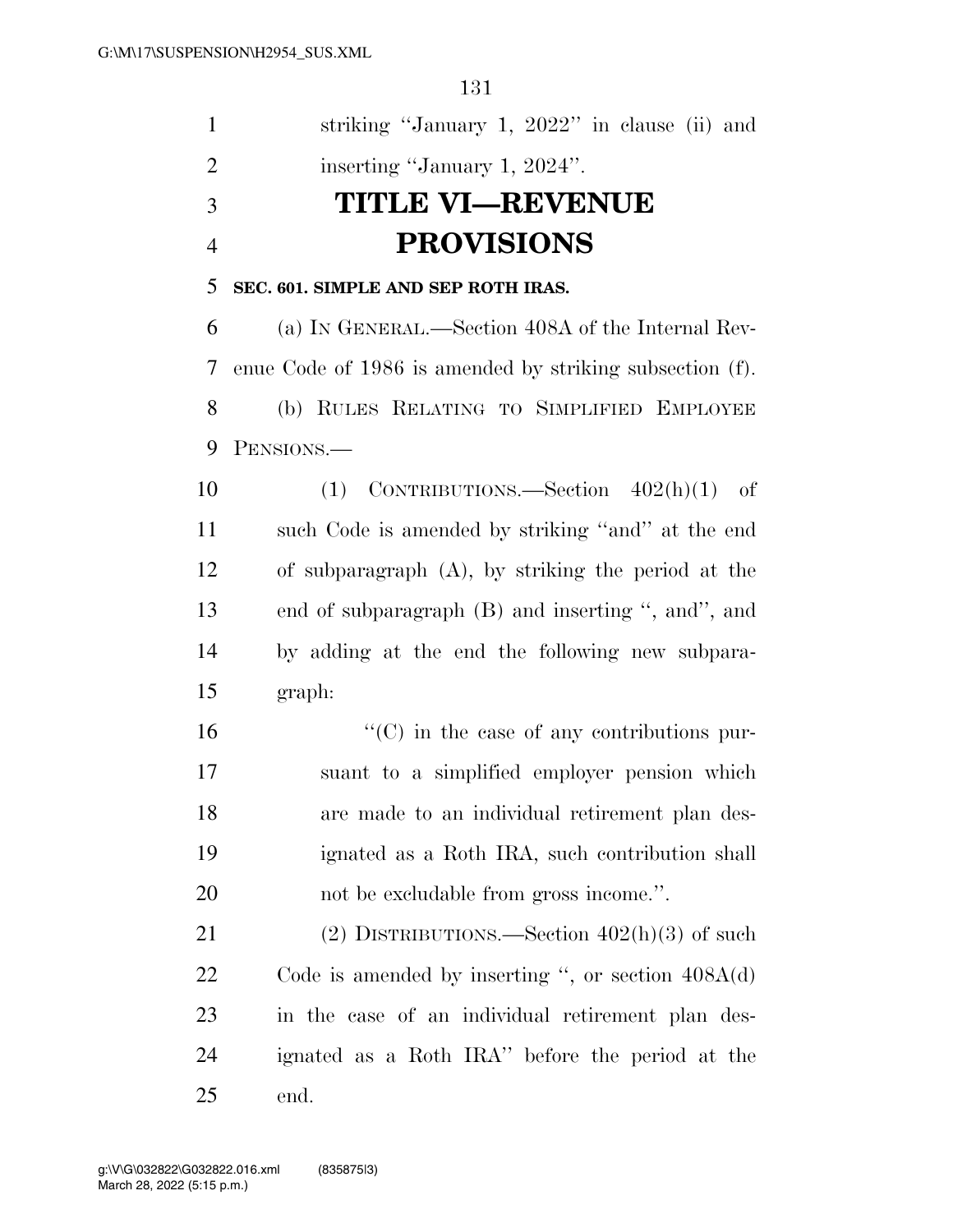striking "January 1, 2022" in clause (ii) and inserting "January 1, 2024".

# TITLE VI—REVENUE PROVISIONS

### SEC. 601. SIMPLE AND SEP ROTH IRAS.

(a) IN GENERAL.—Section 408A of the Internal Revenue Code of 1986 is amended by striking subsection (f).

(b) RULES RELATING TO SIMPLIFIED EMPLOYEE PENSIONS.—

(1) CONTRIBUTIONS.—Section 402(h)(1) of such Code is amended by striking "and" at the end of subparagraph (A), by striking the period at the end of subparagraph (B) and inserting ", and", and by adding at the end the following new subparagraph:

"(C) in the case of any contributions pursuant to a simplified employer pension which are made to an individual retirement plan designated as a Roth IRA, such contribution shall not be excludable from gross income.".

(2) DISTRIBUTIONS.—Section 402(h)(3) of such Code is amended by inserting ", or section 408A(d) in the case of an individual retirement plan designated as a Roth IRA" before the period at the end.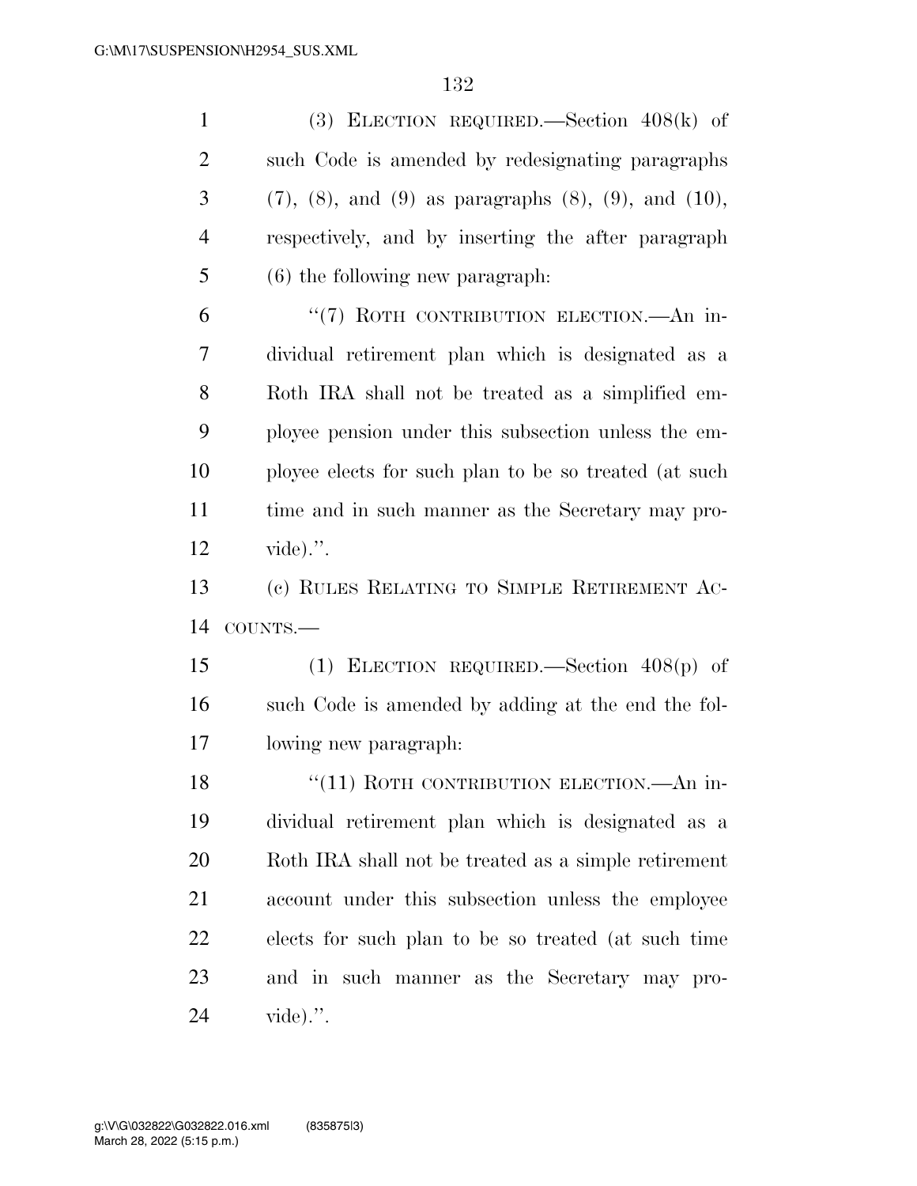(3) ELECTION REQUIRED.—Section 408(k) of such Code is amended by redesignating paragraphs (7), (8), and (9) as paragraphs (8), (9), and (10), respectively, and by inserting the after paragraph (6) the following new paragraph:

"(7) ROTH CONTRIBUTION ELECTION.—An individual retirement plan which is designated as a Roth IRA shall not be treated as a simplified employee pension under this subsection unless the employee elects for such plan to be so treated (at such time and in such manner as the Secretary may provide).".

(c) RULES RELATING TO SIMPLE RETIREMENT ACCOUNTS.—

(1) ELECTION REQUIRED.—Section 408(p) of such Code is amended by adding at the end the following new paragraph:

"(11) ROTH CONTRIBUTION ELECTION.—An individual retirement plan which is designated as a Roth IRA shall not be treated as a simple retirement account under this subsection unless the employee elects for such plan to be so treated (at such time and in such manner as the Secretary may provide).".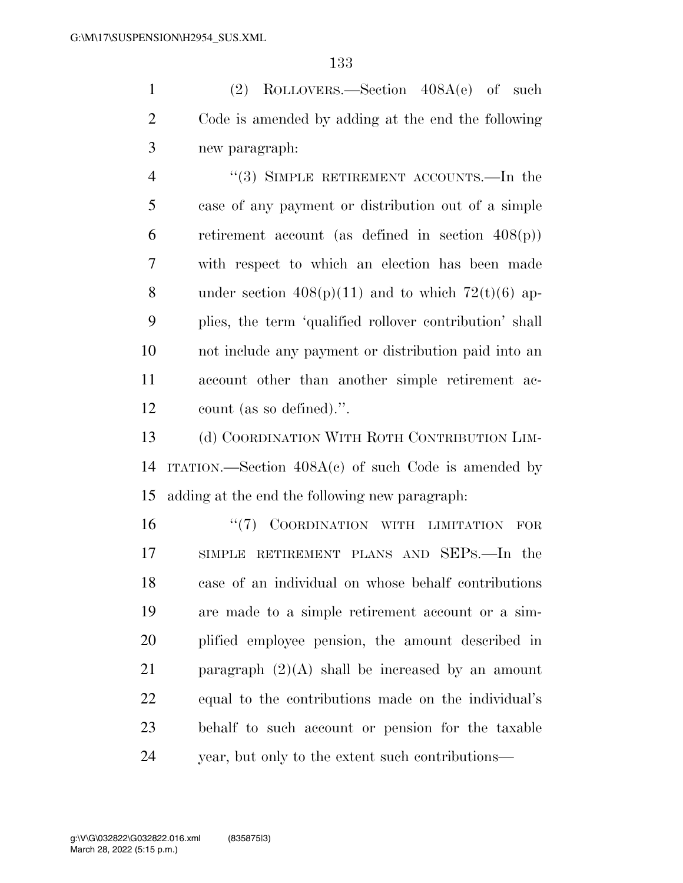(2) ROLLOVERS.—Section 408A(e) of such Code is amended by adding at the end the following new paragraph:

"(3) SIMPLE RETIREMENT ACCOUNTS.—In the case of any payment or distribution out of a simple retirement account (as defined in section 408(p)) with respect to which an election has been made under section 408(p)(11) and to which 72(t)(6) applies, the term 'qualified rollover contribution' shall not include any payment or distribution paid into an account other than another simple retirement account (as so defined).".

(d) COORDINATION WITH ROTH CONTRIBUTION LIMITATION.—Section 408A(c) of such Code is amended by adding at the end the following new paragraph:

"(7) COORDINATION WITH LIMITATION FOR SIMPLE RETIREMENT PLANS AND SEPS.—In the case of an individual on whose behalf contributions are made to a simple retirement account or a simplified employee pension, the amount described in paragraph (2)(A) shall be increased by an amount equal to the contributions made on the individual's behalf to such account or pension for the taxable year, but only to the extent such contributions—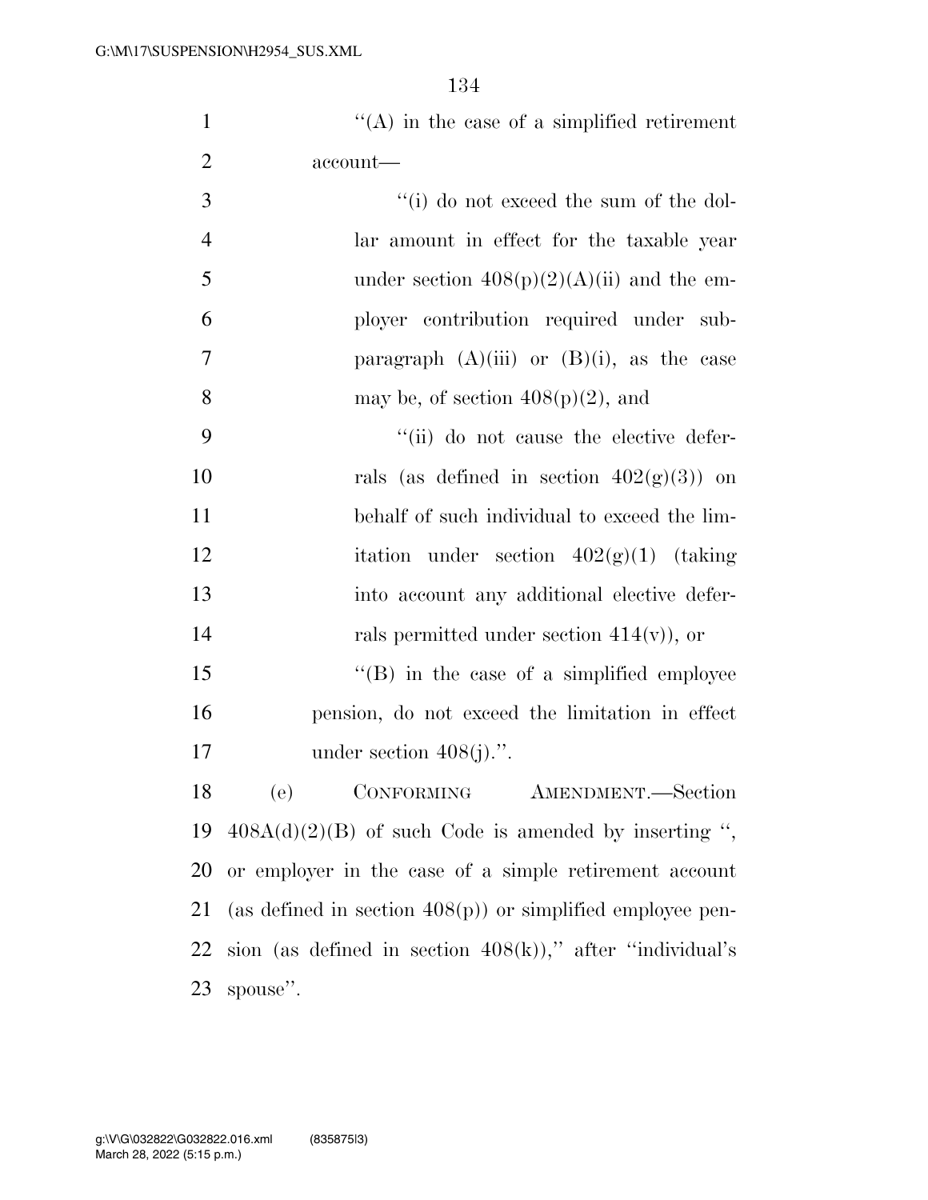"(A) in the case of a simplified retirement account—

"(i) do not exceed the sum of the dollar amount in effect for the taxable year under section 408(p)(2)(A)(ii) and the employer contribution required under subparagraph (A)(iii) or (B)(i), as the case may be, of section 408(p)(2), and

"(ii) do not cause the elective deferrals (as defined in section 402(g)(3)) on behalf of such individual to exceed the limitation under section 402(g)(1) (taking into account any additional elective deferrals permitted under section 414(v)), or

"(B) in the case of a simplified employee pension, do not exceed the limitation in effect under section 408(j).".

(e) CONFORMING AMENDMENT.—Section 408A(d)(2)(B) of such Code is amended by inserting ", or employer in the case of a simple retirement account (as defined in section 408(p)) or simplified employee pension (as defined in section 408(k))," after "individual's spouse".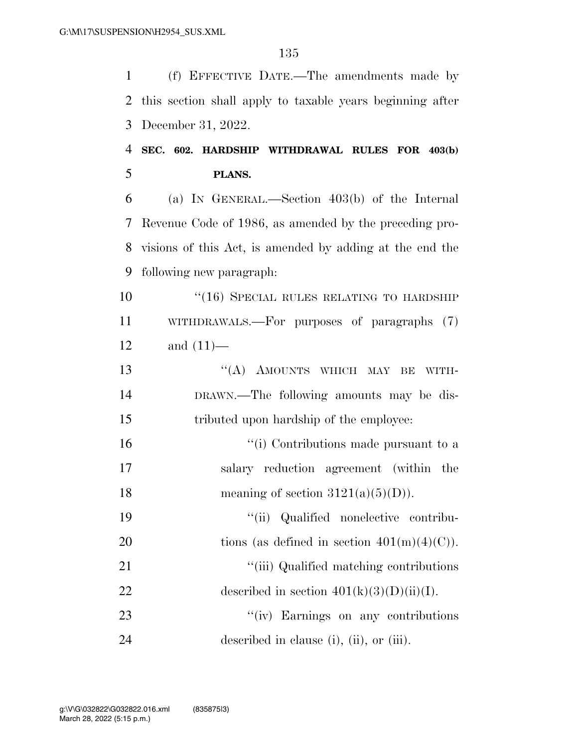(f) EFFECTIVE DATE.—The amendments made by this section shall apply to taxable years beginning after December 31, 2022.

**SEC. 602. HARDSHIP WITHDRAWAL RULES FOR 403(b) PLANS.**

(a) IN GENERAL.—Section 403(b) of the Internal Revenue Code of 1986, as amended by the preceding provisions of this Act, is amended by adding at the end the following new paragraph:

"(16) SPECIAL RULES RELATING TO HARDSHIP WITHDRAWALS.—For purposes of paragraphs (7) and (11)—

"(A) AMOUNTS WHICH MAY BE WITHDRAWN.—The following amounts may be distributed upon hardship of the employee:

"(i) Contributions made pursuant to a salary reduction agreement (within the meaning of section 3121(a)(5)(D)).

"(ii) Qualified nonelective contributions (as defined in section 401(m)(4)(C)).

"(iii) Qualified matching contributions described in section 401(k)(3)(D)(ii)(I).

"(iv) Earnings on any contributions described in clause (i), (ii), or (iii).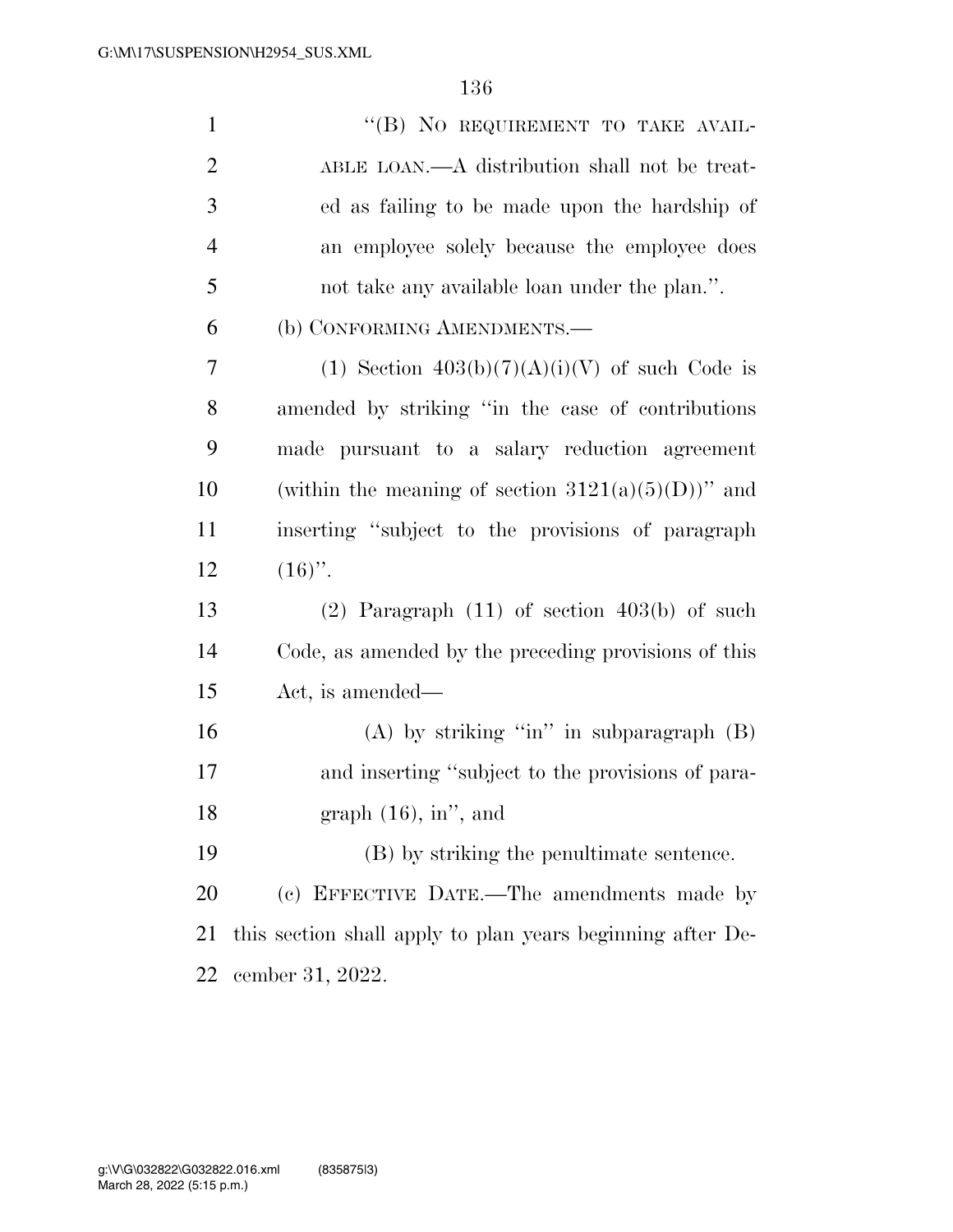"(B) NO REQUIREMENT TO TAKE AVAILABLE LOAN.—A distribution shall not be treated as failing to be made upon the hardship of an employee solely because the employee does not take any available loan under the plan.".

(b) CONFORMING AMENDMENTS.—

(1) Section 403(b)(7)(A)(i)(V) of such Code is amended by striking "in the case of contributions made pursuant to a salary reduction agreement (within the meaning of section 3121(a)(5)(D))" and inserting "subject to the provisions of paragraph (16)".

(2) Paragraph (11) of section 403(b) of such Code, as amended by the preceding provisions of this Act, is amended—

(A) by striking "in" in subparagraph (B) and inserting "subject to the provisions of paragraph (16), in", and

(B) by striking the penultimate sentence.

(c) EFFECTIVE DATE.—The amendments made by this section shall apply to plan years beginning after December 31, 2022.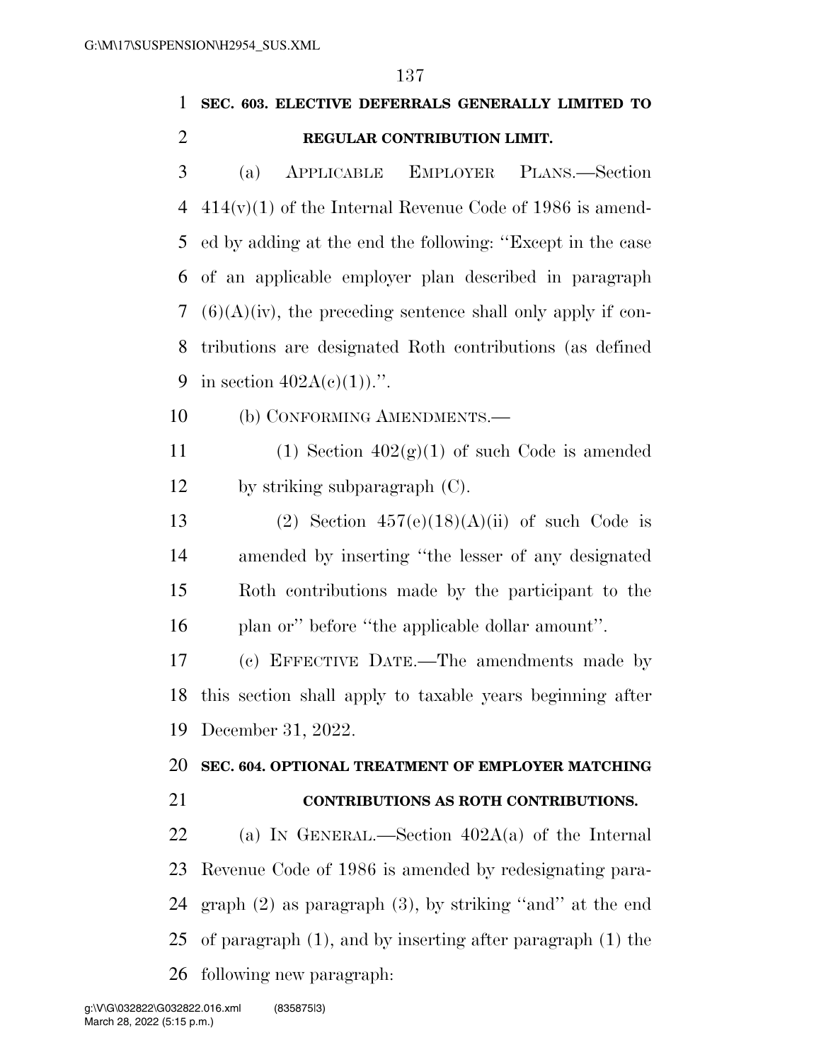**SEC. 603. ELECTIVE DEFERRALS GENERALLY LIMITED TO REGULAR CONTRIBUTION LIMIT.**

(a) APPLICABLE EMPLOYER PLANS.—Section 414(v)(1) of the Internal Revenue Code of 1986 is amended by adding at the end the following: ''Except in the case of an applicable employer plan described in paragraph (6)(A)(iv), the preceding sentence shall only apply if contributions are designated Roth contributions (as defined in section 402A(c)(1)).''.

(b) CONFORMING AMENDMENTS.—

(1) Section 402(g)(1) of such Code is amended by striking subparagraph (C).

(2) Section 457(e)(18)(A)(ii) of such Code is amended by inserting ''the lesser of any designated Roth contributions made by the participant to the plan or'' before ''the applicable dollar amount''.

(c) EFFECTIVE DATE.—The amendments made by this section shall apply to taxable years beginning after December 31, 2022.

**SEC. 604. OPTIONAL TREATMENT OF EMPLOYER MATCHING CONTRIBUTIONS AS ROTH CONTRIBUTIONS.**

(a) IN GENERAL.—Section 402A(a) of the Internal Revenue Code of 1986 is amended by redesignating paragraph (2) as paragraph (3), by striking ''and'' at the end of paragraph (1), and by inserting after paragraph (1) the following new paragraph: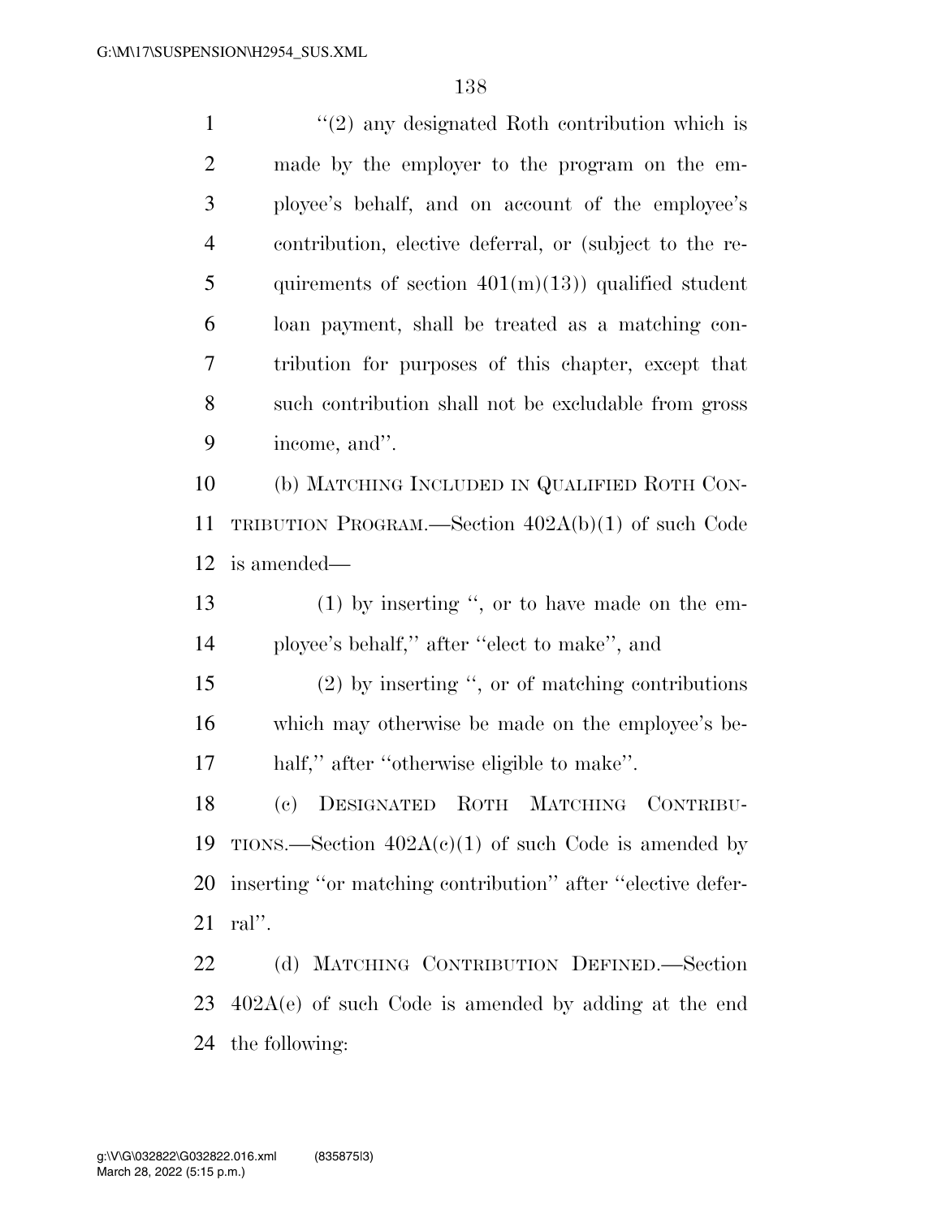"(2) any designated Roth contribution which is made by the employer to the program on the employee's behalf, and on account of the employee's contribution, elective deferral, or (subject to the requirements of section 401(m)(13)) qualified student loan payment, shall be treated as a matching contribution for purposes of this chapter, except that such contribution shall not be excludable from gross income, and".

(b) MATCHING INCLUDED IN QUALIFIED ROTH CONTRIBUTION PROGRAM.—Section 402A(b)(1) of such Code is amended—

(1) by inserting ", or to have made on the employee's behalf," after "elect to make", and

(2) by inserting ", or of matching contributions which may otherwise be made on the employee's behalf," after "otherwise eligible to make".

(c) DESIGNATED ROTH MATCHING CONTRIBUTIONS.—Section 402A(c)(1) of such Code is amended by inserting "or matching contribution" after "elective deferral".

(d) MATCHING CONTRIBUTION DEFINED.—Section 402A(e) of such Code is amended by adding at the end the following: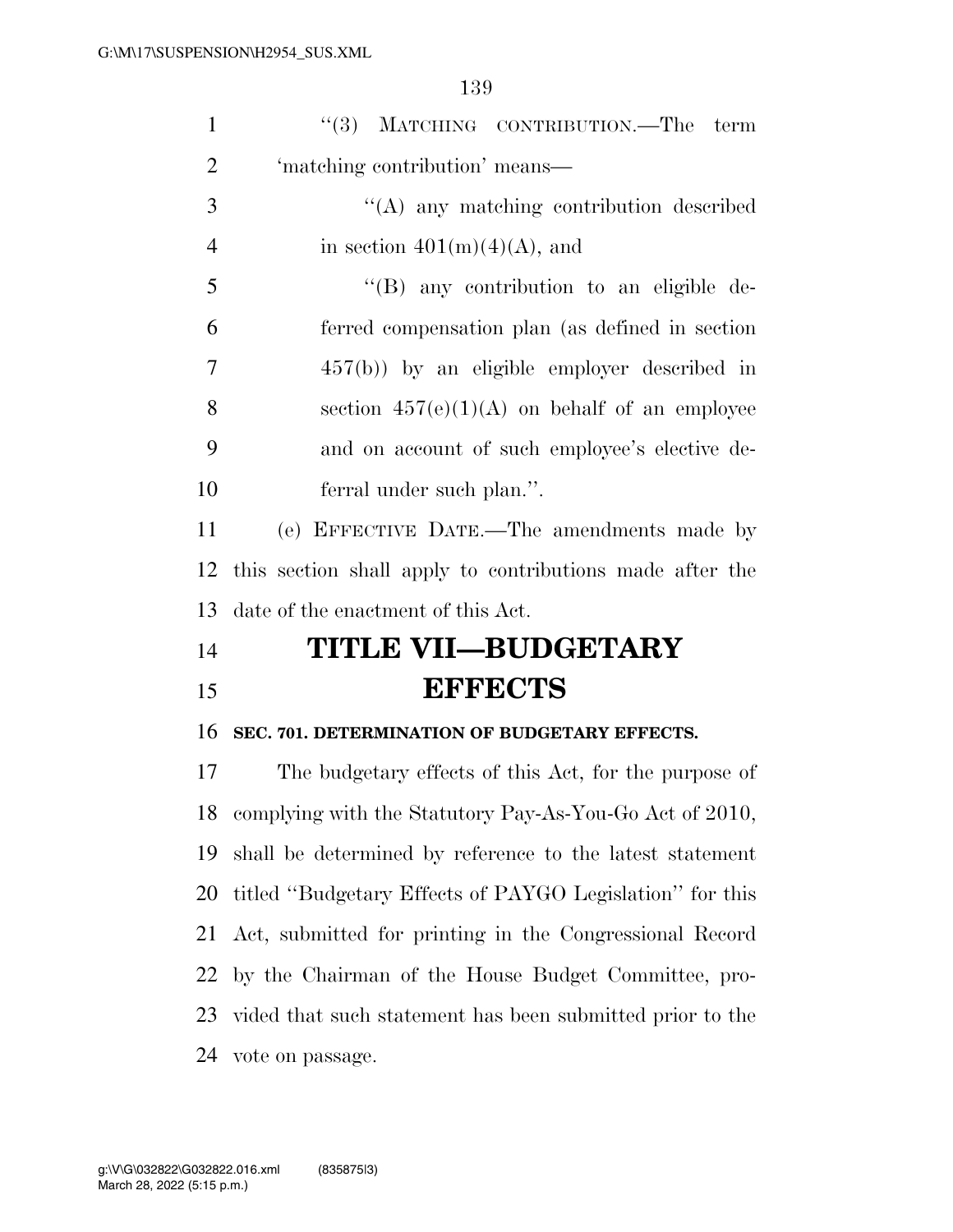"(3) MATCHING CONTRIBUTION.—The term 'matching contribution' means—

"(A) any matching contribution described in section 401(m)(4)(A), and

"(B) any contribution to an eligible deferred compensation plan (as defined in section 457(b)) by an eligible employer described in section 457(e)(1)(A) on behalf of an employee and on account of such employee's elective deferral under such plan.".

(e) EFFECTIVE DATE.—The amendments made by this section shall apply to contributions made after the date of the enactment of this Act.

# TITLE VII—BUDGETARY EFFECTS

### SEC. 701. DETERMINATION OF BUDGETARY EFFECTS.

The budgetary effects of this Act, for the purpose of complying with the Statutory Pay-As-You-Go Act of 2010, shall be determined by reference to the latest statement titled "Budgetary Effects of PAYGO Legislation" for this Act, submitted for printing in the Congressional Record by the Chairman of the House Budget Committee, provided that such statement has been submitted prior to the vote on passage.